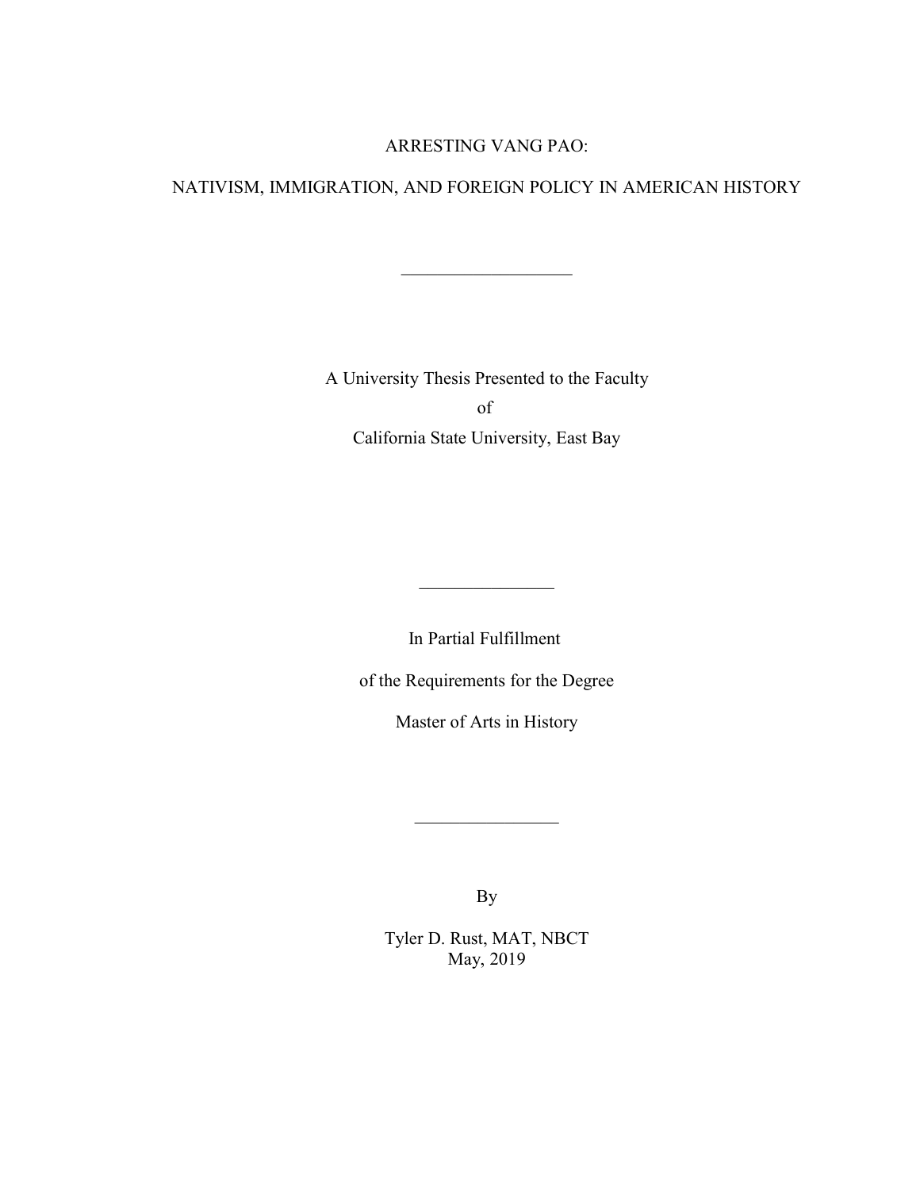# ARRESTING VANG PAO:

# NATIVISM, IMMIGRATION, AND FOREIGN POLICY IN AMERICAN HISTORY

---

A University Thesis Presented to the Faculty

of

California State University, East Bay

---

In Partial Fulfillment

of the Requirements for the Degree

Master of Arts in History

---

By

Tyler D. Rust, MAT, NBCT

May, 2019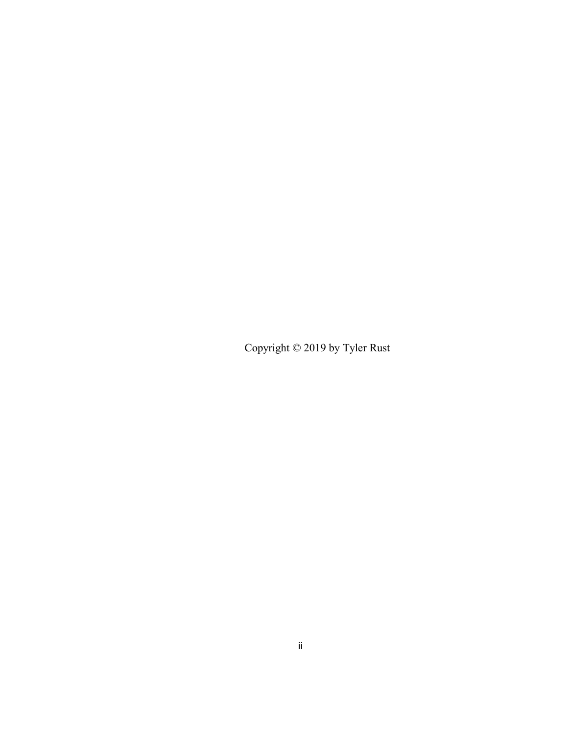Copyright © 2019 by Tyler Rust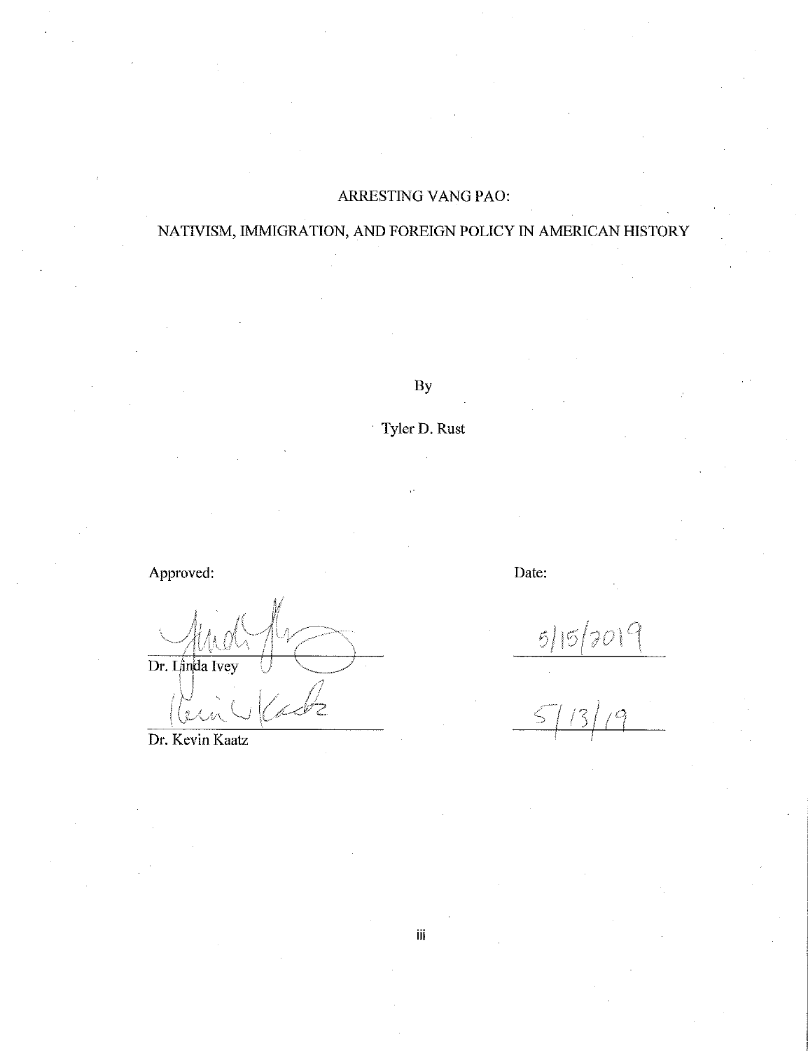ARRESTING VANG PAO:

NATIVISM, IMMIGRATION, AND FOREIGN POLICY IN AMERICAN HISTORY

By

Tyler D. Rust

Approved: Date:

Dr. Linda Ivey 5/15/2019

Dr. Kevin Kaatz 5/13/19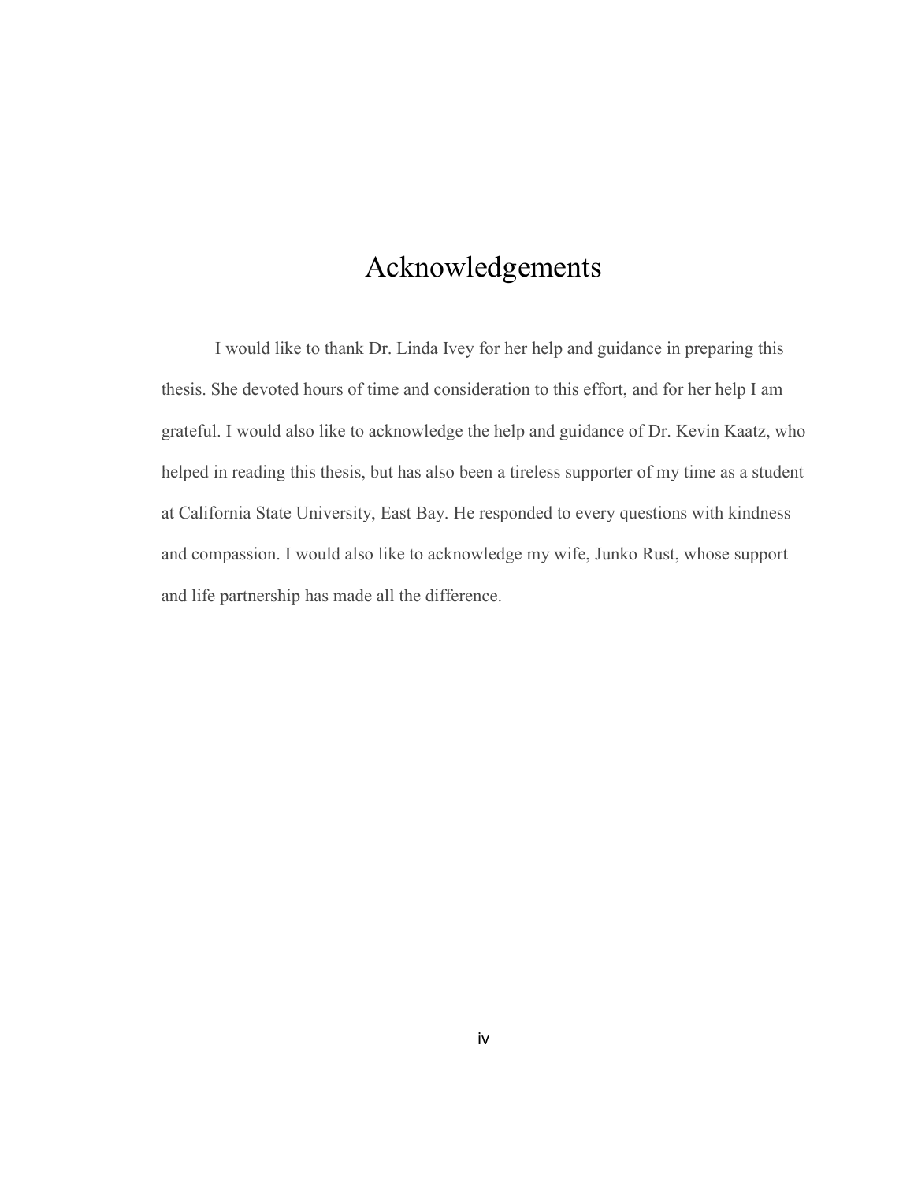# Acknowledgements

I would like to thank Dr. Linda Ivey for her help and guidance in preparing this thesis. She devoted hours of time and consideration to this effort, and for her help I am grateful. I would also like to acknowledge the help and guidance of Dr. Kevin Kaatz, who helped in reading this thesis, but has also been a tireless supporter of my time as a student at California State University, East Bay. He responded to every questions with kindness and compassion. I would also like to acknowledge my wife, Junko Rust, whose support and life partnership has made all the difference.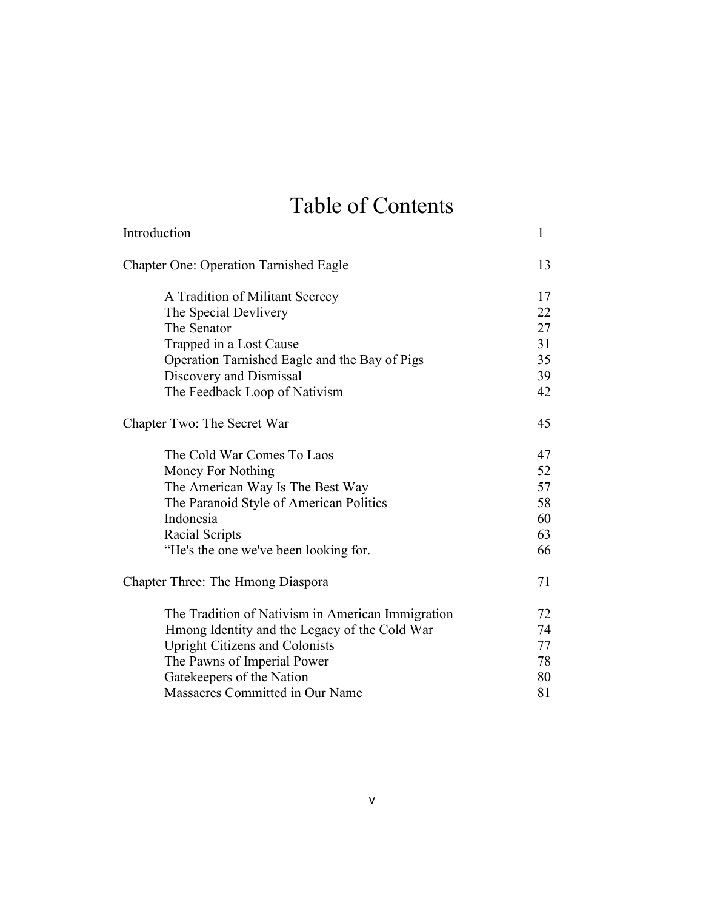# Table of Contents

| | |
|---|---|
| Introduction | 1 |
| Chapter One: Operation Tarnished Eagle | 13 |
| A Tradition of Militant Secrecy | 17 |
| The Special Devlivery | 22 |
| The Senator | 27 |
| Trapped in a Lost Cause | 31 |
| Operation Tarnished Eagle and the Bay of Pigs | 35 |
| Discovery and Dismissal | 39 |
| The Feedback Loop of Nativism | 42 |
| Chapter Two: The Secret War | 45 |
| The Cold War Comes To Laos | 47 |
| Money For Nothing | 52 |
| The American Way Is The Best Way | 57 |
| The Paranoid Style of American Politics | 58 |
| Indonesia | 60 |
| Racial Scripts | 63 |
| "He's the one we've been looking for. | 66 |
| Chapter Three: The Hmong Diaspora | 71 |
| The Tradition of Nativism in American Immigration | 72 |
| Hmong Identity and the Legacy of the Cold War | 74 |
| Upright Citizens and Colonists | 77 |
| The Pawns of Imperial Power | 78 |
| Gatekeepers of the Nation | 80 |
| Massacres Committed in Our Name | 81 |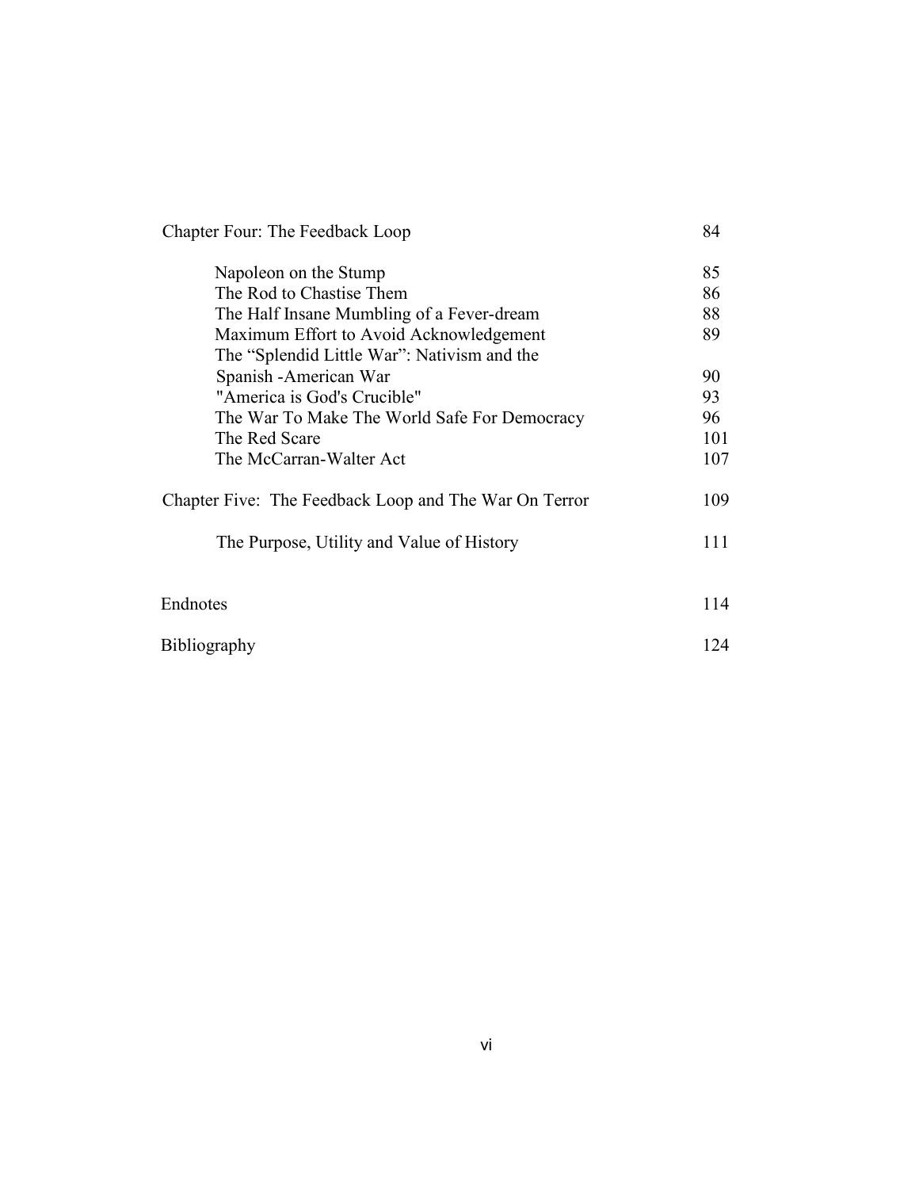| | |
|---|---|
| Chapter Four: The Feedback Loop | 84 |
| Napoleon on the Stump | 85 |
| The Rod to Chastise Them | 86 |
| The Half Insane Mumbling of a Fever-dream | 88 |
| Maximum Effort to Avoid Acknowledgement | 89 |
| The “Splendid Little War”: Nativism and the Spanish -American War | 90 |
| "America is God's Crucible" | 93 |
| The War To Make The World Safe For Democracy | 96 |
| The Red Scare | 101 |
| The McCarran-Walter Act | 107 |
| Chapter Five: The Feedback Loop and The War On Terror | 109 |
| The Purpose, Utility and Value of History | 111 |
| Endnotes | 114 |
| Bibliography | 124 |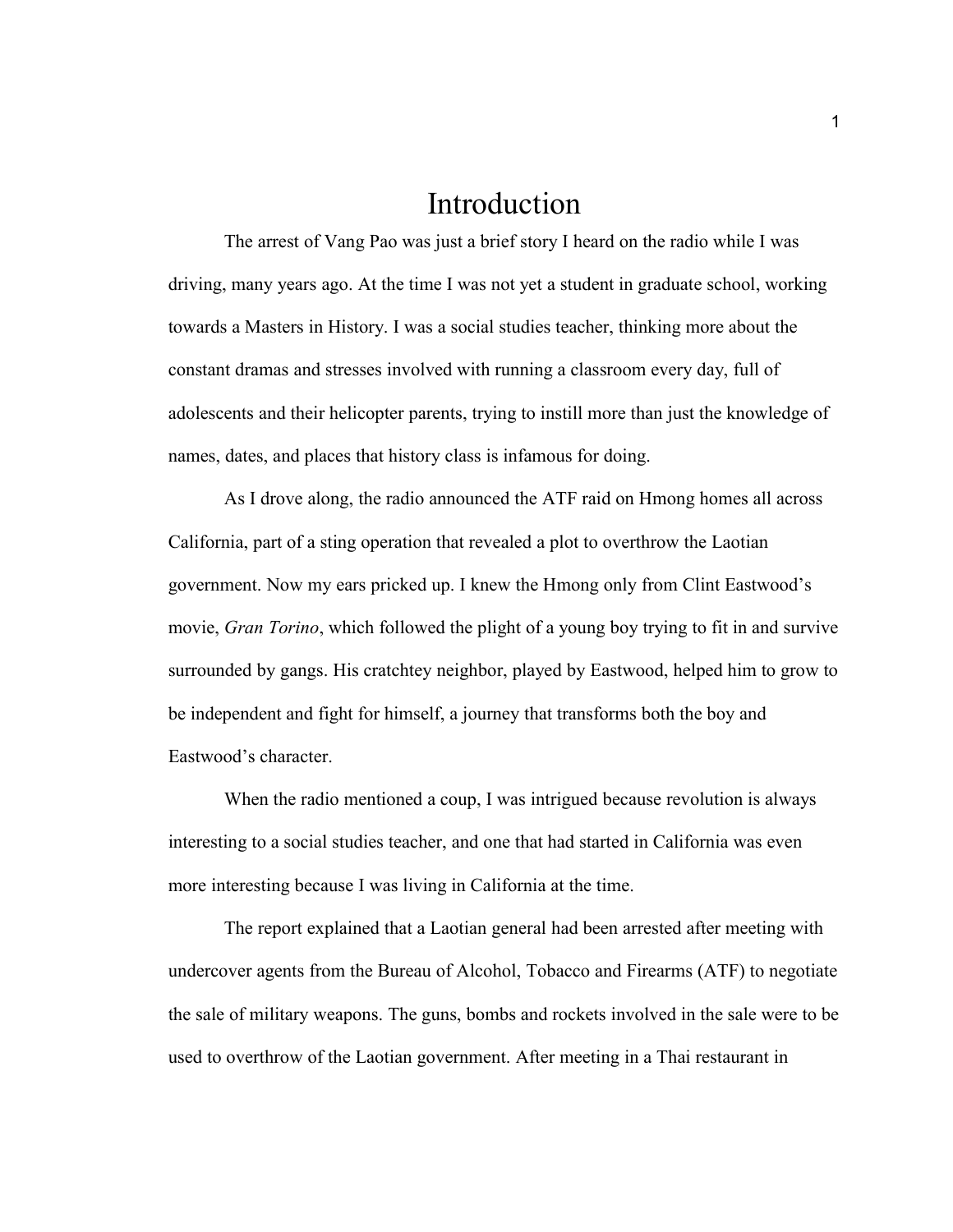# Introduction

The arrest of Vang Pao was just a brief story I heard on the radio while I was driving, many years ago. At the time I was not yet a student in graduate school, working towards a Masters in History. I was a social studies teacher, thinking more about the constant dramas and stresses involved with running a classroom every day, full of adolescents and their helicopter parents, trying to instill more than just the knowledge of names, dates, and places that history class is infamous for doing.

As I drove along, the radio announced the ATF raid on Hmong homes all across California, part of a sting operation that revealed a plot to overthrow the Laotian government. Now my ears pricked up. I knew the Hmong only from Clint Eastwood's movie, *Gran Torino*, which followed the plight of a young boy trying to fit in and survive surrounded by gangs. His cratchtey neighbor, played by Eastwood, helped him to grow to be independent and fight for himself, a journey that transforms both the boy and Eastwood's character.

When the radio mentioned a coup, I was intrigued because revolution is always interesting to a social studies teacher, and one that had started in California was even more interesting because I was living in California at the time.

The report explained that a Laotian general had been arrested after meeting with undercover agents from the Bureau of Alcohol, Tobacco and Firearms (ATF) to negotiate the sale of military weapons. The guns, bombs and rockets involved in the sale were to be used to overthrow of the Laotian government. After meeting in a Thai restaurant in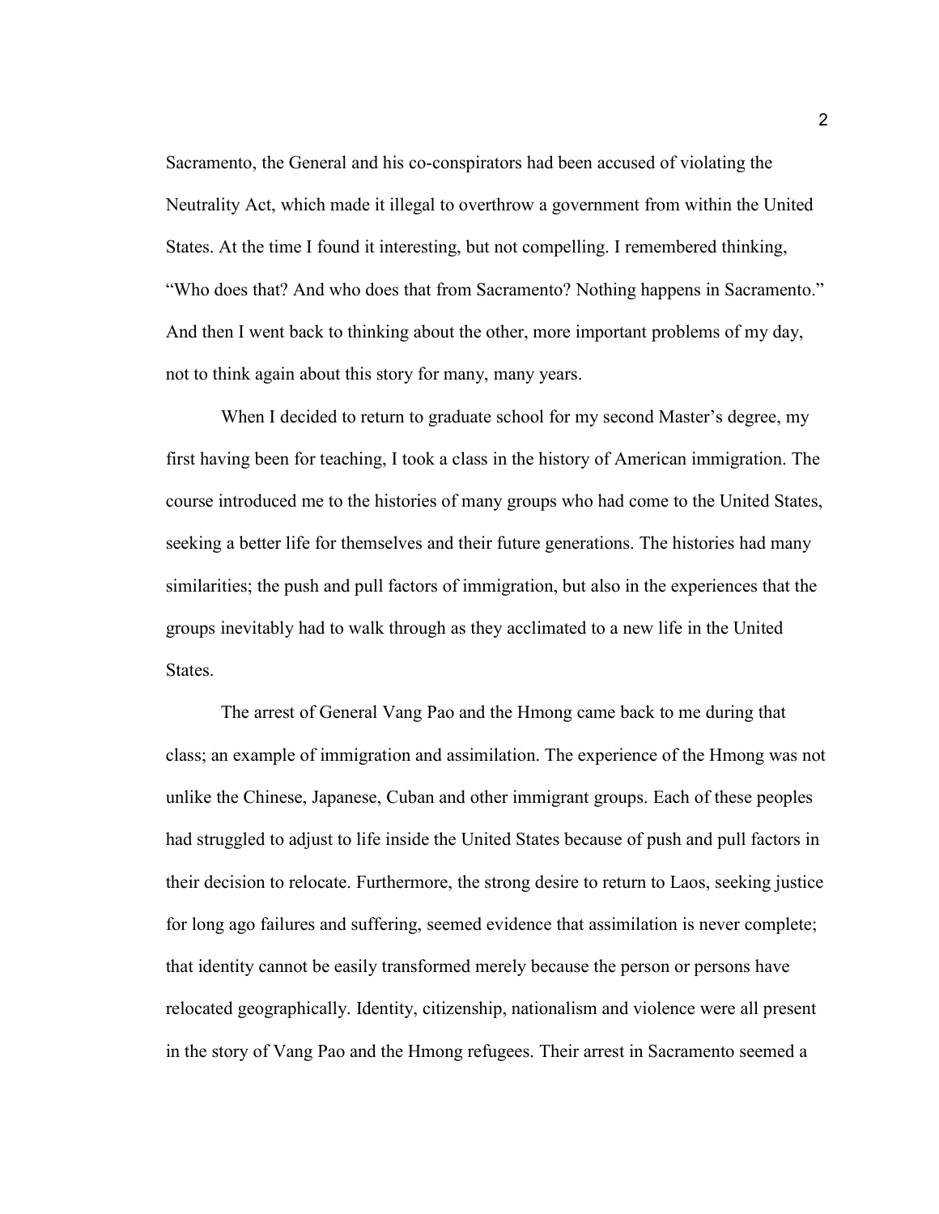Sacramento, the General and his co-conspirators had been accused of violating the Neutrality Act, which made it illegal to overthrow a government from within the United States. At the time I found it interesting, but not compelling. I remembered thinking, "Who does that? And who does that from Sacramento? Nothing happens in Sacramento." And then I went back to thinking about the other, more important problems of my day, not to think again about this story for many, many years.

When I decided to return to graduate school for my second Master's degree, my first having been for teaching, I took a class in the history of American immigration. The course introduced me to the histories of many groups who had come to the United States, seeking a better life for themselves and their future generations. The histories had many similarities; the push and pull factors of immigration, but also in the experiences that the groups inevitably had to walk through as they acclimated to a new life in the United States.

The arrest of General Vang Pao and the Hmong came back to me during that class; an example of immigration and assimilation. The experience of the Hmong was not unlike the Chinese, Japanese, Cuban and other immigrant groups. Each of these peoples had struggled to adjust to life inside the United States because of push and pull factors in their decision to relocate. Furthermore, the strong desire to return to Laos, seeking justice for long ago failures and suffering, seemed evidence that assimilation is never complete; that identity cannot be easily transformed merely because the person or persons have relocated geographically. Identity, citizenship, nationalism and violence were all present in the story of Vang Pao and the Hmong refugees. Their arrest in Sacramento seemed a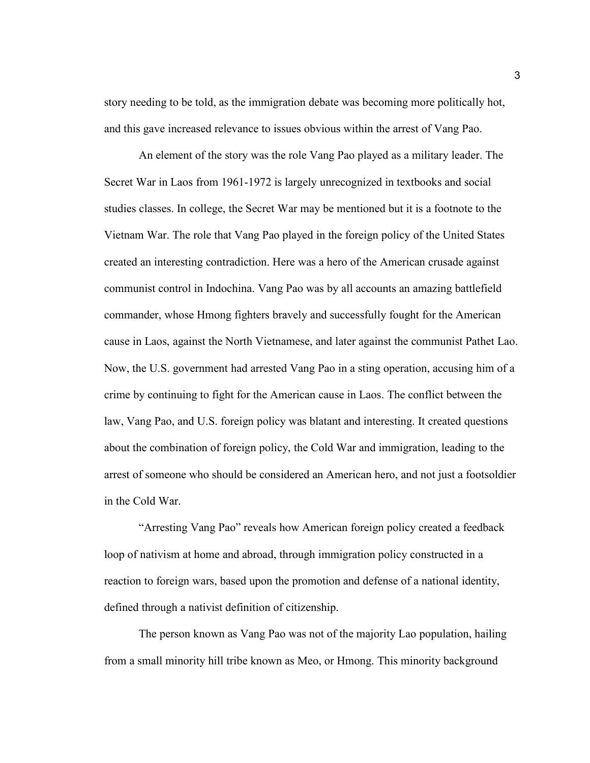story needing to be told, as the immigration debate was becoming more politically hot, and this gave increased relevance to issues obvious within the arrest of Vang Pao.

An element of the story was the role Vang Pao played as a military leader. The Secret War in Laos from 1961-1972 is largely unrecognized in textbooks and social studies classes. In college, the Secret War may be mentioned but it is a footnote to the Vietnam War. The role that Vang Pao played in the foreign policy of the United States created an interesting contradiction. Here was a hero of the American crusade against communist control in Indochina. Vang Pao was by all accounts an amazing battlefield commander, whose Hmong fighters bravely and successfully fought for the American cause in Laos, against the North Vietnamese, and later against the communist Pathet Lao. Now, the U.S. government had arrested Vang Pao in a sting operation, accusing him of a crime by continuing to fight for the American cause in Laos. The conflict between the law, Vang Pao, and U.S. foreign policy was blatant and interesting. It created questions about the combination of foreign policy, the Cold War and immigration, leading to the arrest of someone who should be considered an American hero, and not just a footsoldier in the Cold War.

"Arresting Vang Pao" reveals how American foreign policy created a feedback loop of nativism at home and abroad, through immigration policy constructed in a reaction to foreign wars, based upon the promotion and defense of a national identity, defined through a nativist definition of citizenship.

The person known as Vang Pao was not of the majority Lao population, hailing from a small minority hill tribe known as Meo, or Hmong. This minority background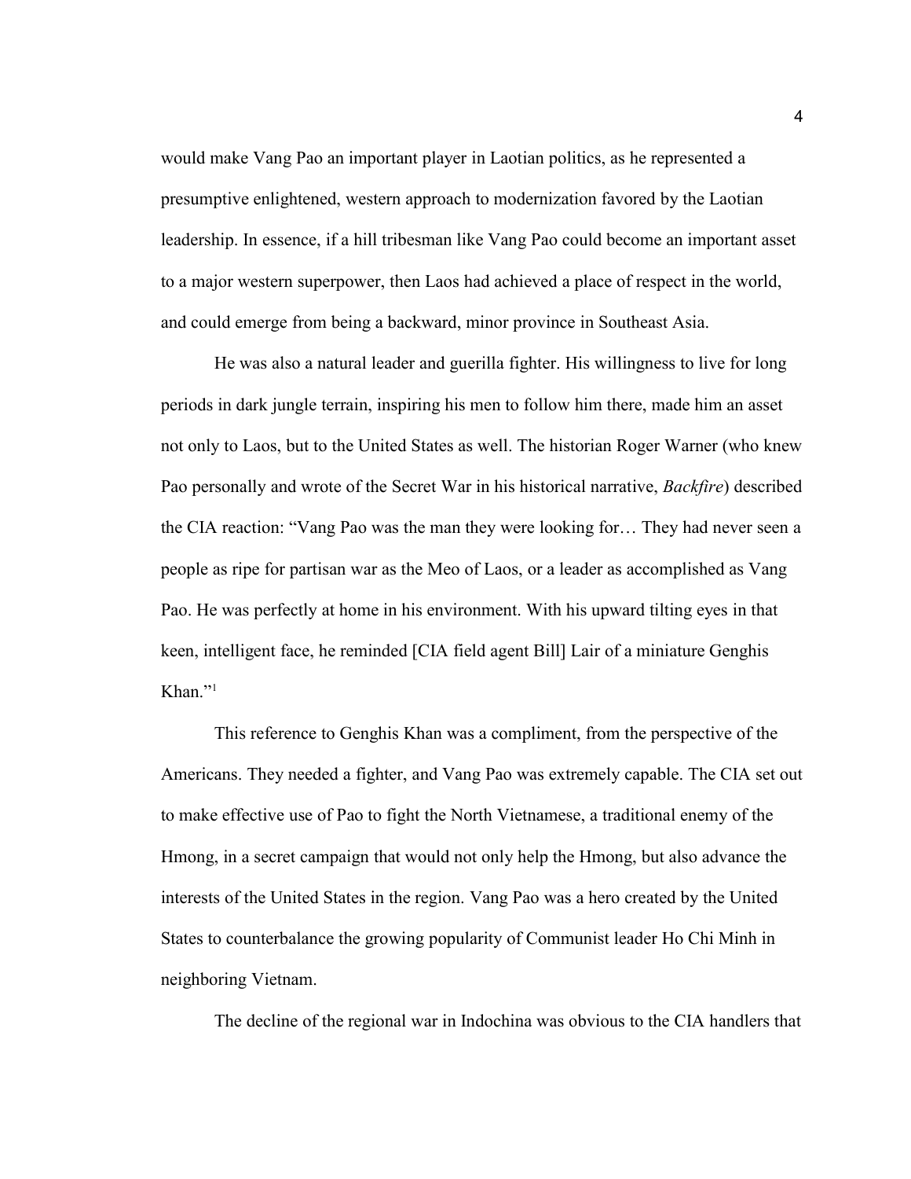would make Vang Pao an important player in Laotian politics, as he represented a presumptive enlightened, western approach to modernization favored by the Laotian leadership. In essence, if a hill tribesman like Vang Pao could become an important asset to a major western superpower, then Laos had achieved a place of respect in the world, and could emerge from being a backward, minor province in Southeast Asia.

He was also a natural leader and guerilla fighter. His willingness to live for long periods in dark jungle terrain, inspiring his men to follow him there, made him an asset not only to Laos, but to the United States as well. The historian Roger Warner (who knew Pao personally and wrote of the Secret War in his historical narrative, *Backfire*) described the CIA reaction: "Vang Pao was the man they were looking for… They had never seen a people as ripe for partisan war as the Meo of Laos, or a leader as accomplished as Vang Pao. He was perfectly at home in his environment. With his upward tilting eyes in that keen, intelligent face, he reminded [CIA field agent Bill] Lair of a miniature Genghis Khan."[1]

This reference to Genghis Khan was a compliment, from the perspective of the Americans. They needed a fighter, and Vang Pao was extremely capable. The CIA set out to make effective use of Pao to fight the North Vietnamese, a traditional enemy of the Hmong, in a secret campaign that would not only help the Hmong, but also advance the interests of the United States in the region. Vang Pao was a hero created by the United States to counterbalance the growing popularity of Communist leader Ho Chi Minh in neighboring Vietnam.

The decline of the regional war in Indochina was obvious to the CIA handlers that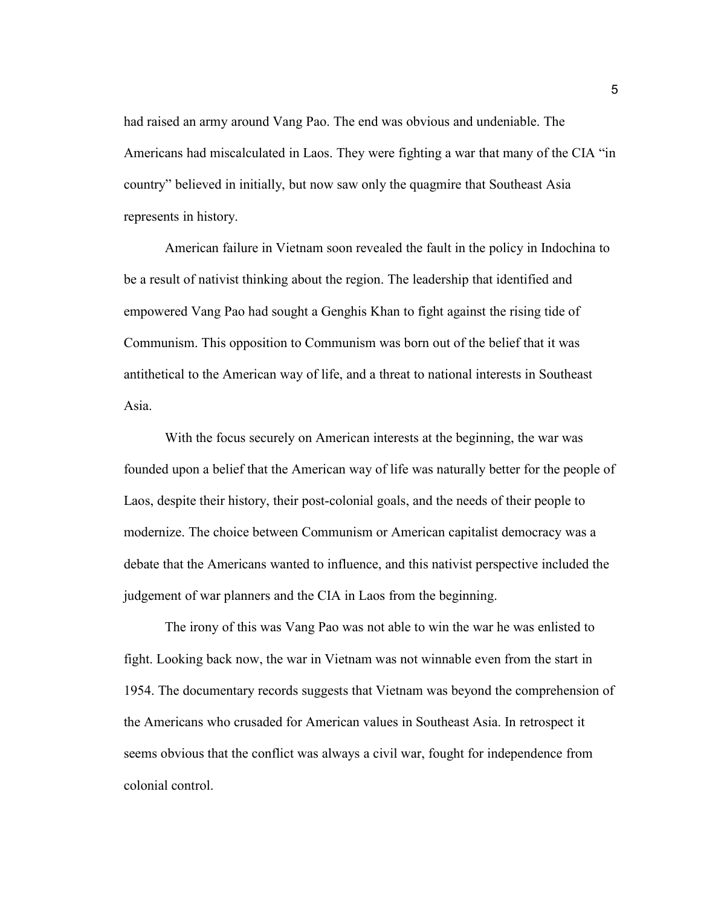had raised an army around Vang Pao. The end was obvious and undeniable. The Americans had miscalculated in Laos. They were fighting a war that many of the CIA "in country" believed in initially, but now saw only the quagmire that Southeast Asia represents in history.

American failure in Vietnam soon revealed the fault in the policy in Indochina to be a result of nativist thinking about the region. The leadership that identified and empowered Vang Pao had sought a Genghis Khan to fight against the rising tide of Communism. This opposition to Communism was born out of the belief that it was antithetical to the American way of life, and a threat to national interests in Southeast Asia.

With the focus securely on American interests at the beginning, the war was founded upon a belief that the American way of life was naturally better for the people of Laos, despite their history, their post-colonial goals, and the needs of their people to modernize. The choice between Communism or American capitalist democracy was a debate that the Americans wanted to influence, and this nativist perspective included the judgement of war planners and the CIA in Laos from the beginning.

The irony of this was Vang Pao was not able to win the war he was enlisted to fight. Looking back now, the war in Vietnam was not winnable even from the start in 1954. The documentary records suggests that Vietnam was beyond the comprehension of the Americans who crusaded for American values in Southeast Asia. In retrospect it seems obvious that the conflict was always a civil war, fought for independence from colonial control.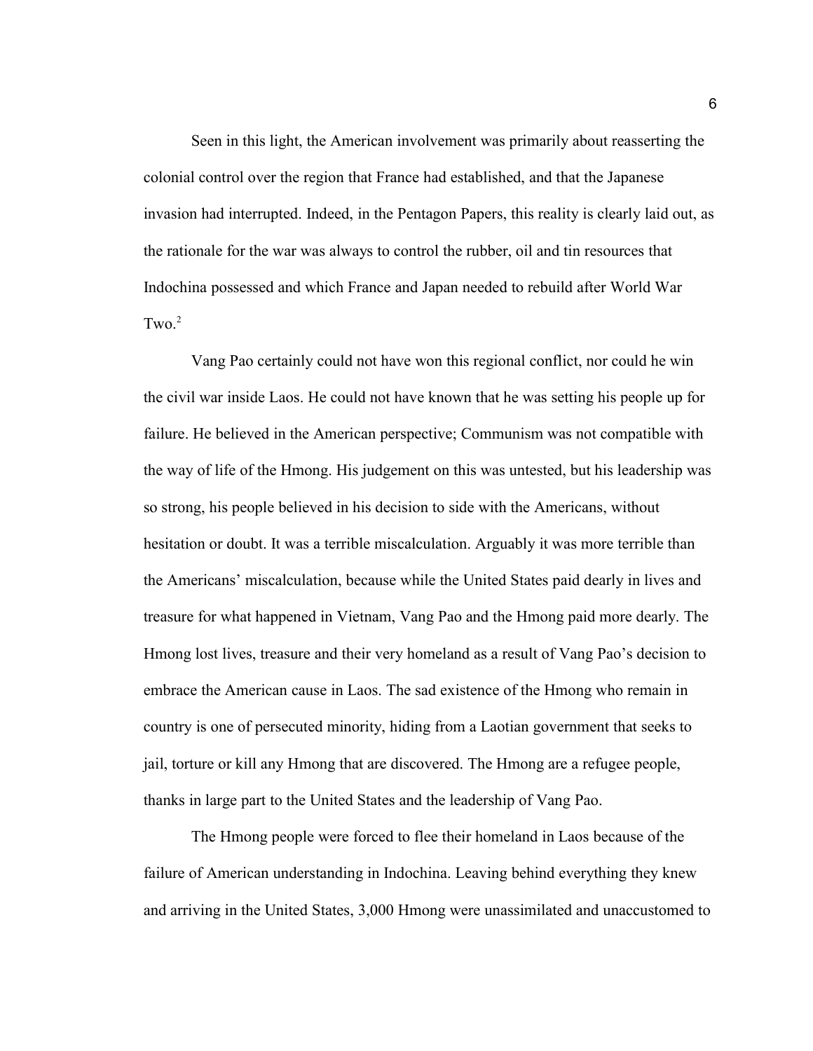Seen in this light, the American involvement was primarily about reasserting the colonial control over the region that France had established, and that the Japanese invasion had interrupted. Indeed, in the Pentagon Papers, this reality is clearly laid out, as the rationale for the war was always to control the rubber, oil and tin resources that Indochina possessed and which France and Japan needed to rebuild after World War Two.[2]

Vang Pao certainly could not have won this regional conflict, nor could he win the civil war inside Laos. He could not have known that he was setting his people up for failure. He believed in the American perspective; Communism was not compatible with the way of life of the Hmong. His judgement on this was untested, but his leadership was so strong, his people believed in his decision to side with the Americans, without hesitation or doubt. It was a terrible miscalculation. Arguably it was more terrible than the Americans' miscalculation, because while the United States paid dearly in lives and treasure for what happened in Vietnam, Vang Pao and the Hmong paid more dearly. The Hmong lost lives, treasure and their very homeland as a result of Vang Pao's decision to embrace the American cause in Laos. The sad existence of the Hmong who remain in country is one of persecuted minority, hiding from a Laotian government that seeks to jail, torture or kill any Hmong that are discovered. The Hmong are a refugee people, thanks in large part to the United States and the leadership of Vang Pao.

The Hmong people were forced to flee their homeland in Laos because of the failure of American understanding in Indochina. Leaving behind everything they knew and arriving in the United States, 3,000 Hmong were unassimilated and unaccustomed to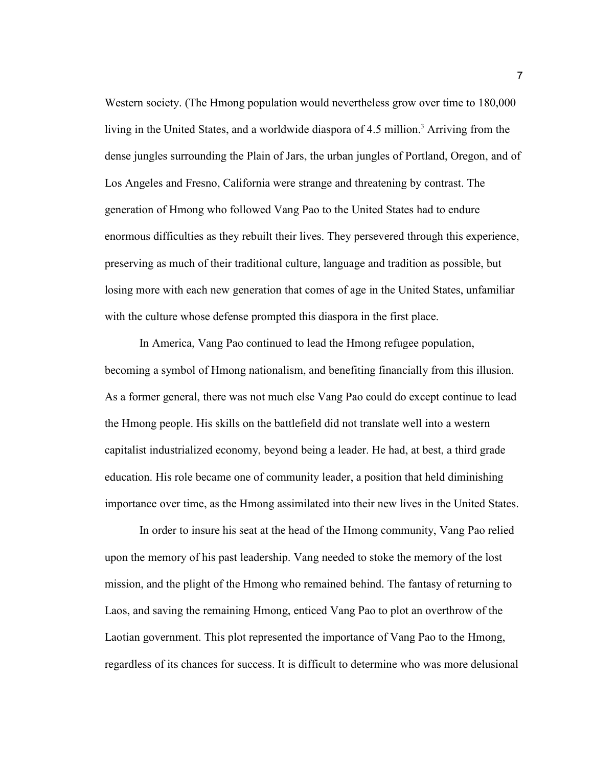Western society. (The Hmong population would nevertheless grow over time to 180,000 living in the United States, and a worldwide diaspora of 4.5 million.[3] Arriving from the dense jungles surrounding the Plain of Jars, the urban jungles of Portland, Oregon, and of Los Angeles and Fresno, California were strange and threatening by contrast. The generation of Hmong who followed Vang Pao to the United States had to endure enormous difficulties as they rebuilt their lives. They persevered through this experience, preserving as much of their traditional culture, language and tradition as possible, but losing more with each new generation that comes of age in the United States, unfamiliar with the culture whose defense prompted this diaspora in the first place.

In America, Vang Pao continued to lead the Hmong refugee population, becoming a symbol of Hmong nationalism, and benefiting financially from this illusion. As a former general, there was not much else Vang Pao could do except continue to lead the Hmong people. His skills on the battlefield did not translate well into a western capitalist industrialized economy, beyond being a leader. He had, at best, a third grade education. His role became one of community leader, a position that held diminishing importance over time, as the Hmong assimilated into their new lives in the United States.

In order to insure his seat at the head of the Hmong community, Vang Pao relied upon the memory of his past leadership. Vang needed to stoke the memory of the lost mission, and the plight of the Hmong who remained behind. The fantasy of returning to Laos, and saving the remaining Hmong, enticed Vang Pao to plot an overthrow of the Laotian government. This plot represented the importance of Vang Pao to the Hmong, regardless of its chances for success. It is difficult to determine who was more delusional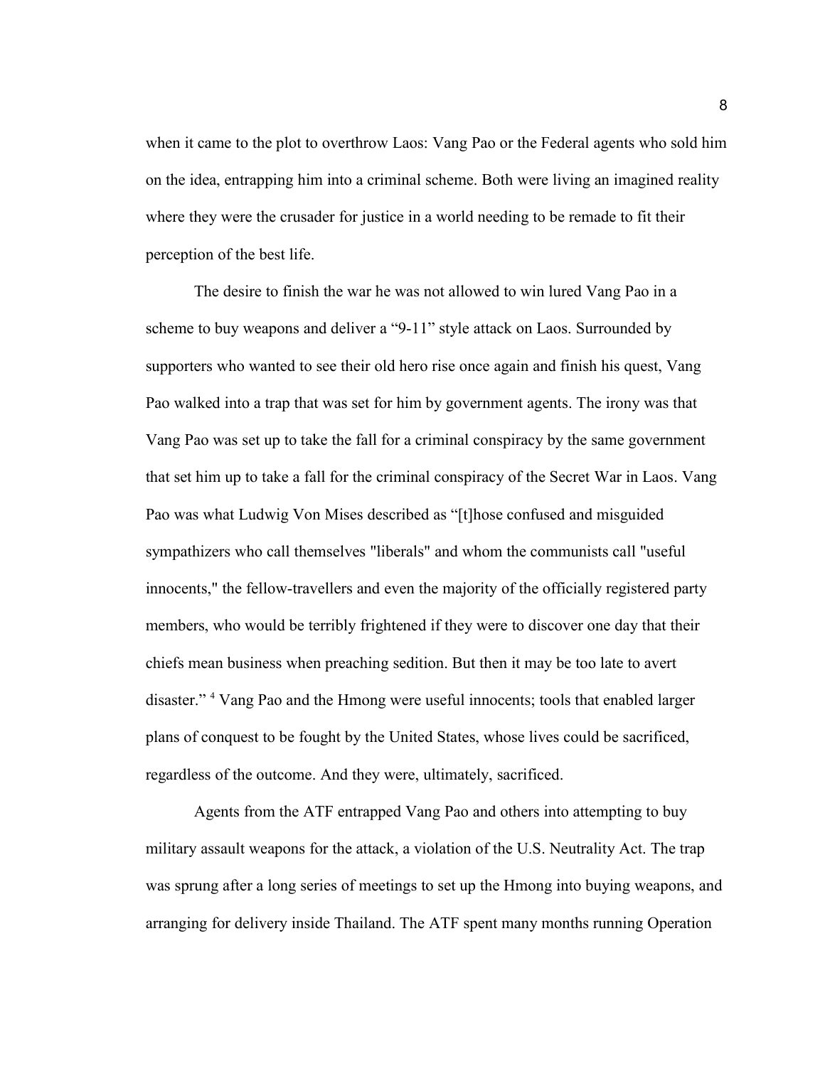when it came to the plot to overthrow Laos: Vang Pao or the Federal agents who sold him on the idea, entrapping him into a criminal scheme. Both were living an imagined reality where they were the crusader for justice in a world needing to be remade to fit their perception of the best life.

The desire to finish the war he was not allowed to win lured Vang Pao in a scheme to buy weapons and deliver a "9-11" style attack on Laos. Surrounded by supporters who wanted to see their old hero rise once again and finish his quest, Vang Pao walked into a trap that was set for him by government agents. The irony was that Vang Pao was set up to take the fall for a criminal conspiracy by the same government that set him up to take a fall for the criminal conspiracy of the Secret War in Laos. Vang Pao was what Ludwig Von Mises described as "[t]hose confused and misguided sympathizers who call themselves "liberals" and whom the communists call "useful innocents," the fellow-travellers and even the majority of the officially registered party members, who would be terribly frightened if they were to discover one day that their chiefs mean business when preaching sedition. But then it may be too late to avert disaster." [4] Vang Pao and the Hmong were useful innocents; tools that enabled larger plans of conquest to be fought by the United States, whose lives could be sacrificed, regardless of the outcome. And they were, ultimately, sacrificed.

Agents from the ATF entrapped Vang Pao and others into attempting to buy military assault weapons for the attack, a violation of the U.S. Neutrality Act. The trap was sprung after a long series of meetings to set up the Hmong into buying weapons, and arranging for delivery inside Thailand. The ATF spent many months running Operation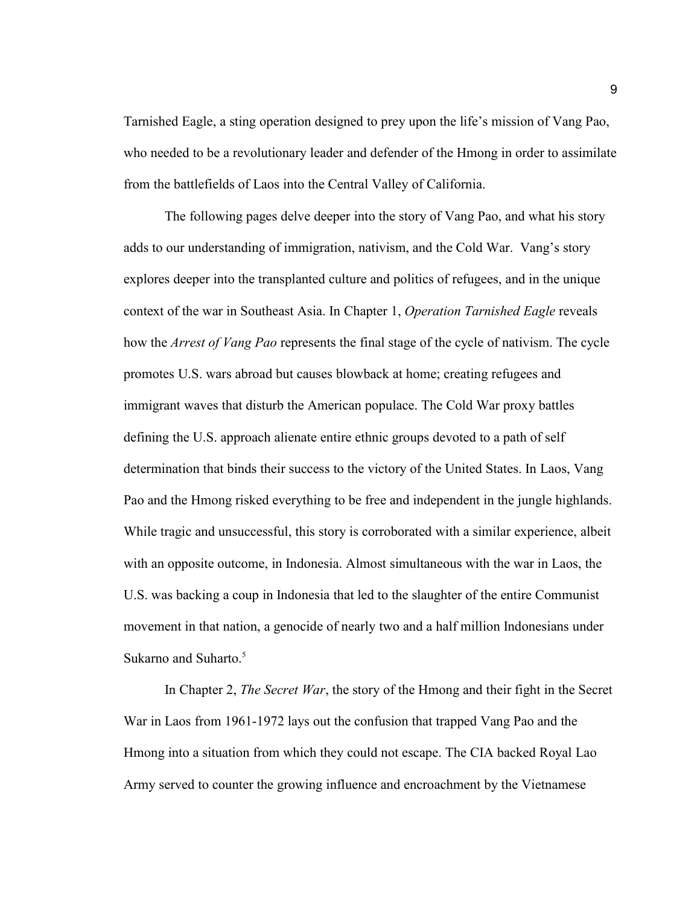Tarnished Eagle, a sting operation designed to prey upon the life's mission of Vang Pao, who needed to be a revolutionary leader and defender of the Hmong in order to assimilate from the battlefields of Laos into the Central Valley of California.

The following pages delve deeper into the story of Vang Pao, and what his story adds to our understanding of immigration, nativism, and the Cold War.  Vang's story explores deeper into the transplanted culture and politics of refugees, and in the unique context of the war in Southeast Asia. In Chapter 1, *Operation Tarnished Eagle* reveals how the *Arrest of Vang Pao* represents the final stage of the cycle of nativism. The cycle promotes U.S. wars abroad but causes blowback at home; creating refugees and immigrant waves that disturb the American populace. The Cold War proxy battles defining the U.S. approach alienate entire ethnic groups devoted to a path of self determination that binds their success to the victory of the United States. In Laos, Vang Pao and the Hmong risked everything to be free and independent in the jungle highlands. While tragic and unsuccessful, this story is corroborated with a similar experience, albeit with an opposite outcome, in Indonesia. Almost simultaneous with the war in Laos, the U.S. was backing a coup in Indonesia that led to the slaughter of the entire Communist movement in that nation, a genocide of nearly two and a half million Indonesians under Sukarno and Suharto.[5]

In Chapter 2, *The Secret War*, the story of the Hmong and their fight in the Secret War in Laos from 1961-1972 lays out the confusion that trapped Vang Pao and the Hmong into a situation from which they could not escape. The CIA backed Royal Lao Army served to counter the growing influence and encroachment by the Vietnamese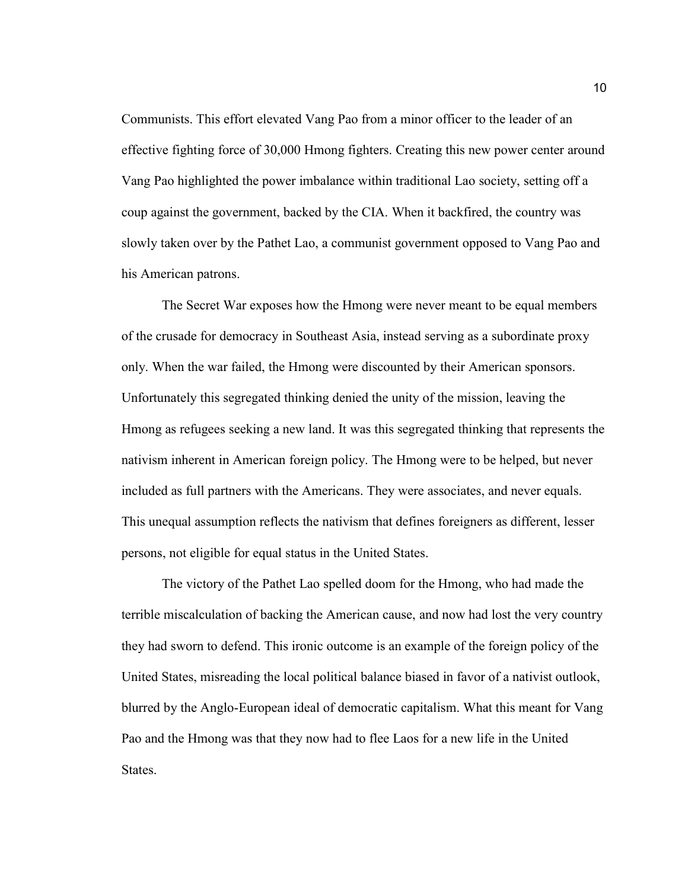Communists. This effort elevated Vang Pao from a minor officer to the leader of an effective fighting force of 30,000 Hmong fighters. Creating this new power center around Vang Pao highlighted the power imbalance within traditional Lao society, setting off a coup against the government, backed by the CIA. When it backfired, the country was slowly taken over by the Pathet Lao, a communist government opposed to Vang Pao and his American patrons.

The Secret War exposes how the Hmong were never meant to be equal members of the crusade for democracy in Southeast Asia, instead serving as a subordinate proxy only. When the war failed, the Hmong were discounted by their American sponsors. Unfortunately this segregated thinking denied the unity of the mission, leaving the Hmong as refugees seeking a new land. It was this segregated thinking that represents the nativism inherent in American foreign policy. The Hmong were to be helped, but never included as full partners with the Americans. They were associates, and never equals. This unequal assumption reflects the nativism that defines foreigners as different, lesser persons, not eligible for equal status in the United States.

The victory of the Pathet Lao spelled doom for the Hmong, who had made the terrible miscalculation of backing the American cause, and now had lost the very country they had sworn to defend. This ironic outcome is an example of the foreign policy of the United States, misreading the local political balance biased in favor of a nativist outlook, blurred by the Anglo-European ideal of democratic capitalism. What this meant for Vang Pao and the Hmong was that they now had to flee Laos for a new life in the United States.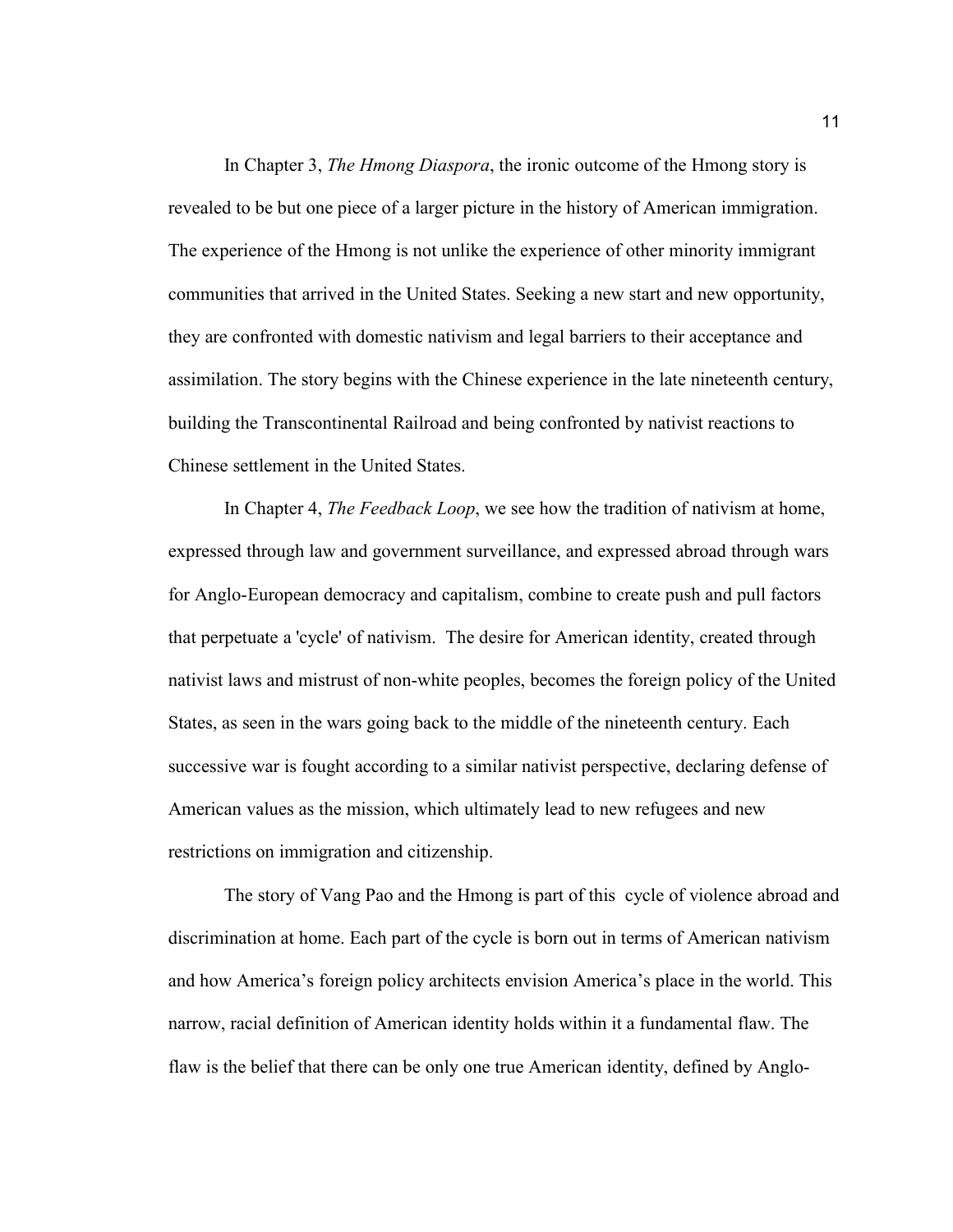In Chapter 3, *The Hmong Diaspora*, the ironic outcome of the Hmong story is revealed to be but one piece of a larger picture in the history of American immigration. The experience of the Hmong is not unlike the experience of other minority immigrant communities that arrived in the United States. Seeking a new start and new opportunity, they are confronted with domestic nativism and legal barriers to their acceptance and assimilation. The story begins with the Chinese experience in the late nineteenth century, building the Transcontinental Railroad and being confronted by nativist reactions to Chinese settlement in the United States.

In Chapter 4, *The Feedback Loop*, we see how the tradition of nativism at home, expressed through law and government surveillance, and expressed abroad through wars for Anglo-European democracy and capitalism, combine to create push and pull factors that perpetuate a 'cycle' of nativism. The desire for American identity, created through nativist laws and mistrust of non-white peoples, becomes the foreign policy of the United States, as seen in the wars going back to the middle of the nineteenth century. Each successive war is fought according to a similar nativist perspective, declaring defense of American values as the mission, which ultimately lead to new refugees and new restrictions on immigration and citizenship.

The story of Vang Pao and the Hmong is part of this cycle of violence abroad and discrimination at home. Each part of the cycle is born out in terms of American nativism and how America's foreign policy architects envision America's place in the world. This narrow, racial definition of American identity holds within it a fundamental flaw. The flaw is the belief that there can be only one true American identity, defined by Anglo-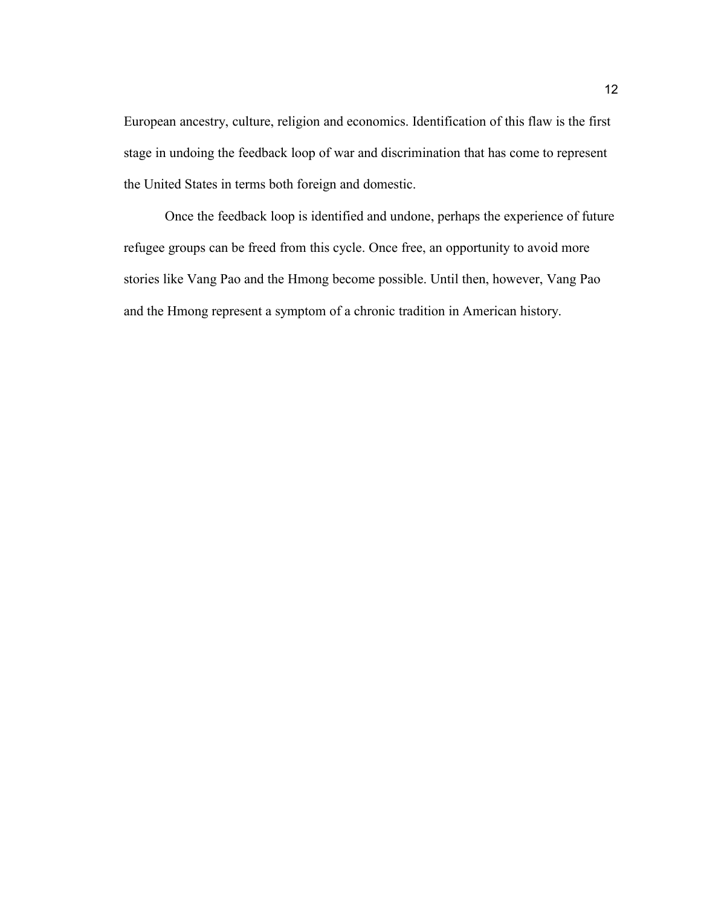European ancestry, culture, religion and economics. Identification of this flaw is the first stage in undoing the feedback loop of war and discrimination that has come to represent the United States in terms both foreign and domestic.

Once the feedback loop is identified and undone, perhaps the experience of future refugee groups can be freed from this cycle. Once free, an opportunity to avoid more stories like Vang Pao and the Hmong become possible. Until then, however, Vang Pao and the Hmong represent a symptom of a chronic tradition in American history.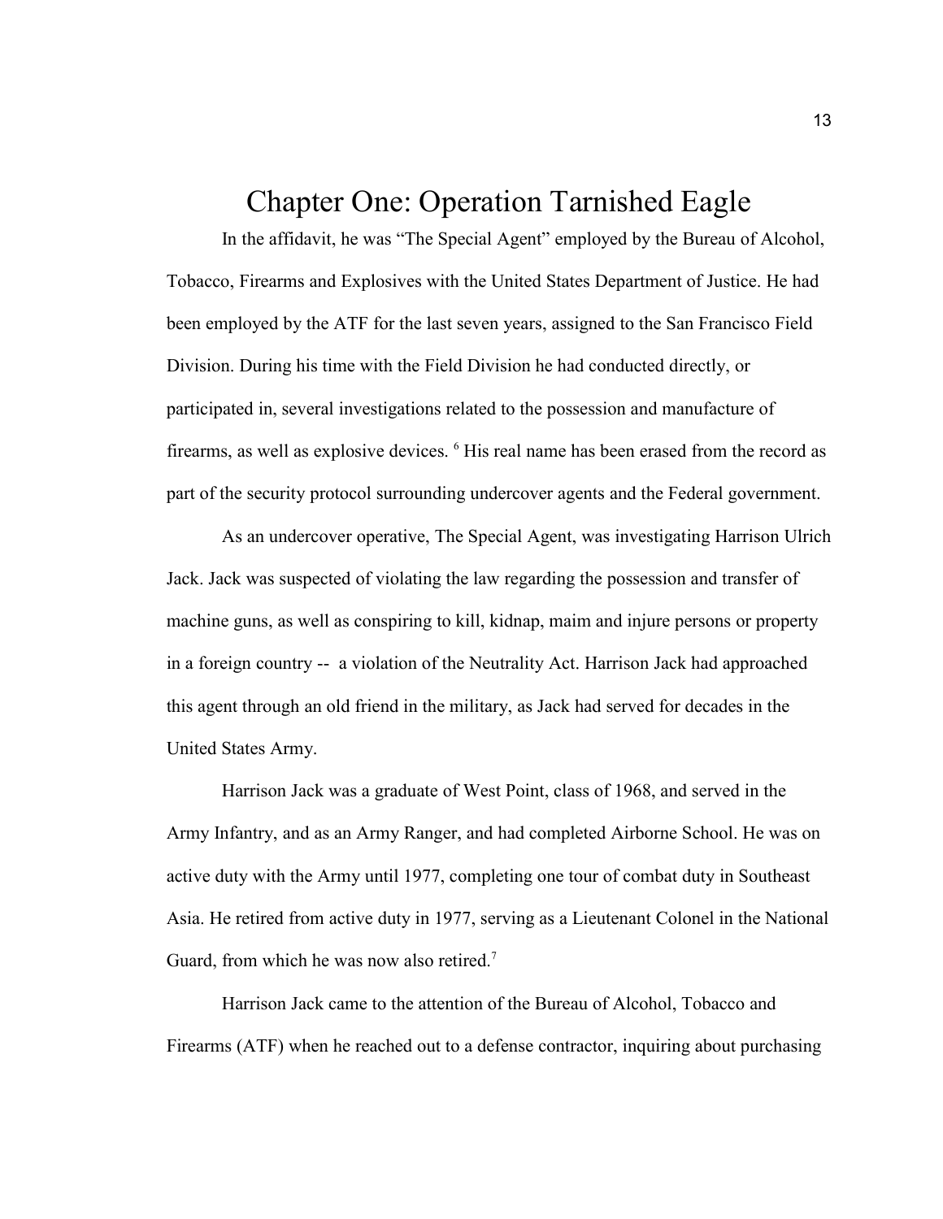# Chapter One: Operation Tarnished Eagle

In the affidavit, he was "The Special Agent" employed by the Bureau of Alcohol, Tobacco, Firearms and Explosives with the United States Department of Justice. He had been employed by the ATF for the last seven years, assigned to the San Francisco Field Division. During his time with the Field Division he had conducted directly, or participated in, several investigations related to the possession and manufacture of firearms, as well as explosive devices. [6] His real name has been erased from the record as part of the security protocol surrounding undercover agents and the Federal government.

As an undercover operative, The Special Agent, was investigating Harrison Ulrich Jack. Jack was suspected of violating the law regarding the possession and transfer of machine guns, as well as conspiring to kill, kidnap, maim and injure persons or property in a foreign country -- a violation of the Neutrality Act. Harrison Jack had approached this agent through an old friend in the military, as Jack had served for decades in the United States Army.

Harrison Jack was a graduate of West Point, class of 1968, and served in the Army Infantry, and as an Army Ranger, and had completed Airborne School. He was on active duty with the Army until 1977, completing one tour of combat duty in Southeast Asia. He retired from active duty in 1977, serving as a Lieutenant Colonel in the National Guard, from which he was now also retired.[7]

Harrison Jack came to the attention of the Bureau of Alcohol, Tobacco and Firearms (ATF) when he reached out to a defense contractor, inquiring about purchasing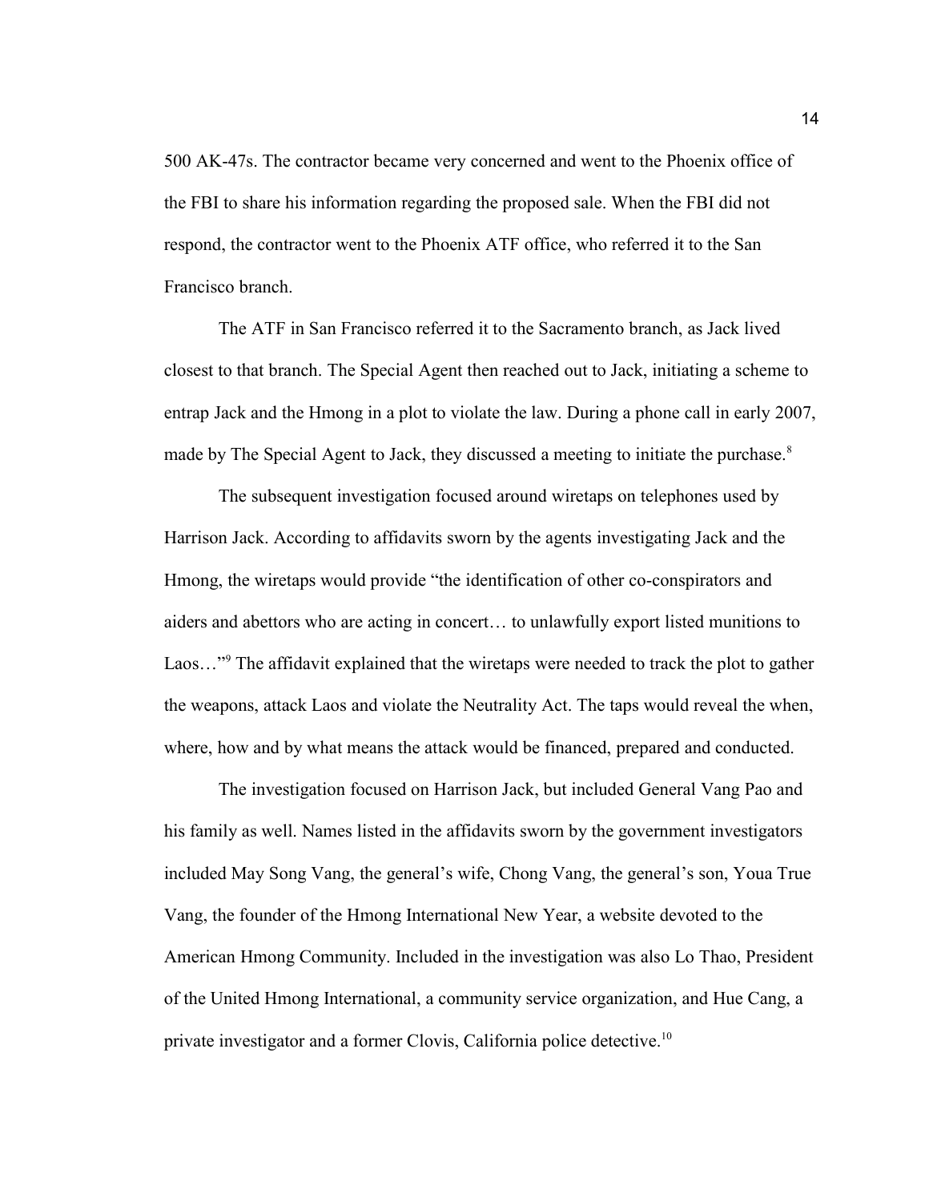500 AK-47s. The contractor became very concerned and went to the Phoenix office of the FBI to share his information regarding the proposed sale. When the FBI did not respond, the contractor went to the Phoenix ATF office, who referred it to the San Francisco branch.

The ATF in San Francisco referred it to the Sacramento branch, as Jack lived closest to that branch. The Special Agent then reached out to Jack, initiating a scheme to entrap Jack and the Hmong in a plot to violate the law. During a phone call in early 2007, made by The Special Agent to Jack, they discussed a meeting to initiate the purchase.[8]

The subsequent investigation focused around wiretaps on telephones used by Harrison Jack. According to affidavits sworn by the agents investigating Jack and the Hmong, the wiretaps would provide "the identification of other co-conspirators and aiders and abettors who are acting in concert… to unlawfully export listed munitions to Laos…"[9] The affidavit explained that the wiretaps were needed to track the plot to gather the weapons, attack Laos and violate the Neutrality Act. The taps would reveal the when, where, how and by what means the attack would be financed, prepared and conducted.

The investigation focused on Harrison Jack, but included General Vang Pao and his family as well. Names listed in the affidavits sworn by the government investigators included May Song Vang, the general's wife, Chong Vang, the general's son, Youa True Vang, the founder of the Hmong International New Year, a website devoted to the American Hmong Community. Included in the investigation was also Lo Thao, President of the United Hmong International, a community service organization, and Hue Cang, a private investigator and a former Clovis, California police detective.[10]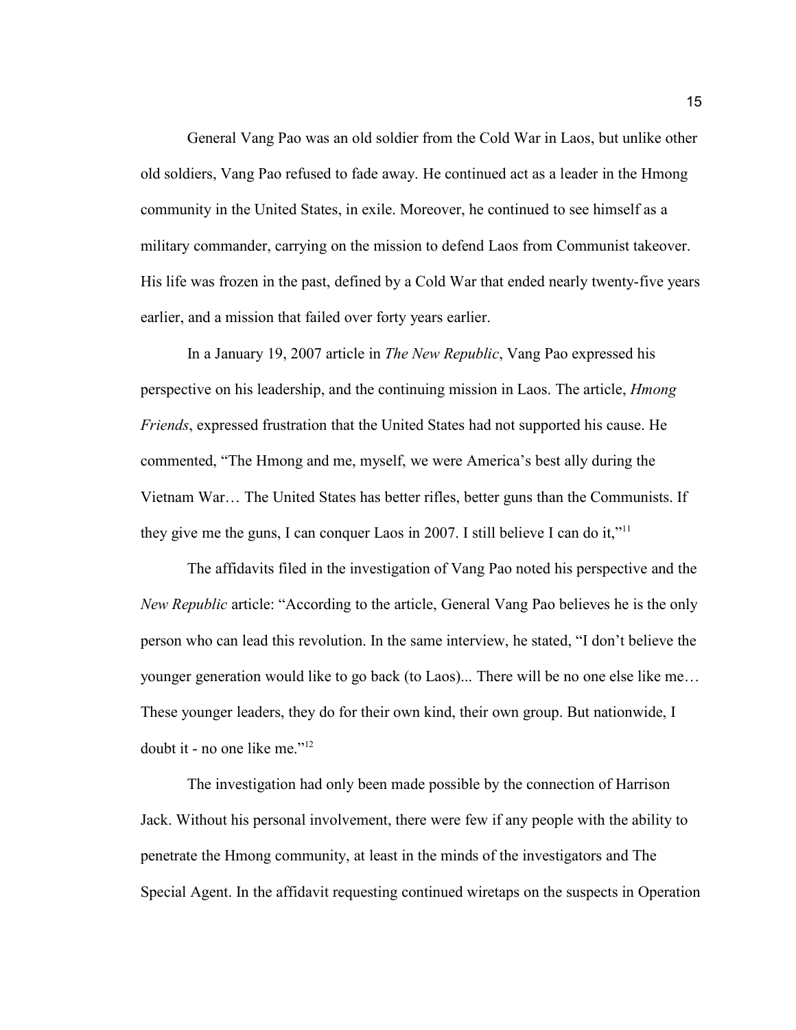General Vang Pao was an old soldier from the Cold War in Laos, but unlike other old soldiers, Vang Pao refused to fade away. He continued act as a leader in the Hmong community in the United States, in exile. Moreover, he continued to see himself as a military commander, carrying on the mission to defend Laos from Communist takeover. His life was frozen in the past, defined by a Cold War that ended nearly twenty-five years earlier, and a mission that failed over forty years earlier.

In a January 19, 2007 article in *The New Republic*, Vang Pao expressed his perspective on his leadership, and the continuing mission in Laos. The article, *Hmong Friends*, expressed frustration that the United States had not supported his cause. He commented, "The Hmong and me, myself, we were America's best ally during the Vietnam War… The United States has better rifles, better guns than the Communists. If they give me the guns, I can conquer Laos in 2007. I still believe I can do it,"[11]

The affidavits filed in the investigation of Vang Pao noted his perspective and the *New Republic* article: "According to the article, General Vang Pao believes he is the only person who can lead this revolution. In the same interview, he stated, "I don't believe the younger generation would like to go back (to Laos)... There will be no one else like me… These younger leaders, they do for their own kind, their own group. But nationwide, I doubt it - no one like me."[12]

The investigation had only been made possible by the connection of Harrison Jack. Without his personal involvement, there were few if any people with the ability to penetrate the Hmong community, at least in the minds of the investigators and The Special Agent. In the affidavit requesting continued wiretaps on the suspects in Operation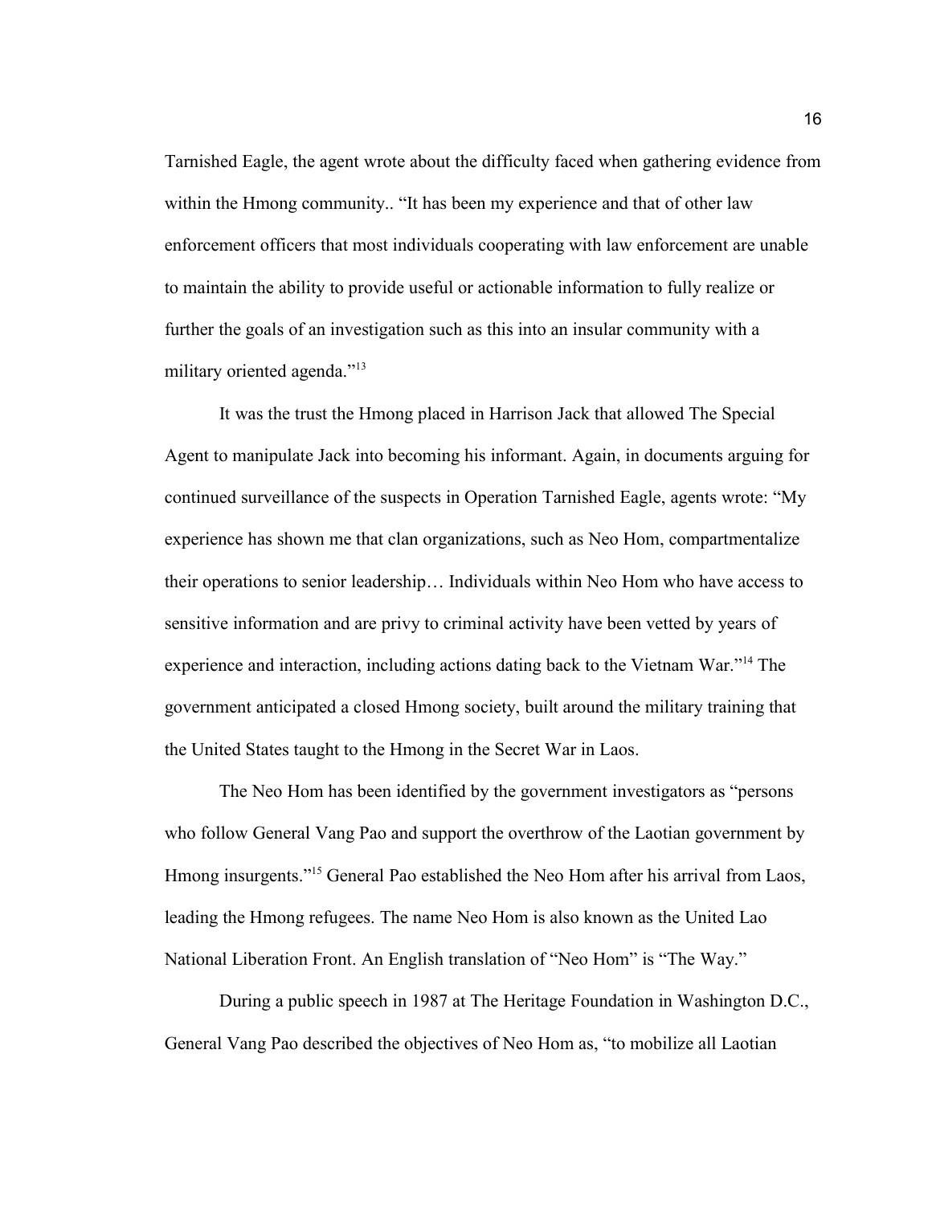Tarnished Eagle, the agent wrote about the difficulty faced when gathering evidence from within the Hmong community.. "It has been my experience and that of other law enforcement officers that most individuals cooperating with law enforcement are unable to maintain the ability to provide useful or actionable information to fully realize or further the goals of an investigation such as this into an insular community with a military oriented agenda."[13]

It was the trust the Hmong placed in Harrison Jack that allowed The Special Agent to manipulate Jack into becoming his informant. Again, in documents arguing for continued surveillance of the suspects in Operation Tarnished Eagle, agents wrote: "My experience has shown me that clan organizations, such as Neo Hom, compartmentalize their operations to senior leadership… Individuals within Neo Hom who have access to sensitive information and are privy to criminal activity have been vetted by years of experience and interaction, including actions dating back to the Vietnam War."[14] The government anticipated a closed Hmong society, built around the military training that the United States taught to the Hmong in the Secret War in Laos.

The Neo Hom has been identified by the government investigators as "persons who follow General Vang Pao and support the overthrow of the Laotian government by Hmong insurgents."[15] General Pao established the Neo Hom after his arrival from Laos, leading the Hmong refugees. The name Neo Hom is also known as the United Lao National Liberation Front. An English translation of "Neo Hom" is "The Way."

During a public speech in 1987 at The Heritage Foundation in Washington D.C., General Vang Pao described the objectives of Neo Hom as, "to mobilize all Laotian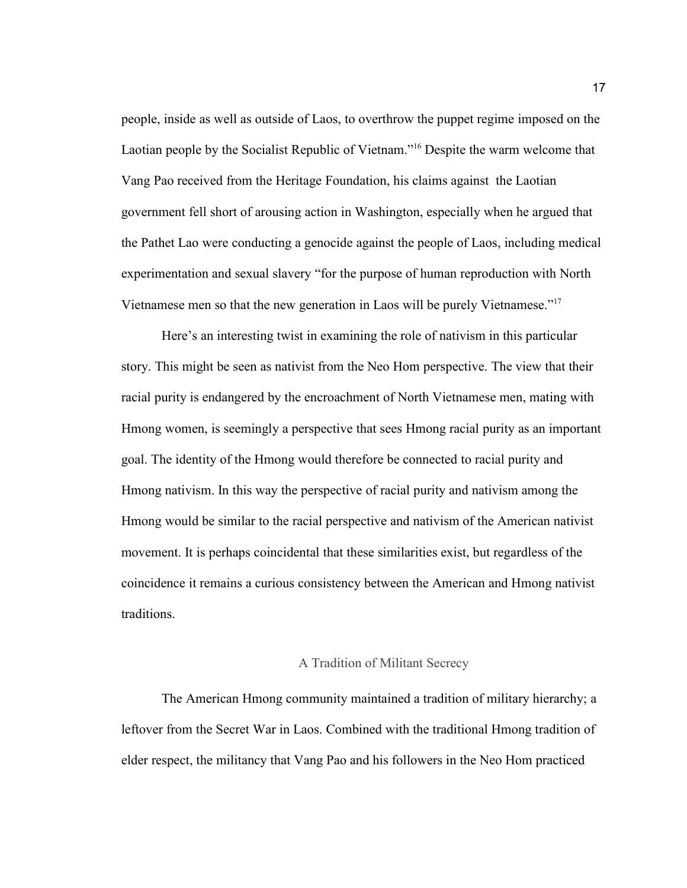people, inside as well as outside of Laos, to overthrow the puppet regime imposed on the Laotian people by the Socialist Republic of Vietnam."[16] Despite the warm welcome that Vang Pao received from the Heritage Foundation, his claims against the Laotian government fell short of arousing action in Washington, especially when he argued that the Pathet Lao were conducting a genocide against the people of Laos, including medical experimentation and sexual slavery "for the purpose of human reproduction with North Vietnamese men so that the new generation in Laos will be purely Vietnamese."[17]

Here's an interesting twist in examining the role of nativism in this particular story. This might be seen as nativist from the Neo Hom perspective. The view that their racial purity is endangered by the encroachment of North Vietnamese men, mating with Hmong women, is seemingly a perspective that sees Hmong racial purity as an important goal. The identity of the Hmong would therefore be connected to racial purity and Hmong nativism. In this way the perspective of racial purity and nativism among the Hmong would be similar to the racial perspective and nativism of the American nativist movement. It is perhaps coincidental that these similarities exist, but regardless of the coincidence it remains a curious consistency between the American and Hmong nativist traditions.

## A Tradition of Militant Secrecy

The American Hmong community maintained a tradition of military hierarchy; a leftover from the Secret War in Laos. Combined with the traditional Hmong tradition of elder respect, the militancy that Vang Pao and his followers in the Neo Hom practiced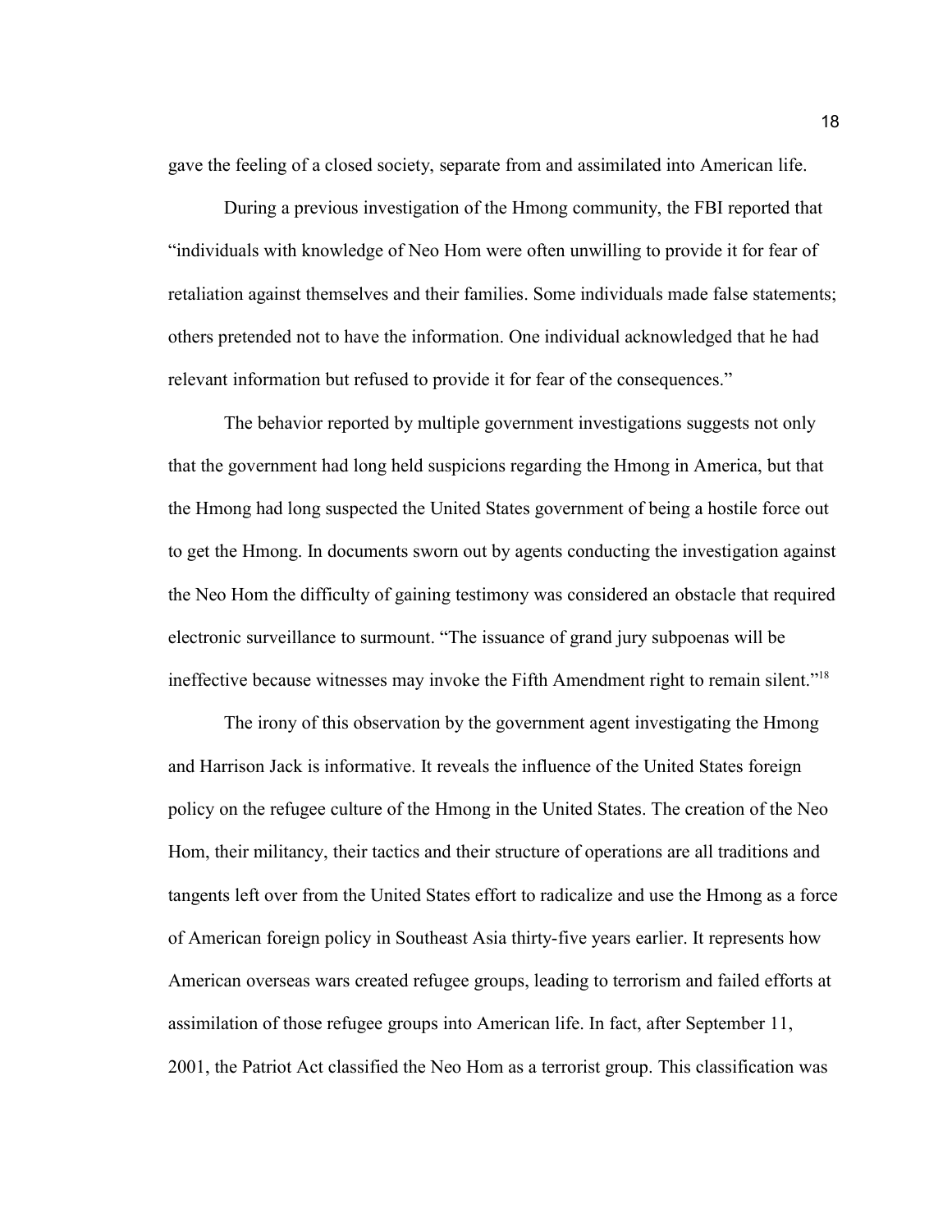gave the feeling of a closed society, separate from and assimilated into American life.

During a previous investigation of the Hmong community, the FBI reported that "individuals with knowledge of Neo Hom were often unwilling to provide it for fear of retaliation against themselves and their families. Some individuals made false statements; others pretended not to have the information. One individual acknowledged that he had relevant information but refused to provide it for fear of the consequences."

The behavior reported by multiple government investigations suggests not only that the government had long held suspicions regarding the Hmong in America, but that the Hmong had long suspected the United States government of being a hostile force out to get the Hmong. In documents sworn out by agents conducting the investigation against the Neo Hom the difficulty of gaining testimony was considered an obstacle that required electronic surveillance to surmount. "The issuance of grand jury subpoenas will be ineffective because witnesses may invoke the Fifth Amendment right to remain silent."[18]

The irony of this observation by the government agent investigating the Hmong and Harrison Jack is informative. It reveals the influence of the United States foreign policy on the refugee culture of the Hmong in the United States. The creation of the Neo Hom, their militancy, their tactics and their structure of operations are all traditions and tangents left over from the United States effort to radicalize and use the Hmong as a force of American foreign policy in Southeast Asia thirty-five years earlier. It represents how American overseas wars created refugee groups, leading to terrorism and failed efforts at assimilation of those refugee groups into American life. In fact, after September 11, 2001, the Patriot Act classified the Neo Hom as a terrorist group. This classification was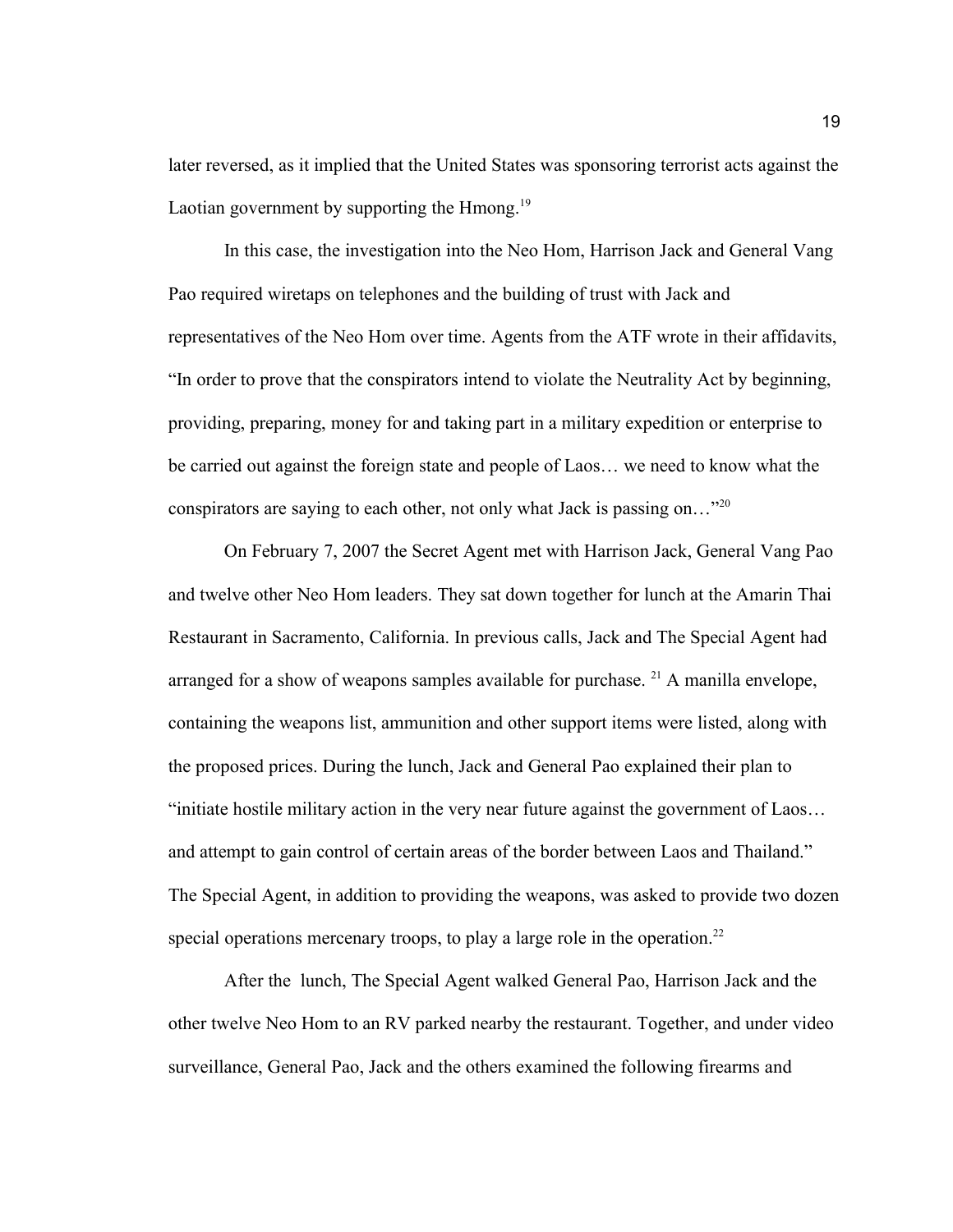later reversed, as it implied that the United States was sponsoring terrorist acts against the Laotian government by supporting the Hmong.[19]

In this case, the investigation into the Neo Hom, Harrison Jack and General Vang Pao required wiretaps on telephones and the building of trust with Jack and representatives of the Neo Hom over time. Agents from the ATF wrote in their affidavits, "In order to prove that the conspirators intend to violate the Neutrality Act by beginning, providing, preparing, money for and taking part in a military expedition or enterprise to be carried out against the foreign state and people of Laos… we need to know what the conspirators are saying to each other, not only what Jack is passing on…"[20]

On February 7, 2007 the Secret Agent met with Harrison Jack, General Vang Pao and twelve other Neo Hom leaders. They sat down together for lunch at the Amarin Thai Restaurant in Sacramento, California. In previous calls, Jack and The Special Agent had arranged for a show of weapons samples available for purchase. [21] A manilla envelope, containing the weapons list, ammunition and other support items were listed, along with the proposed prices. During the lunch, Jack and General Pao explained their plan to "initiate hostile military action in the very near future against the government of Laos… and attempt to gain control of certain areas of the border between Laos and Thailand." The Special Agent, in addition to providing the weapons, was asked to provide two dozen special operations mercenary troops, to play a large role in the operation.[22]

After the lunch, The Special Agent walked General Pao, Harrison Jack and the other twelve Neo Hom to an RV parked nearby the restaurant. Together, and under video surveillance, General Pao, Jack and the others examined the following firearms and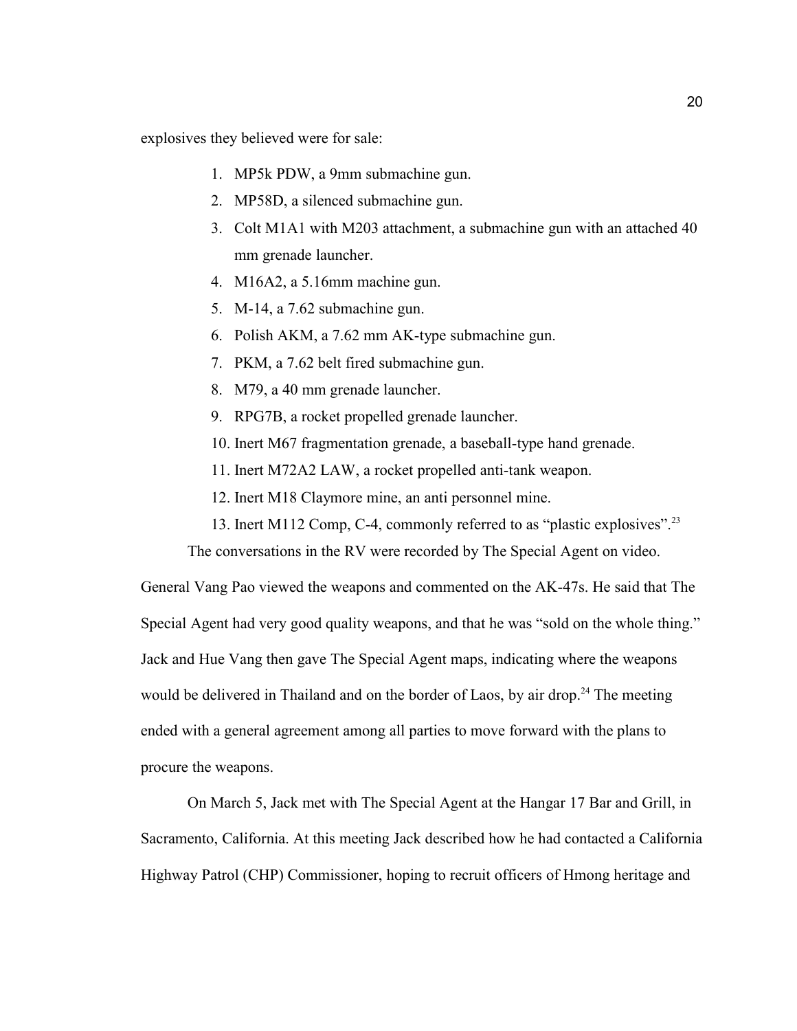explosives they believed were for sale:

1. MP5k PDW, a 9mm submachine gun.
2. MP58D, a silenced submachine gun.
3. Colt M1A1 with M203 attachment, a submachine gun with an attached 40 mm grenade launcher.
4. M16A2, a 5.16mm machine gun.
5. M-14, a 7.62 submachine gun.
6. Polish AKM, a 7.62 mm AK-type submachine gun.
7. PKM, a 7.62 belt fired submachine gun.
8. M79, a 40 mm grenade launcher.
9. RPG7B, a rocket propelled grenade launcher.
10. Inert M67 fragmentation grenade, a baseball-type hand grenade.
11. Inert M72A2 LAW, a rocket propelled anti-tank weapon.
12. Inert M18 Claymore mine, an anti personnel mine.
13. Inert M112 Comp, C-4, commonly referred to as "plastic explosives".[23]

The conversations in the RV were recorded by The Special Agent on video. General Vang Pao viewed the weapons and commented on the AK-47s. He said that The Special Agent had very good quality weapons, and that he was "sold on the whole thing." Jack and Hue Vang then gave The Special Agent maps, indicating where the weapons would be delivered in Thailand and on the border of Laos, by air drop.[24] The meeting ended with a general agreement among all parties to move forward with the plans to procure the weapons.

On March 5, Jack met with The Special Agent at the Hangar 17 Bar and Grill, in Sacramento, California. At this meeting Jack described how he had contacted a California Highway Patrol (CHP) Commissioner, hoping to recruit officers of Hmong heritage and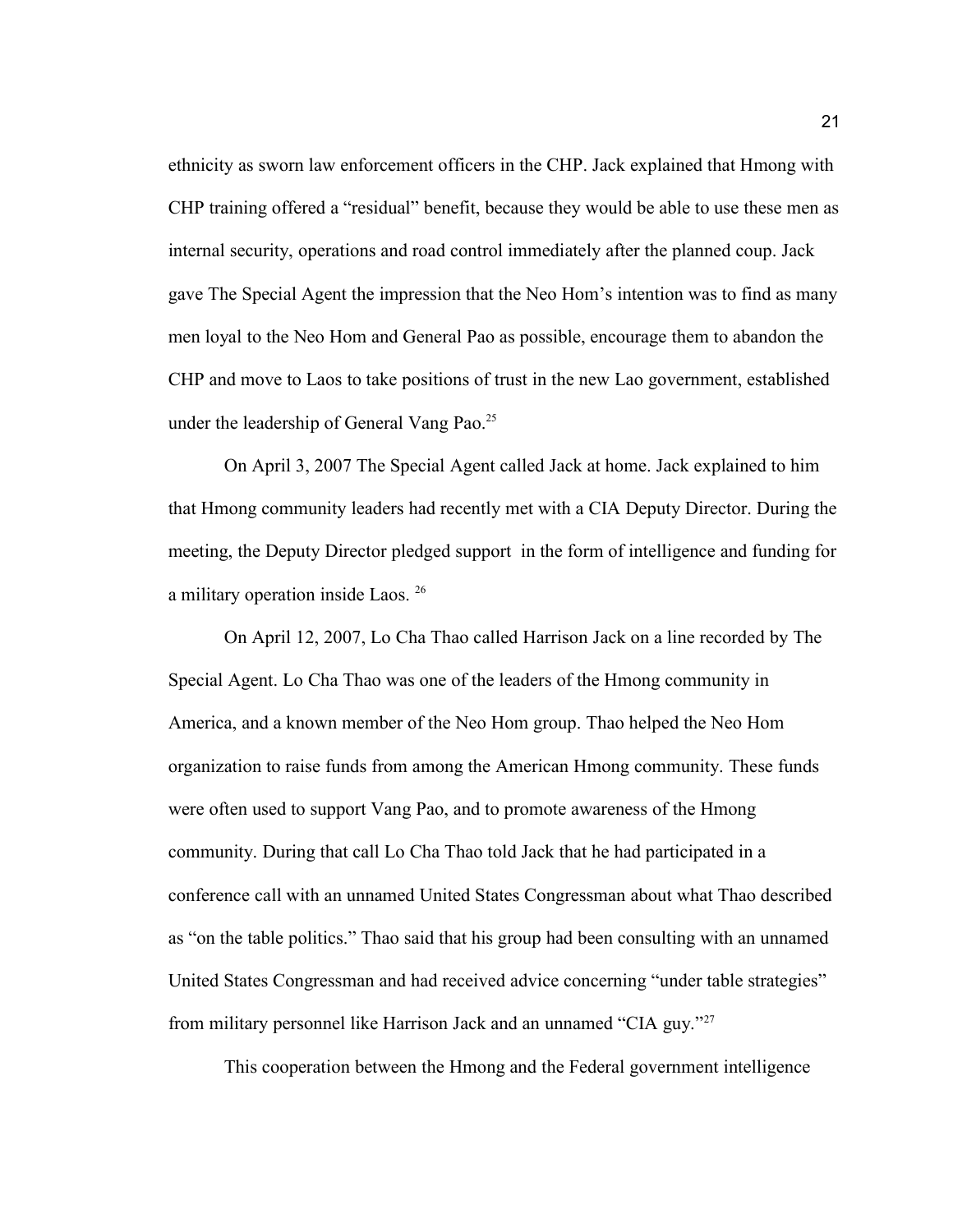ethnicity as sworn law enforcement officers in the CHP. Jack explained that Hmong with CHP training offered a "residual" benefit, because they would be able to use these men as internal security, operations and road control immediately after the planned coup. Jack gave The Special Agent the impression that the Neo Hom's intention was to find as many men loyal to the Neo Hom and General Pao as possible, encourage them to abandon the CHP and move to Laos to take positions of trust in the new Lao government, established under the leadership of General Vang Pao.[25]

On April 3, 2007 The Special Agent called Jack at home. Jack explained to him that Hmong community leaders had recently met with a CIA Deputy Director. During the meeting, the Deputy Director pledged support in the form of intelligence and funding for a military operation inside Laos. [26]

On April 12, 2007, Lo Cha Thao called Harrison Jack on a line recorded by The Special Agent. Lo Cha Thao was one of the leaders of the Hmong community in America, and a known member of the Neo Hom group. Thao helped the Neo Hom organization to raise funds from among the American Hmong community. These funds were often used to support Vang Pao, and to promote awareness of the Hmong community. During that call Lo Cha Thao told Jack that he had participated in a conference call with an unnamed United States Congressman about what Thao described as "on the table politics." Thao said that his group had been consulting with an unnamed United States Congressman and had received advice concerning "under table strategies" from military personnel like Harrison Jack and an unnamed "CIA guy."[27]

This cooperation between the Hmong and the Federal government intelligence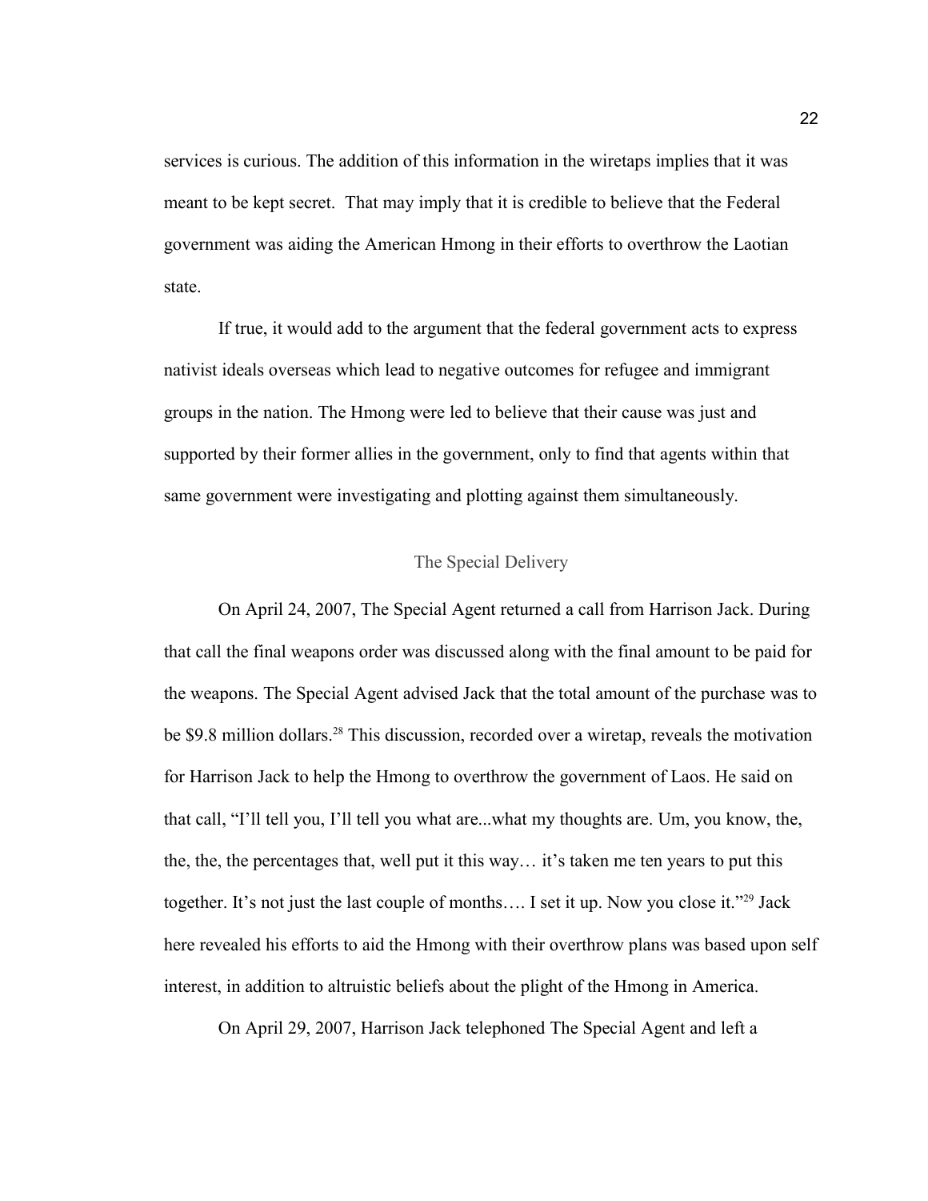services is curious. The addition of this information in the wiretaps implies that it was meant to be kept secret. That may imply that it is credible to believe that the Federal government was aiding the American Hmong in their efforts to overthrow the Laotian state.

If true, it would add to the argument that the federal government acts to express nativist ideals overseas which lead to negative outcomes for refugee and immigrant groups in the nation. The Hmong were led to believe that their cause was just and supported by their former allies in the government, only to find that agents within that same government were investigating and plotting against them simultaneously.

## The Special Delivery

On April 24, 2007, The Special Agent returned a call from Harrison Jack. During that call the final weapons order was discussed along with the final amount to be paid for the weapons. The Special Agent advised Jack that the total amount of the purchase was to be $9.8 million dollars.[28] This discussion, recorded over a wiretap, reveals the motivation for Harrison Jack to help the Hmong to overthrow the government of Laos. He said on that call, "I'll tell you, I'll tell you what are...what my thoughts are. Um, you know, the, the, the, the percentages that, well put it this way… it's taken me ten years to put this together. It's not just the last couple of months…. I set it up. Now you close it."[29] Jack here revealed his efforts to aid the Hmong with their overthrow plans was based upon self interest, in addition to altruistic beliefs about the plight of the Hmong in America.

On April 29, 2007, Harrison Jack telephoned The Special Agent and left a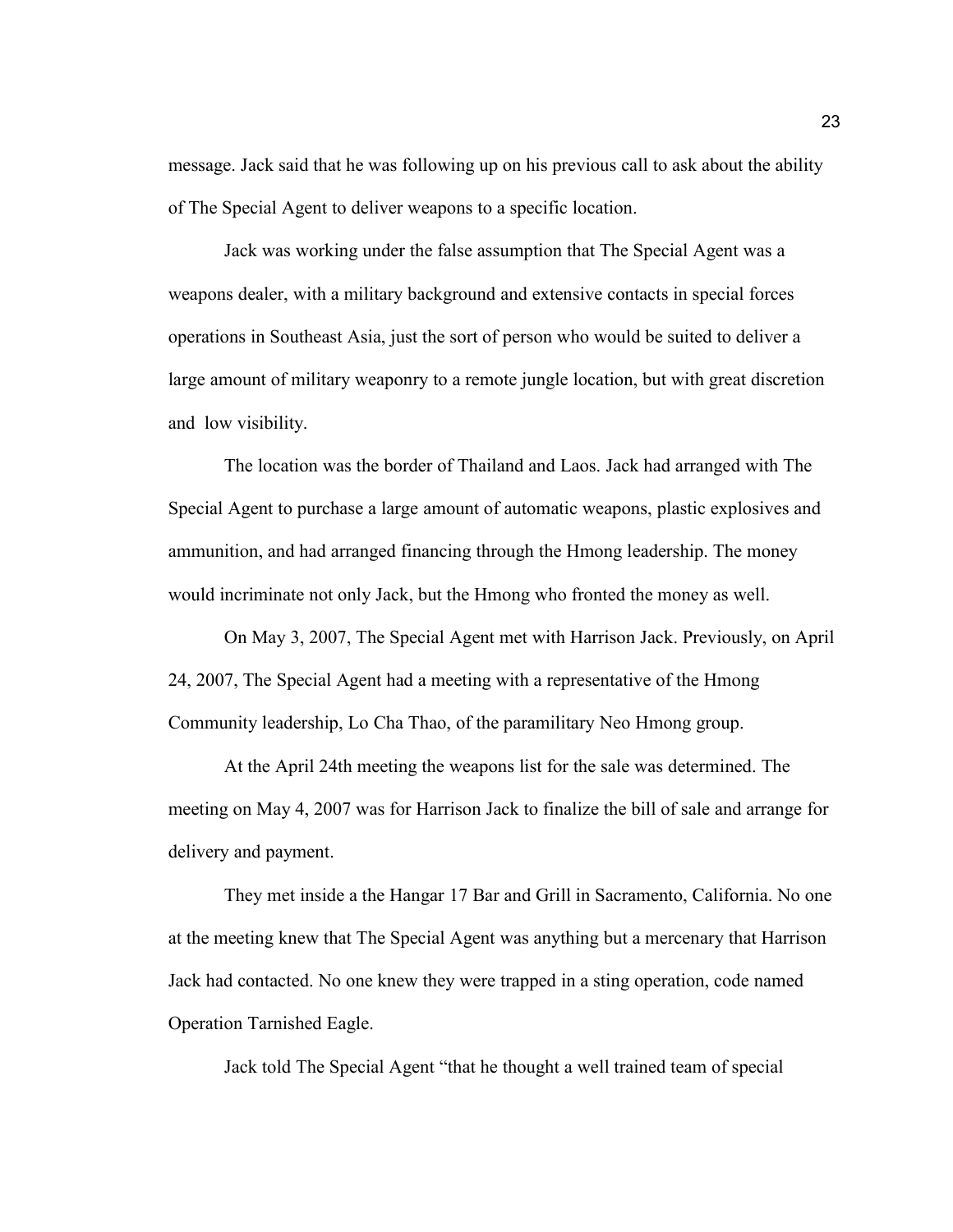message. Jack said that he was following up on his previous call to ask about the ability of The Special Agent to deliver weapons to a specific location.

Jack was working under the false assumption that The Special Agent was a weapons dealer, with a military background and extensive contacts in special forces operations in Southeast Asia, just the sort of person who would be suited to deliver a large amount of military weaponry to a remote jungle location, but with great discretion and low visibility.

The location was the border of Thailand and Laos. Jack had arranged with The Special Agent to purchase a large amount of automatic weapons, plastic explosives and ammunition, and had arranged financing through the Hmong leadership. The money would incriminate not only Jack, but the Hmong who fronted the money as well.

On May 3, 2007, The Special Agent met with Harrison Jack. Previously, on April 24, 2007, The Special Agent had a meeting with a representative of the Hmong Community leadership, Lo Cha Thao, of the paramilitary Neo Hmong group.

At the April 24th meeting the weapons list for the sale was determined. The meeting on May 4, 2007 was for Harrison Jack to finalize the bill of sale and arrange for delivery and payment.

They met inside a the Hangar 17 Bar and Grill in Sacramento, California. No one at the meeting knew that The Special Agent was anything but a mercenary that Harrison Jack had contacted. No one knew they were trapped in a sting operation, code named Operation Tarnished Eagle.

Jack told The Special Agent "that he thought a well trained team of special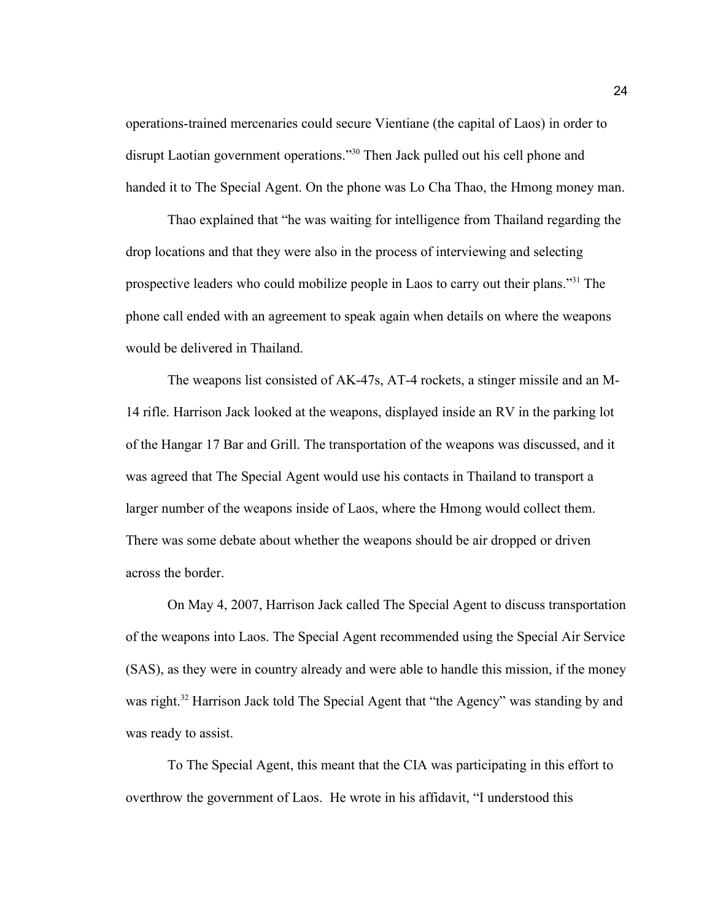operations-trained mercenaries could secure Vientiane (the capital of Laos) in order to disrupt Laotian government operations."[30] Then Jack pulled out his cell phone and handed it to The Special Agent. On the phone was Lo Cha Thao, the Hmong money man.

Thao explained that "he was waiting for intelligence from Thailand regarding the drop locations and that they were also in the process of interviewing and selecting prospective leaders who could mobilize people in Laos to carry out their plans."[31] The phone call ended with an agreement to speak again when details on where the weapons would be delivered in Thailand.

The weapons list consisted of AK-47s, AT-4 rockets, a stinger missile and an M-14 rifle. Harrison Jack looked at the weapons, displayed inside an RV in the parking lot of the Hangar 17 Bar and Grill. The transportation of the weapons was discussed, and it was agreed that The Special Agent would use his contacts in Thailand to transport a larger number of the weapons inside of Laos, where the Hmong would collect them. There was some debate about whether the weapons should be air dropped or driven across the border.

On May 4, 2007, Harrison Jack called The Special Agent to discuss transportation of the weapons into Laos. The Special Agent recommended using the Special Air Service (SAS), as they were in country already and were able to handle this mission, if the money was right.[32] Harrison Jack told The Special Agent that "the Agency" was standing by and was ready to assist.

To The Special Agent, this meant that the CIA was participating in this effort to overthrow the government of Laos. He wrote in his affidavit, "I understood this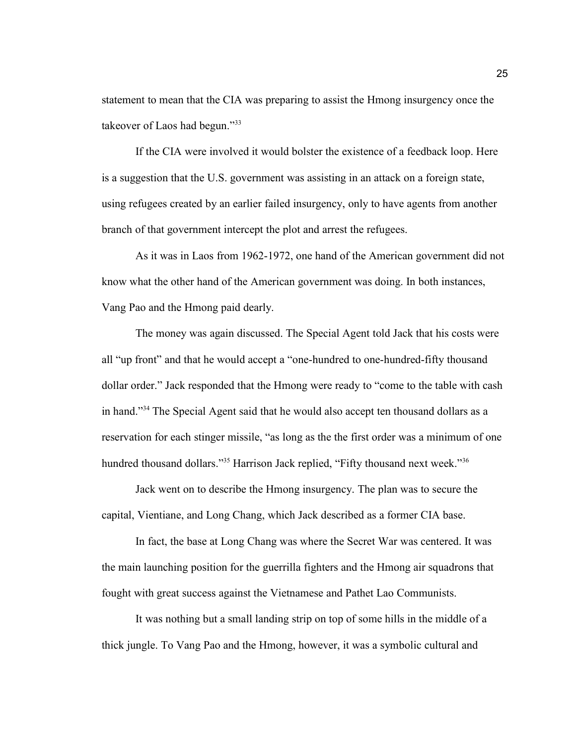statement to mean that the CIA was preparing to assist the Hmong insurgency once the takeover of Laos had begun."[33]

If the CIA were involved it would bolster the existence of a feedback loop. Here is a suggestion that the U.S. government was assisting in an attack on a foreign state, using refugees created by an earlier failed insurgency, only to have agents from another branch of that government intercept the plot and arrest the refugees.

As it was in Laos from 1962-1972, one hand of the American government did not know what the other hand of the American government was doing. In both instances, Vang Pao and the Hmong paid dearly.

The money was again discussed. The Special Agent told Jack that his costs were all "up front" and that he would accept a "one-hundred to one-hundred-fifty thousand dollar order." Jack responded that the Hmong were ready to "come to the table with cash in hand."[34] The Special Agent said that he would also accept ten thousand dollars as a reservation for each stinger missile, "as long as the the first order was a minimum of one hundred thousand dollars."[35] Harrison Jack replied, "Fifty thousand next week."[36]

Jack went on to describe the Hmong insurgency. The plan was to secure the capital, Vientiane, and Long Chang, which Jack described as a former CIA base.

In fact, the base at Long Chang was where the Secret War was centered. It was the main launching position for the guerrilla fighters and the Hmong air squadrons that fought with great success against the Vietnamese and Pathet Lao Communists.

It was nothing but a small landing strip on top of some hills in the middle of a thick jungle. To Vang Pao and the Hmong, however, it was a symbolic cultural and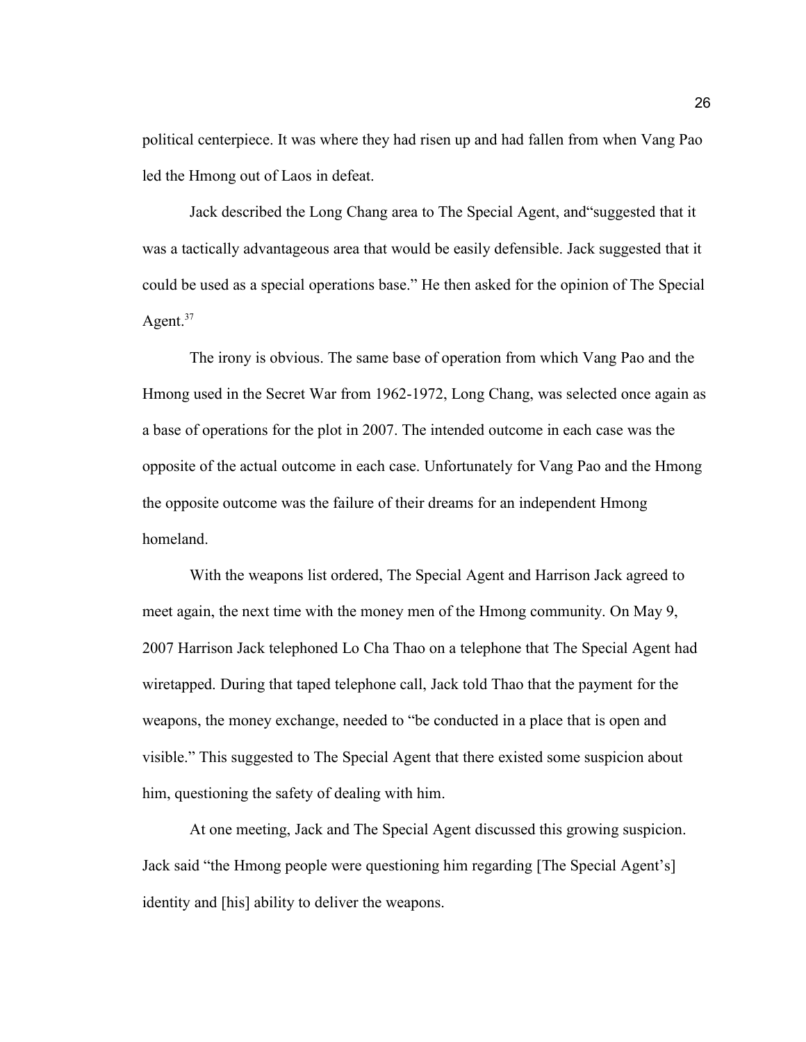political centerpiece. It was where they had risen up and had fallen from when Vang Pao led the Hmong out of Laos in defeat.

Jack described the Long Chang area to The Special Agent, and"suggested that it was a tactically advantageous area that would be easily defensible. Jack suggested that it could be used as a special operations base." He then asked for the opinion of The Special Agent.[37]

The irony is obvious. The same base of operation from which Vang Pao and the Hmong used in the Secret War from 1962-1972, Long Chang, was selected once again as a base of operations for the plot in 2007. The intended outcome in each case was the opposite of the actual outcome in each case. Unfortunately for Vang Pao and the Hmong the opposite outcome was the failure of their dreams for an independent Hmong homeland.

With the weapons list ordered, The Special Agent and Harrison Jack agreed to meet again, the next time with the money men of the Hmong community. On May 9, 2007 Harrison Jack telephoned Lo Cha Thao on a telephone that The Special Agent had wiretapped. During that taped telephone call, Jack told Thao that the payment for the weapons, the money exchange, needed to "be conducted in a place that is open and visible." This suggested to The Special Agent that there existed some suspicion about him, questioning the safety of dealing with him.

At one meeting, Jack and The Special Agent discussed this growing suspicion. Jack said "the Hmong people were questioning him regarding [The Special Agent's] identity and [his] ability to deliver the weapons.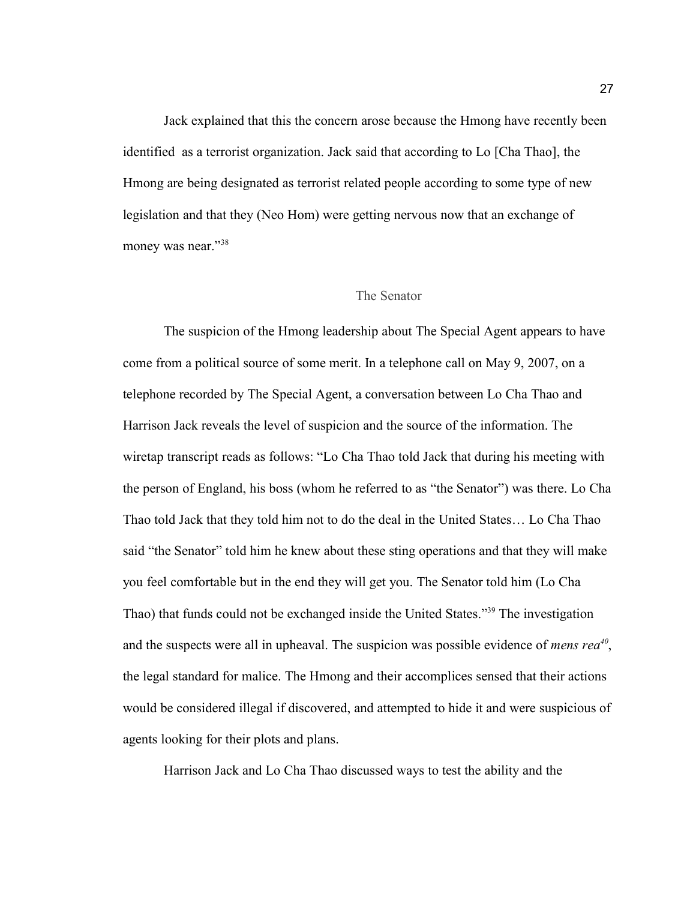Jack explained that this the concern arose because the Hmong have recently been identified as a terrorist organization. Jack said that according to Lo [Cha Thao], the Hmong are being designated as terrorist related people according to some type of new legislation and that they (Neo Hom) were getting nervous now that an exchange of money was near."[38]

## The Senator

The suspicion of the Hmong leadership about The Special Agent appears to have come from a political source of some merit. In a telephone call on May 9, 2007, on a telephone recorded by The Special Agent, a conversation between Lo Cha Thao and Harrison Jack reveals the level of suspicion and the source of the information. The wiretap transcript reads as follows: "Lo Cha Thao told Jack that during his meeting with the person of England, his boss (whom he referred to as "the Senator") was there. Lo Cha Thao told Jack that they told him not to do the deal in the United States… Lo Cha Thao said "the Senator" told him he knew about these sting operations and that they will make you feel comfortable but in the end they will get you. The Senator told him (Lo Cha Thao) that funds could not be exchanged inside the United States."[39] The investigation and the suspects were all in upheaval. The suspicion was possible evidence of *mens rea*[40], the legal standard for malice. The Hmong and their accomplices sensed that their actions would be considered illegal if discovered, and attempted to hide it and were suspicious of agents looking for their plots and plans.

Harrison Jack and Lo Cha Thao discussed ways to test the ability and the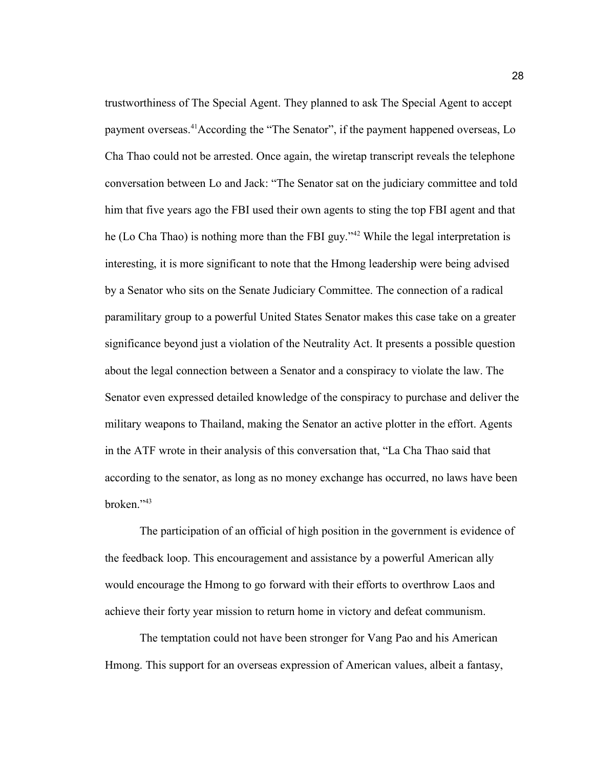trustworthiness of The Special Agent. They planned to ask The Special Agent to accept payment overseas.[41]According the "The Senator", if the payment happened overseas, Lo Cha Thao could not be arrested. Once again, the wiretap transcript reveals the telephone conversation between Lo and Jack: "The Senator sat on the judiciary committee and told him that five years ago the FBI used their own agents to sting the top FBI agent and that he (Lo Cha Thao) is nothing more than the FBI guy."[42] While the legal interpretation is interesting, it is more significant to note that the Hmong leadership were being advised by a Senator who sits on the Senate Judiciary Committee. The connection of a radical paramilitary group to a powerful United States Senator makes this case take on a greater significance beyond just a violation of the Neutrality Act. It presents a possible question about the legal connection between a Senator and a conspiracy to violate the law. The Senator even expressed detailed knowledge of the conspiracy to purchase and deliver the military weapons to Thailand, making the Senator an active plotter in the effort. Agents in the ATF wrote in their analysis of this conversation that, "La Cha Thao said that according to the senator, as long as no money exchange has occurred, no laws have been broken."[43]

The participation of an official of high position in the government is evidence of the feedback loop. This encouragement and assistance by a powerful American ally would encourage the Hmong to go forward with their efforts to overthrow Laos and achieve their forty year mission to return home in victory and defeat communism.

The temptation could not have been stronger for Vang Pao and his American Hmong. This support for an overseas expression of American values, albeit a fantasy,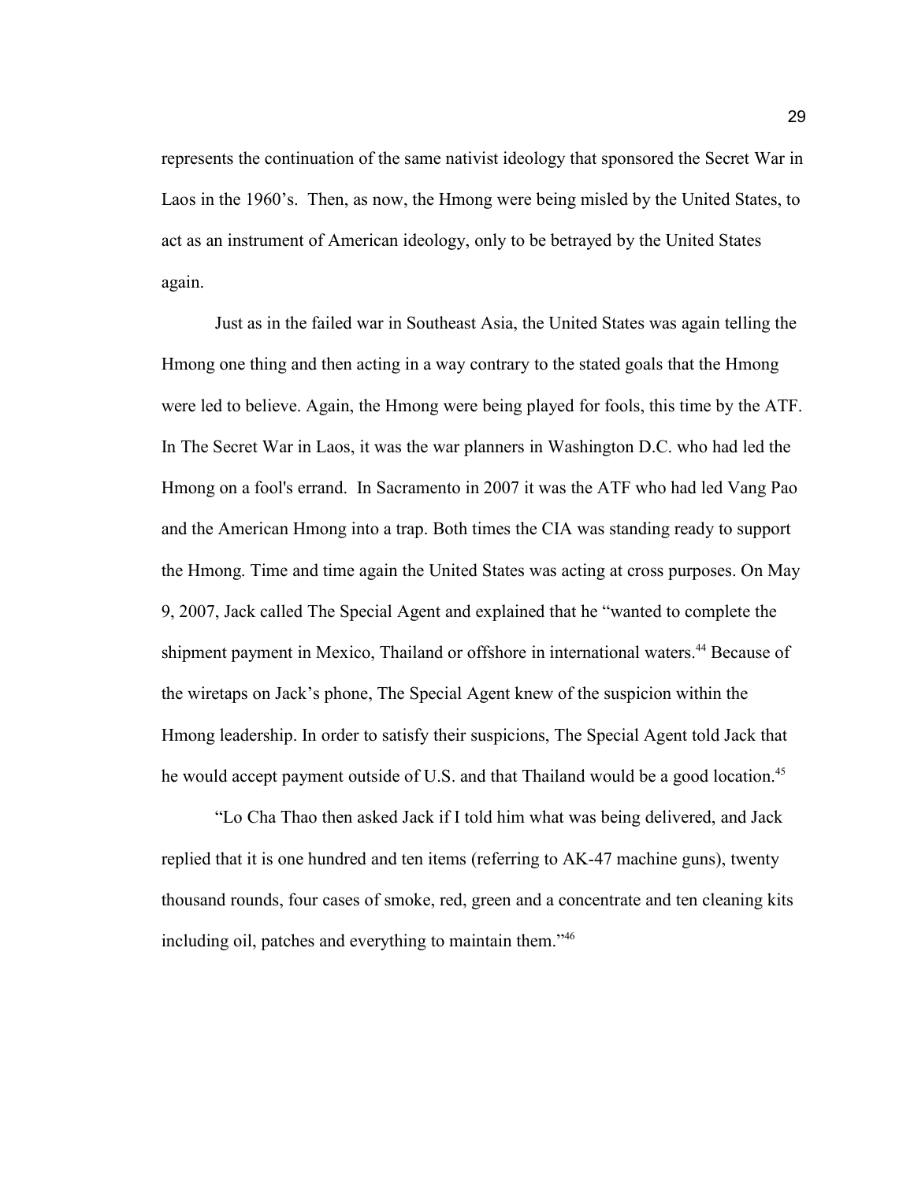represents the continuation of the same nativist ideology that sponsored the Secret War in Laos in the 1960's. Then, as now, the Hmong were being misled by the United States, to act as an instrument of American ideology, only to be betrayed by the United States again.

Just as in the failed war in Southeast Asia, the United States was again telling the Hmong one thing and then acting in a way contrary to the stated goals that the Hmong were led to believe. Again, the Hmong were being played for fools, this time by the ATF. In The Secret War in Laos, it was the war planners in Washington D.C. who had led the Hmong on a fool's errand. In Sacramento in 2007 it was the ATF who had led Vang Pao and the American Hmong into a trap. Both times the CIA was standing ready to support the Hmong. Time and time again the United States was acting at cross purposes. On May 9, 2007, Jack called The Special Agent and explained that he "wanted to complete the shipment payment in Mexico, Thailand or offshore in international waters.[44] Because of the wiretaps on Jack's phone, The Special Agent knew of the suspicion within the Hmong leadership. In order to satisfy their suspicions, The Special Agent told Jack that he would accept payment outside of U.S. and that Thailand would be a good location.[45]

"Lo Cha Thao then asked Jack if I told him what was being delivered, and Jack replied that it is one hundred and ten items (referring to AK-47 machine guns), twenty thousand rounds, four cases of smoke, red, green and a concentrate and ten cleaning kits including oil, patches and everything to maintain them."[46]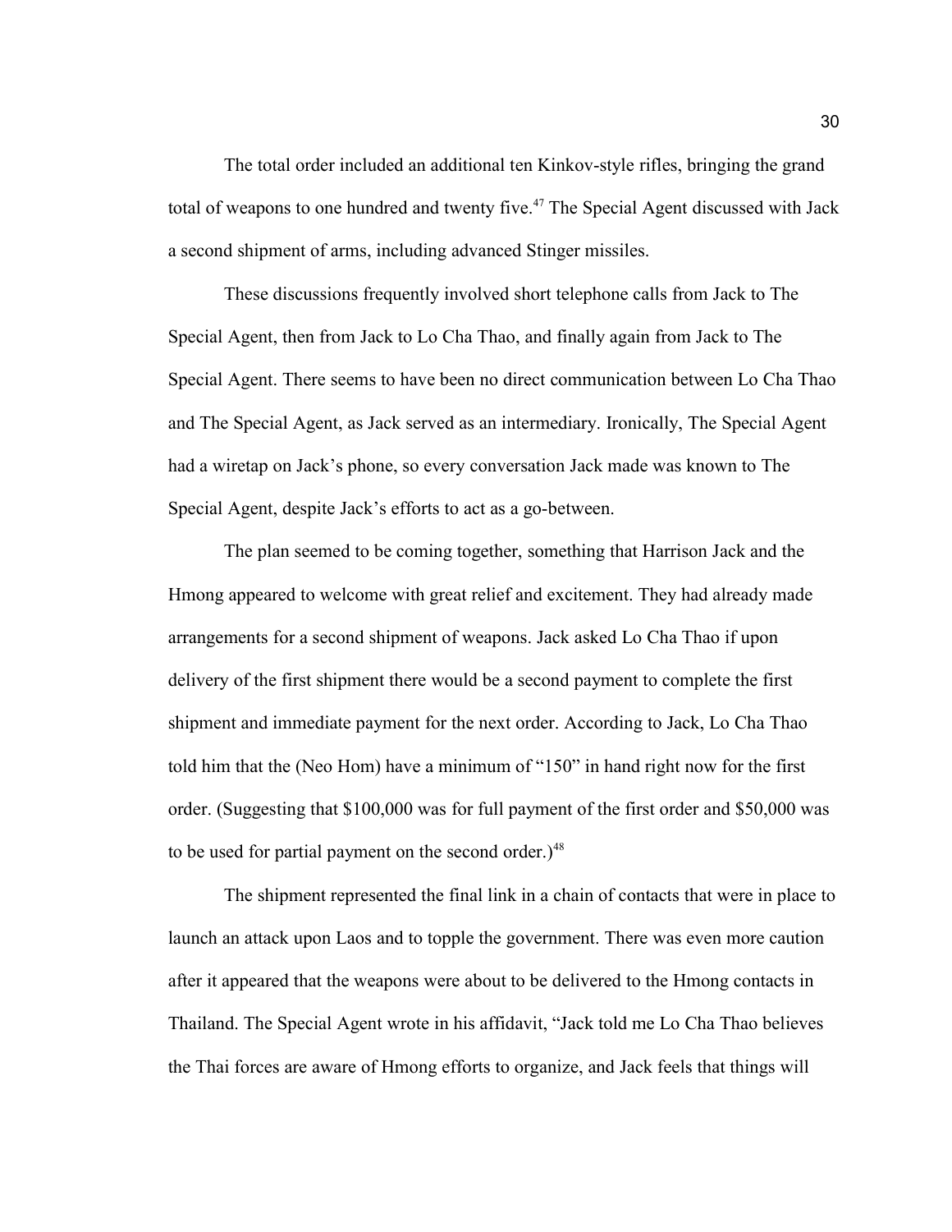The total order included an additional ten Kinkov-style rifles, bringing the grand total of weapons to one hundred and twenty five.[47] The Special Agent discussed with Jack a second shipment of arms, including advanced Stinger missiles.

These discussions frequently involved short telephone calls from Jack to The Special Agent, then from Jack to Lo Cha Thao, and finally again from Jack to The Special Agent. There seems to have been no direct communication between Lo Cha Thao and The Special Agent, as Jack served as an intermediary. Ironically, The Special Agent had a wiretap on Jack's phone, so every conversation Jack made was known to The Special Agent, despite Jack's efforts to act as a go-between.

The plan seemed to be coming together, something that Harrison Jack and the Hmong appeared to welcome with great relief and excitement. They had already made arrangements for a second shipment of weapons. Jack asked Lo Cha Thao if upon delivery of the first shipment there would be a second payment to complete the first shipment and immediate payment for the next order. According to Jack, Lo Cha Thao told him that the (Neo Hom) have a minimum of "150" in hand right now for the first order. (Suggesting that $100,000 was for full payment of the first order and $50,000 was to be used for partial payment on the second order.)[48]

The shipment represented the final link in a chain of contacts that were in place to launch an attack upon Laos and to topple the government. There was even more caution after it appeared that the weapons were about to be delivered to the Hmong contacts in Thailand. The Special Agent wrote in his affidavit, "Jack told me Lo Cha Thao believes the Thai forces are aware of Hmong efforts to organize, and Jack feels that things will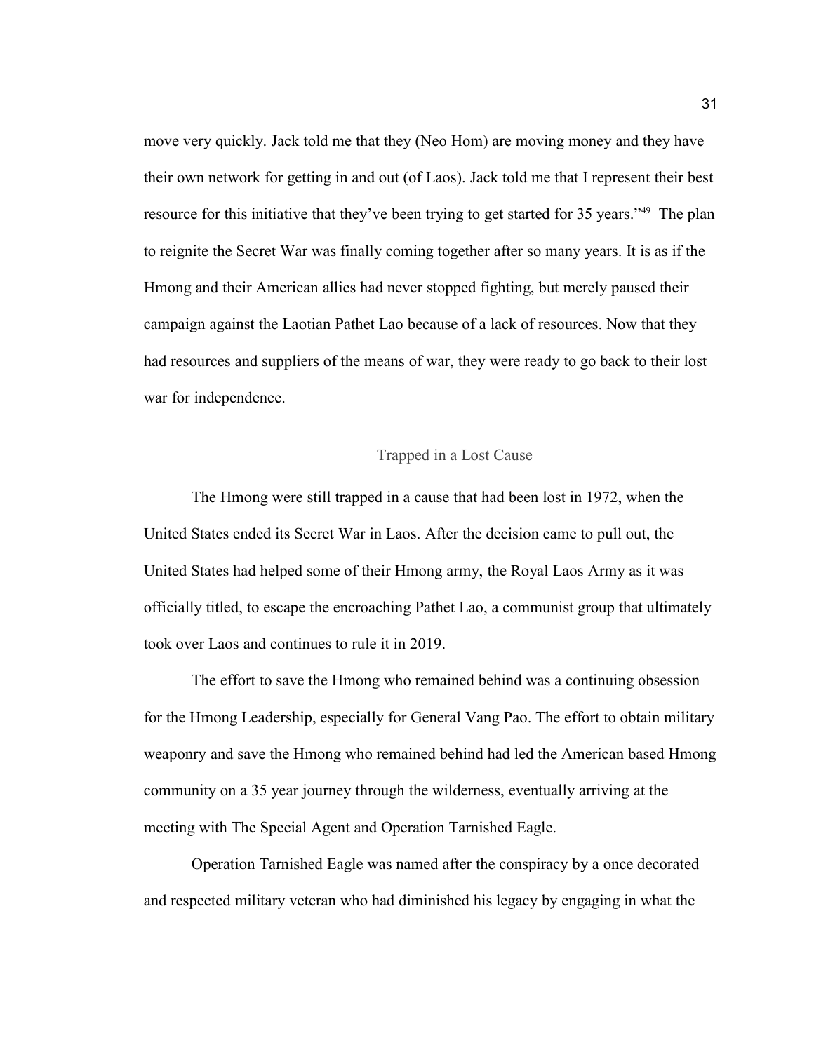move very quickly. Jack told me that they (Neo Hom) are moving money and they have their own network for getting in and out (of Laos). Jack told me that I represent their best resource for this initiative that they've been trying to get started for 35 years."[49] The plan to reignite the Secret War was finally coming together after so many years. It is as if the Hmong and their American allies had never stopped fighting, but merely paused their campaign against the Laotian Pathet Lao because of a lack of resources. Now that they had resources and suppliers of the means of war, they were ready to go back to their lost war for independence.

## Trapped in a Lost Cause

The Hmong were still trapped in a cause that had been lost in 1972, when the United States ended its Secret War in Laos. After the decision came to pull out, the United States had helped some of their Hmong army, the Royal Laos Army as it was officially titled, to escape the encroaching Pathet Lao, a communist group that ultimately took over Laos and continues to rule it in 2019.

The effort to save the Hmong who remained behind was a continuing obsession for the Hmong Leadership, especially for General Vang Pao. The effort to obtain military weaponry and save the Hmong who remained behind had led the American based Hmong community on a 35 year journey through the wilderness, eventually arriving at the meeting with The Special Agent and Operation Tarnished Eagle.

Operation Tarnished Eagle was named after the conspiracy by a once decorated and respected military veteran who had diminished his legacy by engaging in what the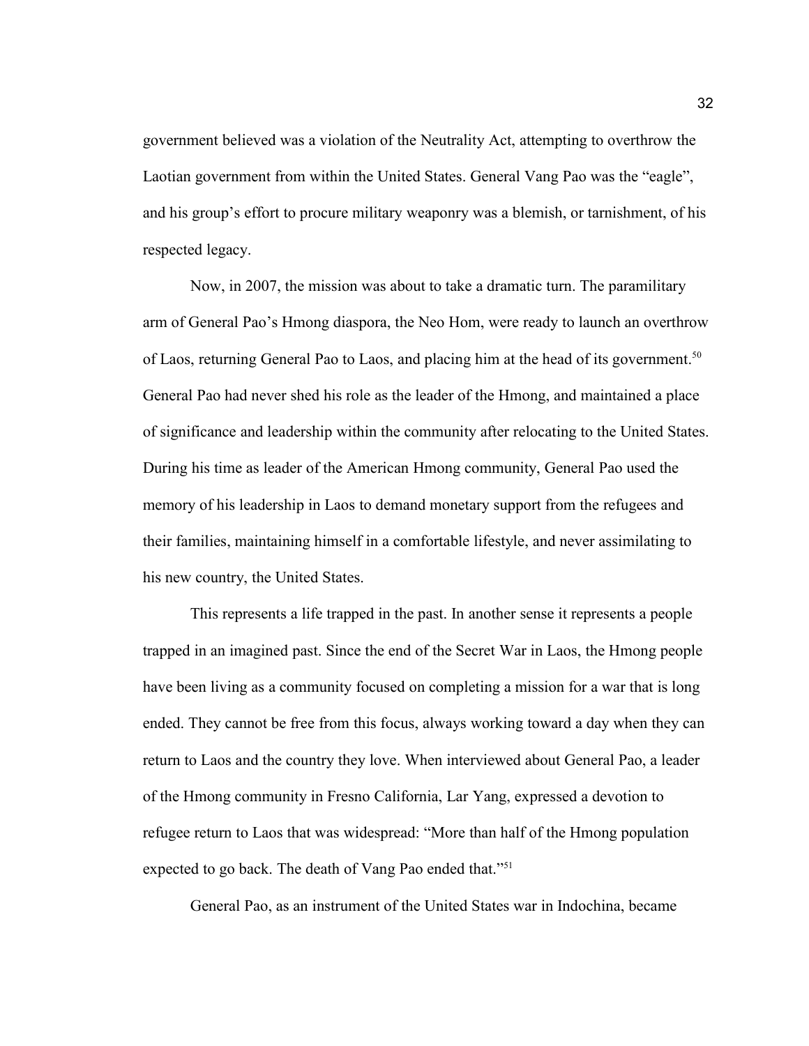government believed was a violation of the Neutrality Act, attempting to overthrow the Laotian government from within the United States. General Vang Pao was the "eagle", and his group's effort to procure military weaponry was a blemish, or tarnishment, of his respected legacy.

Now, in 2007, the mission was about to take a dramatic turn. The paramilitary arm of General Pao's Hmong diaspora, the Neo Hom, were ready to launch an overthrow of Laos, returning General Pao to Laos, and placing him at the head of its government.[50] General Pao had never shed his role as the leader of the Hmong, and maintained a place of significance and leadership within the community after relocating to the United States. During his time as leader of the American Hmong community, General Pao used the memory of his leadership in Laos to demand monetary support from the refugees and their families, maintaining himself in a comfortable lifestyle, and never assimilating to his new country, the United States.

This represents a life trapped in the past. In another sense it represents a people trapped in an imagined past. Since the end of the Secret War in Laos, the Hmong people have been living as a community focused on completing a mission for a war that is long ended. They cannot be free from this focus, always working toward a day when they can return to Laos and the country they love. When interviewed about General Pao, a leader of the Hmong community in Fresno California, Lar Yang, expressed a devotion to refugee return to Laos that was widespread: "More than half of the Hmong population expected to go back. The death of Vang Pao ended that."[51]

General Pao, as an instrument of the United States war in Indochina, became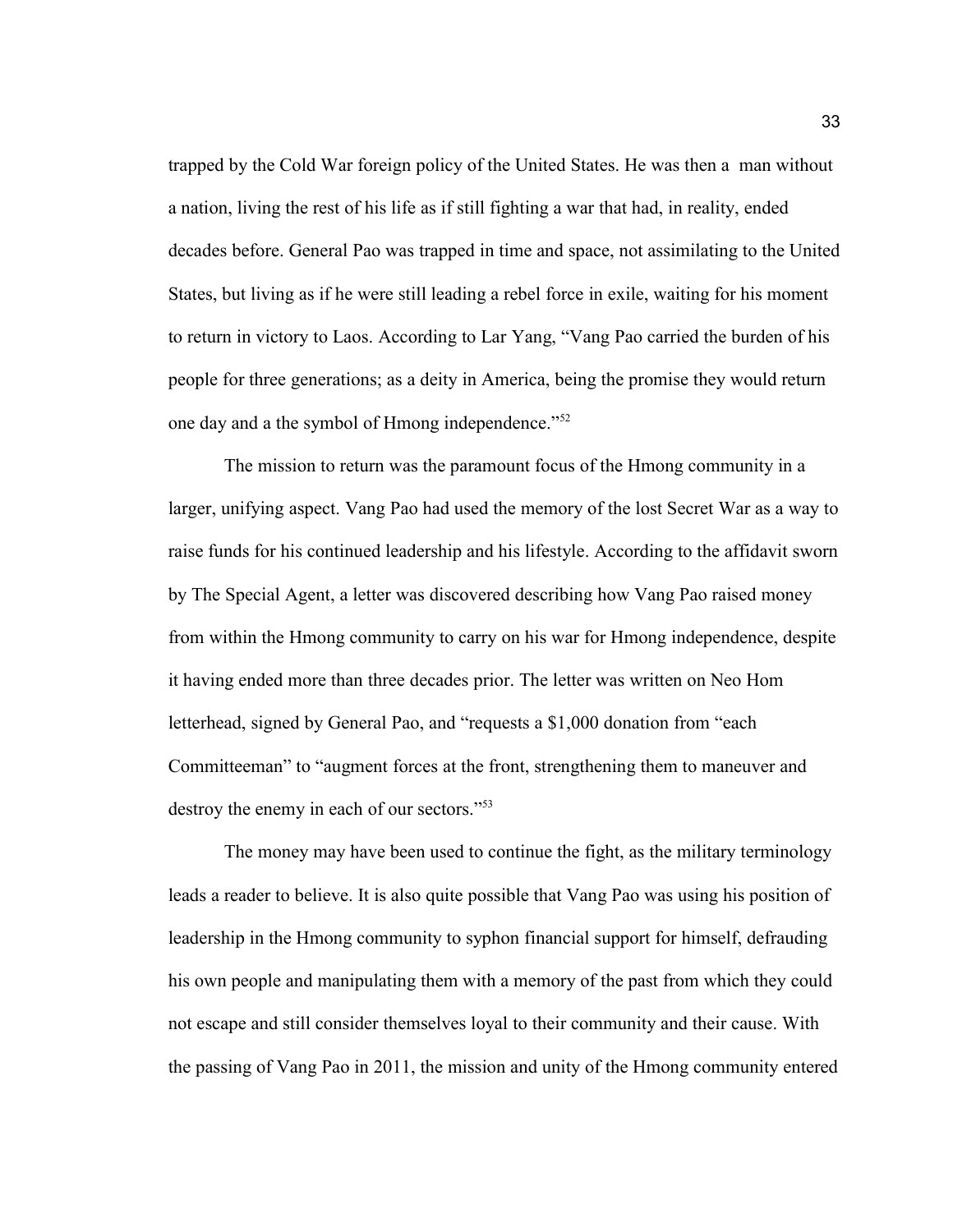trapped by the Cold War foreign policy of the United States. He was then a  man without a nation, living the rest of his life as if still fighting a war that had, in reality, ended decades before. General Pao was trapped in time and space, not assimilating to the United States, but living as if he were still leading a rebel force in exile, waiting for his moment to return in victory to Laos. According to Lar Yang, "Vang Pao carried the burden of his people for three generations; as a deity in America, being the promise they would return one day and a the symbol of Hmong independence."[52]

The mission to return was the paramount focus of the Hmong community in a larger, unifying aspect. Vang Pao had used the memory of the lost Secret War as a way to raise funds for his continued leadership and his lifestyle. According to the affidavit sworn by The Special Agent, a letter was discovered describing how Vang Pao raised money from within the Hmong community to carry on his war for Hmong independence, despite it having ended more than three decades prior. The letter was written on Neo Hom letterhead, signed by General Pao, and "requests a $1,000 donation from "each Committeeman" to "augment forces at the front, strengthening them to maneuver and destroy the enemy in each of our sectors."[53]

The money may have been used to continue the fight, as the military terminology leads a reader to believe. It is also quite possible that Vang Pao was using his position of leadership in the Hmong community to syphon financial support for himself, defrauding his own people and manipulating them with a memory of the past from which they could not escape and still consider themselves loyal to their community and their cause. With the passing of Vang Pao in 2011, the mission and unity of the Hmong community entered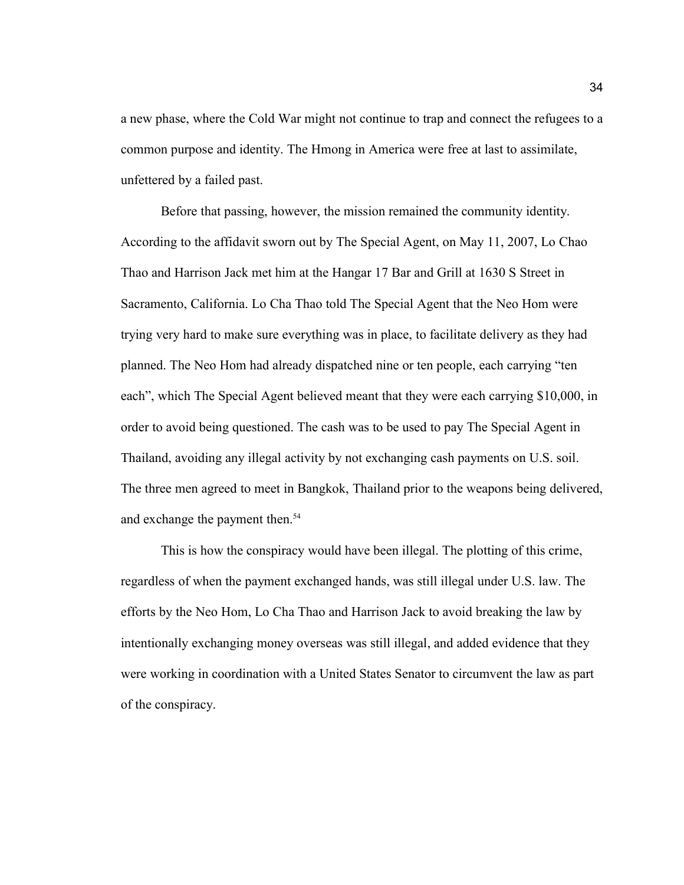a new phase, where the Cold War might not continue to trap and connect the refugees to a common purpose and identity. The Hmong in America were free at last to assimilate, unfettered by a failed past.

Before that passing, however, the mission remained the community identity. According to the affidavit sworn out by The Special Agent, on May 11, 2007, Lo Chao Thao and Harrison Jack met him at the Hangar 17 Bar and Grill at 1630 S Street in Sacramento, California. Lo Cha Thao told The Special Agent that the Neo Hom were trying very hard to make sure everything was in place, to facilitate delivery as they had planned. The Neo Hom had already dispatched nine or ten people, each carrying "ten each", which The Special Agent believed meant that they were each carrying $10,000, in order to avoid being questioned. The cash was to be used to pay The Special Agent in Thailand, avoiding any illegal activity by not exchanging cash payments on U.S. soil. The three men agreed to meet in Bangkok, Thailand prior to the weapons being delivered, and exchange the payment then.[54]

This is how the conspiracy would have been illegal. The plotting of this crime, regardless of when the payment exchanged hands, was still illegal under U.S. law. The efforts by the Neo Hom, Lo Cha Thao and Harrison Jack to avoid breaking the law by intentionally exchanging money overseas was still illegal, and added evidence that they were working in coordination with a United States Senator to circumvent the law as part of the conspiracy.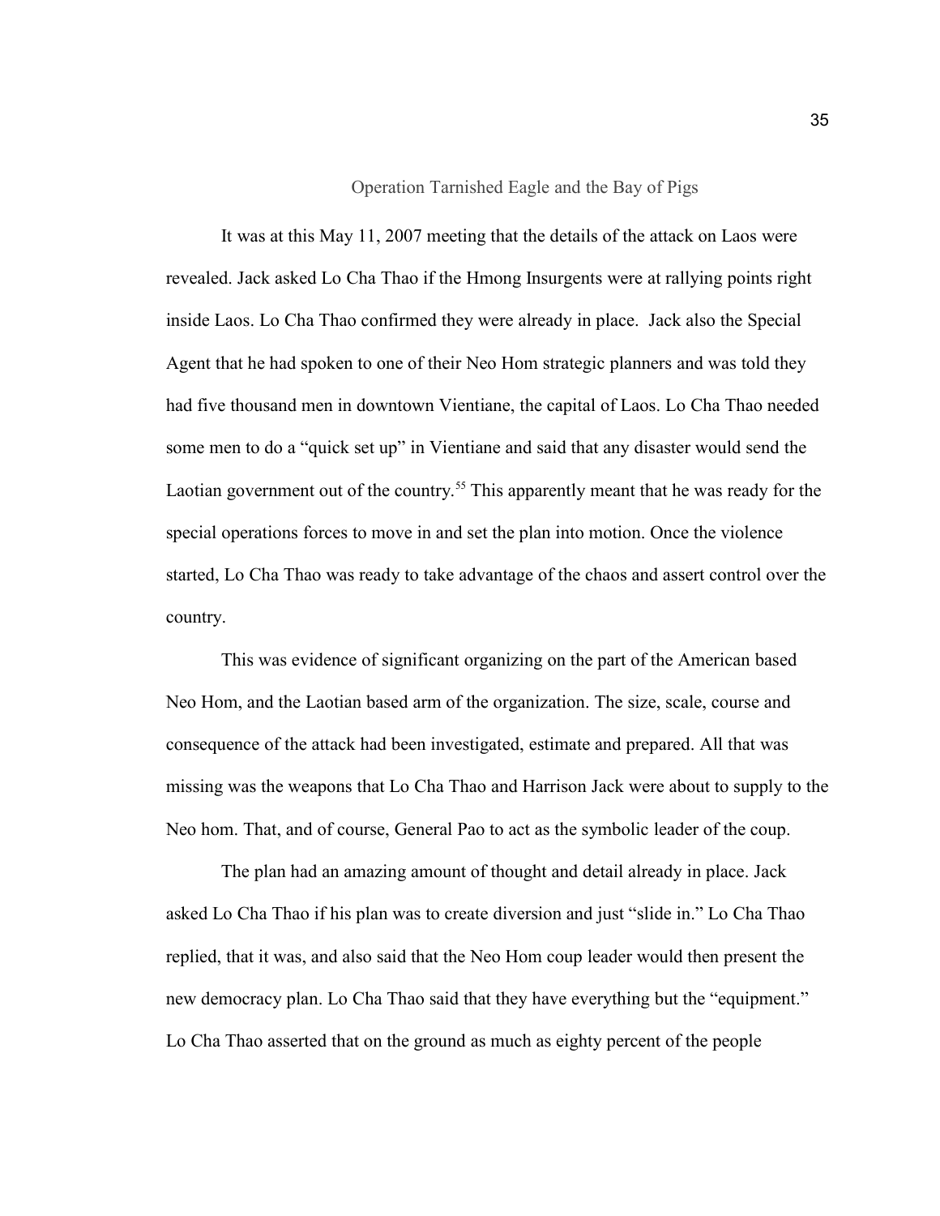## Operation Tarnished Eagle and the Bay of Pigs

It was at this May 11, 2007 meeting that the details of the attack on Laos were revealed. Jack asked Lo Cha Thao if the Hmong Insurgents were at rallying points right inside Laos. Lo Cha Thao confirmed they were already in place. Jack also the Special Agent that he had spoken to one of their Neo Hom strategic planners and was told they had five thousand men in downtown Vientiane, the capital of Laos. Lo Cha Thao needed some men to do a "quick set up" in Vientiane and said that any disaster would send the Laotian government out of the country.[55] This apparently meant that he was ready for the special operations forces to move in and set the plan into motion. Once the violence started, Lo Cha Thao was ready to take advantage of the chaos and assert control over the country.

This was evidence of significant organizing on the part of the American based Neo Hom, and the Laotian based arm of the organization. The size, scale, course and consequence of the attack had been investigated, estimate and prepared. All that was missing was the weapons that Lo Cha Thao and Harrison Jack were about to supply to the Neo hom. That, and of course, General Pao to act as the symbolic leader of the coup.

The plan had an amazing amount of thought and detail already in place. Jack asked Lo Cha Thao if his plan was to create diversion and just "slide in." Lo Cha Thao replied, that it was, and also said that the Neo Hom coup leader would then present the new democracy plan. Lo Cha Thao said that they have everything but the "equipment." Lo Cha Thao asserted that on the ground as much as eighty percent of the people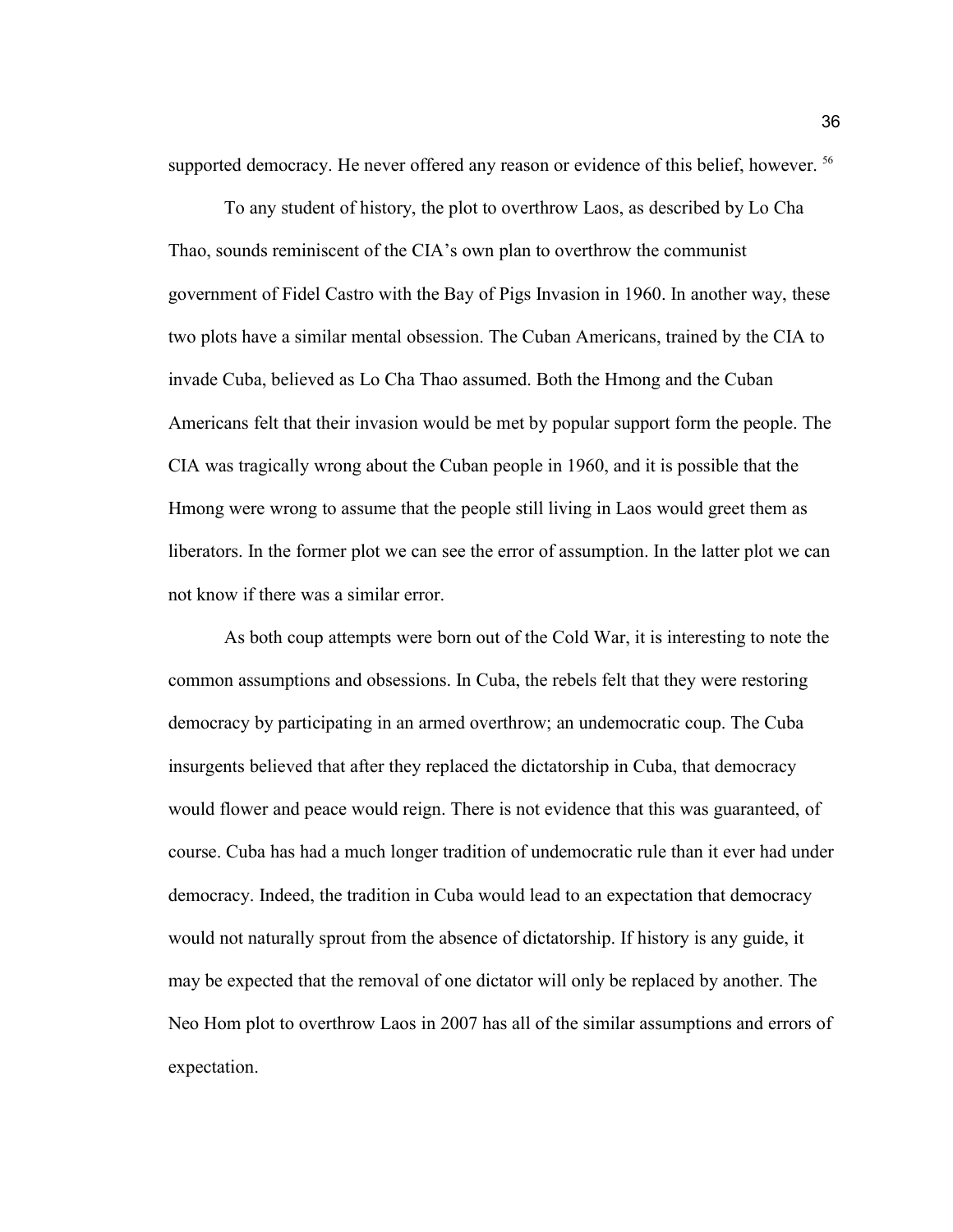supported democracy. He never offered any reason or evidence of this belief, however. [56]

To any student of history, the plot to overthrow Laos, as described by Lo Cha Thao, sounds reminiscent of the CIA's own plan to overthrow the communist government of Fidel Castro with the Bay of Pigs Invasion in 1960. In another way, these two plots have a similar mental obsession. The Cuban Americans, trained by the CIA to invade Cuba, believed as Lo Cha Thao assumed. Both the Hmong and the Cuban Americans felt that their invasion would be met by popular support form the people. The CIA was tragically wrong about the Cuban people in 1960, and it is possible that the Hmong were wrong to assume that the people still living in Laos would greet them as liberators. In the former plot we can see the error of assumption. In the latter plot we can not know if there was a similar error.

As both coup attempts were born out of the Cold War, it is interesting to note the common assumptions and obsessions. In Cuba, the rebels felt that they were restoring democracy by participating in an armed overthrow; an undemocratic coup. The Cuba insurgents believed that after they replaced the dictatorship in Cuba, that democracy would flower and peace would reign. There is not evidence that this was guaranteed, of course. Cuba has had a much longer tradition of undemocratic rule than it ever had under democracy. Indeed, the tradition in Cuba would lead to an expectation that democracy would not naturally sprout from the absence of dictatorship. If history is any guide, it may be expected that the removal of one dictator will only be replaced by another. The Neo Hom plot to overthrow Laos in 2007 has all of the similar assumptions and errors of expectation.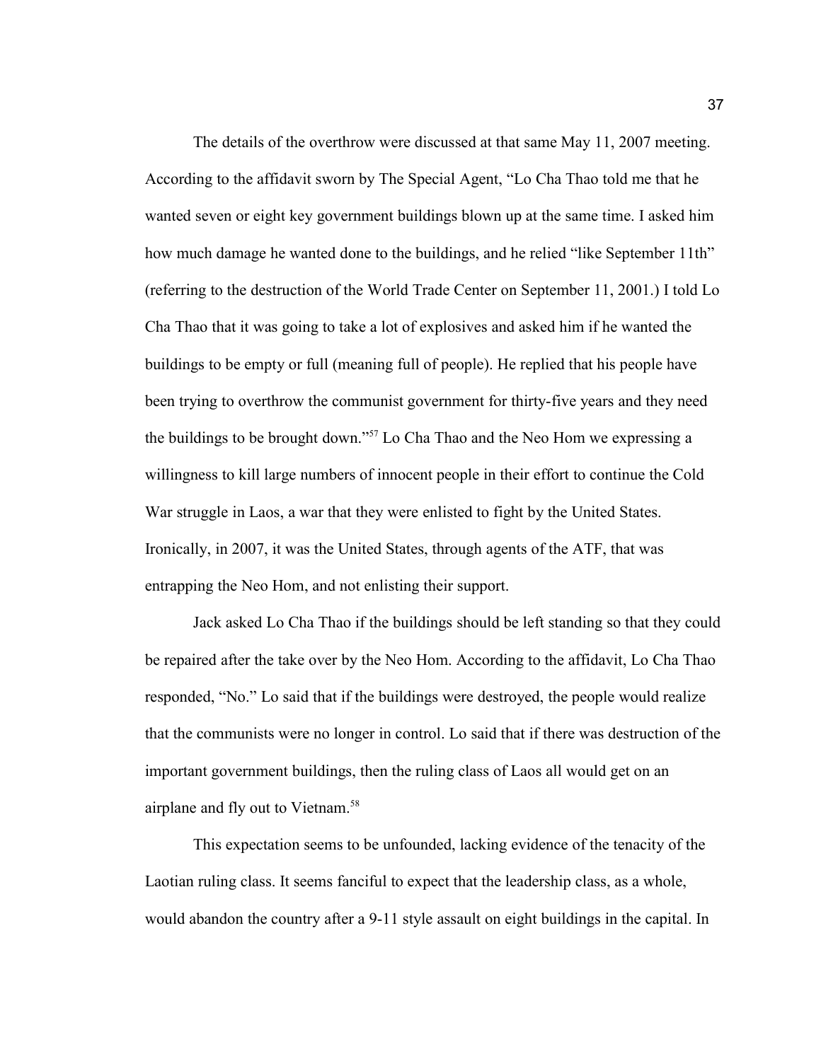The details of the overthrow were discussed at that same May 11, 2007 meeting. According to the affidavit sworn by The Special Agent, "Lo Cha Thao told me that he wanted seven or eight key government buildings blown up at the same time. I asked him how much damage he wanted done to the buildings, and he relied "like September 11th" (referring to the destruction of the World Trade Center on September 11, 2001.) I told Lo Cha Thao that it was going to take a lot of explosives and asked him if he wanted the buildings to be empty or full (meaning full of people). He replied that his people have been trying to overthrow the communist government for thirty-five years and they need the buildings to be brought down."[57] Lo Cha Thao and the Neo Hom we expressing a willingness to kill large numbers of innocent people in their effort to continue the Cold War struggle in Laos, a war that they were enlisted to fight by the United States. Ironically, in 2007, it was the United States, through agents of the ATF, that was entrapping the Neo Hom, and not enlisting their support.

Jack asked Lo Cha Thao if the buildings should be left standing so that they could be repaired after the take over by the Neo Hom. According to the affidavit, Lo Cha Thao responded, "No." Lo said that if the buildings were destroyed, the people would realize that the communists were no longer in control. Lo said that if there was destruction of the important government buildings, then the ruling class of Laos all would get on an airplane and fly out to Vietnam.[58]

This expectation seems to be unfounded, lacking evidence of the tenacity of the Laotian ruling class. It seems fanciful to expect that the leadership class, as a whole, would abandon the country after a 9-11 style assault on eight buildings in the capital. In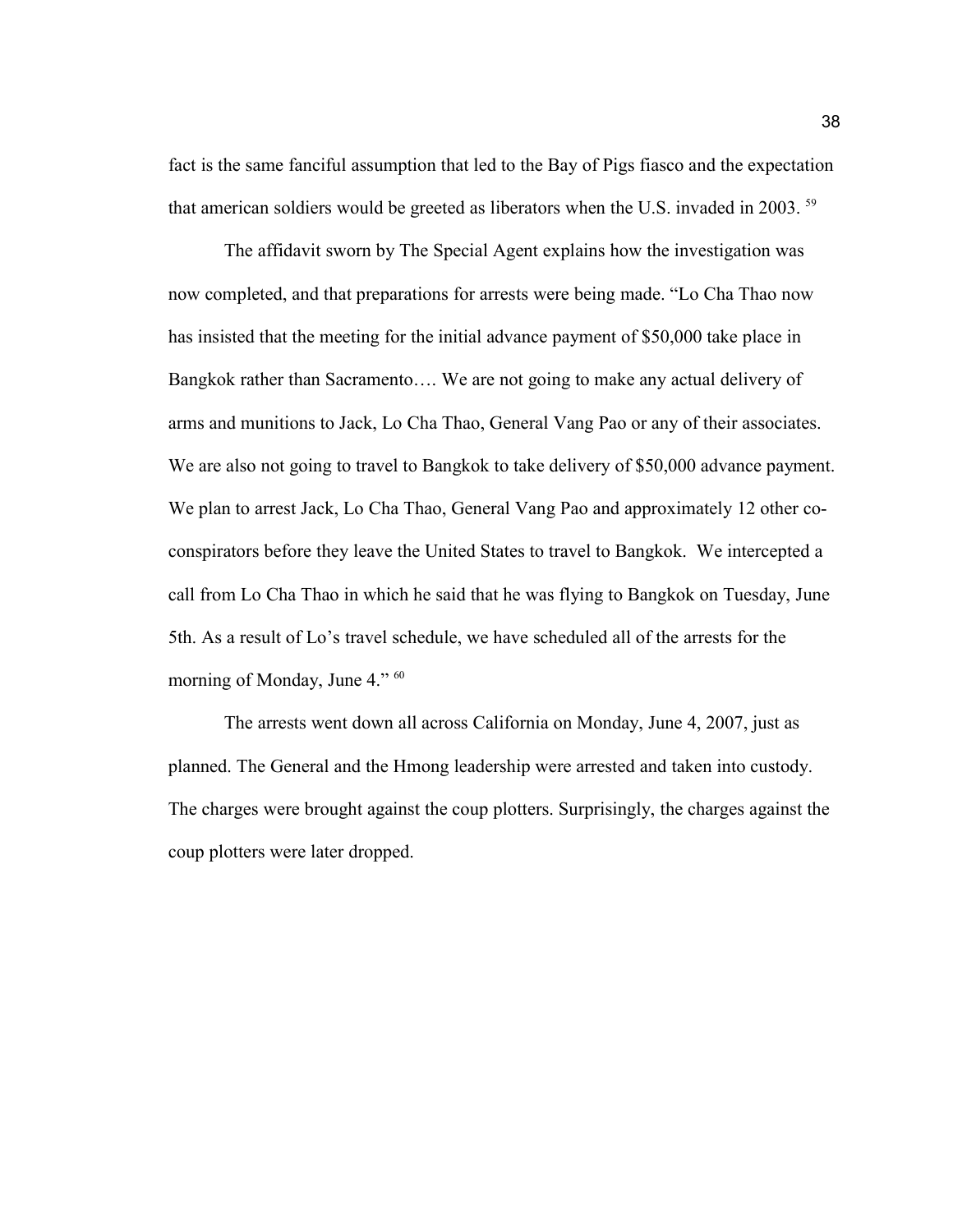fact is the same fanciful assumption that led to the Bay of Pigs fiasco and the expectation that american soldiers would be greeted as liberators when the U.S. invaded in 2003. [59]

The affidavit sworn by The Special Agent explains how the investigation was now completed, and that preparations for arrests were being made. "Lo Cha Thao now has insisted that the meeting for the initial advance payment of $50,000 take place in Bangkok rather than Sacramento…. We are not going to make any actual delivery of arms and munitions to Jack, Lo Cha Thao, General Vang Pao or any of their associates. We are also not going to travel to Bangkok to take delivery of $50,000 advance payment. We plan to arrest Jack, Lo Cha Thao, General Vang Pao and approximately 12 other co-conspirators before they leave the United States to travel to Bangkok. We intercepted a call from Lo Cha Thao in which he said that he was flying to Bangkok on Tuesday, June 5th. As a result of Lo's travel schedule, we have scheduled all of the arrests for the morning of Monday, June 4." [60]

The arrests went down all across California on Monday, June 4, 2007, just as planned. The General and the Hmong leadership were arrested and taken into custody. The charges were brought against the coup plotters. Surprisingly, the charges against the coup plotters were later dropped.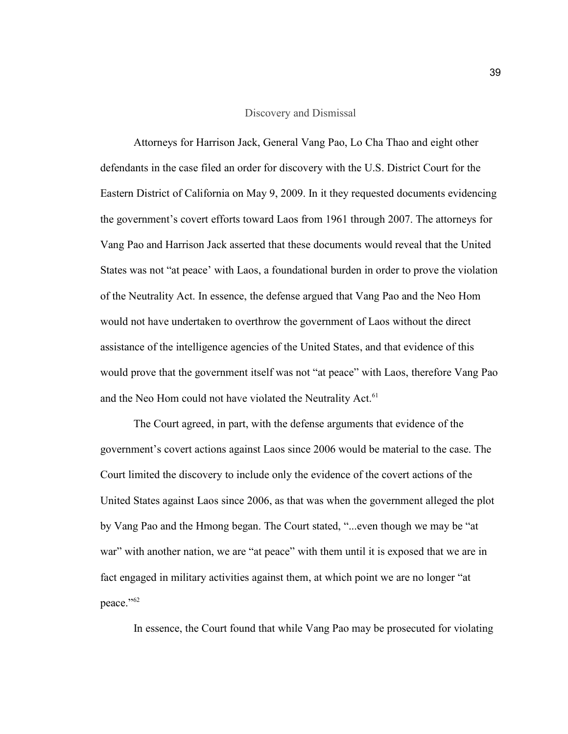## Discovery and Dismissal

Attorneys for Harrison Jack, General Vang Pao, Lo Cha Thao and eight other defendants in the case filed an order for discovery with the U.S. District Court for the Eastern District of California on May 9, 2009. In it they requested documents evidencing the government's covert efforts toward Laos from 1961 through 2007. The attorneys for Vang Pao and Harrison Jack asserted that these documents would reveal that the United States was not "at peace' with Laos, a foundational burden in order to prove the violation of the Neutrality Act. In essence, the defense argued that Vang Pao and the Neo Hom would not have undertaken to overthrow the government of Laos without the direct assistance of the intelligence agencies of the United States, and that evidence of this would prove that the government itself was not "at peace" with Laos, therefore Vang Pao and the Neo Hom could not have violated the Neutrality Act.[61]

The Court agreed, in part, with the defense arguments that evidence of the government's covert actions against Laos since 2006 would be material to the case. The Court limited the discovery to include only the evidence of the covert actions of the United States against Laos since 2006, as that was when the government alleged the plot by Vang Pao and the Hmong began. The Court stated, "...even though we may be "at war" with another nation, we are "at peace" with them until it is exposed that we are in fact engaged in military activities against them, at which point we are no longer "at peace."[62]

In essence, the Court found that while Vang Pao may be prosecuted for violating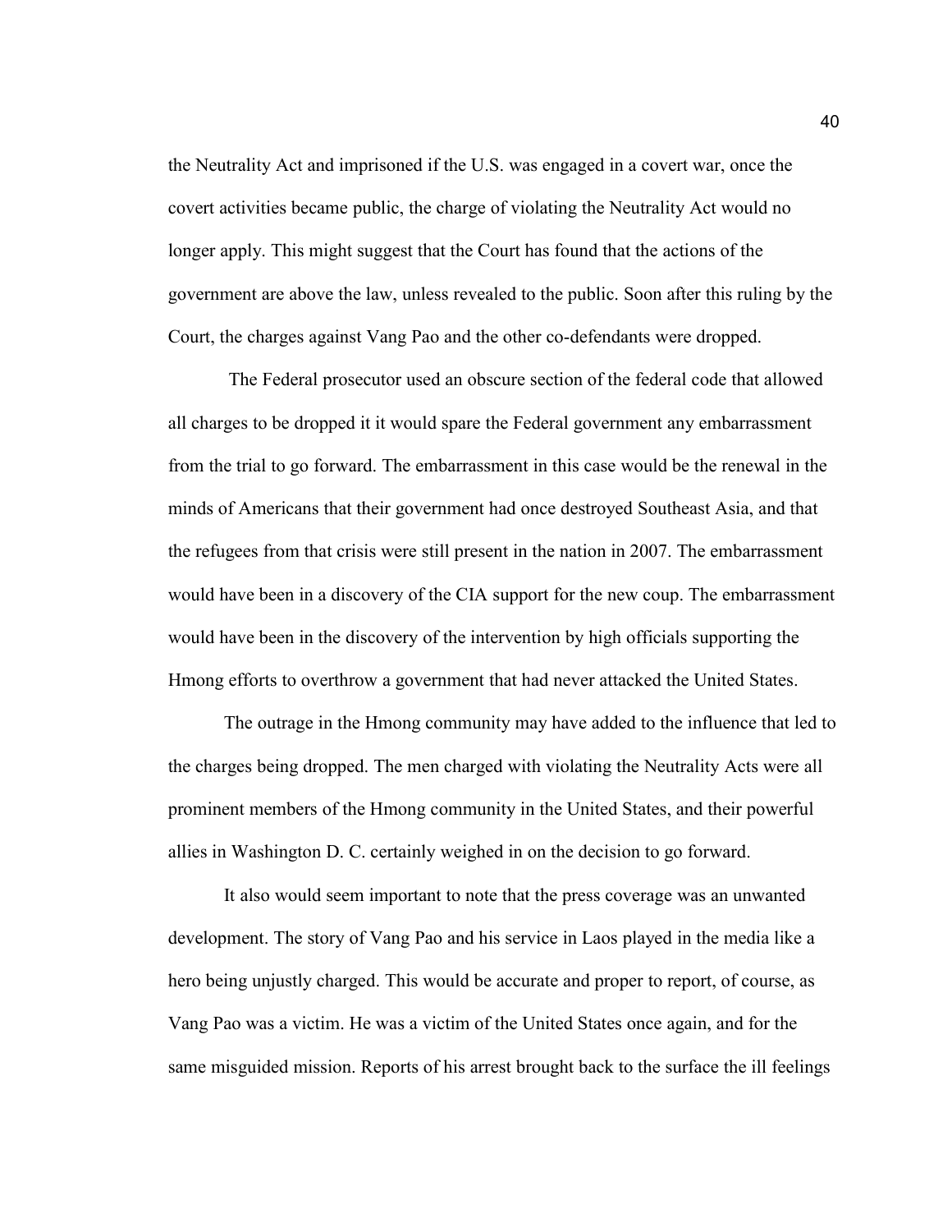the Neutrality Act and imprisoned if the U.S. was engaged in a covert war, once the covert activities became public, the charge of violating the Neutrality Act would no longer apply. This might suggest that the Court has found that the actions of the government are above the law, unless revealed to the public. Soon after this ruling by the Court, the charges against Vang Pao and the other co-defendants were dropped.

The Federal prosecutor used an obscure section of the federal code that allowed all charges to be dropped it it would spare the Federal government any embarrassment from the trial to go forward. The embarrassment in this case would be the renewal in the minds of Americans that their government had once destroyed Southeast Asia, and that the refugees from that crisis were still present in the nation in 2007. The embarrassment would have been in a discovery of the CIA support for the new coup. The embarrassment would have been in the discovery of the intervention by high officials supporting the Hmong efforts to overthrow a government that had never attacked the United States.

The outrage in the Hmong community may have added to the influence that led to the charges being dropped. The men charged with violating the Neutrality Acts were all prominent members of the Hmong community in the United States, and their powerful allies in Washington D. C. certainly weighed in on the decision to go forward.

It also would seem important to note that the press coverage was an unwanted development. The story of Vang Pao and his service in Laos played in the media like a hero being unjustly charged. This would be accurate and proper to report, of course, as Vang Pao was a victim. He was a victim of the United States once again, and for the same misguided mission. Reports of his arrest brought back to the surface the ill feelings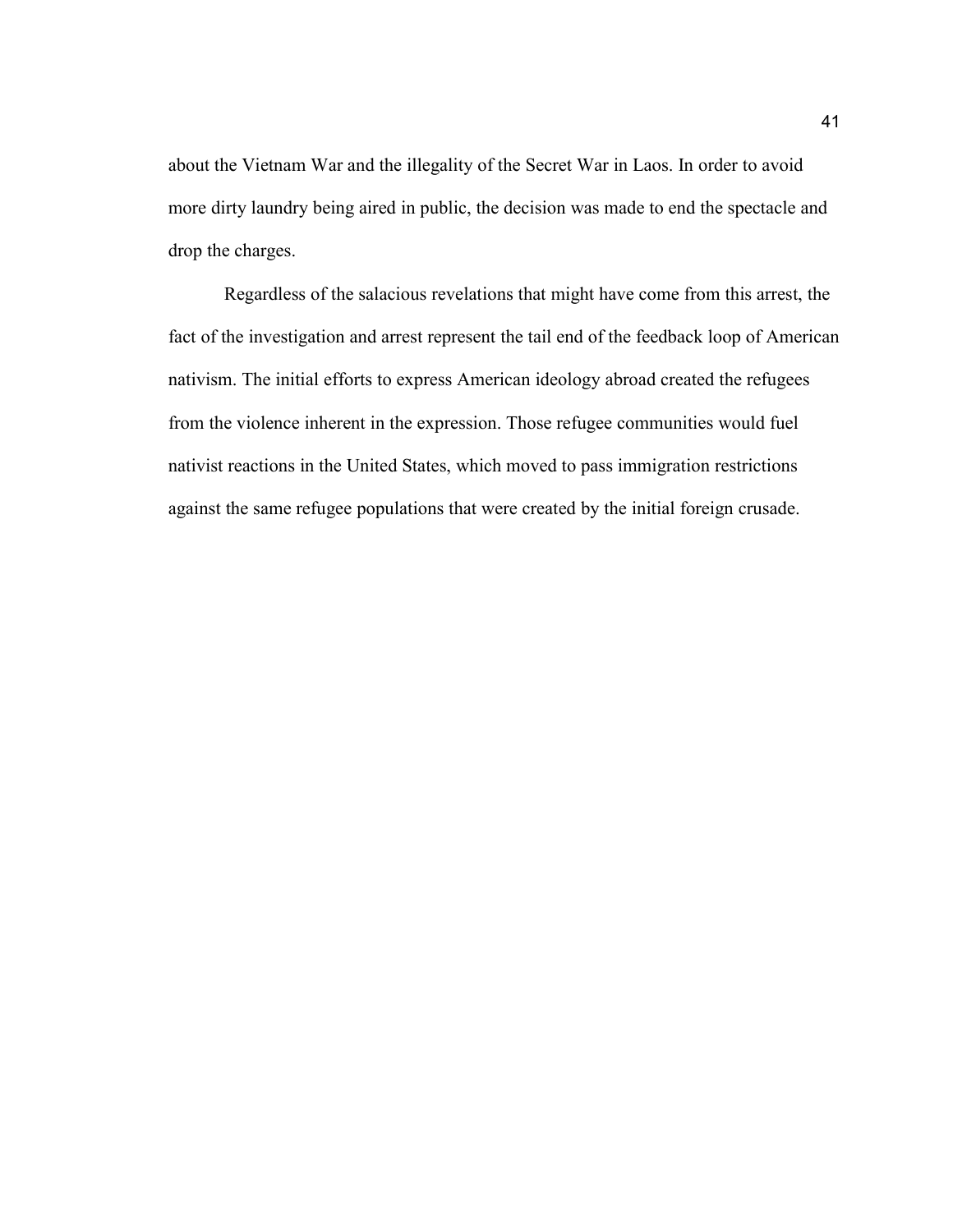about the Vietnam War and the illegality of the Secret War in Laos. In order to avoid more dirty laundry being aired in public, the decision was made to end the spectacle and drop the charges.

Regardless of the salacious revelations that might have come from this arrest, the fact of the investigation and arrest represent the tail end of the feedback loop of American nativism. The initial efforts to express American ideology abroad created the refugees from the violence inherent in the expression. Those refugee communities would fuel nativist reactions in the United States, which moved to pass immigration restrictions against the same refugee populations that were created by the initial foreign crusade.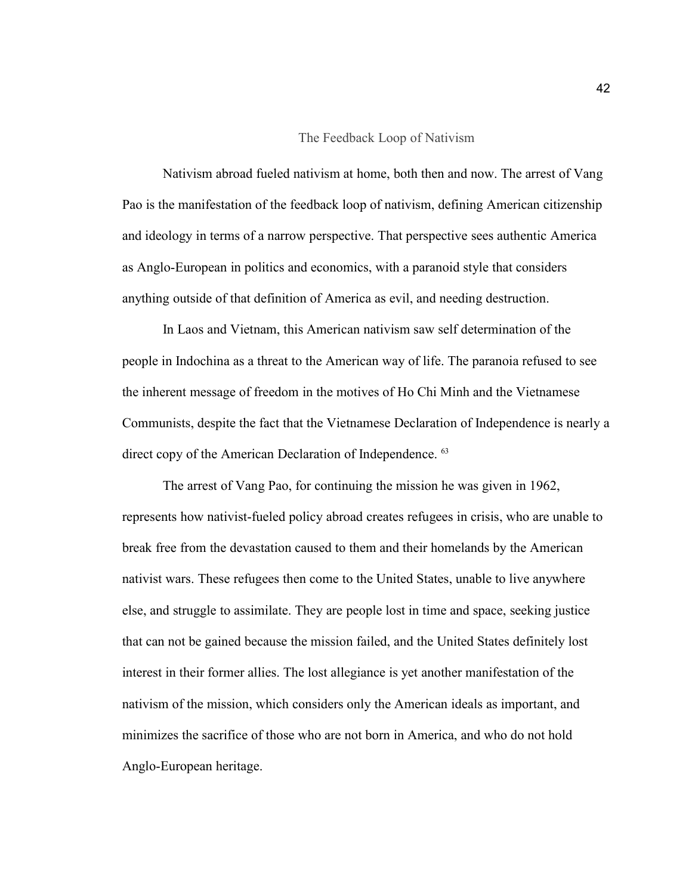## The Feedback Loop of Nativism

Nativism abroad fueled nativism at home, both then and now. The arrest of Vang Pao is the manifestation of the feedback loop of nativism, defining American citizenship and ideology in terms of a narrow perspective. That perspective sees authentic America as Anglo-European in politics and economics, with a paranoid style that considers anything outside of that definition of America as evil, and needing destruction.

In Laos and Vietnam, this American nativism saw self determination of the people in Indochina as a threat to the American way of life. The paranoia refused to see the inherent message of freedom in the motives of Ho Chi Minh and the Vietnamese Communists, despite the fact that the Vietnamese Declaration of Independence is nearly a direct copy of the American Declaration of Independence. [63]

The arrest of Vang Pao, for continuing the mission he was given in 1962, represents how nativist-fueled policy abroad creates refugees in crisis, who are unable to break free from the devastation caused to them and their homelands by the American nativist wars. These refugees then come to the United States, unable to live anywhere else, and struggle to assimilate. They are people lost in time and space, seeking justice that can not be gained because the mission failed, and the United States definitely lost interest in their former allies. The lost allegiance is yet another manifestation of the nativism of the mission, which considers only the American ideals as important, and minimizes the sacrifice of those who are not born in America, and who do not hold Anglo-European heritage.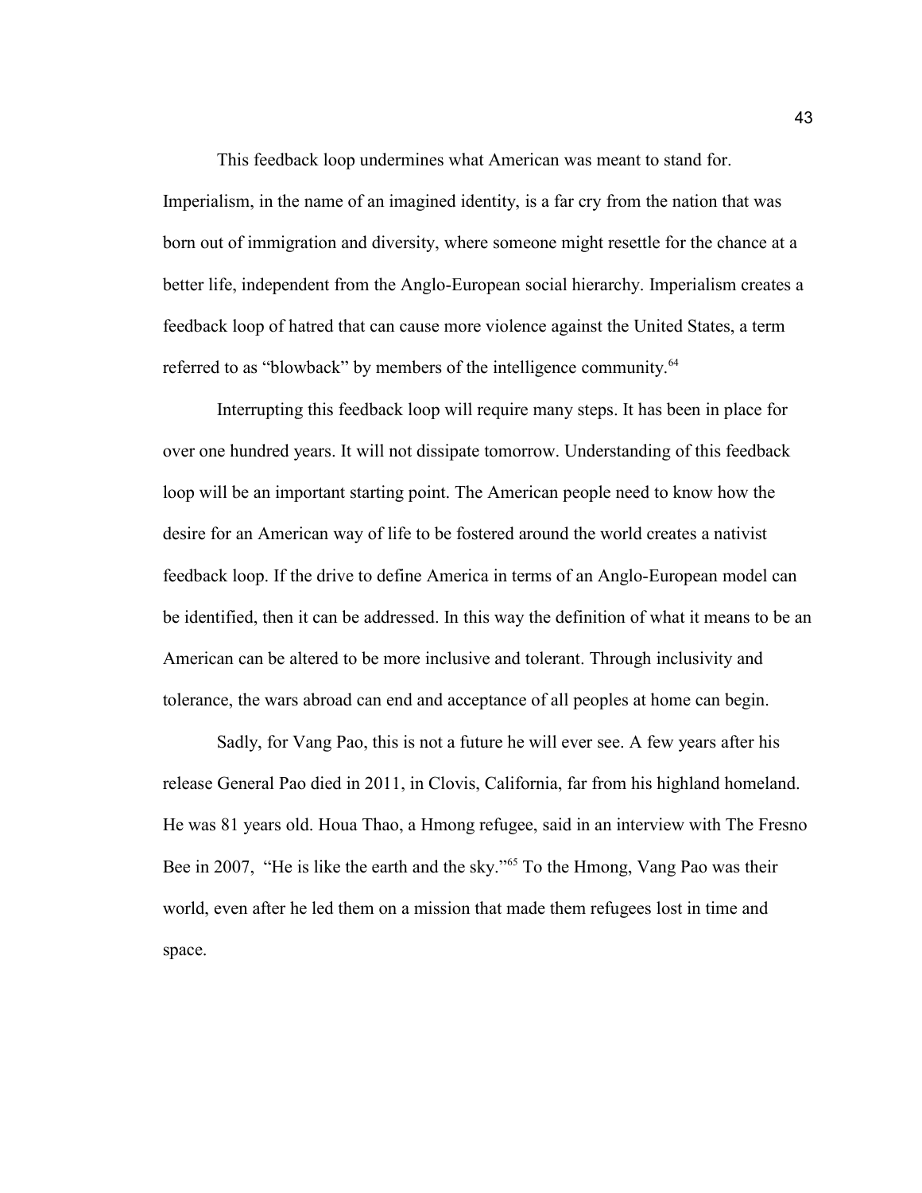This feedback loop undermines what American was meant to stand for. Imperialism, in the name of an imagined identity, is a far cry from the nation that was born out of immigration and diversity, where someone might resettle for the chance at a better life, independent from the Anglo-European social hierarchy. Imperialism creates a feedback loop of hatred that can cause more violence against the United States, a term referred to as "blowback" by members of the intelligence community.[64]

Interrupting this feedback loop will require many steps. It has been in place for over one hundred years. It will not dissipate tomorrow. Understanding of this feedback loop will be an important starting point. The American people need to know how the desire for an American way of life to be fostered around the world creates a nativist feedback loop. If the drive to define America in terms of an Anglo-European model can be identified, then it can be addressed. In this way the definition of what it means to be an American can be altered to be more inclusive and tolerant. Through inclusivity and tolerance, the wars abroad can end and acceptance of all peoples at home can begin.

Sadly, for Vang Pao, this is not a future he will ever see. A few years after his release General Pao died in 2011, in Clovis, California, far from his highland homeland. He was 81 years old. Houa Thao, a Hmong refugee, said in an interview with The Fresno Bee in 2007, "He is like the earth and the sky."[65] To the Hmong, Vang Pao was their world, even after he led them on a mission that made them refugees lost in time and space.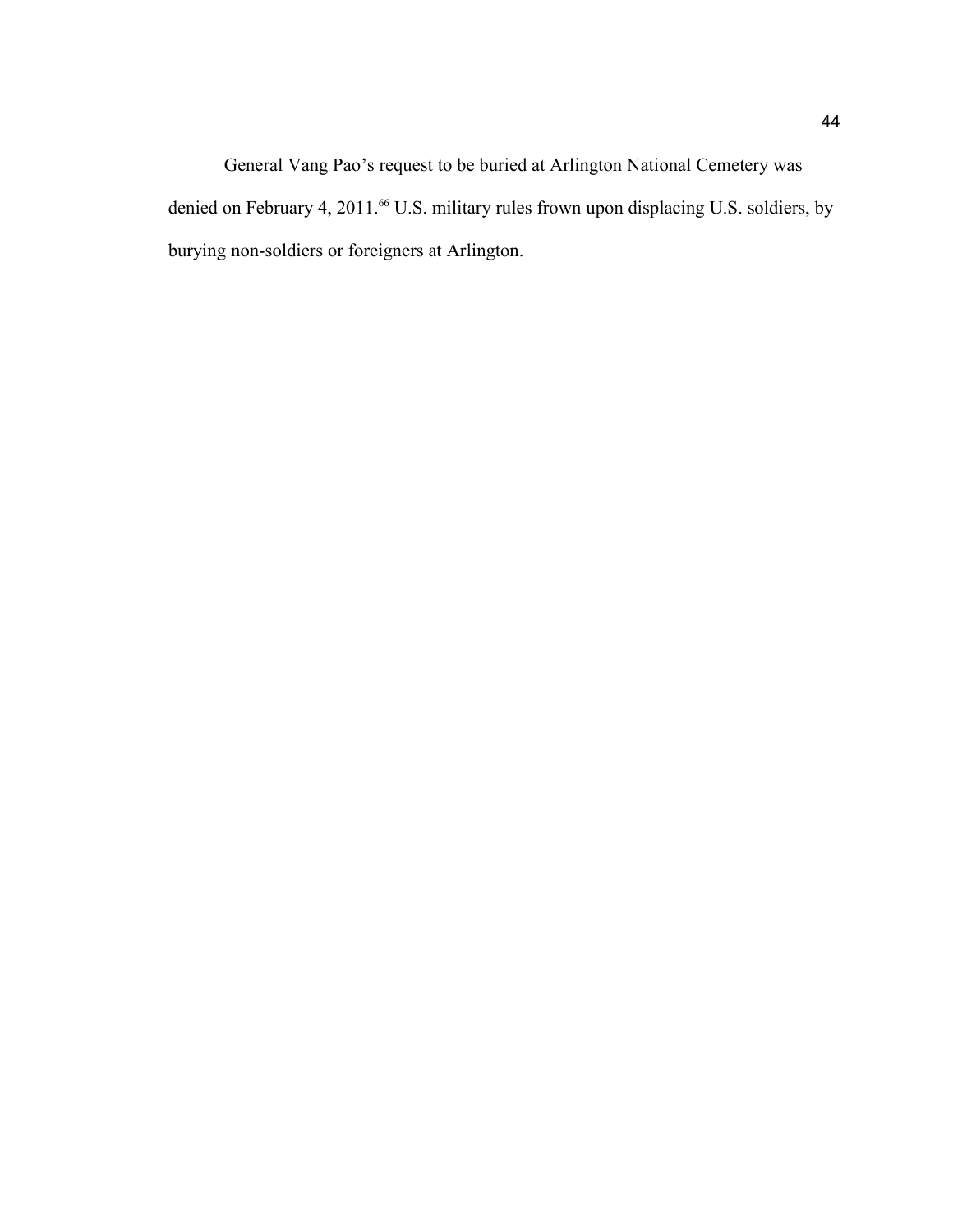General Vang Pao's request to be buried at Arlington National Cemetery was denied on February 4, 2011.[66] U.S. military rules frown upon displacing U.S. soldiers, by burying non-soldiers or foreigners at Arlington.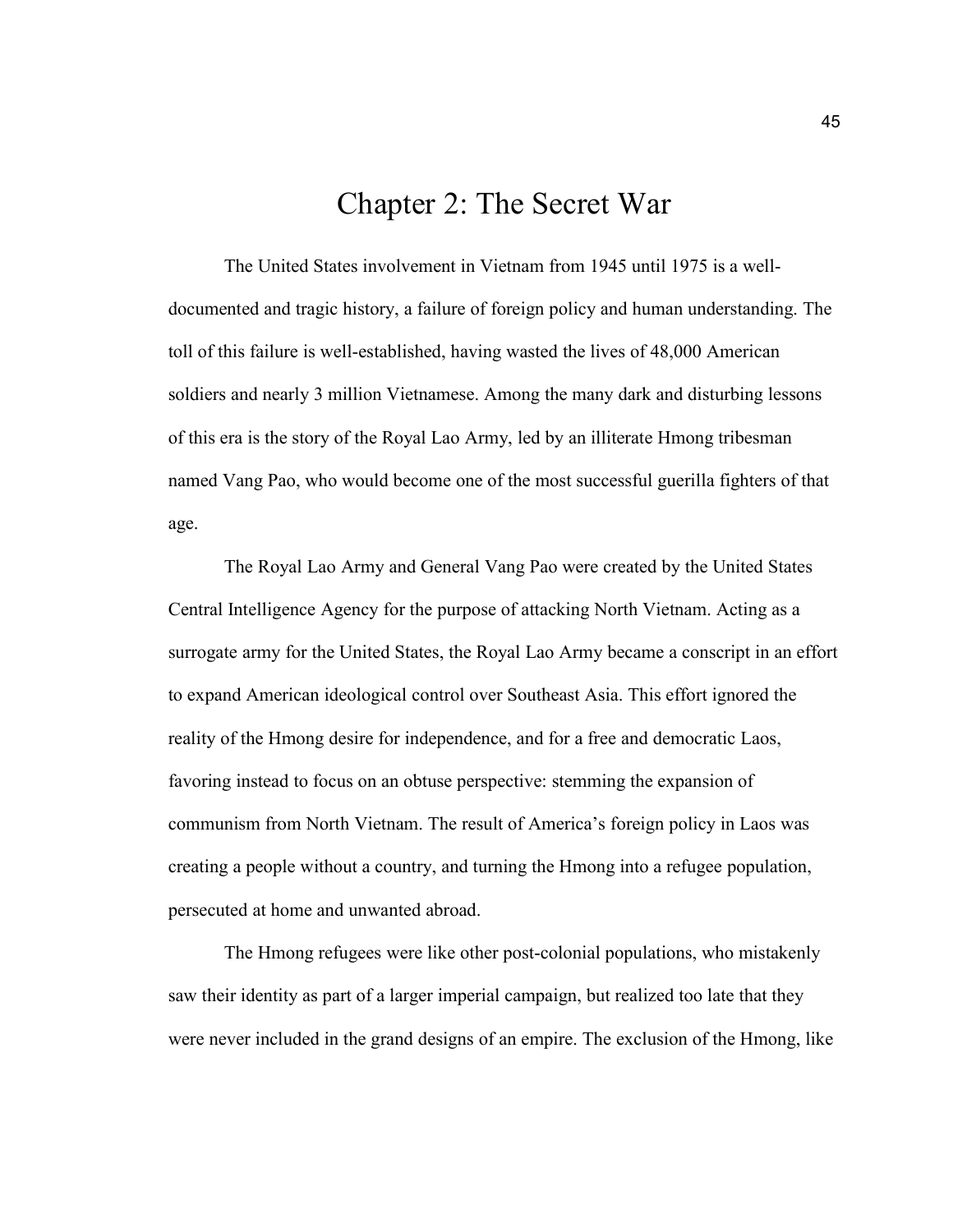# Chapter 2: The Secret War

The United States involvement in Vietnam from 1945 until 1975 is a well-documented and tragic history, a failure of foreign policy and human understanding. The toll of this failure is well-established, having wasted the lives of 48,000 American soldiers and nearly 3 million Vietnamese. Among the many dark and disturbing lessons of this era is the story of the Royal Lao Army, led by an illiterate Hmong tribesman named Vang Pao, who would become one of the most successful guerilla fighters of that age.

The Royal Lao Army and General Vang Pao were created by the United States Central Intelligence Agency for the purpose of attacking North Vietnam. Acting as a surrogate army for the United States, the Royal Lao Army became a conscript in an effort to expand American ideological control over Southeast Asia. This effort ignored the reality of the Hmong desire for independence, and for a free and democratic Laos, favoring instead to focus on an obtuse perspective: stemming the expansion of communism from North Vietnam. The result of America's foreign policy in Laos was creating a people without a country, and turning the Hmong into a refugee population, persecuted at home and unwanted abroad.

The Hmong refugees were like other post-colonial populations, who mistakenly saw their identity as part of a larger imperial campaign, but realized too late that they were never included in the grand designs of an empire. The exclusion of the Hmong, like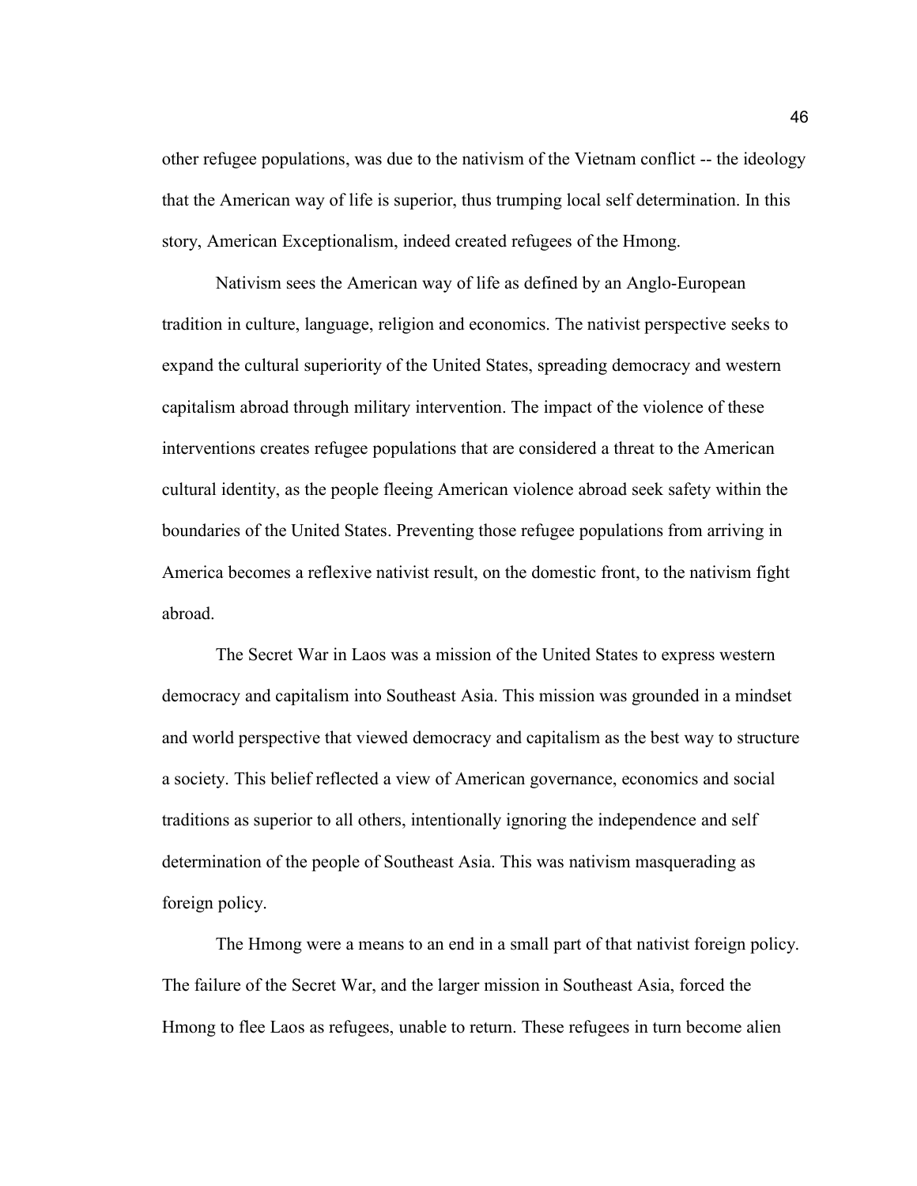other refugee populations, was due to the nativism of the Vietnam conflict -- the ideology that the American way of life is superior, thus trumping local self determination. In this story, American Exceptionalism, indeed created refugees of the Hmong.

Nativism sees the American way of life as defined by an Anglo-European tradition in culture, language, religion and economics. The nativist perspective seeks to expand the cultural superiority of the United States, spreading democracy and western capitalism abroad through military intervention. The impact of the violence of these interventions creates refugee populations that are considered a threat to the American cultural identity, as the people fleeing American violence abroad seek safety within the boundaries of the United States. Preventing those refugee populations from arriving in America becomes a reflexive nativist result, on the domestic front, to the nativism fight abroad.

The Secret War in Laos was a mission of the United States to express western democracy and capitalism into Southeast Asia. This mission was grounded in a mindset and world perspective that viewed democracy and capitalism as the best way to structure a society. This belief reflected a view of American governance, economics and social traditions as superior to all others, intentionally ignoring the independence and self determination of the people of Southeast Asia. This was nativism masquerading as foreign policy.

The Hmong were a means to an end in a small part of that nativist foreign policy. The failure of the Secret War, and the larger mission in Southeast Asia, forced the Hmong to flee Laos as refugees, unable to return. These refugees in turn become alien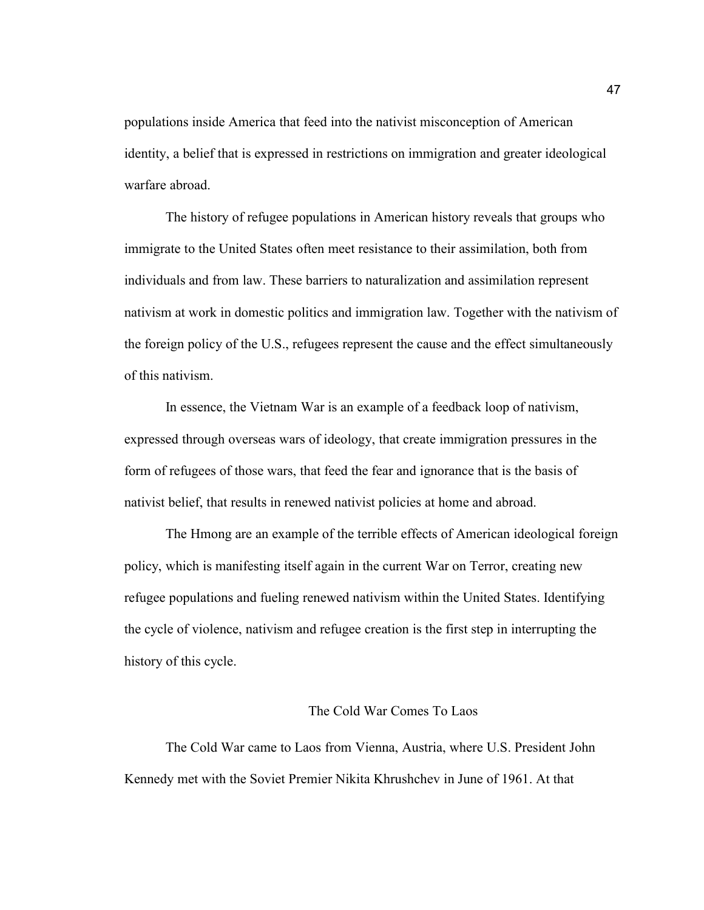populations inside America that feed into the nativist misconception of American identity, a belief that is expressed in restrictions on immigration and greater ideological warfare abroad.

The history of refugee populations in American history reveals that groups who immigrate to the United States often meet resistance to their assimilation, both from individuals and from law. These barriers to naturalization and assimilation represent nativism at work in domestic politics and immigration law. Together with the nativism of the foreign policy of the U.S., refugees represent the cause and the effect simultaneously of this nativism.

In essence, the Vietnam War is an example of a feedback loop of nativism, expressed through overseas wars of ideology, that create immigration pressures in the form of refugees of those wars, that feed the fear and ignorance that is the basis of nativist belief, that results in renewed nativist policies at home and abroad.

The Hmong are an example of the terrible effects of American ideological foreign policy, which is manifesting itself again in the current War on Terror, creating new refugee populations and fueling renewed nativism within the United States. Identifying the cycle of violence, nativism and refugee creation is the first step in interrupting the history of this cycle.

## The Cold War Comes To Laos

The Cold War came to Laos from Vienna, Austria, where U.S. President John Kennedy met with the Soviet Premier Nikita Khrushchev in June of 1961. At that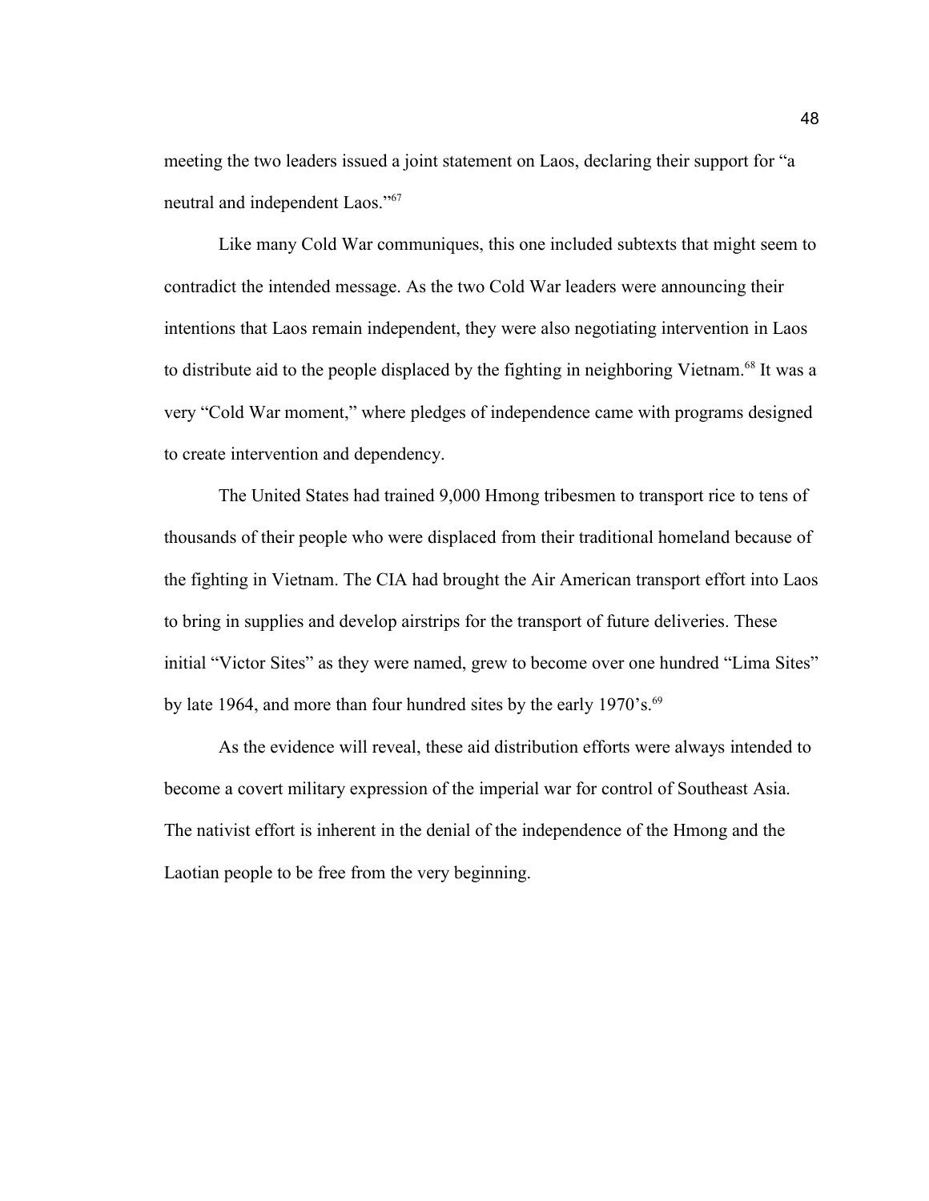meeting the two leaders issued a joint statement on Laos, declaring their support for "a neutral and independent Laos."[67]

Like many Cold War communiques, this one included subtexts that might seem to contradict the intended message. As the two Cold War leaders were announcing their intentions that Laos remain independent, they were also negotiating intervention in Laos to distribute aid to the people displaced by the fighting in neighboring Vietnam.[68] It was a very "Cold War moment," where pledges of independence came with programs designed to create intervention and dependency.

The United States had trained 9,000 Hmong tribesmen to transport rice to tens of thousands of their people who were displaced from their traditional homeland because of the fighting in Vietnam. The CIA had brought the Air American transport effort into Laos to bring in supplies and develop airstrips for the transport of future deliveries. These initial "Victor Sites" as they were named, grew to become over one hundred "Lima Sites" by late 1964, and more than four hundred sites by the early 1970's.[69]

As the evidence will reveal, these aid distribution efforts were always intended to become a covert military expression of the imperial war for control of Southeast Asia. The nativist effort is inherent in the denial of the independence of the Hmong and the Laotian people to be free from the very beginning.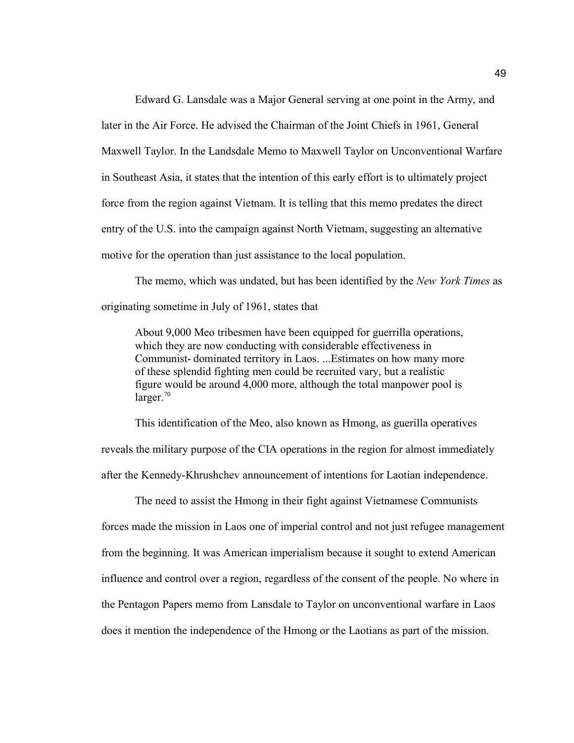Edward G. Lansdale was a Major General serving at one point in the Army, and later in the Air Force. He advised the Chairman of the Joint Chiefs in 1961, General Maxwell Taylor. In the Landsdale Memo to Maxwell Taylor on Unconventional Warfare in Southeast Asia, it states that the intention of this early effort is to ultimately project force from the region against Vietnam. It is telling that this memo predates the direct entry of the U.S. into the campaign against North Vietnam, suggesting an alternative motive for the operation than just assistance to the local population.

The memo, which was undated, but has been identified by the *New York Times* as originating sometime in July of 1961, states that

> About 9,000 Meo tribesmen have been equipped for guerrilla operations, which they are now conducting with considerable effectiveness in Communist- dominated territory in Laos. ...Estimates on how many more of these splendid fighting men could be recruited vary, but a realistic figure would be around 4,000 more, although the total manpower pool is larger.[70]

This identification of the Meo, also known as Hmong, as guerilla operatives reveals the military purpose of the CIA operations in the region for almost immediately after the Kennedy-Khrushchev announcement of intentions for Laotian independence.

The need to assist the Hmong in their fight against Vietnamese Communists forces made the mission in Laos one of imperial control and not just refugee management from the beginning. It was American imperialism because it sought to extend American influence and control over a region, regardless of the consent of the people. No where in the Pentagon Papers memo from Lansdale to Taylor on unconventional warfare in Laos does it mention the independence of the Hmong or the Laotians as part of the mission.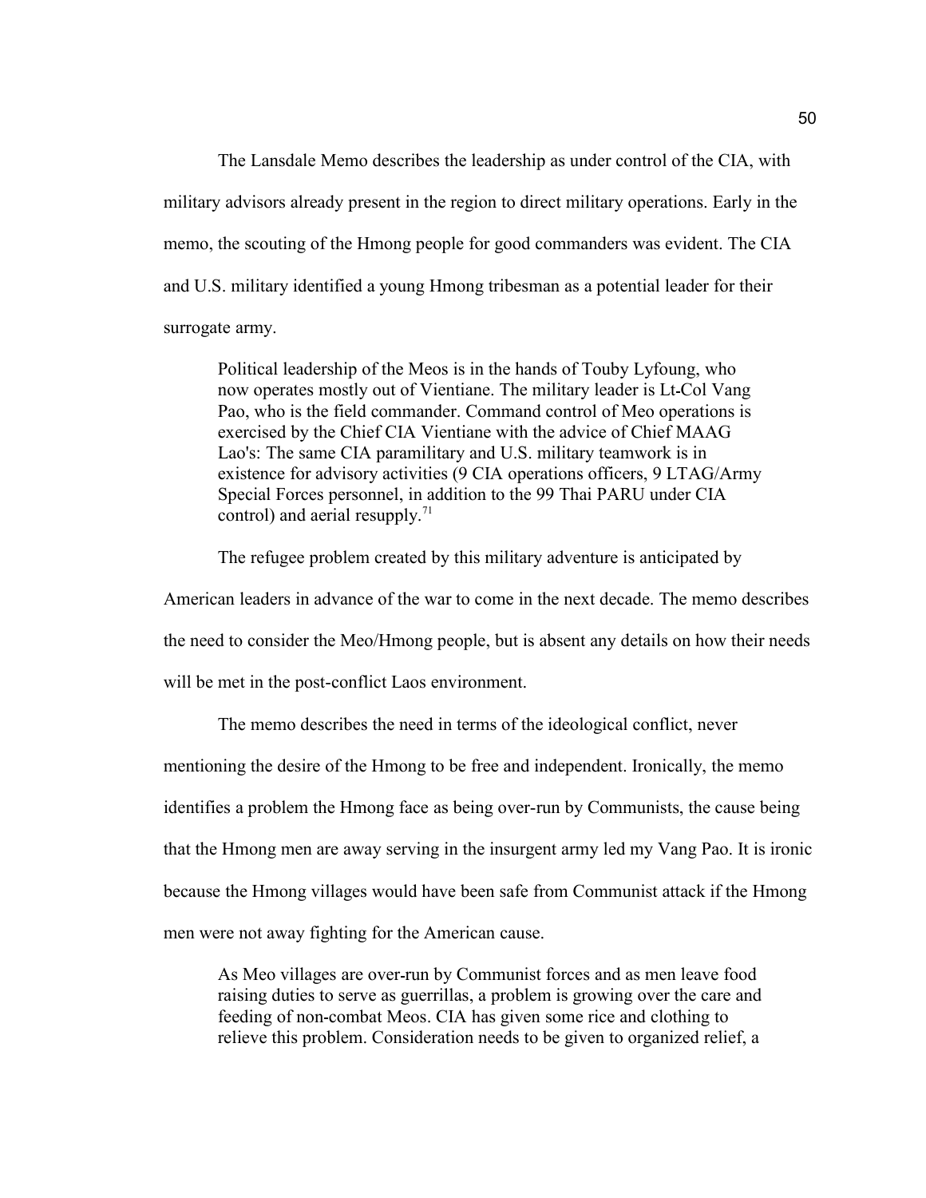The Lansdale Memo describes the leadership as under control of the CIA, with military advisors already present in the region to direct military operations. Early in the memo, the scouting of the Hmong people for good commanders was evident. The CIA and U.S. military identified a young Hmong tribesman as a potential leader for their surrogate army.

> Political leadership of the Meos is in the hands of Touby Lyfoung, who now operates mostly out of Vientiane. The military leader is Lt-Col Vang Pao, who is the field commander. Command control of Meo operations is exercised by the Chief CIA Vientiane with the advice of Chief MAAG Lao's: The same CIA paramilitary and U.S. military teamwork is in existence for advisory activities (9 CIA operations officers, 9 LTAG/Army Special Forces personnel, in addition to the 99 Thai PARU under CIA control) and aerial resupply.[71]

The refugee problem created by this military adventure is anticipated by American leaders in advance of the war to come in the next decade. The memo describes the need to consider the Meo/Hmong people, but is absent any details on how their needs will be met in the post-conflict Laos environment.

The memo describes the need in terms of the ideological conflict, never mentioning the desire of the Hmong to be free and independent. Ironically, the memo identifies a problem the Hmong face as being over-run by Communists, the cause being that the Hmong men are away serving in the insurgent army led my Vang Pao. It is ironic because the Hmong villages would have been safe from Communist attack if the Hmong men were not away fighting for the American cause.

> As Meo villages are over-run by Communist forces and as men leave food raising duties to serve as guerrillas, a problem is growing over the care and feeding of non-combat Meos. CIA has given some rice and clothing to relieve this problem. Consideration needs to be given to organized relief, a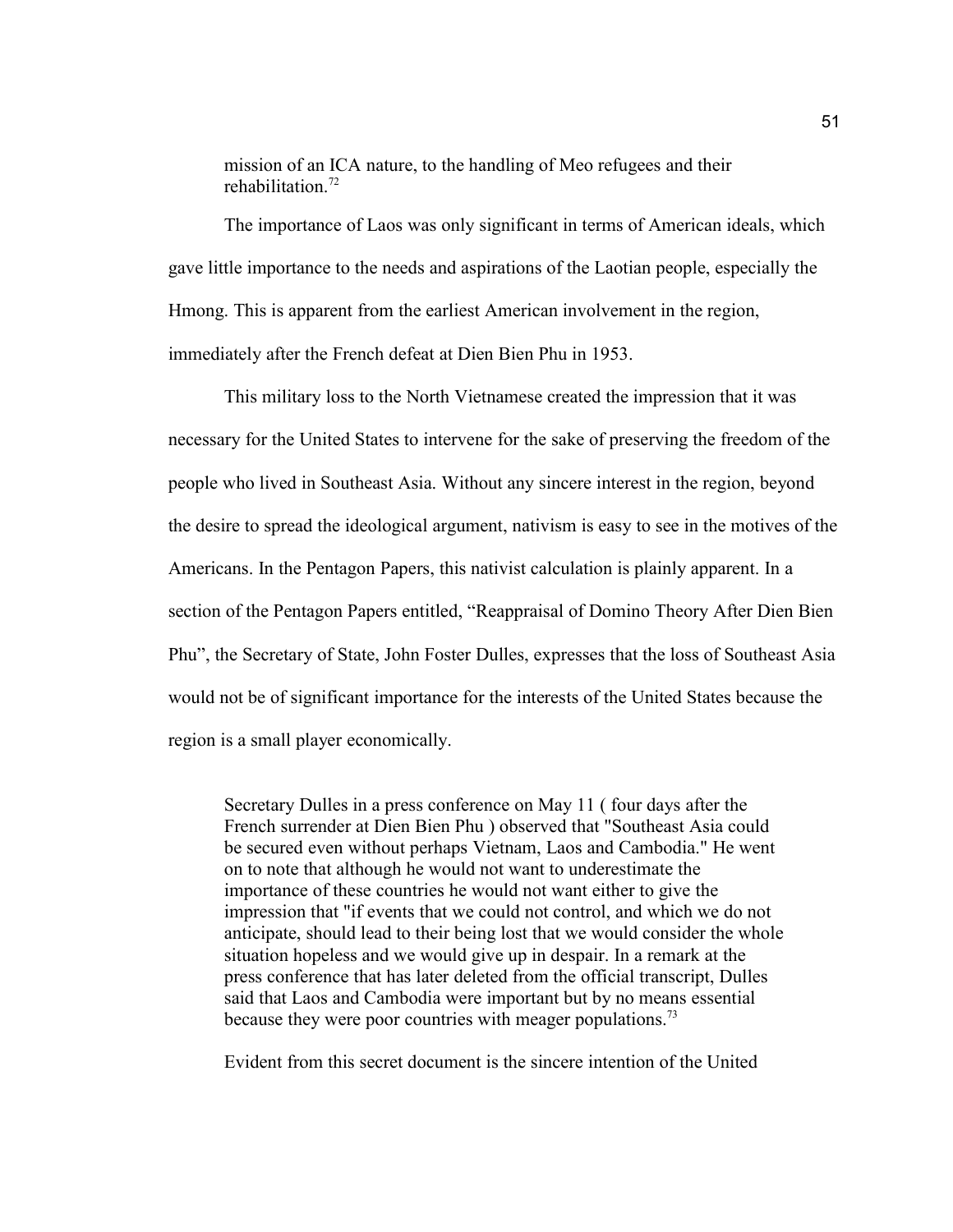mission of an ICA nature, to the handling of Meo refugees and their rehabilitation.[72]

The importance of Laos was only significant in terms of American ideals, which gave little importance to the needs and aspirations of the Laotian people, especially the Hmong. This is apparent from the earliest American involvement in the region, immediately after the French defeat at Dien Bien Phu in 1953.

This military loss to the North Vietnamese created the impression that it was necessary for the United States to intervene for the sake of preserving the freedom of the people who lived in Southeast Asia. Without any sincere interest in the region, beyond the desire to spread the ideological argument, nativism is easy to see in the motives of the Americans. In the Pentagon Papers, this nativist calculation is plainly apparent. In a section of the Pentagon Papers entitled, "Reappraisal of Domino Theory After Dien Bien Phu", the Secretary of State, John Foster Dulles, expresses that the loss of Southeast Asia would not be of significant importance for the interests of the United States because the region is a small player economically.

> Secretary Dulles in a press conference on May 11 ( four days after the French surrender at Dien Bien Phu ) observed that "Southeast Asia could be secured even without perhaps Vietnam, Laos and Cambodia." He went on to note that although he would not want to underestimate the importance of these countries he would not want either to give the impression that "if events that we could not control, and which we do not anticipate, should lead to their being lost that we would consider the whole situation hopeless and we would give up in despair. In a remark at the press conference that has later deleted from the official transcript, Dulles said that Laos and Cambodia were important but by no means essential because they were poor countries with meager populations.[73]

Evident from this secret document is the sincere intention of the United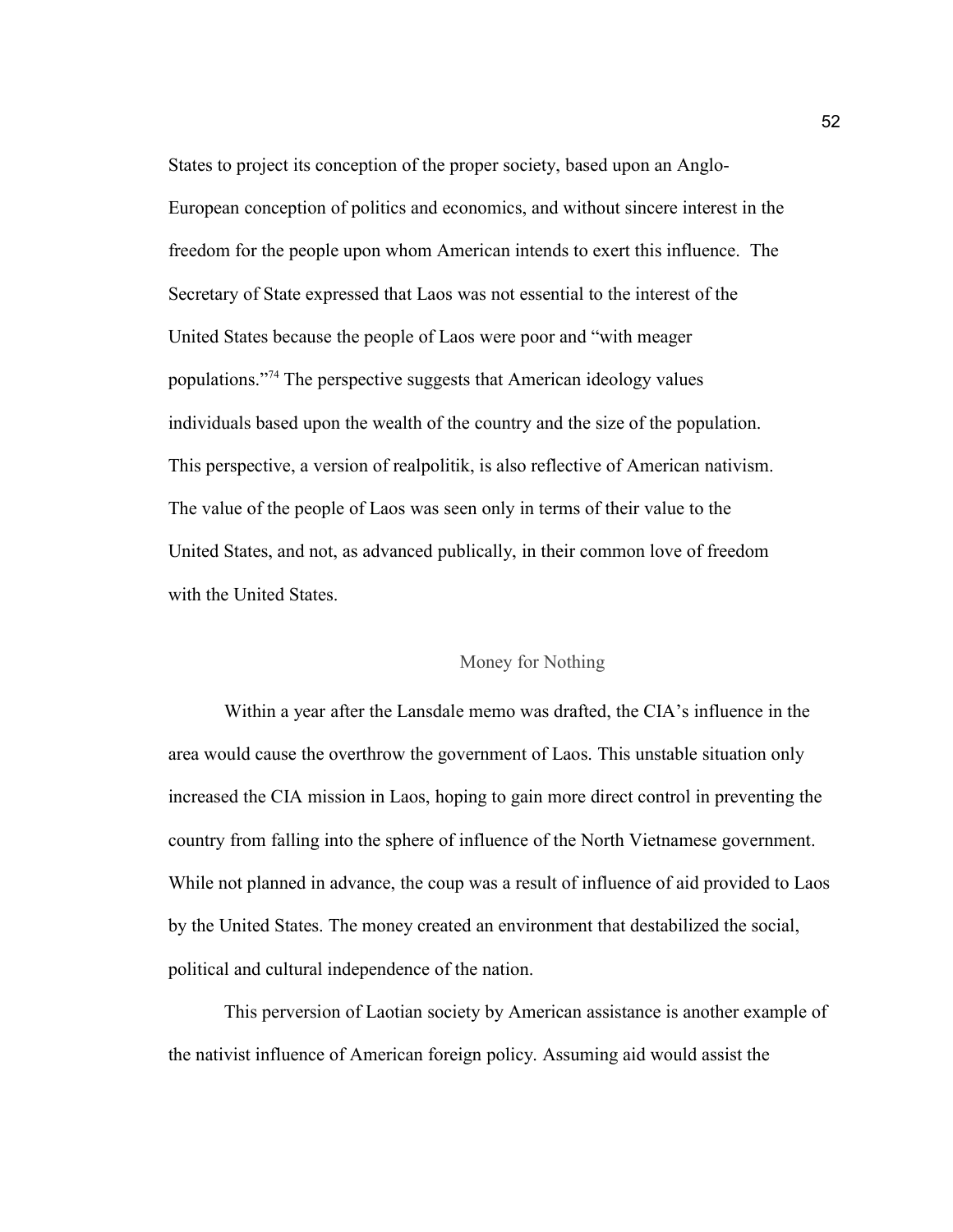States to project its conception of the proper society, based upon an Anglo-European conception of politics and economics, and without sincere interest in the freedom for the people upon whom American intends to exert this influence. The Secretary of State expressed that Laos was not essential to the interest of the United States because the people of Laos were poor and "with meager populations."[74] The perspective suggests that American ideology values individuals based upon the wealth of the country and the size of the population. This perspective, a version of realpolitik, is also reflective of American nativism. The value of the people of Laos was seen only in terms of their value to the United States, and not, as advanced publically, in their common love of freedom with the United States.

## Money for Nothing

Within a year after the Lansdale memo was drafted, the CIA's influence in the area would cause the overthrow the government of Laos. This unstable situation only increased the CIA mission in Laos, hoping to gain more direct control in preventing the country from falling into the sphere of influence of the North Vietnamese government. While not planned in advance, the coup was a result of influence of aid provided to Laos by the United States. The money created an environment that destabilized the social, political and cultural independence of the nation.

This perversion of Laotian society by American assistance is another example of the nativist influence of American foreign policy. Assuming aid would assist the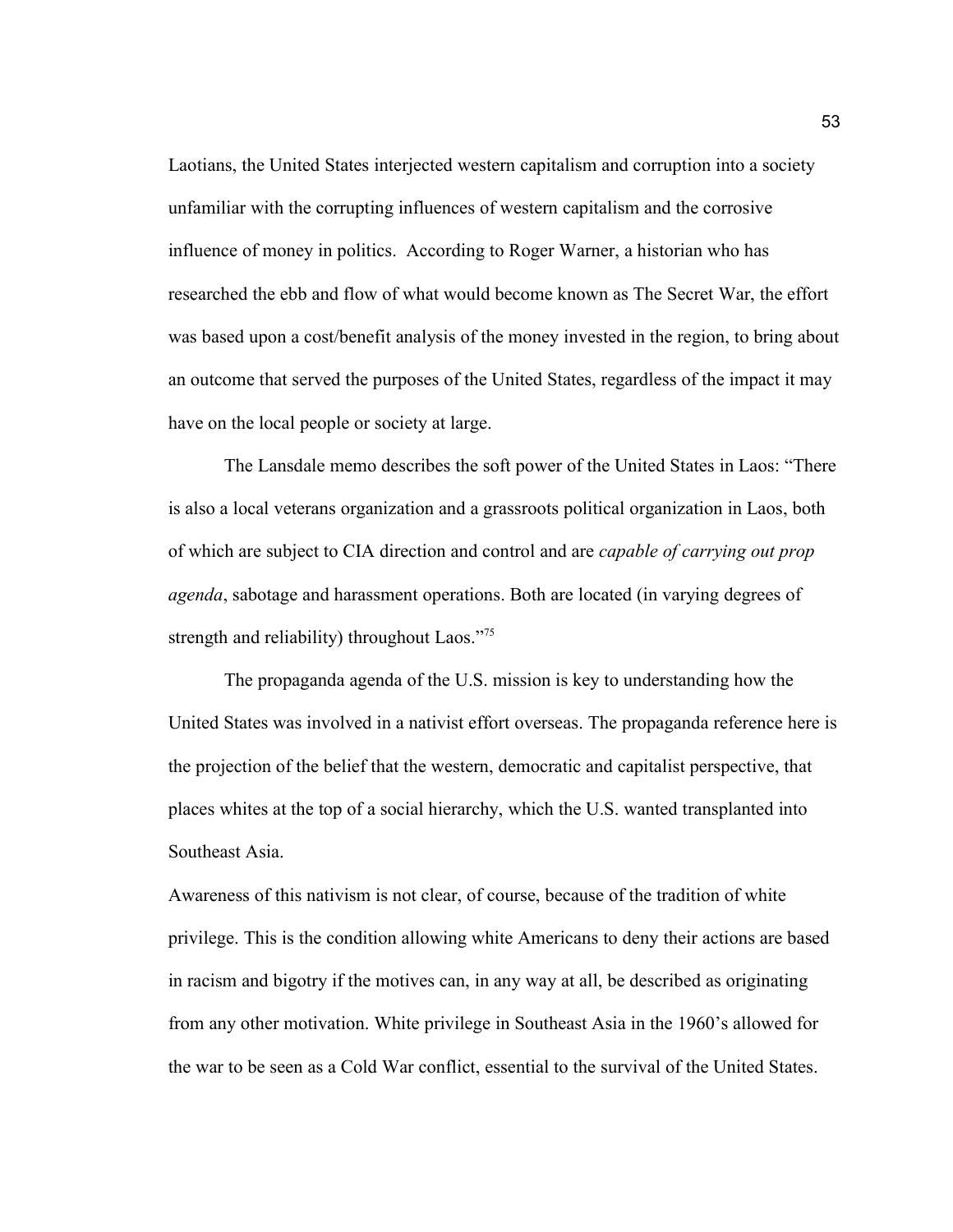Laotians, the United States interjected western capitalism and corruption into a society unfamiliar with the corrupting influences of western capitalism and the corrosive influence of money in politics. According to Roger Warner, a historian who has researched the ebb and flow of what would become known as The Secret War, the effort was based upon a cost/benefit analysis of the money invested in the region, to bring about an outcome that served the purposes of the United States, regardless of the impact it may have on the local people or society at large.

The Lansdale memo describes the soft power of the United States in Laos: "There is also a local veterans organization and a grassroots political organization in Laos, both of which are subject to CIA direction and control and are *capable of carrying out prop agenda*, sabotage and harassment operations. Both are located (in varying degrees of strength and reliability) throughout Laos."[75]

The propaganda agenda of the U.S. mission is key to understanding how the United States was involved in a nativist effort overseas. The propaganda reference here is the projection of the belief that the western, democratic and capitalist perspective, that places whites at the top of a social hierarchy, which the U.S. wanted transplanted into Southeast Asia.

Awareness of this nativism is not clear, of course, because of the tradition of white privilege. This is the condition allowing white Americans to deny their actions are based in racism and bigotry if the motives can, in any way at all, be described as originating from any other motivation. White privilege in Southeast Asia in the 1960's allowed for the war to be seen as a Cold War conflict, essential to the survival of the United States.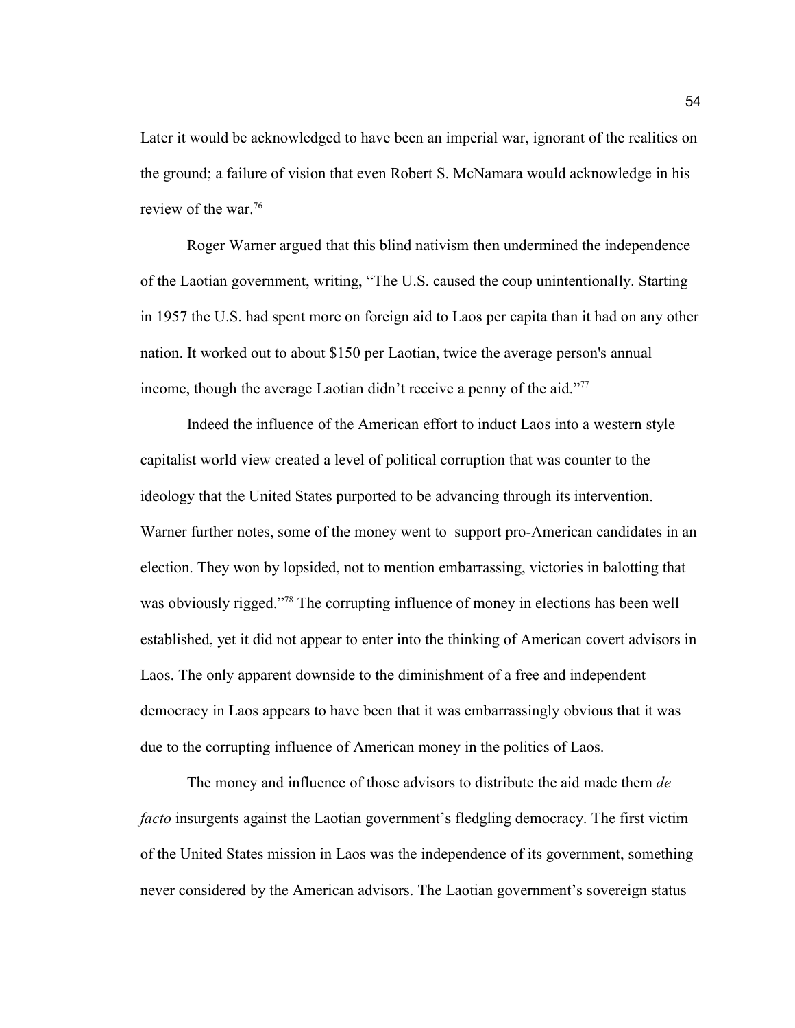Later it would be acknowledged to have been an imperial war, ignorant of the realities on the ground; a failure of vision that even Robert S. McNamara would acknowledge in his review of the war.[76]

Roger Warner argued that this blind nativism then undermined the independence of the Laotian government, writing, "The U.S. caused the coup unintentionally. Starting in 1957 the U.S. had spent more on foreign aid to Laos per capita than it had on any other nation. It worked out to about $150 per Laotian, twice the average person's annual income, though the average Laotian didn't receive a penny of the aid."[77]

Indeed the influence of the American effort to induct Laos into a western style capitalist world view created a level of political corruption that was counter to the ideology that the United States purported to be advancing through its intervention. Warner further notes, some of the money went to support pro-American candidates in an election. They won by lopsided, not to mention embarrassing, victories in balotting that was obviously rigged."[78] The corrupting influence of money in elections has been well established, yet it did not appear to enter into the thinking of American covert advisors in Laos. The only apparent downside to the diminishment of a free and independent democracy in Laos appears to have been that it was embarrassingly obvious that it was due to the corrupting influence of American money in the politics of Laos.

The money and influence of those advisors to distribute the aid made them *de facto* insurgents against the Laotian government's fledgling democracy. The first victim of the United States mission in Laos was the independence of its government, something never considered by the American advisors. The Laotian government's sovereign status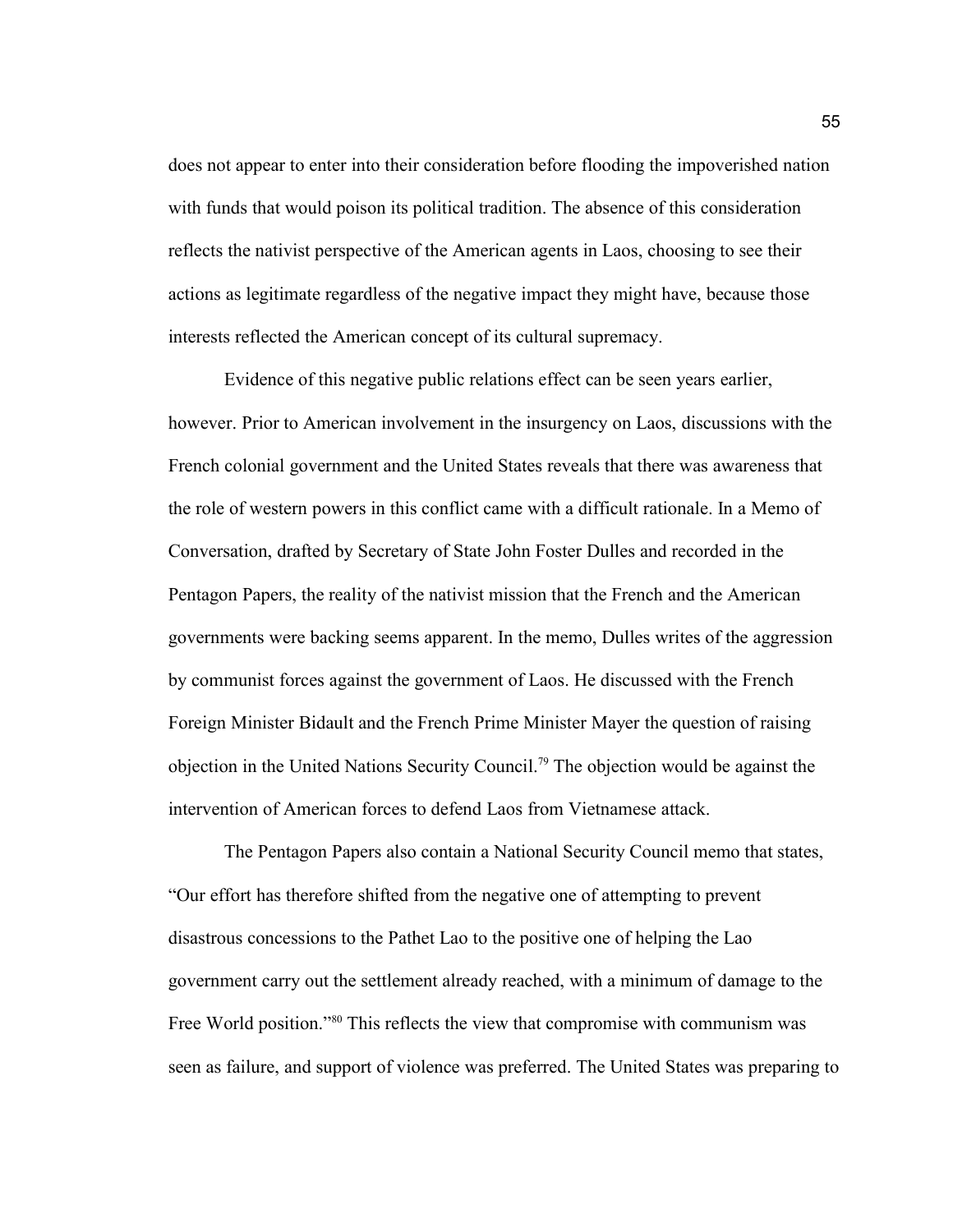does not appear to enter into their consideration before flooding the impoverished nation with funds that would poison its political tradition. The absence of this consideration reflects the nativist perspective of the American agents in Laos, choosing to see their actions as legitimate regardless of the negative impact they might have, because those interests reflected the American concept of its cultural supremacy.

Evidence of this negative public relations effect can be seen years earlier, however. Prior to American involvement in the insurgency on Laos, discussions with the French colonial government and the United States reveals that there was awareness that the role of western powers in this conflict came with a difficult rationale. In a Memo of Conversation, drafted by Secretary of State John Foster Dulles and recorded in the Pentagon Papers, the reality of the nativist mission that the French and the American governments were backing seems apparent. In the memo, Dulles writes of the aggression by communist forces against the government of Laos. He discussed with the French Foreign Minister Bidault and the French Prime Minister Mayer the question of raising objection in the United Nations Security Council.[79] The objection would be against the intervention of American forces to defend Laos from Vietnamese attack.

The Pentagon Papers also contain a National Security Council memo that states, "Our effort has therefore shifted from the negative one of attempting to prevent disastrous concessions to the Pathet Lao to the positive one of helping the Lao government carry out the settlement already reached, with a minimum of damage to the Free World position."[80] This reflects the view that compromise with communism was seen as failure, and support of violence was preferred. The United States was preparing to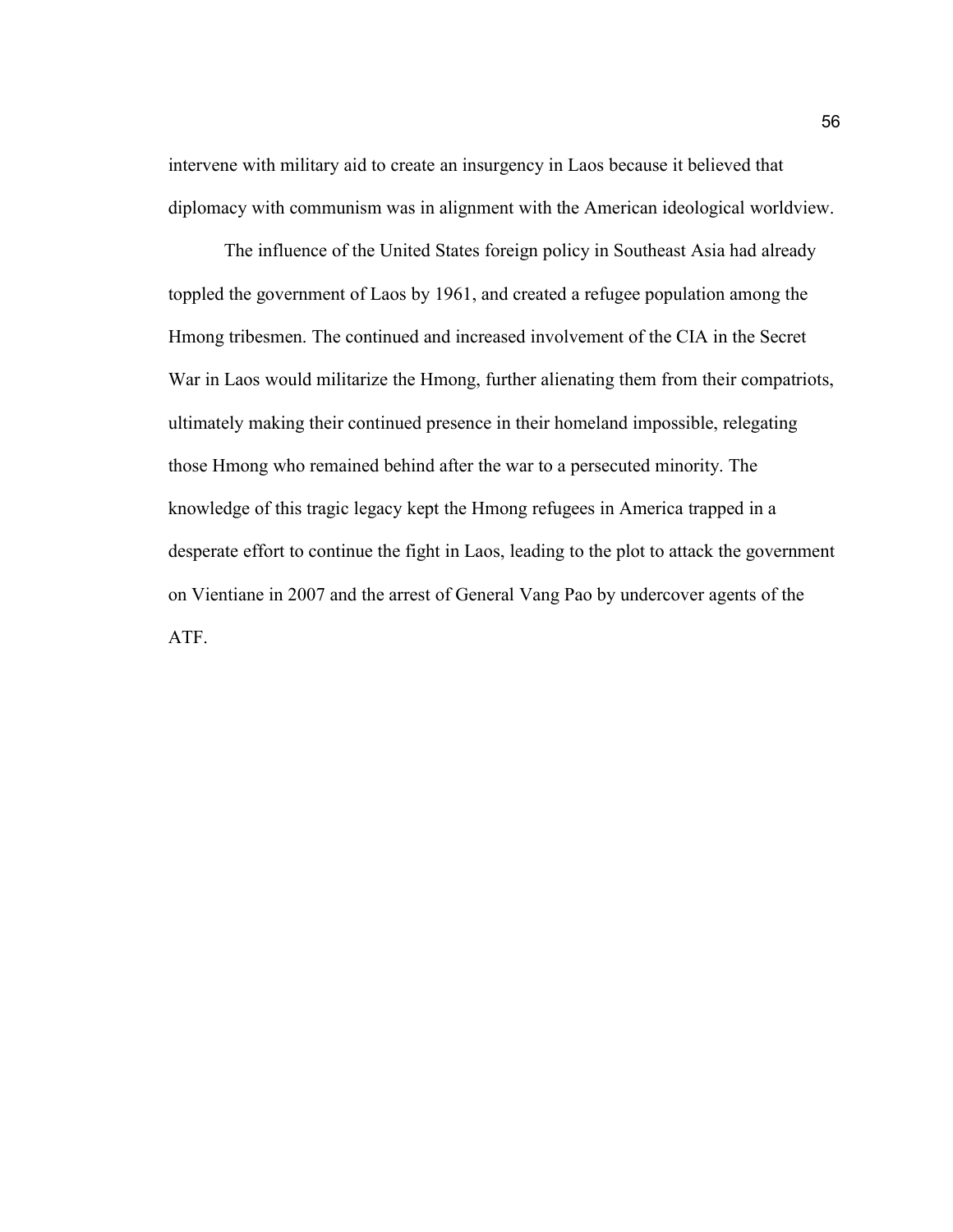intervene with military aid to create an insurgency in Laos because it believed that diplomacy with communism was in alignment with the American ideological worldview.

The influence of the United States foreign policy in Southeast Asia had already toppled the government of Laos by 1961, and created a refugee population among the Hmong tribesmen. The continued and increased involvement of the CIA in the Secret War in Laos would militarize the Hmong, further alienating them from their compatriots, ultimately making their continued presence in their homeland impossible, relegating those Hmong who remained behind after the war to a persecuted minority. The knowledge of this tragic legacy kept the Hmong refugees in America trapped in a desperate effort to continue the fight in Laos, leading to the plot to attack the government on Vientiane in 2007 and the arrest of General Vang Pao by undercover agents of the ATF.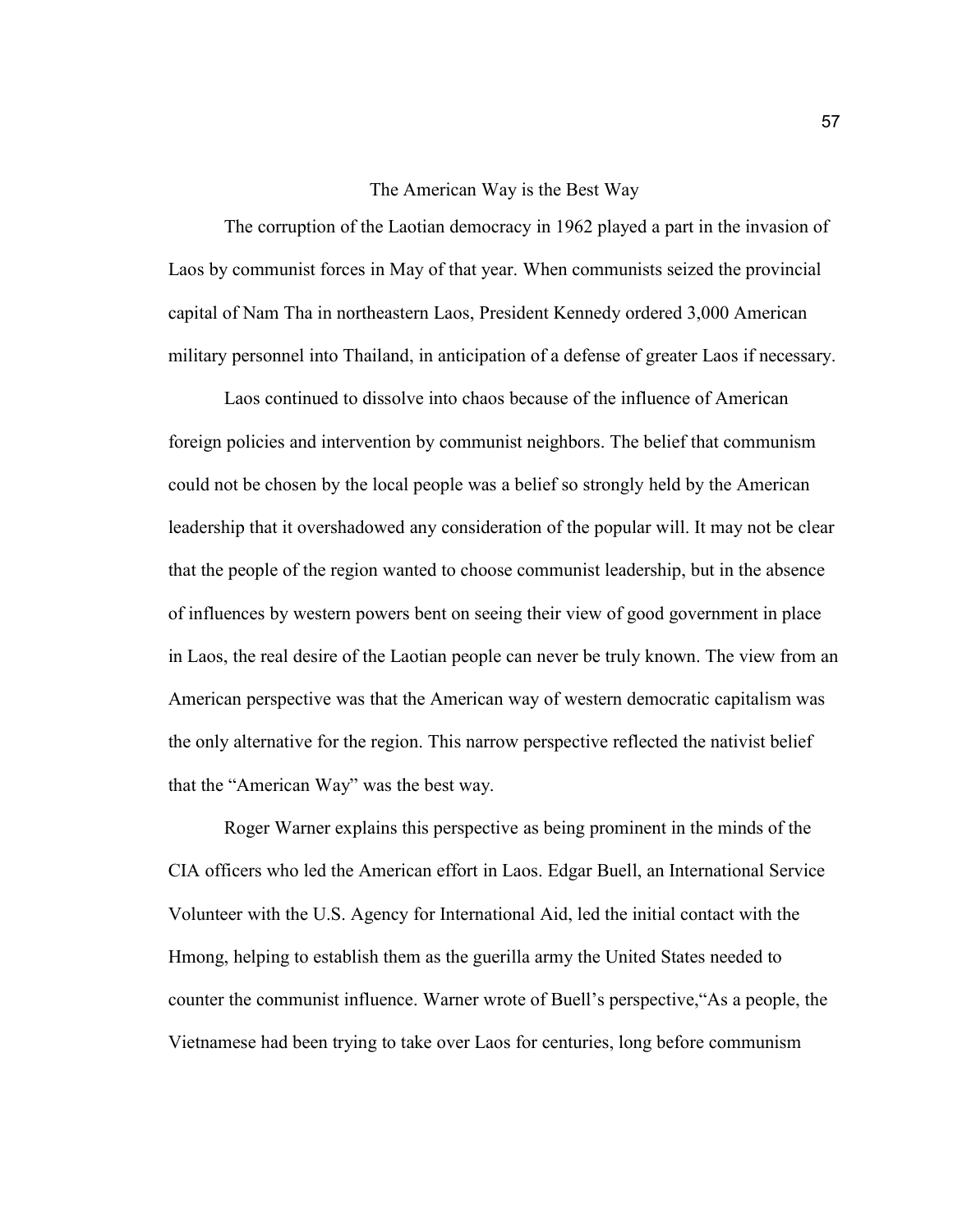## The American Way is the Best Way

The corruption of the Laotian democracy in 1962 played a part in the invasion of Laos by communist forces in May of that year. When communists seized the provincial capital of Nam Tha in northeastern Laos, President Kennedy ordered 3,000 American military personnel into Thailand, in anticipation of a defense of greater Laos if necessary.

Laos continued to dissolve into chaos because of the influence of American foreign policies and intervention by communist neighbors. The belief that communism could not be chosen by the local people was a belief so strongly held by the American leadership that it overshadowed any consideration of the popular will. It may not be clear that the people of the region wanted to choose communist leadership, but in the absence of influences by western powers bent on seeing their view of good government in place in Laos, the real desire of the Laotian people can never be truly known. The view from an American perspective was that the American way of western democratic capitalism was the only alternative for the region. This narrow perspective reflected the nativist belief that the "American Way" was the best way.

Roger Warner explains this perspective as being prominent in the minds of the CIA officers who led the American effort in Laos. Edgar Buell, an International Service Volunteer with the U.S. Agency for International Aid, led the initial contact with the Hmong, helping to establish them as the guerilla army the United States needed to counter the communist influence. Warner wrote of Buell's perspective,"As a people, the Vietnamese had been trying to take over Laos for centuries, long before communism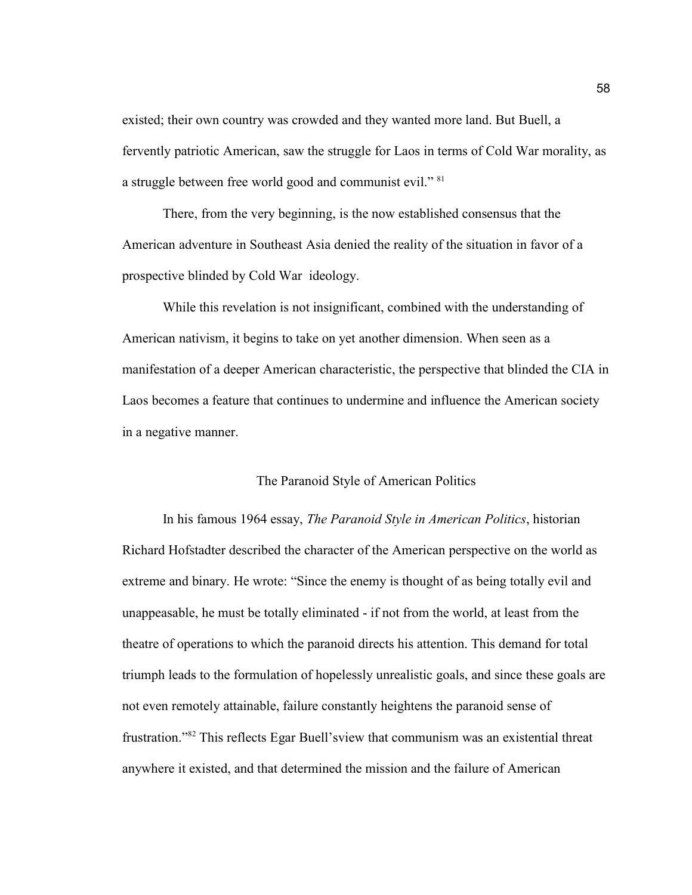existed; their own country was crowded and they wanted more land. But Buell, a fervently patriotic American, saw the struggle for Laos in terms of Cold War morality, as a struggle between free world good and communist evil." [81]

There, from the very beginning, is the now established consensus that the American adventure in Southeast Asia denied the reality of the situation in favor of a prospective blinded by Cold War ideology.

While this revelation is not insignificant, combined with the understanding of American nativism, it begins to take on yet another dimension. When seen as a manifestation of a deeper American characteristic, the perspective that blinded the CIA in Laos becomes a feature that continues to undermine and influence the American society in a negative manner.

## The Paranoid Style of American Politics

In his famous 1964 essay, *The Paranoid Style in American Politics*, historian Richard Hofstadter described the character of the American perspective on the world as extreme and binary. He wrote: "Since the enemy is thought of as being totally evil and unappeasable, he must be totally eliminated - if not from the world, at least from the theatre of operations to which the paranoid directs his attention. This demand for total triumph leads to the formulation of hopelessly unrealistic goals, and since these goals are not even remotely attainable, failure constantly heightens the paranoid sense of frustration."[82] This reflects Egar Buell'sview that communism was an existential threat anywhere it existed, and that determined the mission and the failure of American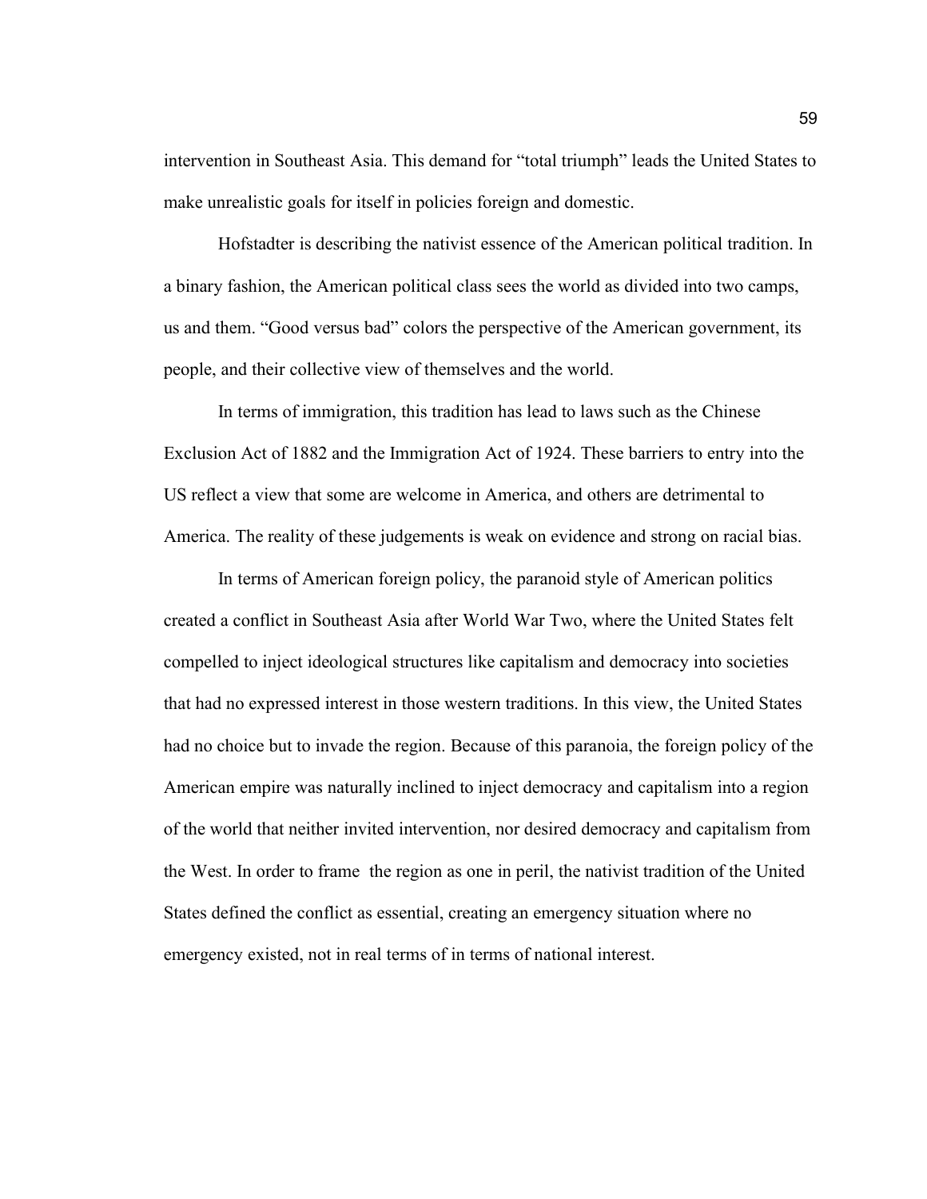intervention in Southeast Asia. This demand for "total triumph" leads the United States to make unrealistic goals for itself in policies foreign and domestic.

Hofstadter is describing the nativist essence of the American political tradition. In a binary fashion, the American political class sees the world as divided into two camps, us and them. "Good versus bad" colors the perspective of the American government, its people, and their collective view of themselves and the world.

In terms of immigration, this tradition has lead to laws such as the Chinese Exclusion Act of 1882 and the Immigration Act of 1924. These barriers to entry into the US reflect a view that some are welcome in America, and others are detrimental to America. The reality of these judgements is weak on evidence and strong on racial bias.

In terms of American foreign policy, the paranoid style of American politics created a conflict in Southeast Asia after World War Two, where the United States felt compelled to inject ideological structures like capitalism and democracy into societies that had no expressed interest in those western traditions. In this view, the United States had no choice but to invade the region. Because of this paranoia, the foreign policy of the American empire was naturally inclined to inject democracy and capitalism into a region of the world that neither invited intervention, nor desired democracy and capitalism from the West. In order to frame the region as one in peril, the nativist tradition of the United States defined the conflict as essential, creating an emergency situation where no emergency existed, not in real terms of in terms of national interest.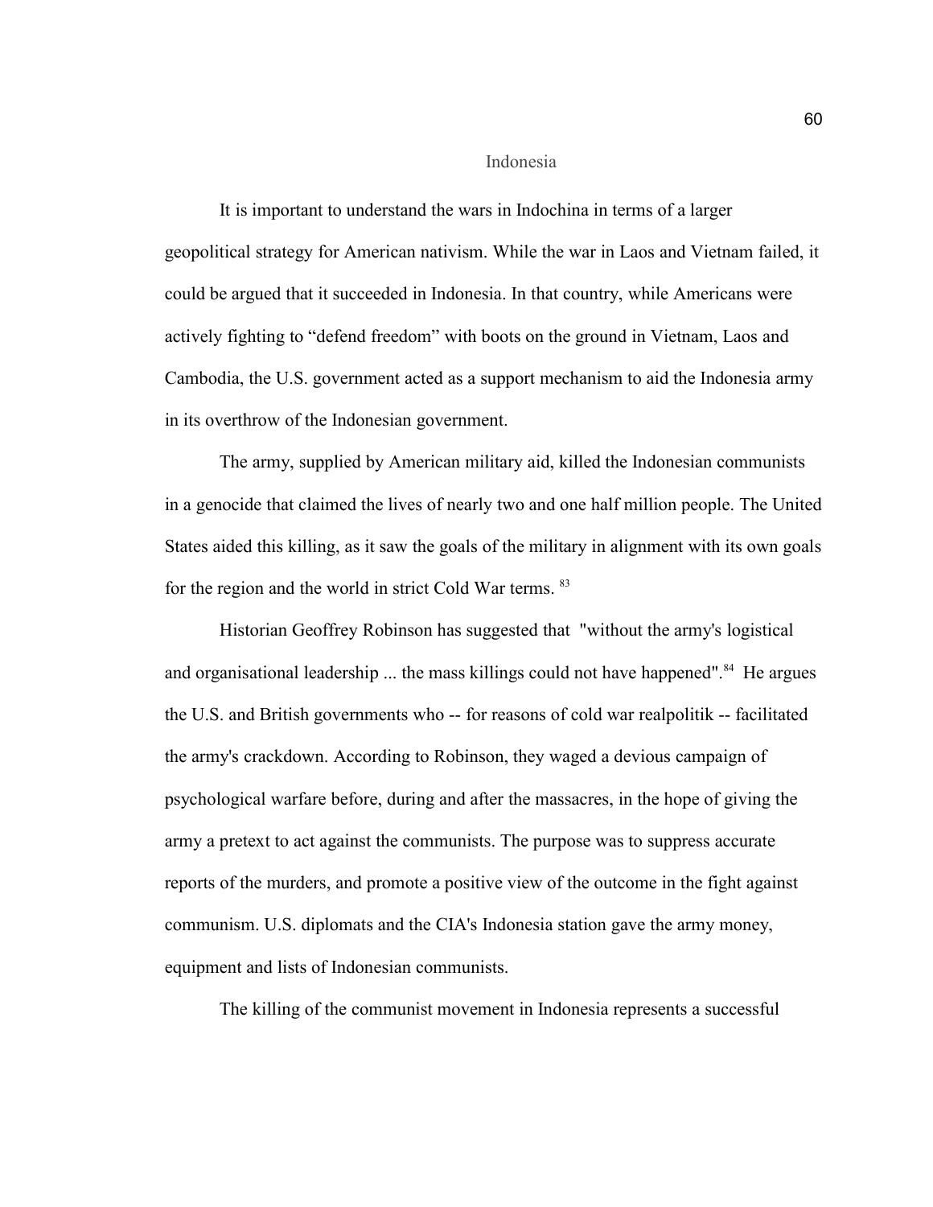## Indonesia

It is important to understand the wars in Indochina in terms of a larger geopolitical strategy for American nativism. While the war in Laos and Vietnam failed, it could be argued that it succeeded in Indonesia. In that country, while Americans were actively fighting to "defend freedom" with boots on the ground in Vietnam, Laos and Cambodia, the U.S. government acted as a support mechanism to aid the Indonesia army in its overthrow of the Indonesian government.

The army, supplied by American military aid, killed the Indonesian communists in a genocide that claimed the lives of nearly two and one half million people. The United States aided this killing, as it saw the goals of the military in alignment with its own goals for the region and the world in strict Cold War terms. [83]

Historian Geoffrey Robinson has suggested that "without the army's logistical and organisational leadership ... the mass killings could not have happened".[84] He argues the U.S. and British governments who -- for reasons of cold war realpolitik -- facilitated the army's crackdown. According to Robinson, they waged a devious campaign of psychological warfare before, during and after the massacres, in the hope of giving the army a pretext to act against the communists. The purpose was to suppress accurate reports of the murders, and promote a positive view of the outcome in the fight against communism. U.S. diplomats and the CIA's Indonesia station gave the army money, equipment and lists of Indonesian communists.

The killing of the communist movement in Indonesia represents a successful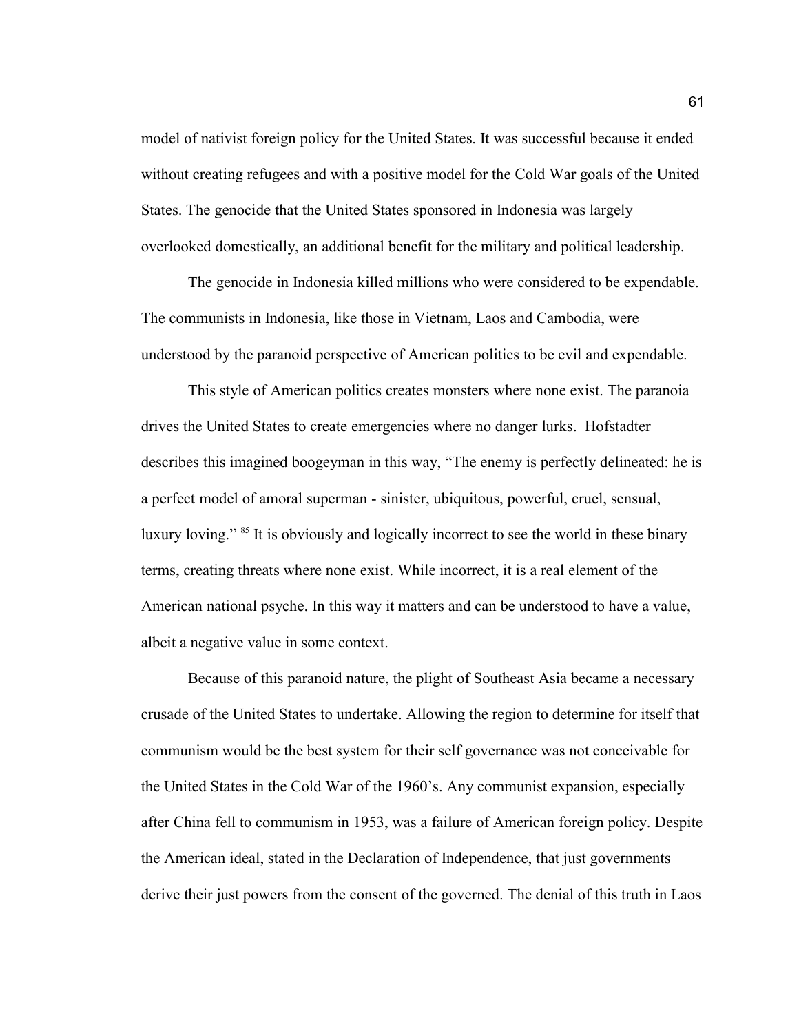model of nativist foreign policy for the United States. It was successful because it ended without creating refugees and with a positive model for the Cold War goals of the United States. The genocide that the United States sponsored in Indonesia was largely overlooked domestically, an additional benefit for the military and political leadership.

The genocide in Indonesia killed millions who were considered to be expendable. The communists in Indonesia, like those in Vietnam, Laos and Cambodia, were understood by the paranoid perspective of American politics to be evil and expendable.

This style of American politics creates monsters where none exist. The paranoia drives the United States to create emergencies where no danger lurks. Hofstadter describes this imagined boogeyman in this way, "The enemy is perfectly delineated: he is a perfect model of amoral superman - sinister, ubiquitous, powerful, cruel, sensual, luxury loving." [85] It is obviously and logically incorrect to see the world in these binary terms, creating threats where none exist. While incorrect, it is a real element of the American national psyche. In this way it matters and can be understood to have a value, albeit a negative value in some context.

Because of this paranoid nature, the plight of Southeast Asia became a necessary crusade of the United States to undertake. Allowing the region to determine for itself that communism would be the best system for their self governance was not conceivable for the United States in the Cold War of the 1960's. Any communist expansion, especially after China fell to communism in 1953, was a failure of American foreign policy. Despite the American ideal, stated in the Declaration of Independence, that just governments derive their just powers from the consent of the governed. The denial of this truth in Laos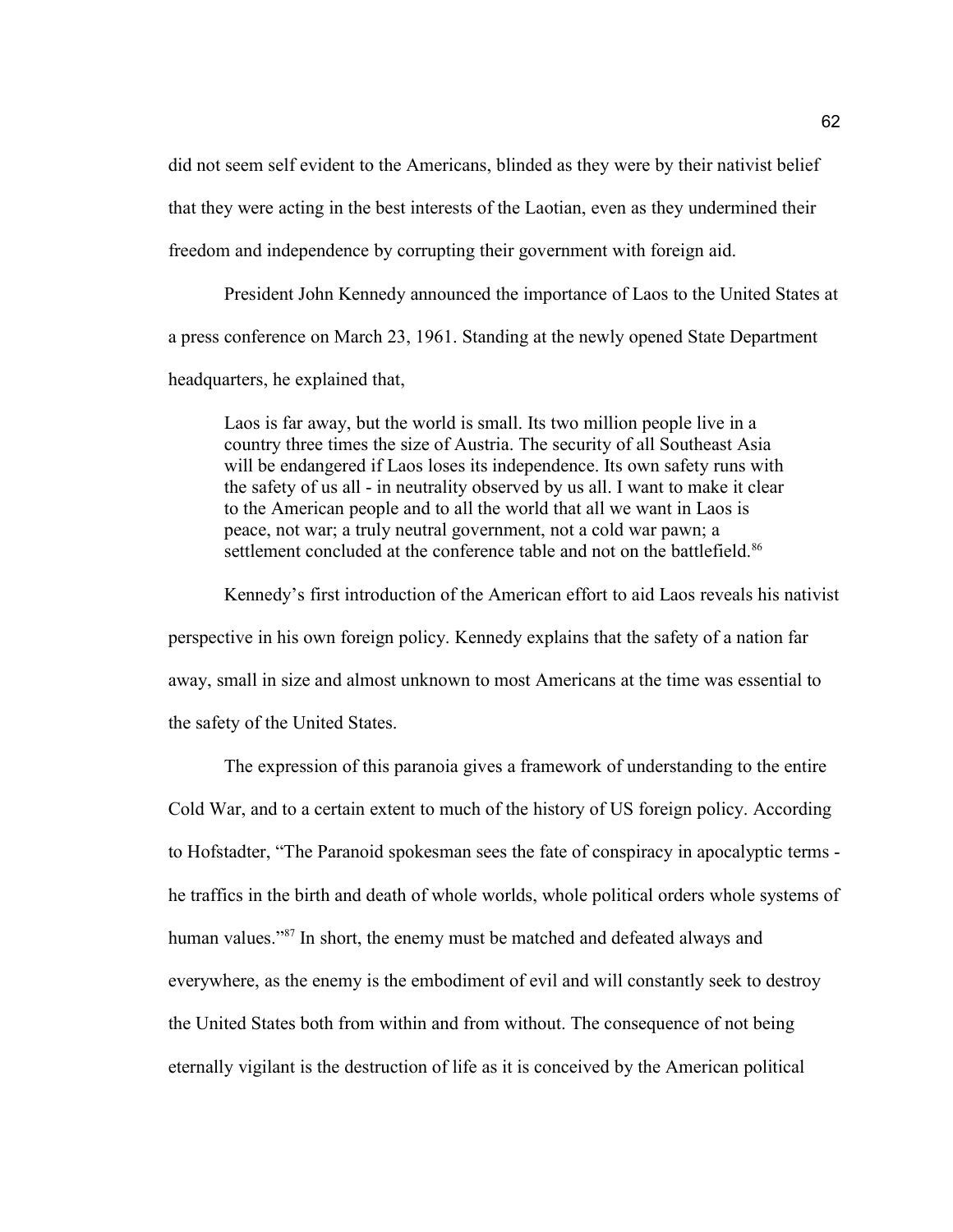did not seem self evident to the Americans, blinded as they were by their nativist belief that they were acting in the best interests of the Laotian, even as they undermined their freedom and independence by corrupting their government with foreign aid.

President John Kennedy announced the importance of Laos to the United States at a press conference on March 23, 1961. Standing at the newly opened State Department headquarters, he explained that,

> Laos is far away, but the world is small. Its two million people live in a country three times the size of Austria. The security of all Southeast Asia will be endangered if Laos loses its independence. Its own safety runs with the safety of us all - in neutrality observed by us all. I want to make it clear to the American people and to all the world that all we want in Laos is peace, not war; a truly neutral government, not a cold war pawn; a settlement concluded at the conference table and not on the battlefield.[86]

Kennedy's first introduction of the American effort to aid Laos reveals his nativist perspective in his own foreign policy. Kennedy explains that the safety of a nation far away, small in size and almost unknown to most Americans at the time was essential to the safety of the United States.

The expression of this paranoia gives a framework of understanding to the entire Cold War, and to a certain extent to much of the history of US foreign policy. According to Hofstadter, "The Paranoid spokesman sees the fate of conspiracy in apocalyptic terms - he traffics in the birth and death of whole worlds, whole political orders whole systems of human values."[87] In short, the enemy must be matched and defeated always and everywhere, as the enemy is the embodiment of evil and will constantly seek to destroy the United States both from within and from without. The consequence of not being eternally vigilant is the destruction of life as it is conceived by the American political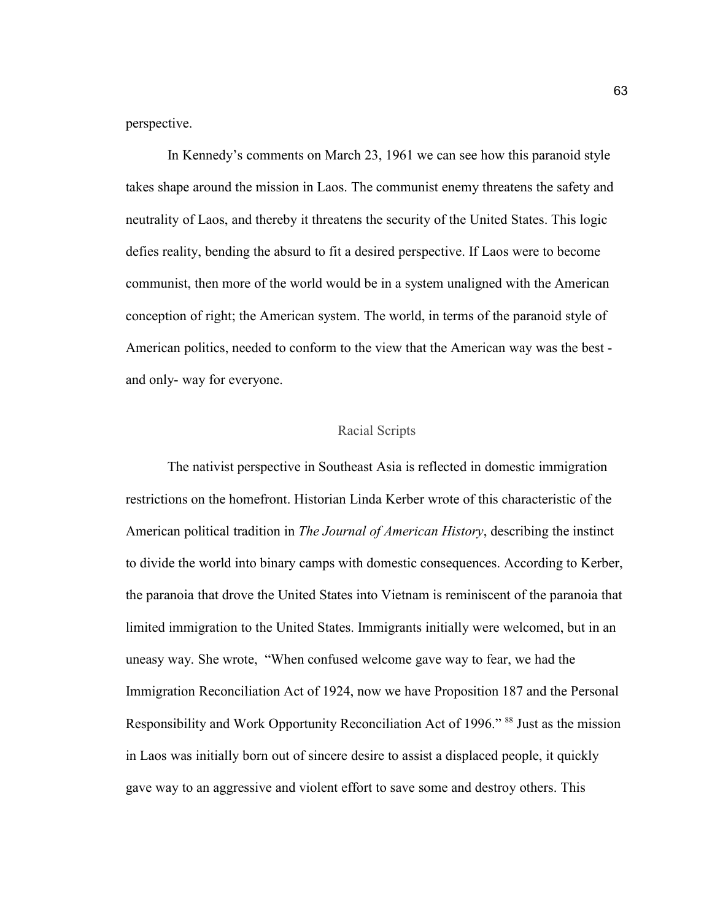perspective.

In Kennedy's comments on March 23, 1961 we can see how this paranoid style takes shape around the mission in Laos. The communist enemy threatens the safety and neutrality of Laos, and thereby it threatens the security of the United States. This logic defies reality, bending the absurd to fit a desired perspective. If Laos were to become communist, then more of the world would be in a system unaligned with the American conception of right; the American system. The world, in terms of the paranoid style of American politics, needed to conform to the view that the American way was the best - and only- way for everyone.

## Racial Scripts

The nativist perspective in Southeast Asia is reflected in domestic immigration restrictions on the homefront. Historian Linda Kerber wrote of this characteristic of the American political tradition in *The Journal of American History*, describing the instinct to divide the world into binary camps with domestic consequences. According to Kerber, the paranoia that drove the United States into Vietnam is reminiscent of the paranoia that limited immigration to the United States. Immigrants initially were welcomed, but in an uneasy way. She wrote, "When confused welcome gave way to fear, we had the Immigration Reconciliation Act of 1924, now we have Proposition 187 and the Personal Responsibility and Work Opportunity Reconciliation Act of 1996." [88] Just as the mission in Laos was initially born out of sincere desire to assist a displaced people, it quickly gave way to an aggressive and violent effort to save some and destroy others. This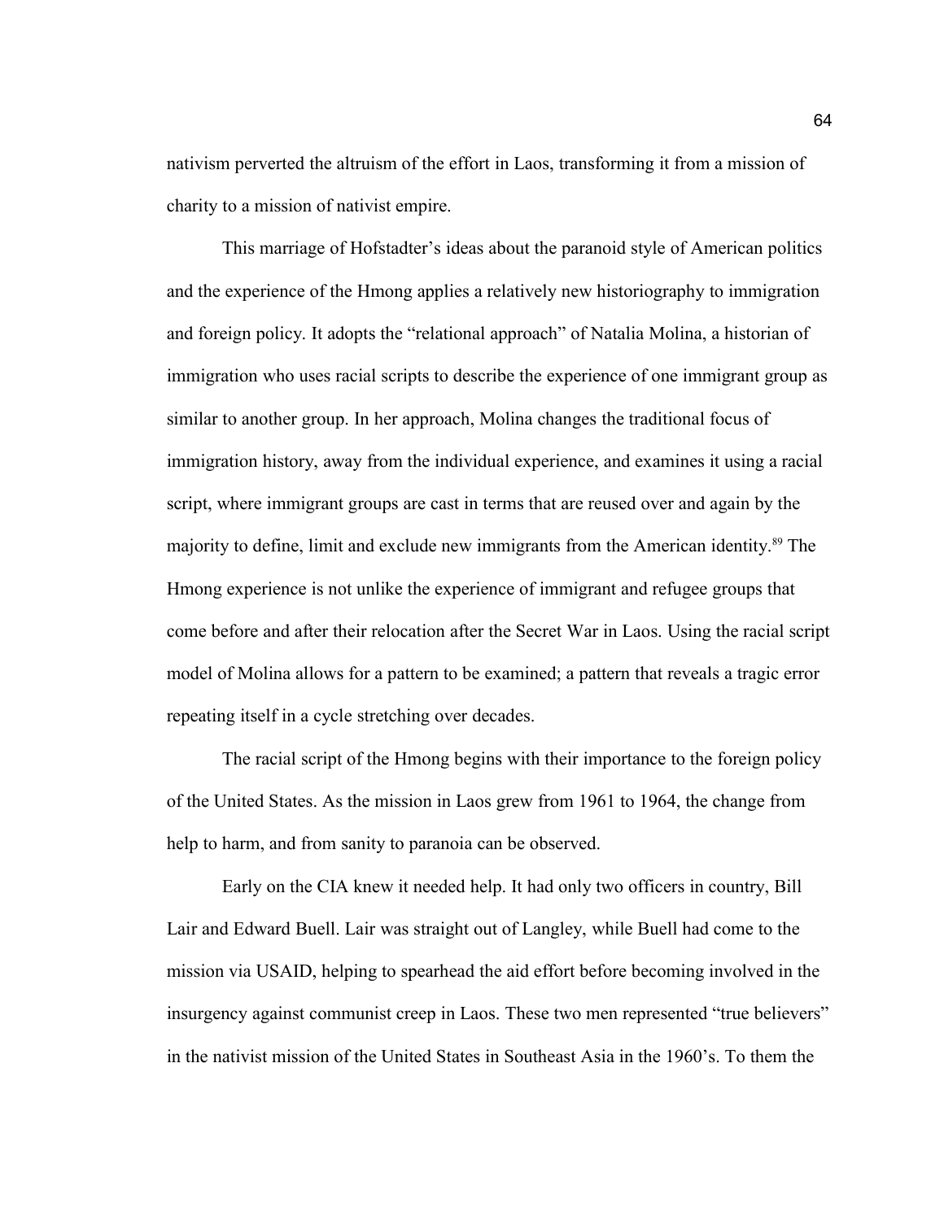nativism perverted the altruism of the effort in Laos, transforming it from a mission of charity to a mission of nativist empire.

This marriage of Hofstadter's ideas about the paranoid style of American politics and the experience of the Hmong applies a relatively new historiography to immigration and foreign policy. It adopts the "relational approach" of Natalia Molina, a historian of immigration who uses racial scripts to describe the experience of one immigrant group as similar to another group. In her approach, Molina changes the traditional focus of immigration history, away from the individual experience, and examines it using a racial script, where immigrant groups are cast in terms that are reused over and again by the majority to define, limit and exclude new immigrants from the American identity.[89] The Hmong experience is not unlike the experience of immigrant and refugee groups that come before and after their relocation after the Secret War in Laos. Using the racial script model of Molina allows for a pattern to be examined; a pattern that reveals a tragic error repeating itself in a cycle stretching over decades.

The racial script of the Hmong begins with their importance to the foreign policy of the United States. As the mission in Laos grew from 1961 to 1964, the change from help to harm, and from sanity to paranoia can be observed.

Early on the CIA knew it needed help. It had only two officers in country, Bill Lair and Edward Buell. Lair was straight out of Langley, while Buell had come to the mission via USAID, helping to spearhead the aid effort before becoming involved in the insurgency against communist creep in Laos. These two men represented "true believers" in the nativist mission of the United States in Southeast Asia in the 1960's. To them the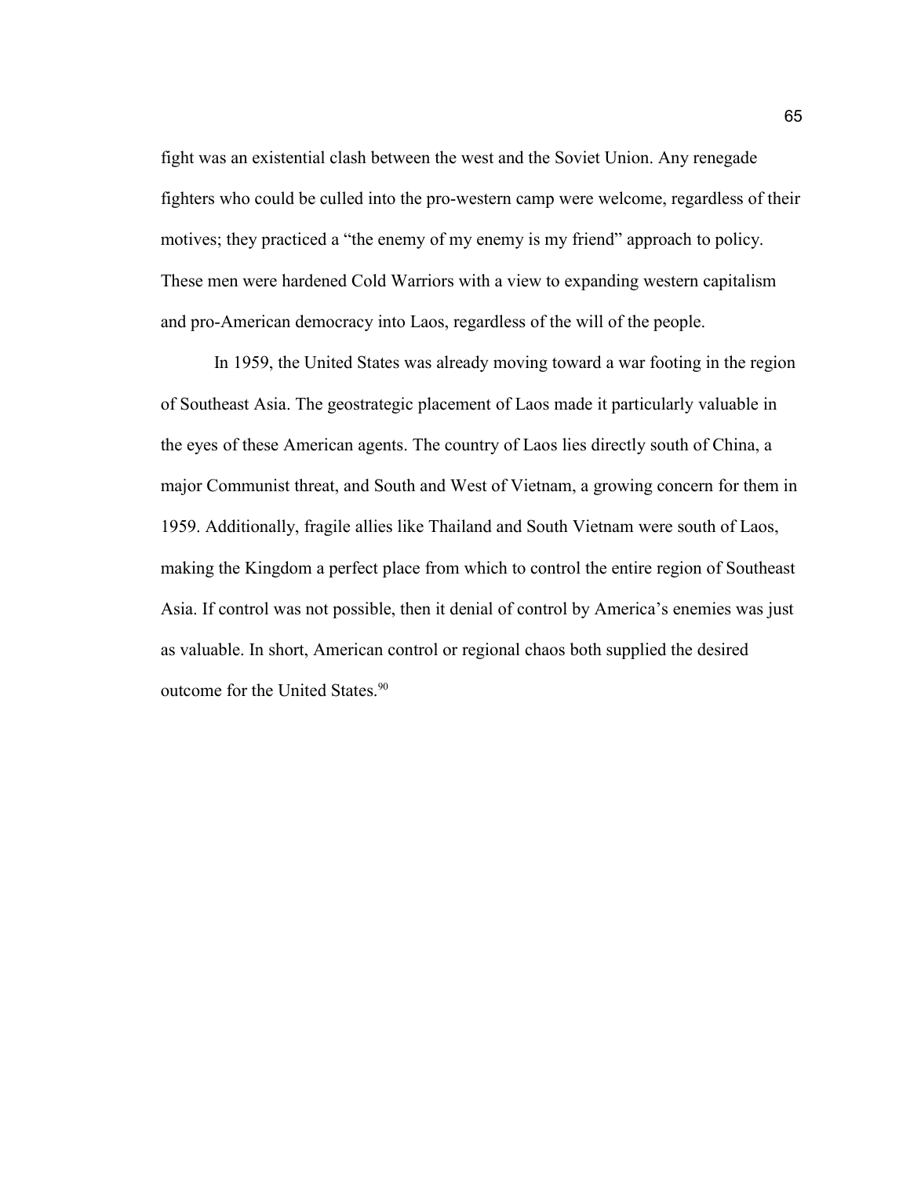fight was an existential clash between the west and the Soviet Union. Any renegade fighters who could be culled into the pro-western camp were welcome, regardless of their motives; they practiced a "the enemy of my enemy is my friend" approach to policy. These men were hardened Cold Warriors with a view to expanding western capitalism and pro-American democracy into Laos, regardless of the will of the people.

In 1959, the United States was already moving toward a war footing in the region of Southeast Asia. The geostrategic placement of Laos made it particularly valuable in the eyes of these American agents. The country of Laos lies directly south of China, a major Communist threat, and South and West of Vietnam, a growing concern for them in 1959. Additionally, fragile allies like Thailand and South Vietnam were south of Laos, making the Kingdom a perfect place from which to control the entire region of Southeast Asia. If control was not possible, then it denial of control by America's enemies was just as valuable. In short, American control or regional chaos both supplied the desired outcome for the United States.[90]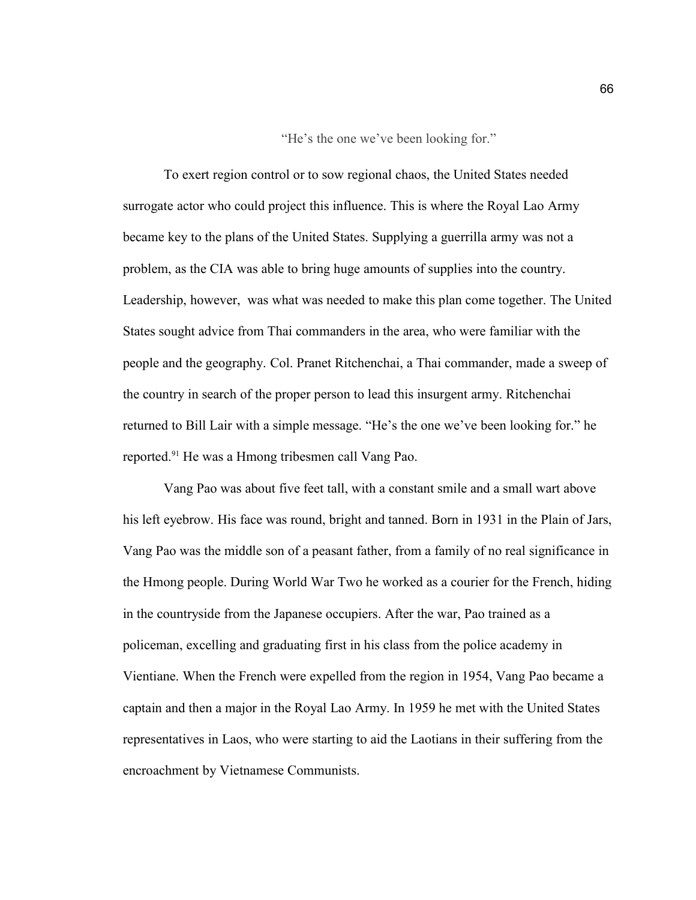## "He's the one we've been looking for."

To exert region control or to sow regional chaos, the United States needed surrogate actor who could project this influence. This is where the Royal Lao Army became key to the plans of the United States. Supplying a guerrilla army was not a problem, as the CIA was able to bring huge amounts of supplies into the country. Leadership, however, was what was needed to make this plan come together. The United States sought advice from Thai commanders in the area, who were familiar with the people and the geography. Col. Pranet Ritchenchai, a Thai commander, made a sweep of the country in search of the proper person to lead this insurgent army. Ritchenchai returned to Bill Lair with a simple message. "He's the one we've been looking for." he reported.[91] He was a Hmong tribesmen call Vang Pao.

Vang Pao was about five feet tall, with a constant smile and a small wart above his left eyebrow. His face was round, bright and tanned. Born in 1931 in the Plain of Jars, Vang Pao was the middle son of a peasant father, from a family of no real significance in the Hmong people. During World War Two he worked as a courier for the French, hiding in the countryside from the Japanese occupiers. After the war, Pao trained as a policeman, excelling and graduating first in his class from the police academy in Vientiane. When the French were expelled from the region in 1954, Vang Pao became a captain and then a major in the Royal Lao Army. In 1959 he met with the United States representatives in Laos, who were starting to aid the Laotians in their suffering from the encroachment by Vietnamese Communists.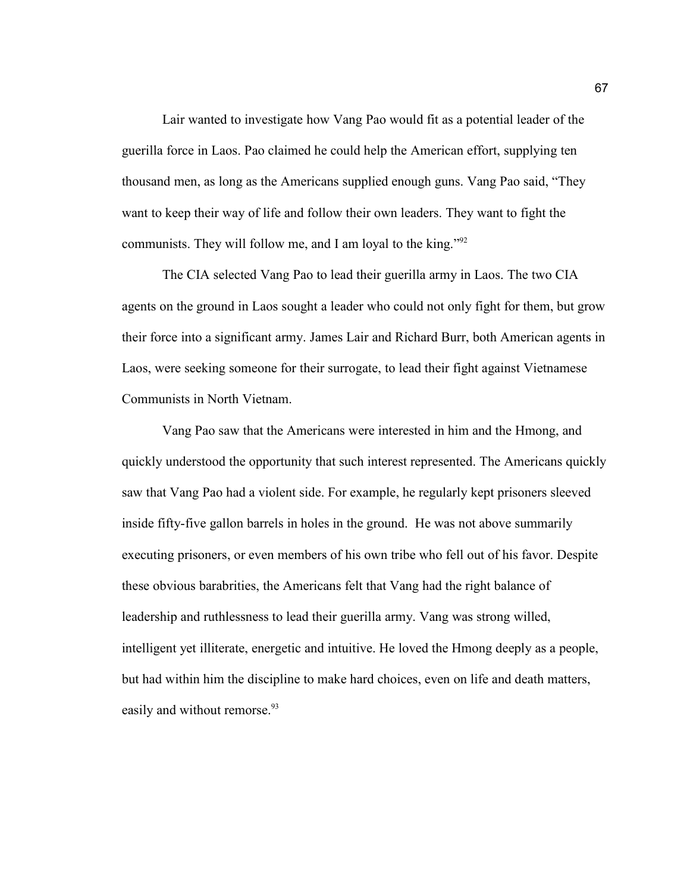Lair wanted to investigate how Vang Pao would fit as a potential leader of the guerilla force in Laos. Pao claimed he could help the American effort, supplying ten thousand men, as long as the Americans supplied enough guns. Vang Pao said, "They want to keep their way of life and follow their own leaders. They want to fight the communists. They will follow me, and I am loyal to the king."[92]

The CIA selected Vang Pao to lead their guerilla army in Laos. The two CIA agents on the ground in Laos sought a leader who could not only fight for them, but grow their force into a significant army. James Lair and Richard Burr, both American agents in Laos, were seeking someone for their surrogate, to lead their fight against Vietnamese Communists in North Vietnam.

Vang Pao saw that the Americans were interested in him and the Hmong, and quickly understood the opportunity that such interest represented. The Americans quickly saw that Vang Pao had a violent side. For example, he regularly kept prisoners sleeved inside fifty-five gallon barrels in holes in the ground. He was not above summarily executing prisoners, or even members of his own tribe who fell out of his favor. Despite these obvious barabrities, the Americans felt that Vang had the right balance of leadership and ruthlessness to lead their guerilla army. Vang was strong willed, intelligent yet illiterate, energetic and intuitive. He loved the Hmong deeply as a people, but had within him the discipline to make hard choices, even on life and death matters, easily and without remorse.[93]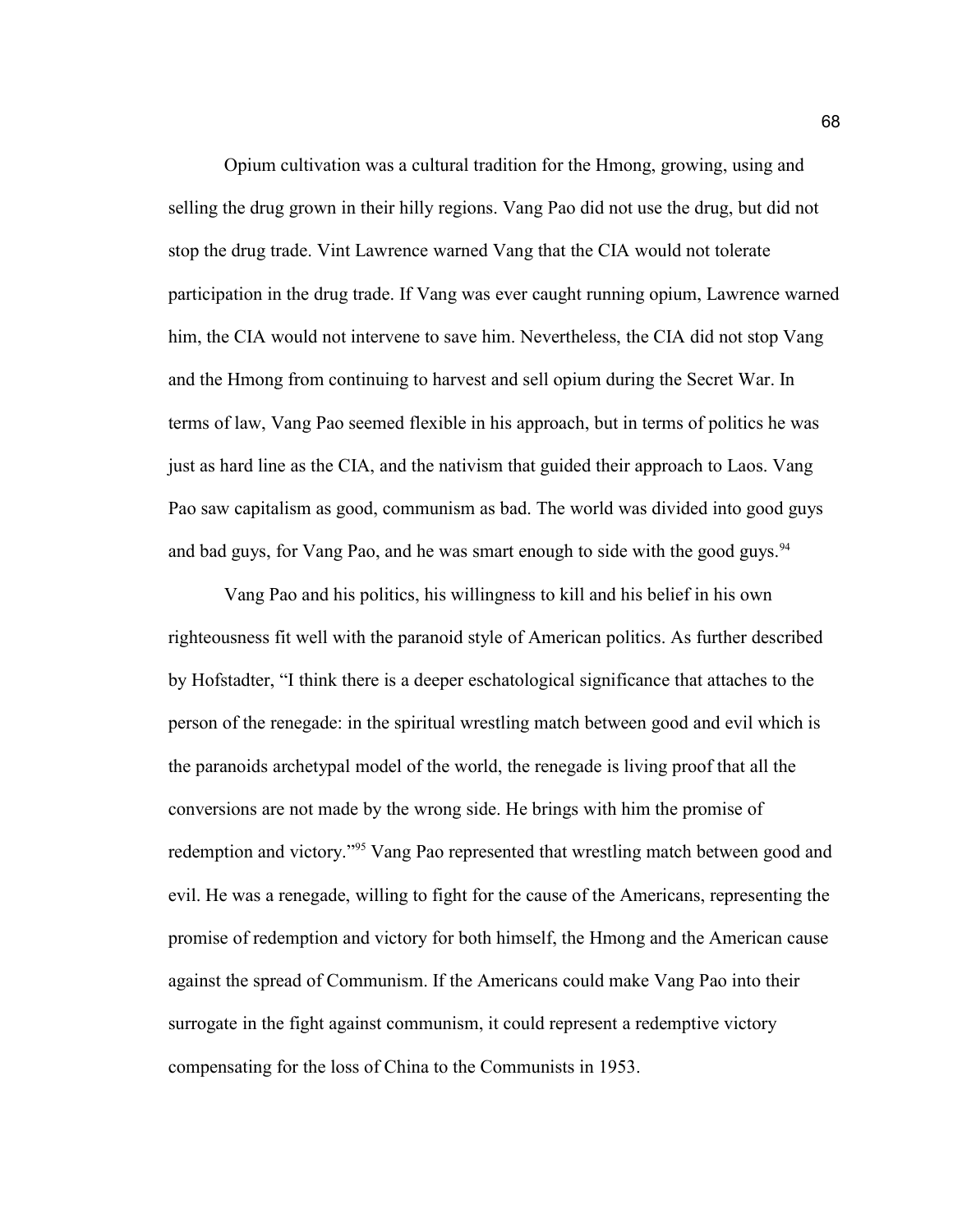Opium cultivation was a cultural tradition for the Hmong, growing, using and selling the drug grown in their hilly regions. Vang Pao did not use the drug, but did not stop the drug trade. Vint Lawrence warned Vang that the CIA would not tolerate participation in the drug trade. If Vang was ever caught running opium, Lawrence warned him, the CIA would not intervene to save him. Nevertheless, the CIA did not stop Vang and the Hmong from continuing to harvest and sell opium during the Secret War. In terms of law, Vang Pao seemed flexible in his approach, but in terms of politics he was just as hard line as the CIA, and the nativism that guided their approach to Laos. Vang Pao saw capitalism as good, communism as bad. The world was divided into good guys and bad guys, for Vang Pao, and he was smart enough to side with the good guys.[94]

Vang Pao and his politics, his willingness to kill and his belief in his own righteousness fit well with the paranoid style of American politics. As further described by Hofstadter, "I think there is a deeper eschatological significance that attaches to the person of the renegade: in the spiritual wrestling match between good and evil which is the paranoids archetypal model of the world, the renegade is living proof that all the conversions are not made by the wrong side. He brings with him the promise of redemption and victory."[95] Vang Pao represented that wrestling match between good and evil. He was a renegade, willing to fight for the cause of the Americans, representing the promise of redemption and victory for both himself, the Hmong and the American cause against the spread of Communism. If the Americans could make Vang Pao into their surrogate in the fight against communism, it could represent a redemptive victory compensating for the loss of China to the Communists in 1953.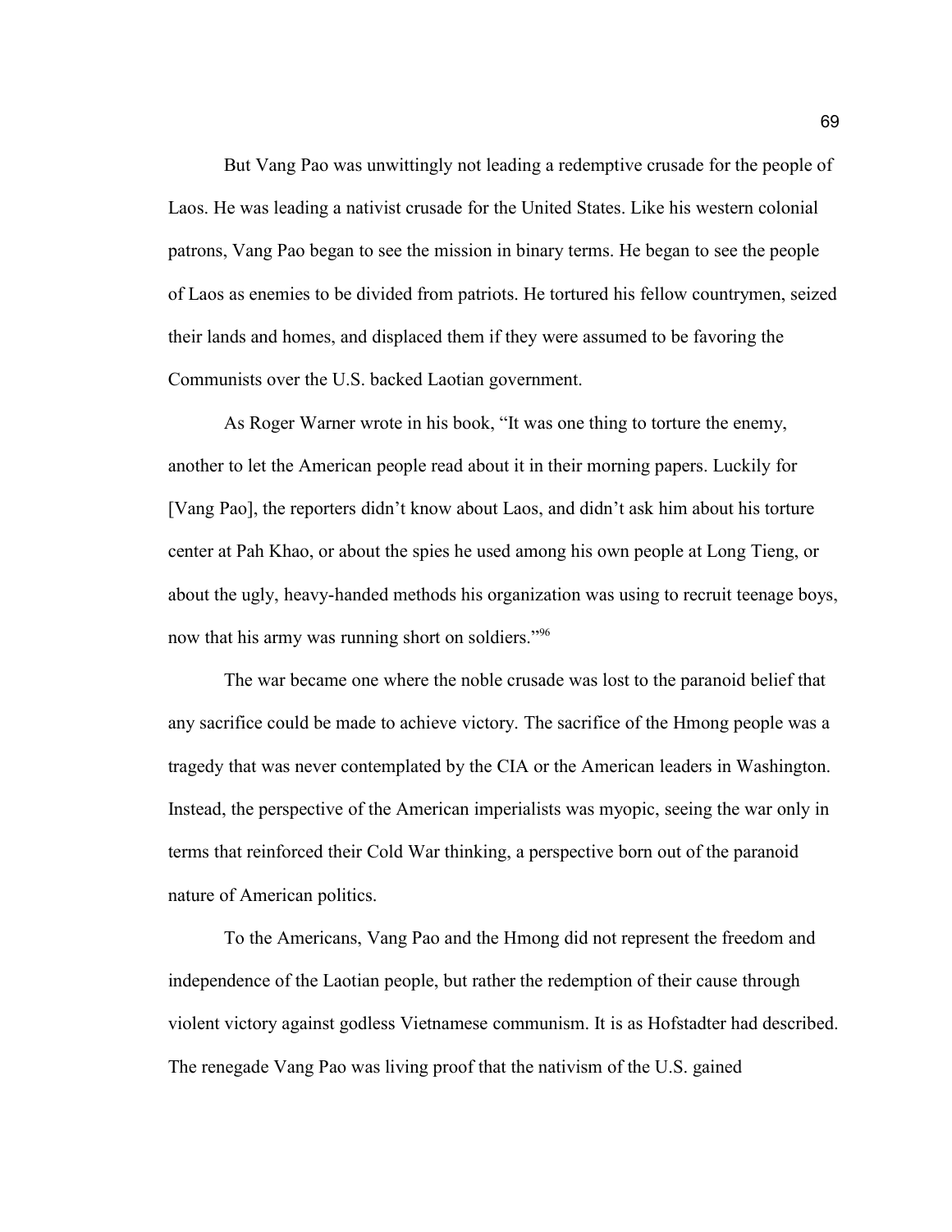But Vang Pao was unwittingly not leading a redemptive crusade for the people of Laos. He was leading a nativist crusade for the United States. Like his western colonial patrons, Vang Pao began to see the mission in binary terms. He began to see the people of Laos as enemies to be divided from patriots. He tortured his fellow countrymen, seized their lands and homes, and displaced them if they were assumed to be favoring the Communists over the U.S. backed Laotian government.

As Roger Warner wrote in his book, "It was one thing to torture the enemy, another to let the American people read about it in their morning papers. Luckily for [Vang Pao], the reporters didn't know about Laos, and didn't ask him about his torture center at Pah Khao, or about the spies he used among his own people at Long Tieng, or about the ugly, heavy-handed methods his organization was using to recruit teenage boys, now that his army was running short on soldiers."[96]

The war became one where the noble crusade was lost to the paranoid belief that any sacrifice could be made to achieve victory. The sacrifice of the Hmong people was a tragedy that was never contemplated by the CIA or the American leaders in Washington. Instead, the perspective of the American imperialists was myopic, seeing the war only in terms that reinforced their Cold War thinking, a perspective born out of the paranoid nature of American politics.

To the Americans, Vang Pao and the Hmong did not represent the freedom and independence of the Laotian people, but rather the redemption of their cause through violent victory against godless Vietnamese communism. It is as Hofstadter had described. The renegade Vang Pao was living proof that the nativism of the U.S. gained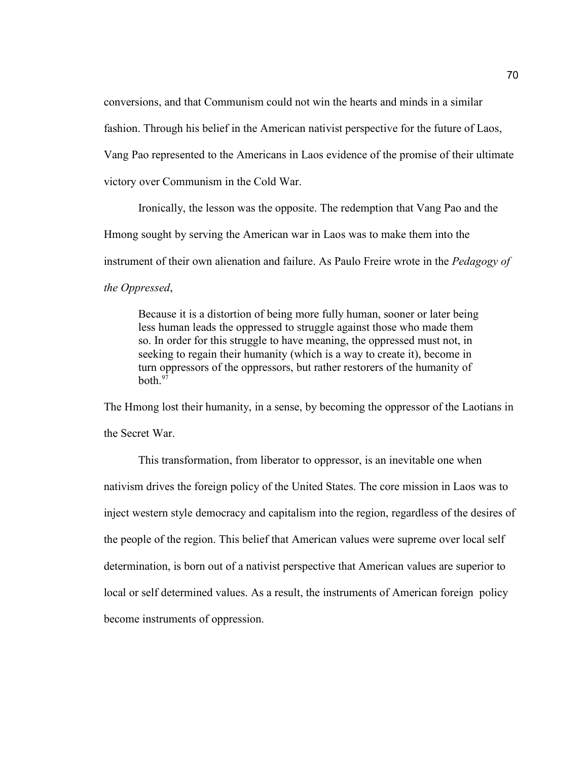conversions, and that Communism could not win the hearts and minds in a similar fashion. Through his belief in the American nativist perspective for the future of Laos, Vang Pao represented to the Americans in Laos evidence of the promise of their ultimate victory over Communism in the Cold War.

Ironically, the lesson was the opposite. The redemption that Vang Pao and the Hmong sought by serving the American war in Laos was to make them into the instrument of their own alienation and failure. As Paulo Freire wrote in the *Pedagogy of the Oppressed*,

> Because it is a distortion of being more fully human, sooner or later being less human leads the oppressed to struggle against those who made them so. In order for this struggle to have meaning, the oppressed must not, in seeking to regain their humanity (which is a way to create it), become in turn oppressors of the oppressors, but rather restorers of the humanity of both.[97]

The Hmong lost their humanity, in a sense, by becoming the oppressor of the Laotians in the Secret War.

This transformation, from liberator to oppressor, is an inevitable one when nativism drives the foreign policy of the United States. The core mission in Laos was to inject western style democracy and capitalism into the region, regardless of the desires of the people of the region. This belief that American values were supreme over local self determination, is born out of a nativist perspective that American values are superior to local or self determined values. As a result, the instruments of American foreign policy become instruments of oppression.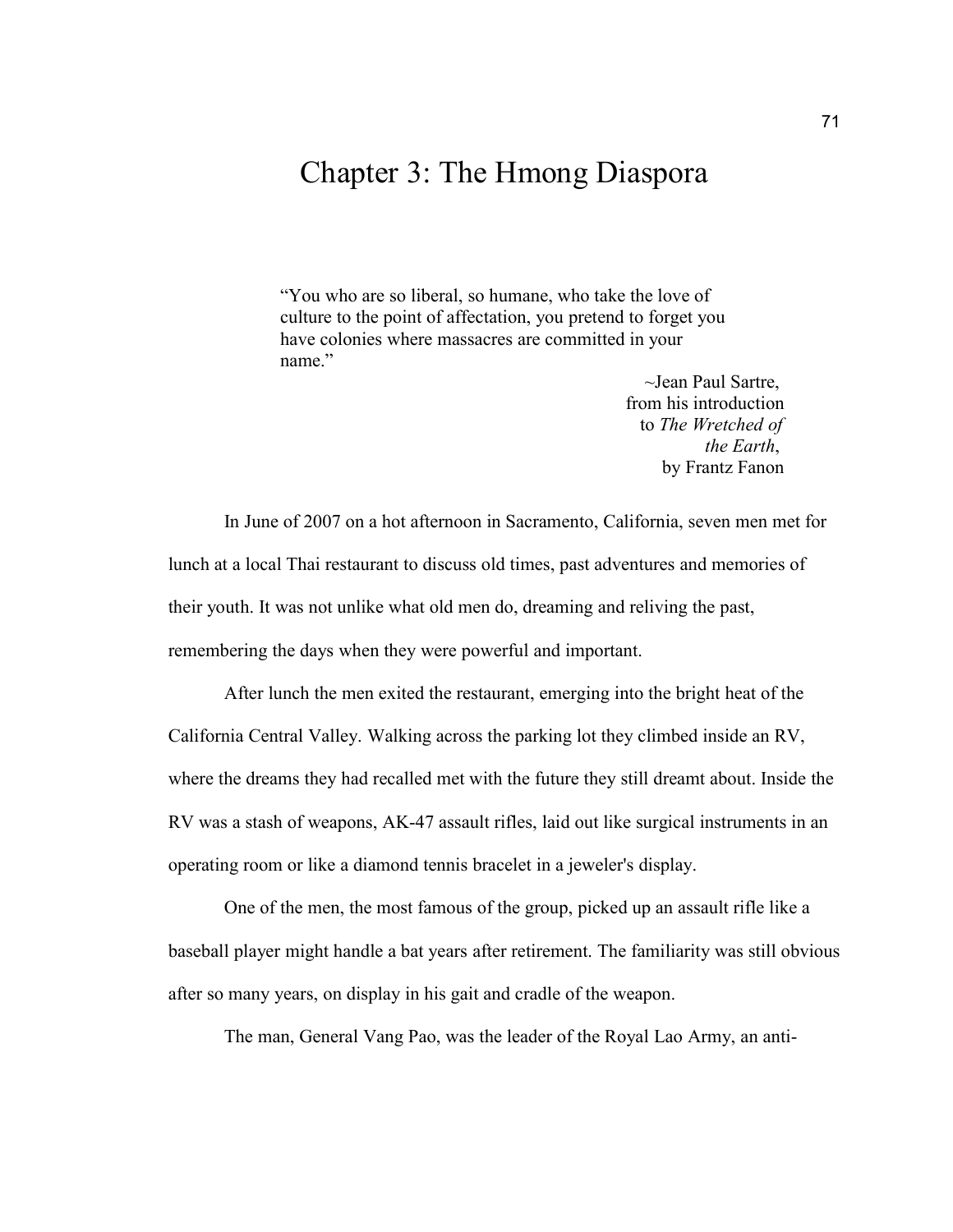# Chapter 3: The Hmong Diaspora

> "You who are so liberal, so humane, who take the love of culture to the point of affectation, you pretend to forget you have colonies where massacres are committed in your name."
>
> ~Jean Paul Sartre, from his introduction to *The Wretched of the Earth*, by Frantz Fanon

In June of 2007 on a hot afternoon in Sacramento, California, seven men met for lunch at a local Thai restaurant to discuss old times, past adventures and memories of their youth. It was not unlike what old men do, dreaming and reliving the past, remembering the days when they were powerful and important.

After lunch the men exited the restaurant, emerging into the bright heat of the California Central Valley. Walking across the parking lot they climbed inside an RV, where the dreams they had recalled met with the future they still dreamt about. Inside the RV was a stash of weapons, AK-47 assault rifles, laid out like surgical instruments in an operating room or like a diamond tennis bracelet in a jeweler's display.

One of the men, the most famous of the group, picked up an assault rifle like a baseball player might handle a bat years after retirement. The familiarity was still obvious after so many years, on display in his gait and cradle of the weapon.

The man, General Vang Pao, was the leader of the Royal Lao Army, an anti-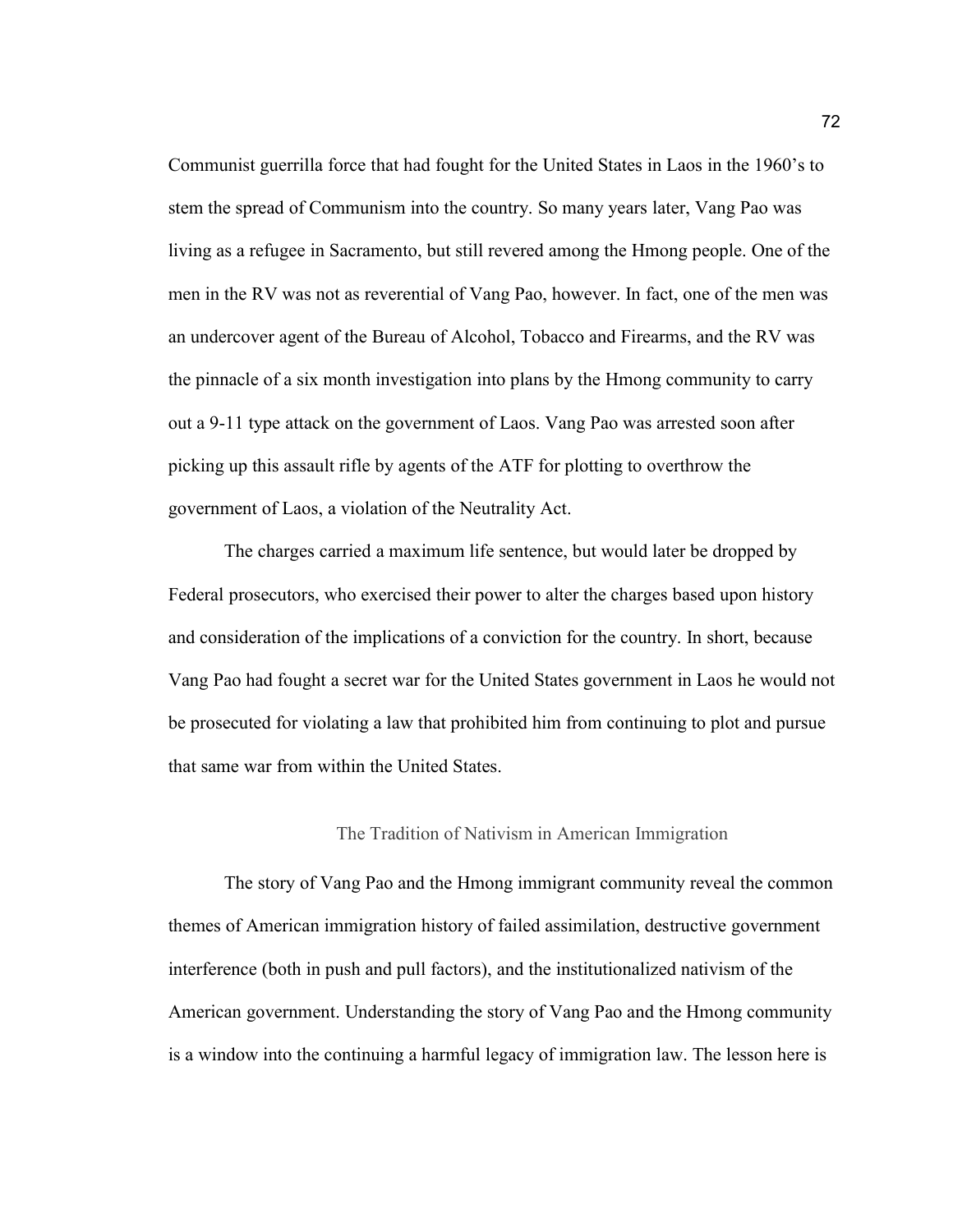Communist guerrilla force that had fought for the United States in Laos in the 1960's to stem the spread of Communism into the country. So many years later, Vang Pao was living as a refugee in Sacramento, but still revered among the Hmong people. One of the men in the RV was not as reverential of Vang Pao, however. In fact, one of the men was an undercover agent of the Bureau of Alcohol, Tobacco and Firearms, and the RV was the pinnacle of a six month investigation into plans by the Hmong community to carry out a 9-11 type attack on the government of Laos. Vang Pao was arrested soon after picking up this assault rifle by agents of the ATF for plotting to overthrow the government of Laos, a violation of the Neutrality Act.

The charges carried a maximum life sentence, but would later be dropped by Federal prosecutors, who exercised their power to alter the charges based upon history and consideration of the implications of a conviction for the country. In short, because Vang Pao had fought a secret war for the United States government in Laos he would not be prosecuted for violating a law that prohibited him from continuing to plot and pursue that same war from within the United States.

## The Tradition of Nativism in American Immigration

The story of Vang Pao and the Hmong immigrant community reveal the common themes of American immigration history of failed assimilation, destructive government interference (both in push and pull factors), and the institutionalized nativism of the American government. Understanding the story of Vang Pao and the Hmong community is a window into the continuing a harmful legacy of immigration law. The lesson here is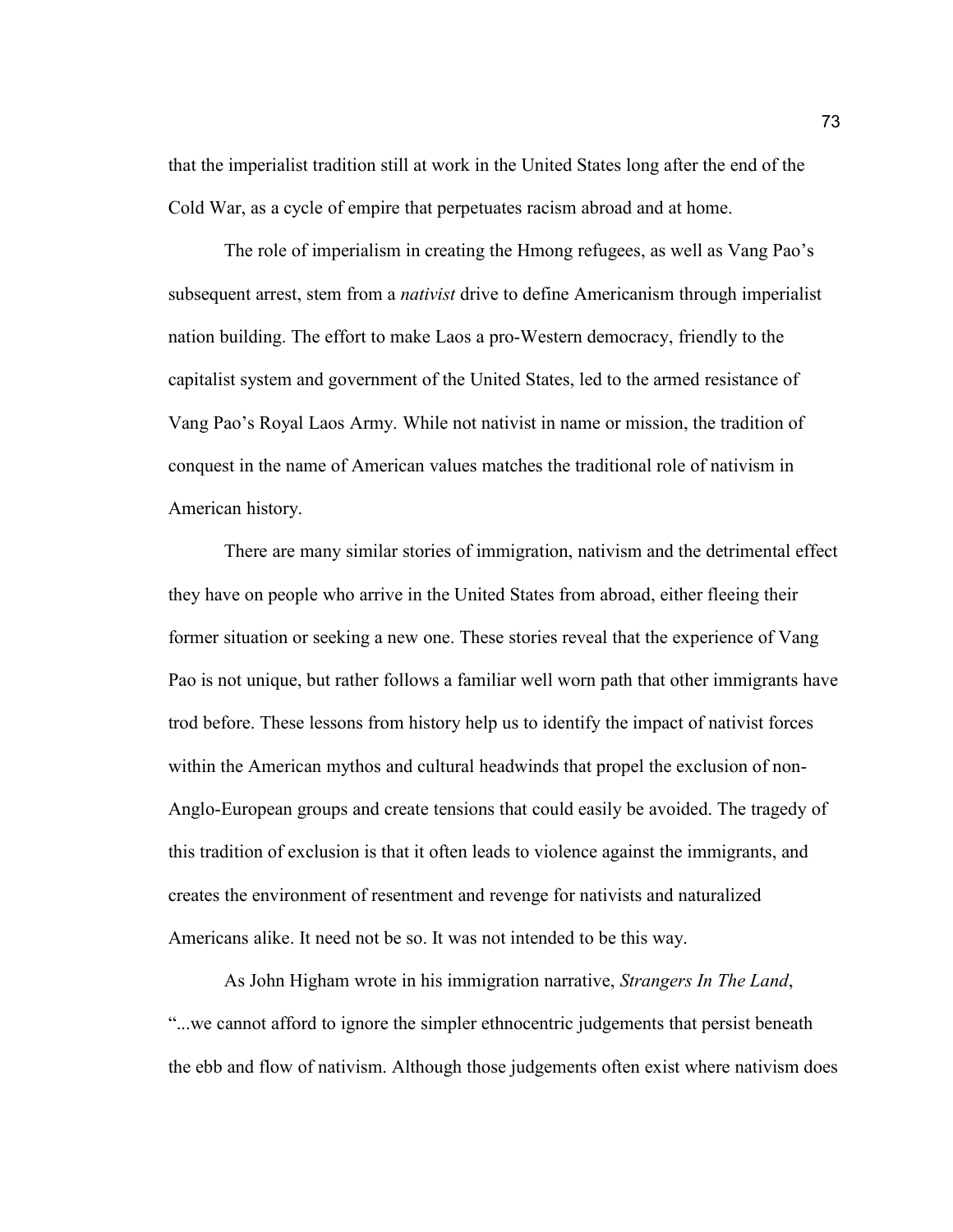that the imperialist tradition still at work in the United States long after the end of the Cold War, as a cycle of empire that perpetuates racism abroad and at home.

The role of imperialism in creating the Hmong refugees, as well as Vang Pao's subsequent arrest, stem from a *nativist* drive to define Americanism through imperialist nation building. The effort to make Laos a pro-Western democracy, friendly to the capitalist system and government of the United States, led to the armed resistance of Vang Pao's Royal Laos Army. While not nativist in name or mission, the tradition of conquest in the name of American values matches the traditional role of nativism in American history.

There are many similar stories of immigration, nativism and the detrimental effect they have on people who arrive in the United States from abroad, either fleeing their former situation or seeking a new one. These stories reveal that the experience of Vang Pao is not unique, but rather follows a familiar well worn path that other immigrants have trod before. These lessons from history help us to identify the impact of nativist forces within the American mythos and cultural headwinds that propel the exclusion of non-Anglo-European groups and create tensions that could easily be avoided. The tragedy of this tradition of exclusion is that it often leads to violence against the immigrants, and creates the environment of resentment and revenge for nativists and naturalized Americans alike. It need not be so. It was not intended to be this way.

As John Higham wrote in his immigration narrative, *Strangers In The Land*, "...we cannot afford to ignore the simpler ethnocentric judgements that persist beneath the ebb and flow of nativism. Although those judgements often exist where nativism does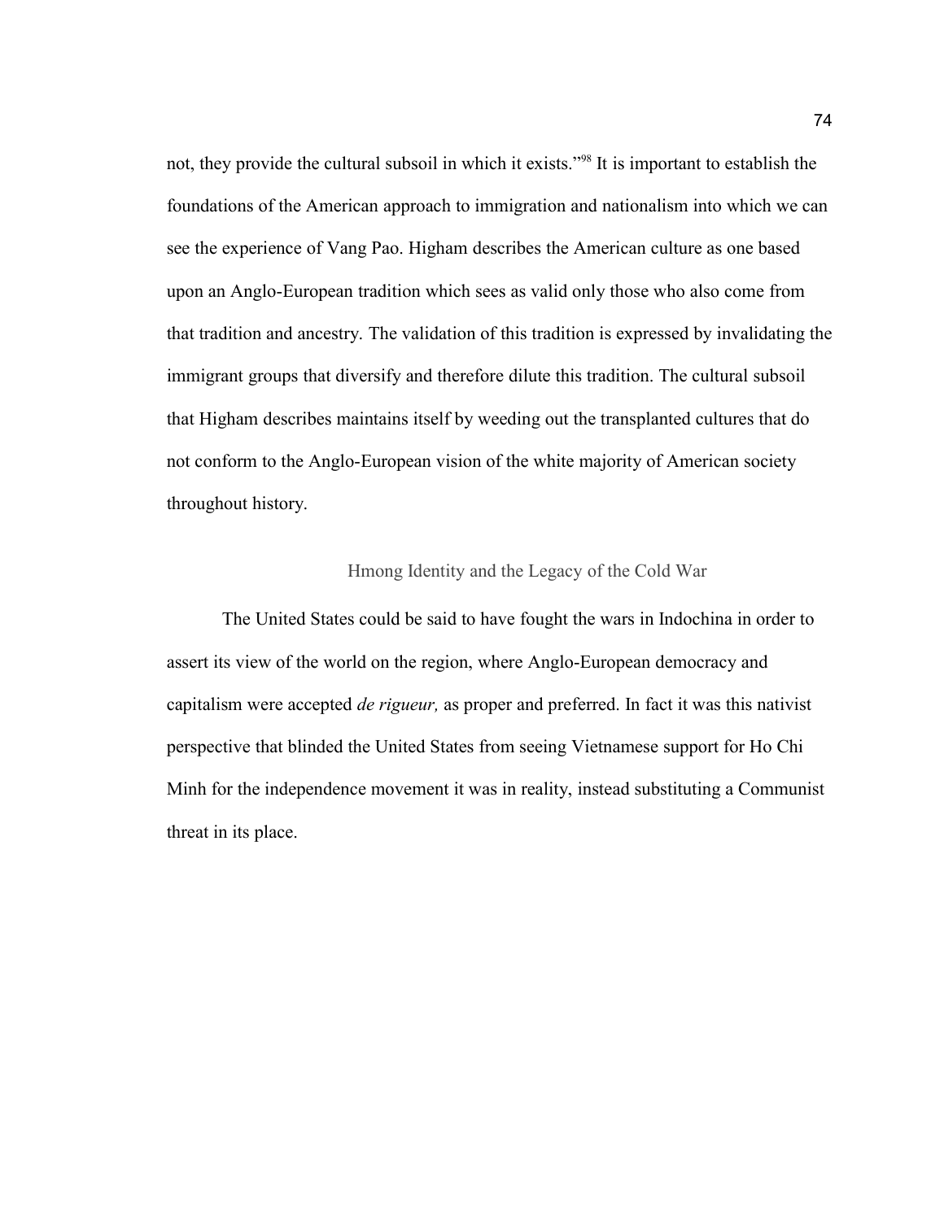not, they provide the cultural subsoil in which it exists."[98] It is important to establish the foundations of the American approach to immigration and nationalism into which we can see the experience of Vang Pao. Higham describes the American culture as one based upon an Anglo-European tradition which sees as valid only those who also come from that tradition and ancestry. The validation of this tradition is expressed by invalidating the immigrant groups that diversify and therefore dilute this tradition. The cultural subsoil that Higham describes maintains itself by weeding out the transplanted cultures that do not conform to the Anglo-European vision of the white majority of American society throughout history.

## Hmong Identity and the Legacy of the Cold War

The United States could be said to have fought the wars in Indochina in order to assert its view of the world on the region, where Anglo-European democracy and capitalism were accepted *de rigueur,* as proper and preferred. In fact it was this nativist perspective that blinded the United States from seeing Vietnamese support for Ho Chi Minh for the independence movement it was in reality, instead substituting a Communist threat in its place.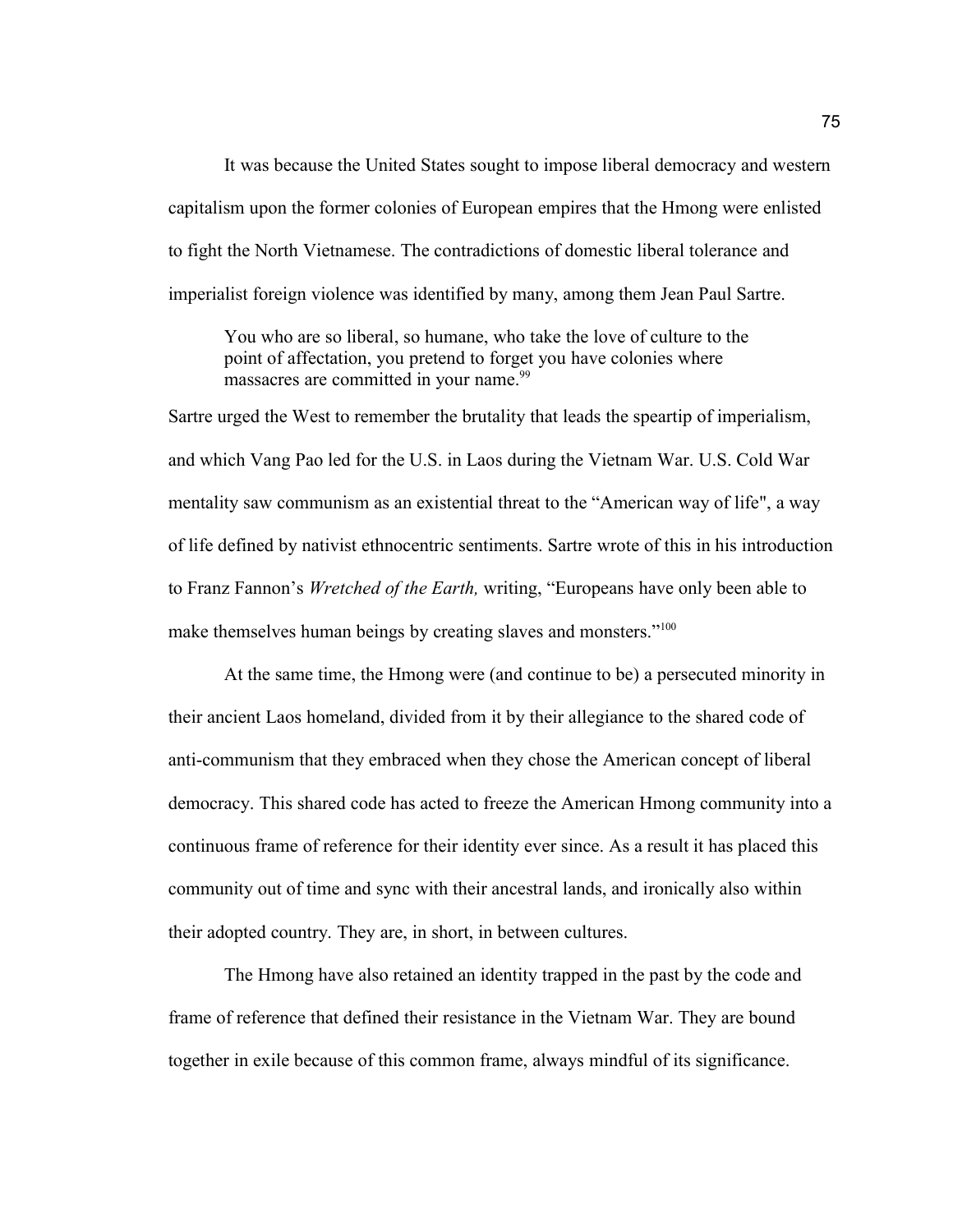It was because the United States sought to impose liberal democracy and western capitalism upon the former colonies of European empires that the Hmong were enlisted to fight the North Vietnamese. The contradictions of domestic liberal tolerance and imperialist foreign violence was identified by many, among them Jean Paul Sartre.

> You who are so liberal, so humane, who take the love of culture to the point of affectation, you pretend to forget you have colonies where massacres are committed in your name.[99]

Sartre urged the West to remember the brutality that leads the speartip of imperialism, and which Vang Pao led for the U.S. in Laos during the Vietnam War. U.S. Cold War mentality saw communism as an existential threat to the "American way of life", a way of life defined by nativist ethnocentric sentiments. Sartre wrote of this in his introduction to Franz Fannon's *Wretched of the Earth,* writing, "Europeans have only been able to make themselves human beings by creating slaves and monsters."[100]

At the same time, the Hmong were (and continue to be) a persecuted minority in their ancient Laos homeland, divided from it by their allegiance to the shared code of anti-communism that they embraced when they chose the American concept of liberal democracy. This shared code has acted to freeze the American Hmong community into a continuous frame of reference for their identity ever since. As a result it has placed this community out of time and sync with their ancestral lands, and ironically also within their adopted country. They are, in short, in between cultures.

The Hmong have also retained an identity trapped in the past by the code and frame of reference that defined their resistance in the Vietnam War. They are bound together in exile because of this common frame, always mindful of its significance.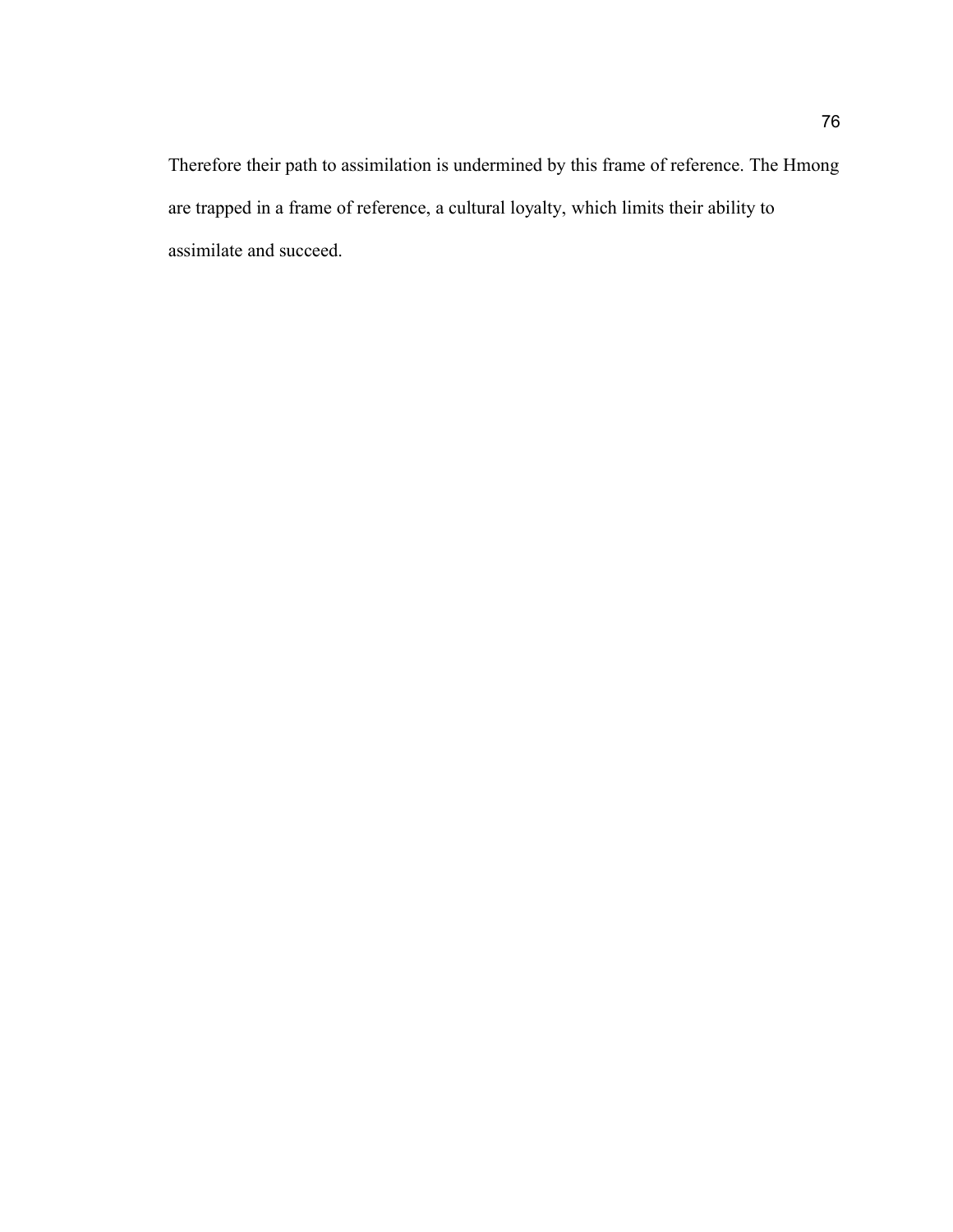Therefore their path to assimilation is undermined by this frame of reference. The Hmong are trapped in a frame of reference, a cultural loyalty, which limits their ability to assimilate and succeed.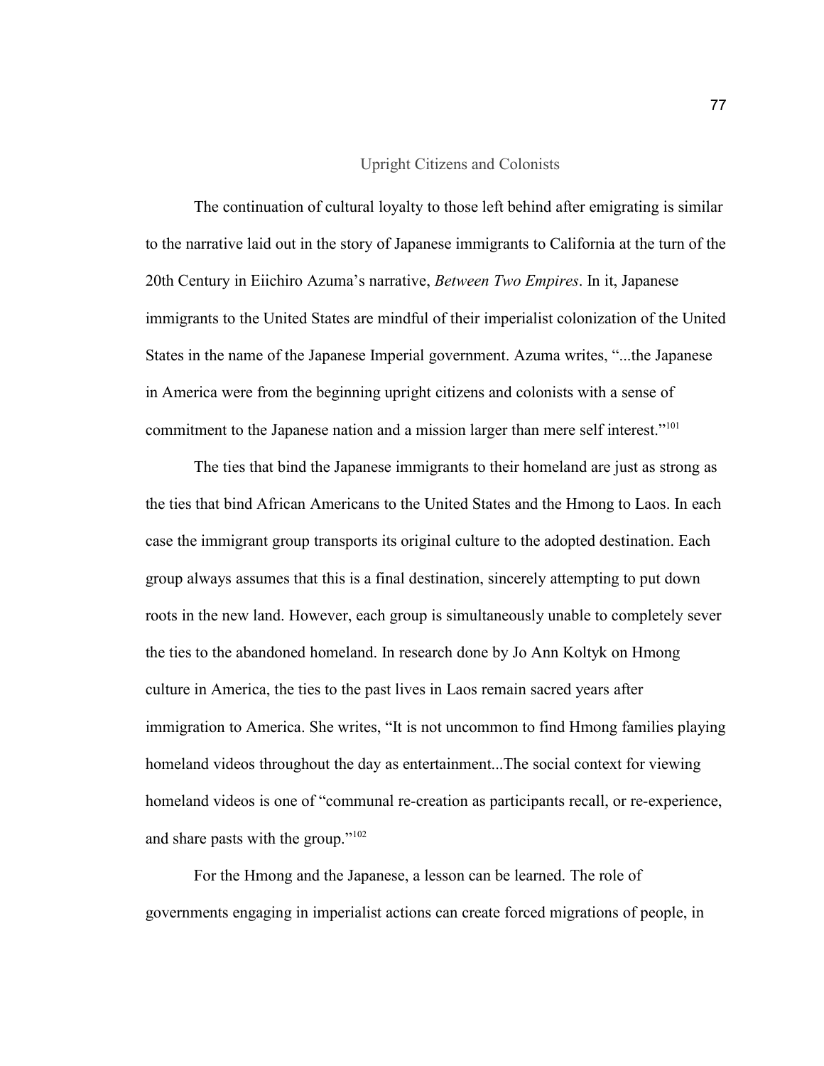## Upright Citizens and Colonists

The continuation of cultural loyalty to those left behind after emigrating is similar to the narrative laid out in the story of Japanese immigrants to California at the turn of the 20th Century in Eiichiro Azuma's narrative, *Between Two Empires*. In it, Japanese immigrants to the United States are mindful of their imperialist colonization of the United States in the name of the Japanese Imperial government. Azuma writes, "...the Japanese in America were from the beginning upright citizens and colonists with a sense of commitment to the Japanese nation and a mission larger than mere self interest."[101]

The ties that bind the Japanese immigrants to their homeland are just as strong as the ties that bind African Americans to the United States and the Hmong to Laos. In each case the immigrant group transports its original culture to the adopted destination. Each group always assumes that this is a final destination, sincerely attempting to put down roots in the new land. However, each group is simultaneously unable to completely sever the ties to the abandoned homeland. In research done by Jo Ann Koltyk on Hmong culture in America, the ties to the past lives in Laos remain sacred years after immigration to America. She writes, "It is not uncommon to find Hmong families playing homeland videos throughout the day as entertainment...The social context for viewing homeland videos is one of "communal re-creation as participants recall, or re-experience, and share pasts with the group."[102]

For the Hmong and the Japanese, a lesson can be learned. The role of governments engaging in imperialist actions can create forced migrations of people, in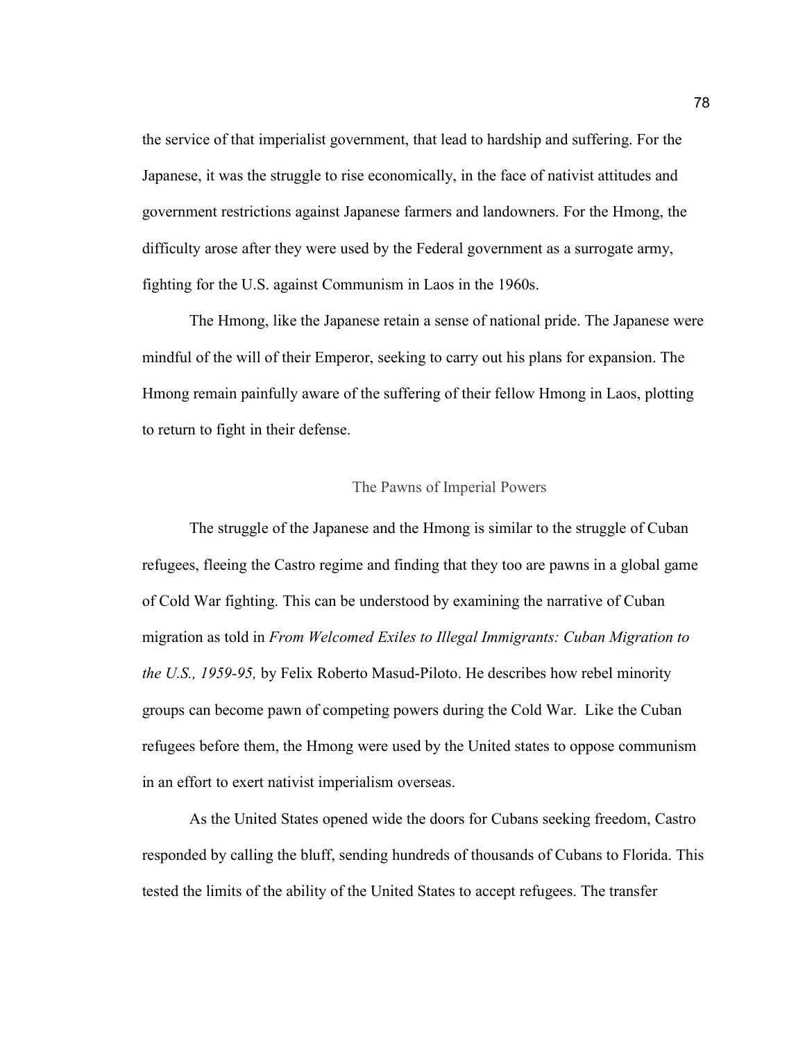the service of that imperialist government, that lead to hardship and suffering. For the Japanese, it was the struggle to rise economically, in the face of nativist attitudes and government restrictions against Japanese farmers and landowners. For the Hmong, the difficulty arose after they were used by the Federal government as a surrogate army, fighting for the U.S. against Communism in Laos in the 1960s.

The Hmong, like the Japanese retain a sense of national pride. The Japanese were mindful of the will of their Emperor, seeking to carry out his plans for expansion. The Hmong remain painfully aware of the suffering of their fellow Hmong in Laos, plotting to return to fight in their defense.

## The Pawns of Imperial Powers

The struggle of the Japanese and the Hmong is similar to the struggle of Cuban refugees, fleeing the Castro regime and finding that they too are pawns in a global game of Cold War fighting. This can be understood by examining the narrative of Cuban migration as told in *From Welcomed Exiles to Illegal Immigrants: Cuban Migration to the U.S., 1959-95,* by Felix Roberto Masud-Piloto. He describes how rebel minority groups can become pawn of competing powers during the Cold War. Like the Cuban refugees before them, the Hmong were used by the United states to oppose communism in an effort to exert nativist imperialism overseas.

As the United States opened wide the doors for Cubans seeking freedom, Castro responded by calling the bluff, sending hundreds of thousands of Cubans to Florida. This tested the limits of the ability of the United States to accept refugees. The transfer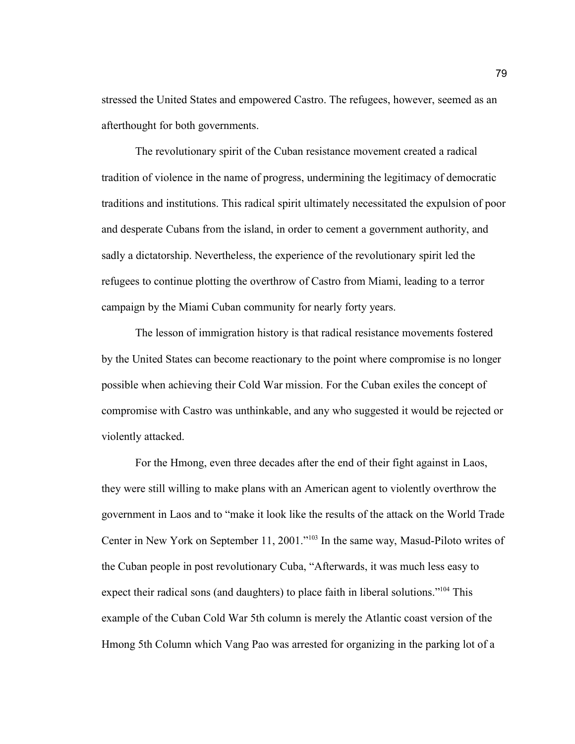stressed the United States and empowered Castro. The refugees, however, seemed as an afterthought for both governments.

The revolutionary spirit of the Cuban resistance movement created a radical tradition of violence in the name of progress, undermining the legitimacy of democratic traditions and institutions. This radical spirit ultimately necessitated the expulsion of poor and desperate Cubans from the island, in order to cement a government authority, and sadly a dictatorship. Nevertheless, the experience of the revolutionary spirit led the refugees to continue plotting the overthrow of Castro from Miami, leading to a terror campaign by the Miami Cuban community for nearly forty years.

The lesson of immigration history is that radical resistance movements fostered by the United States can become reactionary to the point where compromise is no longer possible when achieving their Cold War mission. For the Cuban exiles the concept of compromise with Castro was unthinkable, and any who suggested it would be rejected or violently attacked.

For the Hmong, even three decades after the end of their fight against in Laos, they were still willing to make plans with an American agent to violently overthrow the government in Laos and to "make it look like the results of the attack on the World Trade Center in New York on September 11, 2001."[103] In the same way, Masud-Piloto writes of the Cuban people in post revolutionary Cuba, "Afterwards, it was much less easy to expect their radical sons (and daughters) to place faith in liberal solutions."[104] This example of the Cuban Cold War 5th column is merely the Atlantic coast version of the Hmong 5th Column which Vang Pao was arrested for organizing in the parking lot of a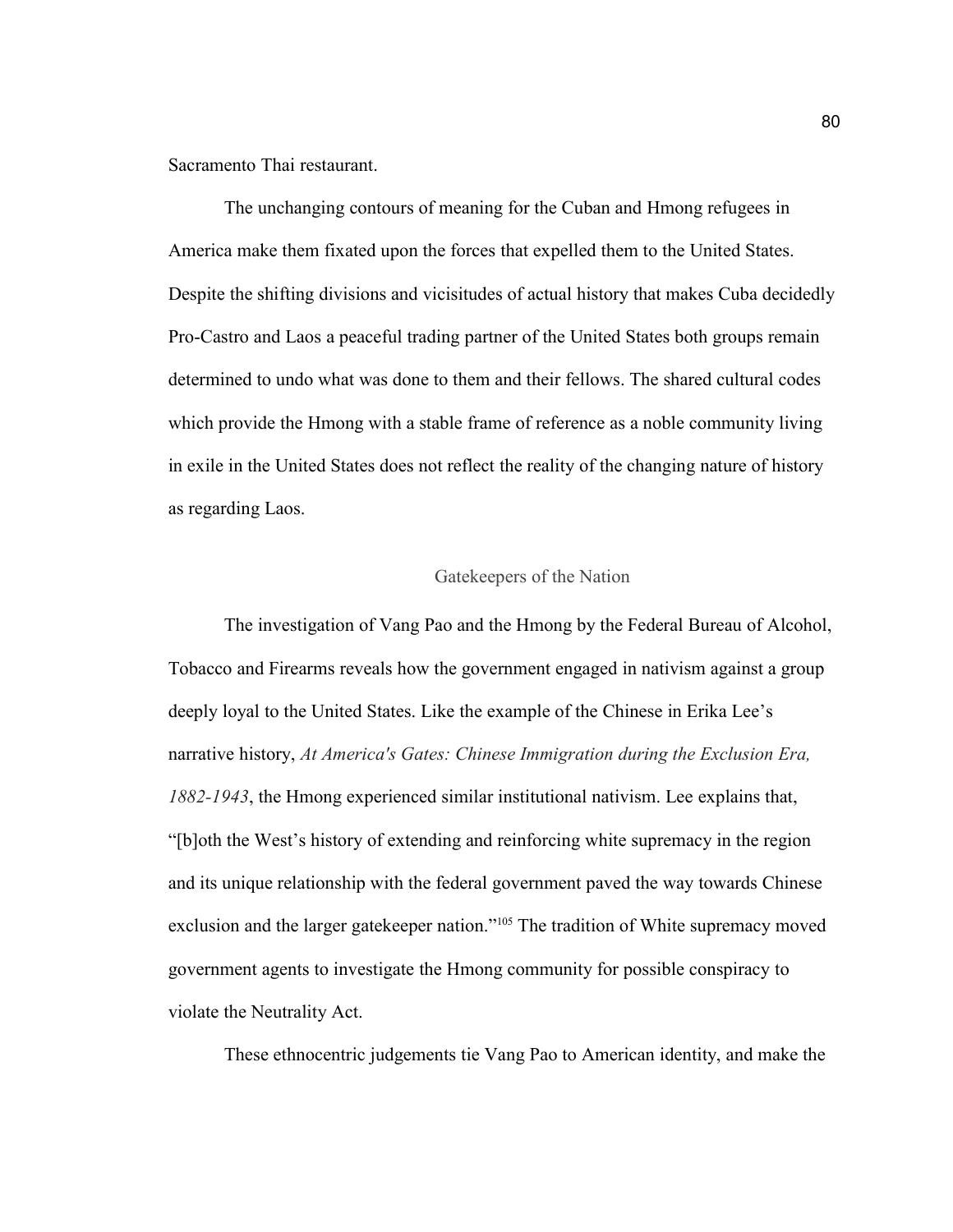Sacramento Thai restaurant.

The unchanging contours of meaning for the Cuban and Hmong refugees in America make them fixated upon the forces that expelled them to the United States. Despite the shifting divisions and vicissitudes of actual history that makes Cuba decidedly Pro-Castro and Laos a peaceful trading partner of the United States both groups remain determined to undo what was done to them and their fellows. The shared cultural codes which provide the Hmong with a stable frame of reference as a noble community living in exile in the United States does not reflect the reality of the changing nature of history as regarding Laos.

## Gatekeepers of the Nation

The investigation of Vang Pao and the Hmong by the Federal Bureau of Alcohol, Tobacco and Firearms reveals how the government engaged in nativism against a group deeply loyal to the United States. Like the example of the Chinese in Erika Lee's narrative history, *At America's Gates: Chinese Immigration during the Exclusion Era, 1882-1943*, the Hmong experienced similar institutional nativism. Lee explains that, "[b]oth the West's history of extending and reinforcing white supremacy in the region and its unique relationship with the federal government paved the way towards Chinese exclusion and the larger gatekeeper nation."[105] The tradition of White supremacy moved government agents to investigate the Hmong community for possible conspiracy to violate the Neutrality Act.

These ethnocentric judgements tie Vang Pao to American identity, and make the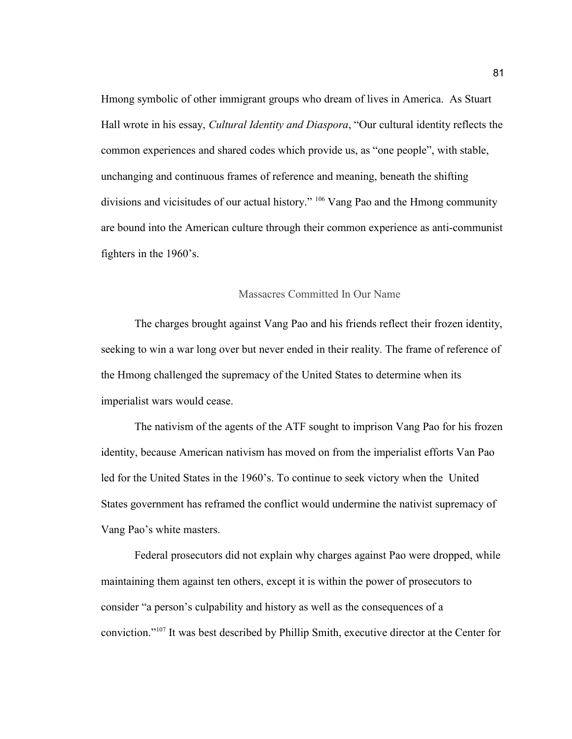Hmong symbolic of other immigrant groups who dream of lives in America. As Stuart Hall wrote in his essay, *Cultural Identity and Diaspora*, "Our cultural identity reflects the common experiences and shared codes which provide us, as "one people", with stable, unchanging and continuous frames of reference and meaning, beneath the shifting divisions and vicissitudes of our actual history." [106] Vang Pao and the Hmong community are bound into the American culture through their common experience as anti-communist fighters in the 1960's.

## Massacres Committed In Our Name

The charges brought against Vang Pao and his friends reflect their frozen identity, seeking to win a war long over but never ended in their reality. The frame of reference of the Hmong challenged the supremacy of the United States to determine when its imperialist wars would cease.

The nativism of the agents of the ATF sought to imprison Vang Pao for his frozen identity, because American nativism has moved on from the imperialist efforts Van Pao led for the United States in the 1960's. To continue to seek victory when the United States government has reframed the conflict would undermine the nativist supremacy of Vang Pao's white masters.

Federal prosecutors did not explain why charges against Pao were dropped, while maintaining them against ten others, except it is within the power of prosecutors to consider "a person's culpability and history as well as the consequences of a conviction."[107] It was best described by Phillip Smith, executive director at the Center for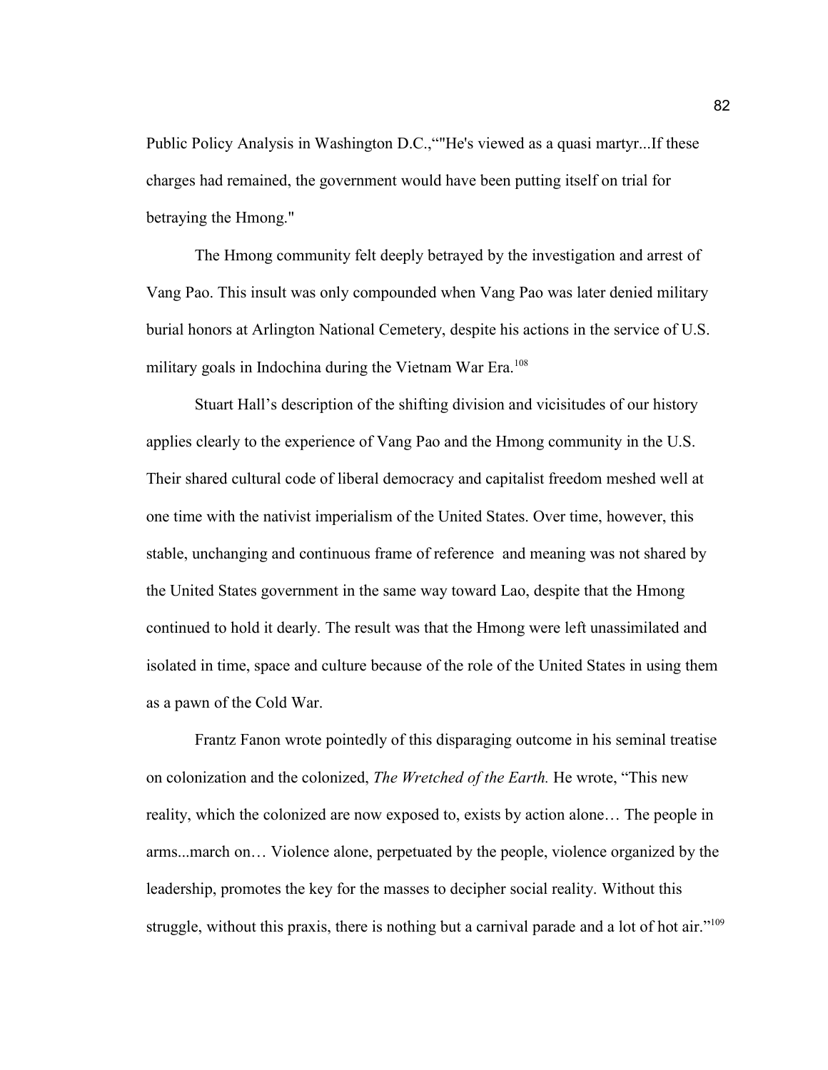Public Policy Analysis in Washington D.C.,“"He's viewed as a quasi martyr...If these charges had remained, the government would have been putting itself on trial for betraying the Hmong."

The Hmong community felt deeply betrayed by the investigation and arrest of Vang Pao. This insult was only compounded when Vang Pao was later denied military burial honors at Arlington National Cemetery, despite his actions in the service of U.S. military goals in Indochina during the Vietnam War Era.[108]

Stuart Hall’s description of the shifting division and vicisitudes of our history applies clearly to the experience of Vang Pao and the Hmong community in the U.S. Their shared cultural code of liberal democracy and capitalist freedom meshed well at one time with the nativist imperialism of the United States. Over time, however, this stable, unchanging and continuous frame of reference  and meaning was not shared by the United States government in the same way toward Lao, despite that the Hmong continued to hold it dearly. The result was that the Hmong were left unassimilated and isolated in time, space and culture because of the role of the United States in using them as a pawn of the Cold War.

Frantz Fanon wrote pointedly of this disparaging outcome in his seminal treatise on colonization and the colonized, *The Wretched of the Earth.* He wrote, “This new reality, which the colonized are now exposed to, exists by action alone… The people in arms...march on… Violence alone, perpetuated by the people, violence organized by the leadership, promotes the key for the masses to decipher social reality. Without this struggle, without this praxis, there is nothing but a carnival parade and a lot of hot air.”[109]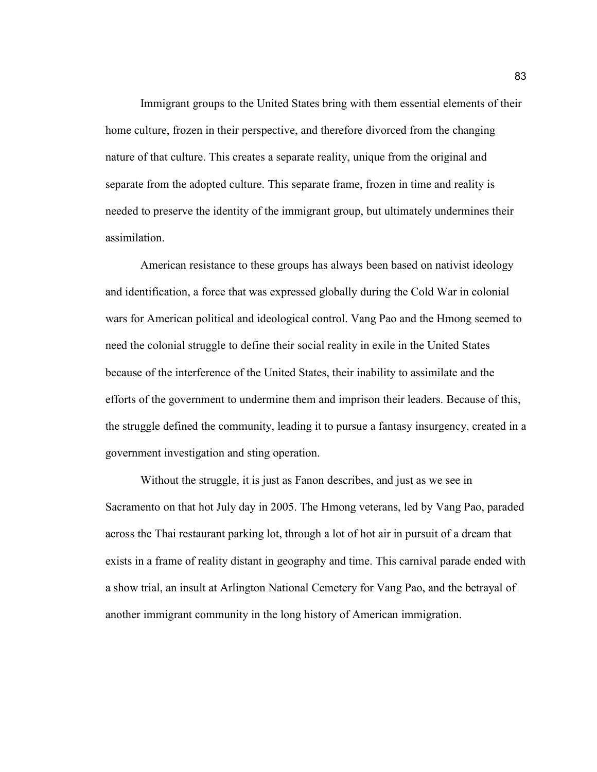Immigrant groups to the United States bring with them essential elements of their home culture, frozen in their perspective, and therefore divorced from the changing nature of that culture. This creates a separate reality, unique from the original and separate from the adopted culture. This separate frame, frozen in time and reality is needed to preserve the identity of the immigrant group, but ultimately undermines their assimilation.

American resistance to these groups has always been based on nativist ideology and identification, a force that was expressed globally during the Cold War in colonial wars for American political and ideological control. Vang Pao and the Hmong seemed to need the colonial struggle to define their social reality in exile in the United States because of the interference of the United States, their inability to assimilate and the efforts of the government to undermine them and imprison their leaders. Because of this, the struggle defined the community, leading it to pursue a fantasy insurgency, created in a government investigation and sting operation.

Without the struggle, it is just as Fanon describes, and just as we see in Sacramento on that hot July day in 2005. The Hmong veterans, led by Vang Pao, paraded across the Thai restaurant parking lot, through a lot of hot air in pursuit of a dream that exists in a frame of reality distant in geography and time. This carnival parade ended with a show trial, an insult at Arlington National Cemetery for Vang Pao, and the betrayal of another immigrant community in the long history of American immigration.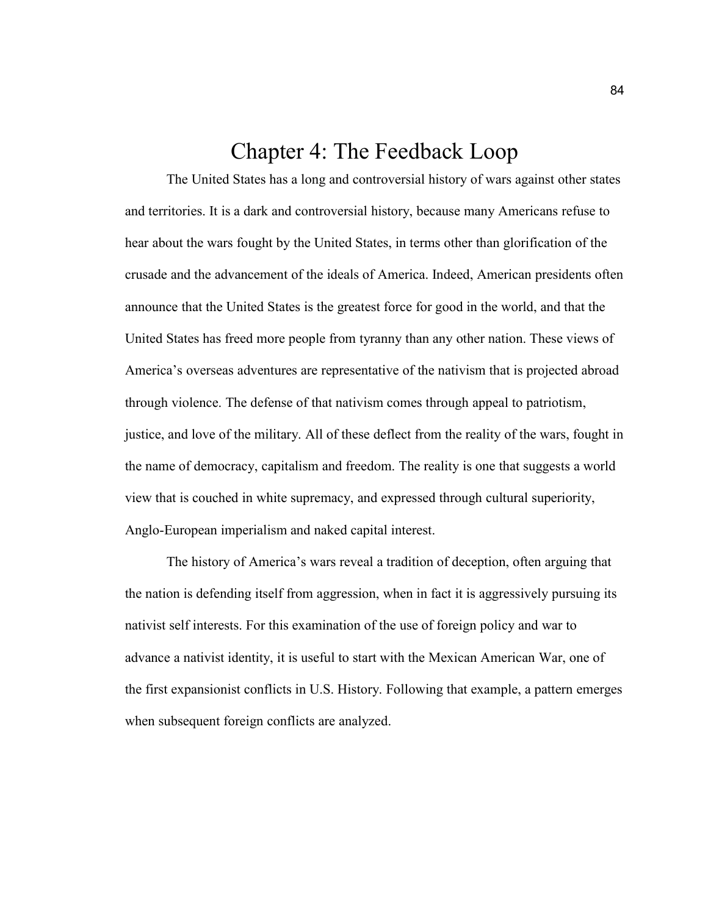# Chapter 4: The Feedback Loop

The United States has a long and controversial history of wars against other states and territories. It is a dark and controversial history, because many Americans refuse to hear about the wars fought by the United States, in terms other than glorification of the crusade and the advancement of the ideals of America. Indeed, American presidents often announce that the United States is the greatest force for good in the world, and that the United States has freed more people from tyranny than any other nation. These views of America's overseas adventures are representative of the nativism that is projected abroad through violence. The defense of that nativism comes through appeal to patriotism, justice, and love of the military. All of these deflect from the reality of the wars, fought in the name of democracy, capitalism and freedom. The reality is one that suggests a world view that is couched in white supremacy, and expressed through cultural superiority, Anglo-European imperialism and naked capital interest.

The history of America's wars reveal a tradition of deception, often arguing that the nation is defending itself from aggression, when in fact it is aggressively pursuing its nativist self interests. For this examination of the use of foreign policy and war to advance a nativist identity, it is useful to start with the Mexican American War, one of the first expansionist conflicts in U.S. History. Following that example, a pattern emerges when subsequent foreign conflicts are analyzed.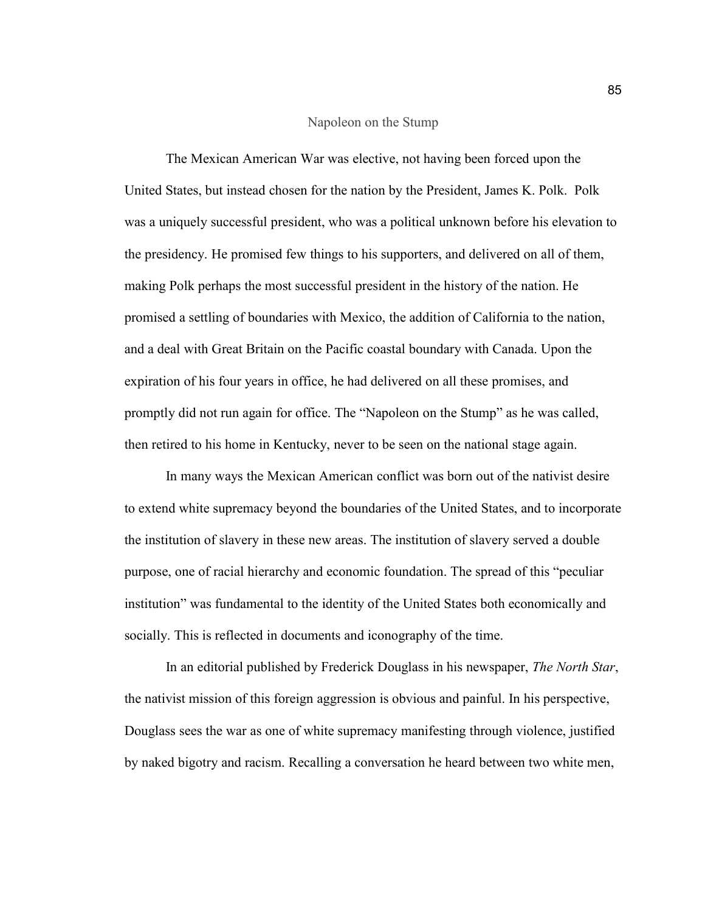## Napoleon on the Stump

The Mexican American War was elective, not having been forced upon the United States, but instead chosen for the nation by the President, James K. Polk. Polk was a uniquely successful president, who was a political unknown before his elevation to the presidency. He promised few things to his supporters, and delivered on all of them, making Polk perhaps the most successful president in the history of the nation. He promised a settling of boundaries with Mexico, the addition of California to the nation, and a deal with Great Britain on the Pacific coastal boundary with Canada. Upon the expiration of his four years in office, he had delivered on all these promises, and promptly did not run again for office. The "Napoleon on the Stump" as he was called, then retired to his home in Kentucky, never to be seen on the national stage again.

In many ways the Mexican American conflict was born out of the nativist desire to extend white supremacy beyond the boundaries of the United States, and to incorporate the institution of slavery in these new areas. The institution of slavery served a double purpose, one of racial hierarchy and economic foundation. The spread of this "peculiar institution" was fundamental to the identity of the United States both economically and socially. This is reflected in documents and iconography of the time.

In an editorial published by Frederick Douglass in his newspaper, *The North Star*, the nativist mission of this foreign aggression is obvious and painful. In his perspective, Douglass sees the war as one of white supremacy manifesting through violence, justified by naked bigotry and racism. Recalling a conversation he heard between two white men,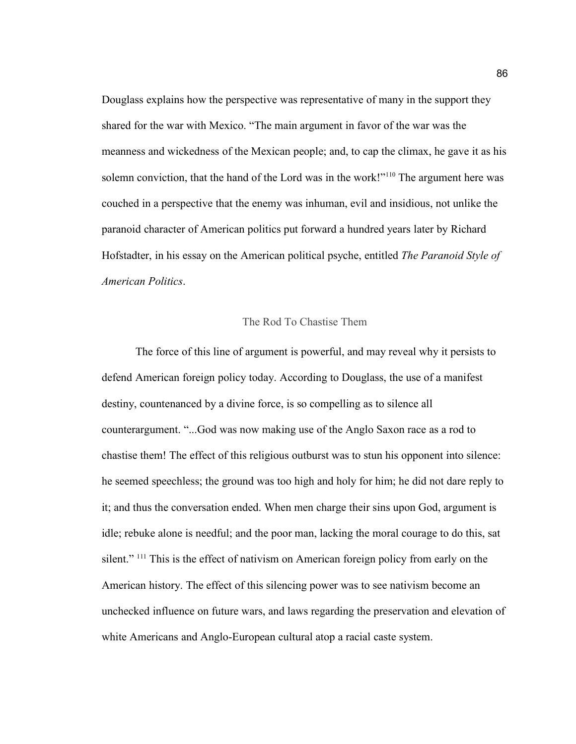Douglass explains how the perspective was representative of many in the support they shared for the war with Mexico. “The main argument in favor of the war was the meanness and wickedness of the Mexican people; and, to cap the climax, he gave it as his solemn conviction, that the hand of the Lord was in the work!”[110] The argument here was couched in a perspective that the enemy was inhuman, evil and insidious, not unlike the paranoid character of American politics put forward a hundred years later by Richard Hofstadter, in his essay on the American political psyche, entitled *The Paranoid Style of American Politics*.

## The Rod To Chastise Them

The force of this line of argument is powerful, and may reveal why it persists to defend American foreign policy today. According to Douglass, the use of a manifest destiny, countenanced by a divine force, is so compelling as to silence all counterargument. “...God was now making use of the Anglo Saxon race as a rod to chastise them! The effect of this religious outburst was to stun his opponent into silence: he seemed speechless; the ground was too high and holy for him; he did not dare reply to it; and thus the conversation ended. When men charge their sins upon God, argument is idle; rebuke alone is needful; and the poor man, lacking the moral courage to do this, sat silent.” [111] This is the effect of nativism on American foreign policy from early on the American history. The effect of this silencing power was to see nativism become an unchecked influence on future wars, and laws regarding the preservation and elevation of white Americans and Anglo-European cultural atop a racial caste system.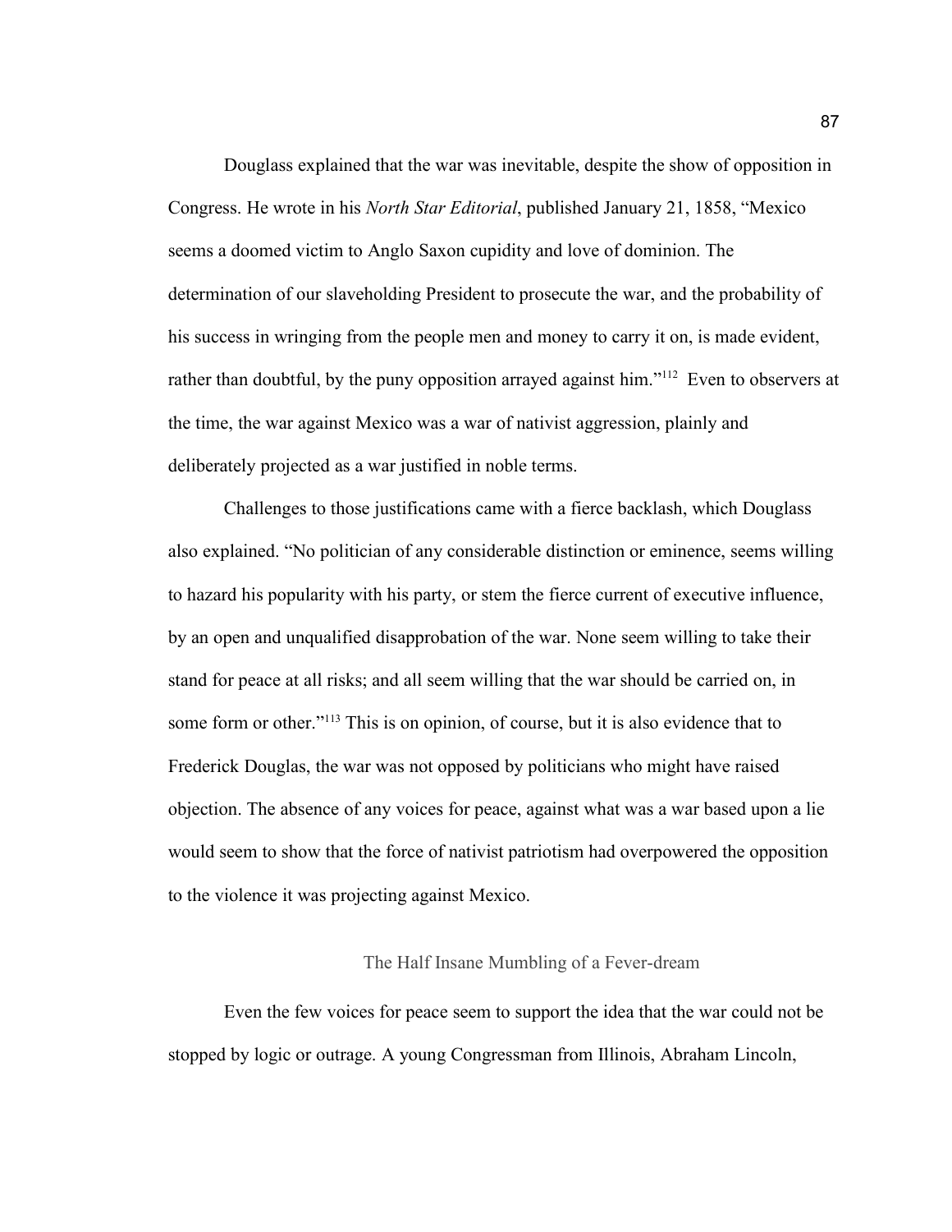Douglass explained that the war was inevitable, despite the show of opposition in Congress. He wrote in his *North Star Editorial*, published January 21, 1858, “Mexico seems a doomed victim to Anglo Saxon cupidity and love of dominion. The determination of our slaveholding President to prosecute the war, and the probability of his success in wringing from the people men and money to carry it on, is made evident, rather than doubtful, by the puny opposition arrayed against him.”[112] Even to observers at the time, the war against Mexico was a war of nativist aggression, plainly and deliberately projected as a war justified in noble terms.

Challenges to those justifications came with a fierce backlash, which Douglass also explained. “No politician of any considerable distinction or eminence, seems willing to hazard his popularity with his party, or stem the fierce current of executive influence, by an open and unqualified disapprobation of the war. None seem willing to take their stand for peace at all risks; and all seem willing that the war should be carried on, in some form or other.”[113] This is on opinion, of course, but it is also evidence that to Frederick Douglas, the war was not opposed by politicians who might have raised objection. The absence of any voices for peace, against what was a war based upon a lie would seem to show that the force of nativist patriotism had overpowered the opposition to the violence it was projecting against Mexico.

## The Half Insane Mumbling of a Fever-dream

Even the few voices for peace seem to support the idea that the war could not be stopped by logic or outrage. A young Congressman from Illinois, Abraham Lincoln,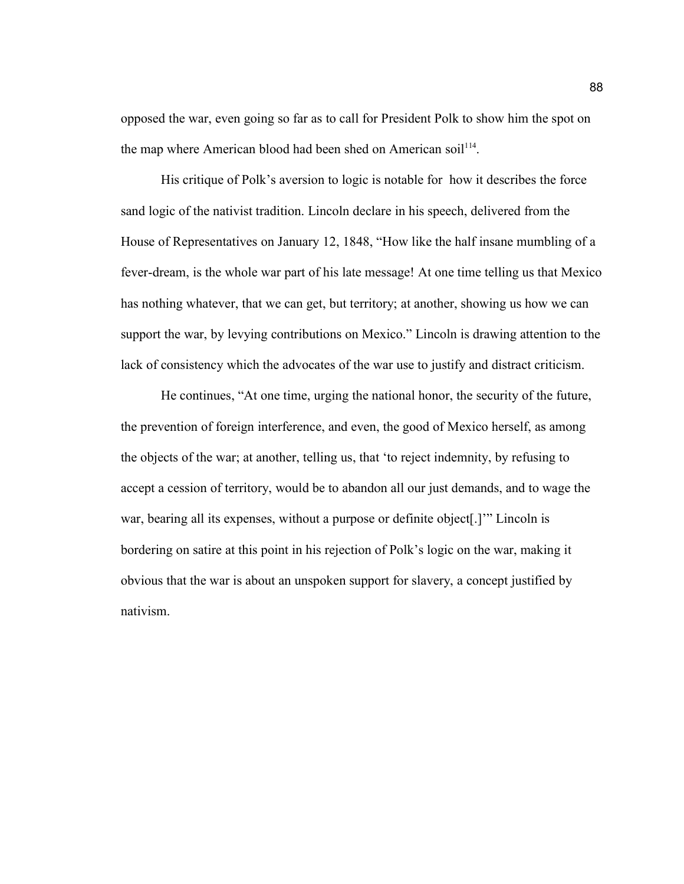opposed the war, even going so far as to call for President Polk to show him the spot on the map where American blood had been shed on American soil[114].

His critique of Polk's aversion to logic is notable for  how it describes the force sand logic of the nativist tradition. Lincoln declare in his speech, delivered from the House of Representatives on January 12, 1848, "How like the half insane mumbling of a fever-dream, is the whole war part of his late message! At one time telling us that Mexico has nothing whatever, that we can get, but territory; at another, showing us how we can support the war, by levying contributions on Mexico." Lincoln is drawing attention to the lack of consistency which the advocates of the war use to justify and distract criticism.

He continues, "At one time, urging the national honor, the security of the future, the prevention of foreign interference, and even, the good of Mexico herself, as among the objects of the war; at another, telling us, that 'to reject indemnity, by refusing to accept a cession of territory, would be to abandon all our just demands, and to wage the war, bearing all its expenses, without a purpose or definite object[.]'" Lincoln is bordering on satire at this point in his rejection of Polk's logic on the war, making it obvious that the war is about an unspoken support for slavery, a concept justified by nativism.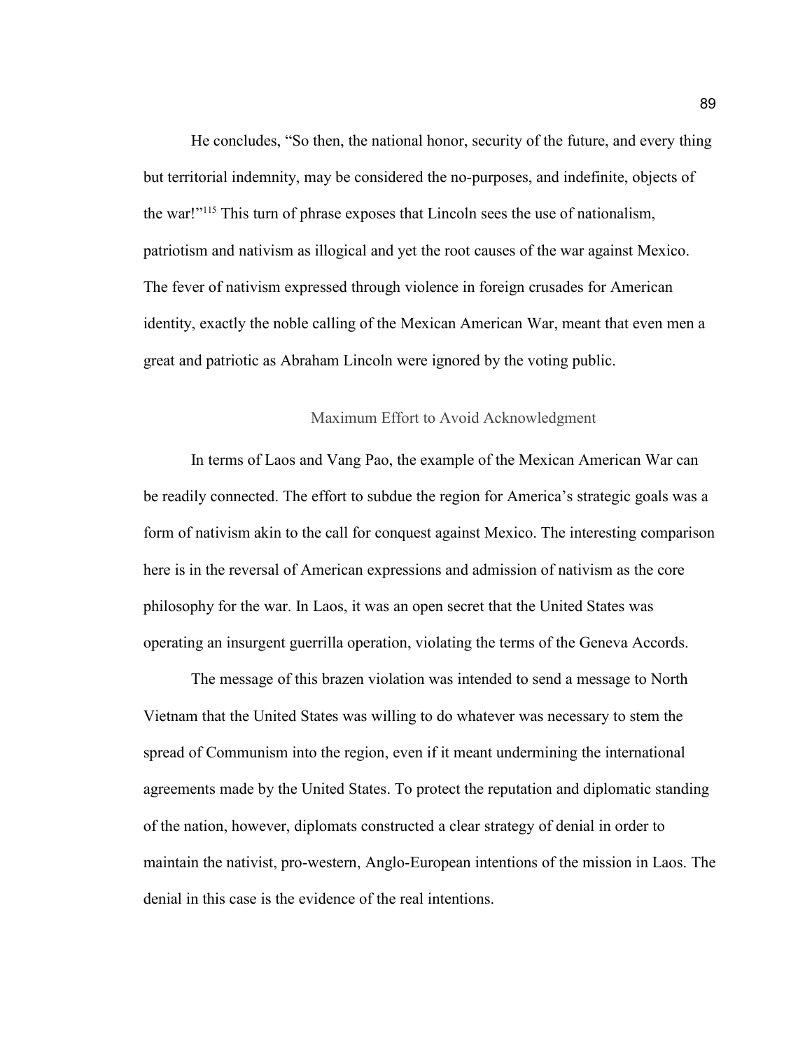He concludes, "So then, the national honor, security of the future, and every thing but territorial indemnity, may be considered the no-purposes, and indefinite, objects of the war!"[115] This turn of phrase exposes that Lincoln sees the use of nationalism, patriotism and nativism as illogical and yet the root causes of the war against Mexico. The fever of nativism expressed through violence in foreign crusades for American identity, exactly the noble calling of the Mexican American War, meant that even men a great and patriotic as Abraham Lincoln were ignored by the voting public.

## Maximum Effort to Avoid Acknowledgment

In terms of Laos and Vang Pao, the example of the Mexican American War can be readily connected. The effort to subdue the region for America's strategic goals was a form of nativism akin to the call for conquest against Mexico. The interesting comparison here is in the reversal of American expressions and admission of nativism as the core philosophy for the war. In Laos, it was an open secret that the United States was operating an insurgent guerrilla operation, violating the terms of the Geneva Accords.

The message of this brazen violation was intended to send a message to North Vietnam that the United States was willing to do whatever was necessary to stem the spread of Communism into the region, even if it meant undermining the international agreements made by the United States. To protect the reputation and diplomatic standing of the nation, however, diplomats constructed a clear strategy of denial in order to maintain the nativist, pro-western, Anglo-European intentions of the mission in Laos. The denial in this case is the evidence of the real intentions.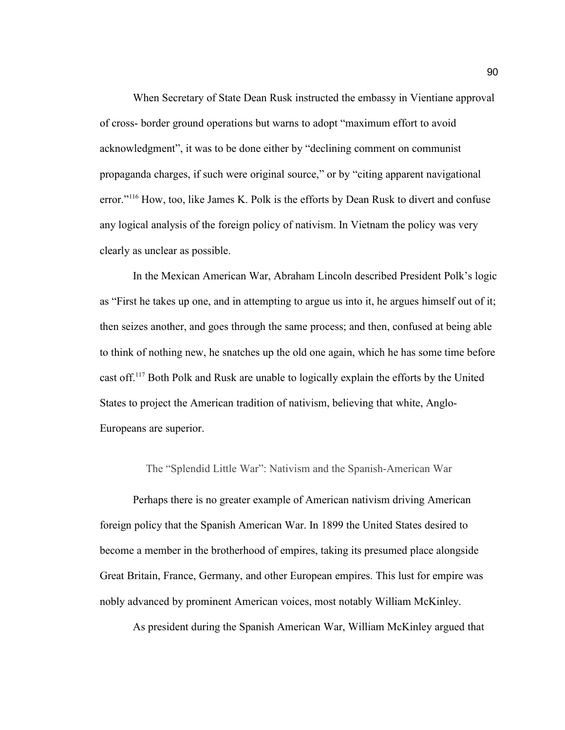When Secretary of State Dean Rusk instructed the embassy in Vientiane approval of cross- border ground operations but warns to adopt "maximum effort to avoid acknowledgment", it was to be done either by "declining comment on communist propaganda charges, if such were original source," or by "citing apparent navigational error."[116] How, too, like James K. Polk is the efforts by Dean Rusk to divert and confuse any logical analysis of the foreign policy of nativism. In Vietnam the policy was very clearly as unclear as possible.

In the Mexican American War, Abraham Lincoln described President Polk's logic as "First he takes up one, and in attempting to argue us into it, he argues himself out of it; then seizes another, and goes through the same process; and then, confused at being able to think of nothing new, he snatches up the old one again, which he has some time before cast off.[117] Both Polk and Rusk are unable to logically explain the efforts by the United States to project the American tradition of nativism, believing that white, Anglo-Europeans are superior.

## The "Splendid Little War": Nativism and the Spanish-American War

Perhaps there is no greater example of American nativism driving American foreign policy that the Spanish American War. In 1899 the United States desired to become a member in the brotherhood of empires, taking its presumed place alongside Great Britain, France, Germany, and other European empires. This lust for empire was nobly advanced by prominent American voices, most notably William McKinley.

As president during the Spanish American War, William McKinley argued that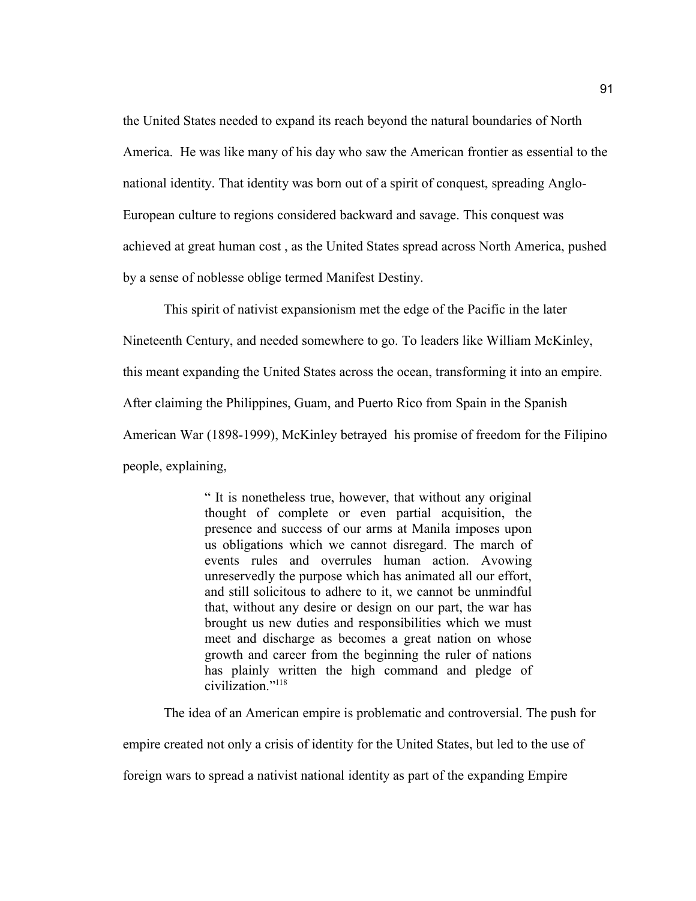the United States needed to expand its reach beyond the natural boundaries of North America. He was like many of his day who saw the American frontier as essential to the national identity. That identity was born out of a spirit of conquest, spreading Anglo-European culture to regions considered backward and savage. This conquest was achieved at great human cost , as the United States spread across North America, pushed by a sense of noblesse oblige termed Manifest Destiny.

This spirit of nativist expansionism met the edge of the Pacific in the later Nineteenth Century, and needed somewhere to go. To leaders like William McKinley, this meant expanding the United States across the ocean, transforming it into an empire. After claiming the Philippines, Guam, and Puerto Rico from Spain in the Spanish American War (1898-1999), McKinley betrayed his promise of freedom for the Filipino people, explaining,

> " It is nonetheless true, however, that without any original thought of complete or even partial acquisition, the presence and success of our arms at Manila imposes upon us obligations which we cannot disregard. The march of events rules and overrules human action. Avowing unreservedly the purpose which has animated all our effort, and still solicitous to adhere to it, we cannot be unmindful that, without any desire or design on our part, the war has brought us new duties and responsibilities which we must meet and discharge as becomes a great nation on whose growth and career from the beginning the ruler of nations has plainly written the high command and pledge of civilization."[118]

The idea of an American empire is problematic and controversial. The push for empire created not only a crisis of identity for the United States, but led to the use of foreign wars to spread a nativist national identity as part of the expanding Empire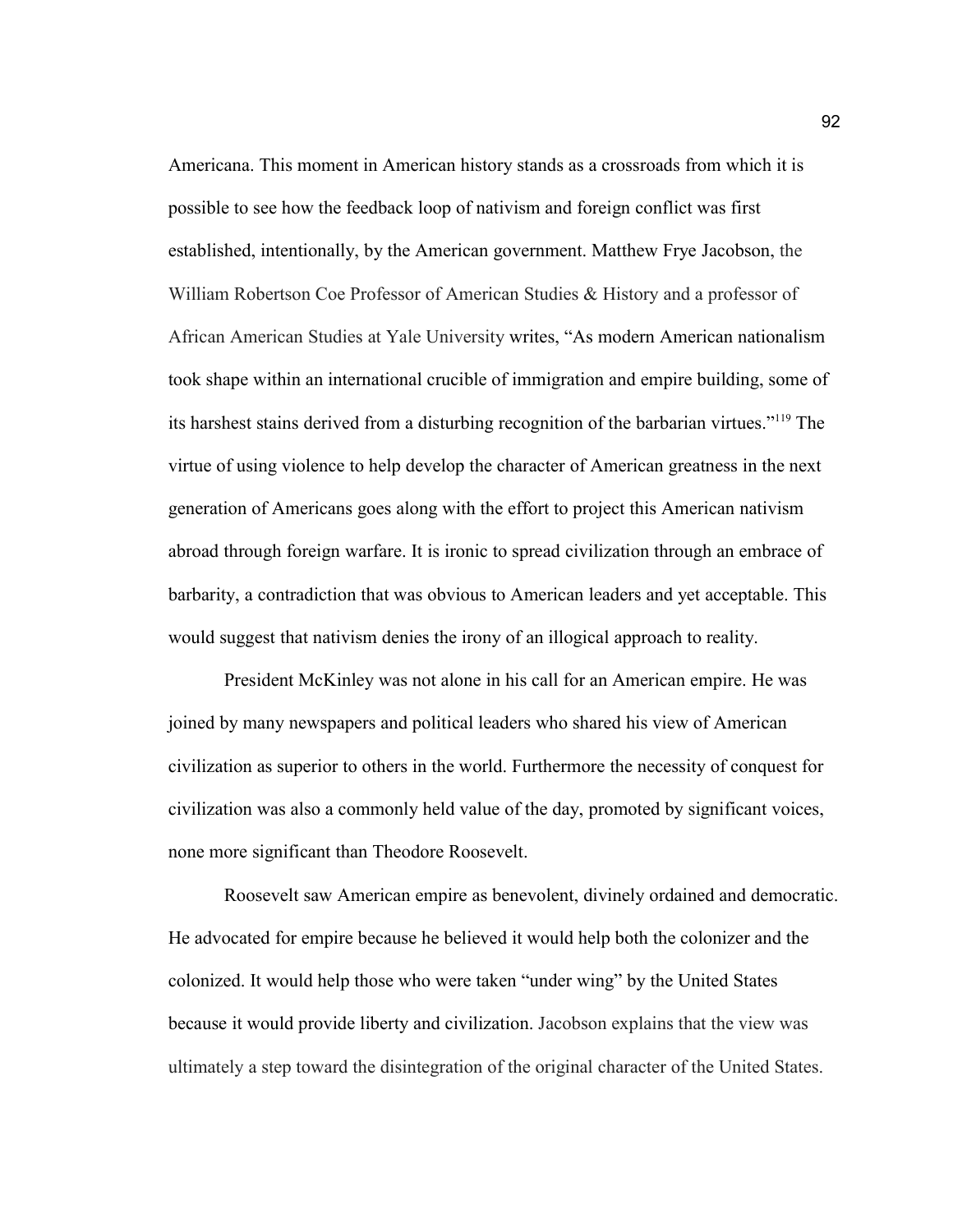Americana. This moment in American history stands as a crossroads from which it is possible to see how the feedback loop of nativism and foreign conflict was first established, intentionally, by the American government. Matthew Frye Jacobson, the William Robertson Coe Professor of American Studies & History and a professor of African American Studies at Yale University writes, "As modern American nationalism took shape within an international crucible of immigration and empire building, some of its harshest stains derived from a disturbing recognition of the barbarian virtues."[119] The virtue of using violence to help develop the character of American greatness in the next generation of Americans goes along with the effort to project this American nativism abroad through foreign warfare. It is ironic to spread civilization through an embrace of barbarity, a contradiction that was obvious to American leaders and yet acceptable. This would suggest that nativism denies the irony of an illogical approach to reality.

President McKinley was not alone in his call for an American empire. He was joined by many newspapers and political leaders who shared his view of American civilization as superior to others in the world. Furthermore the necessity of conquest for civilization was also a commonly held value of the day, promoted by significant voices, none more significant than Theodore Roosevelt.

Roosevelt saw American empire as benevolent, divinely ordained and democratic. He advocated for empire because he believed it would help both the colonizer and the colonized. It would help those who were taken "under wing" by the United States because it would provide liberty and civilization. Jacobson explains that the view was ultimately a step toward the disintegration of the original character of the United States.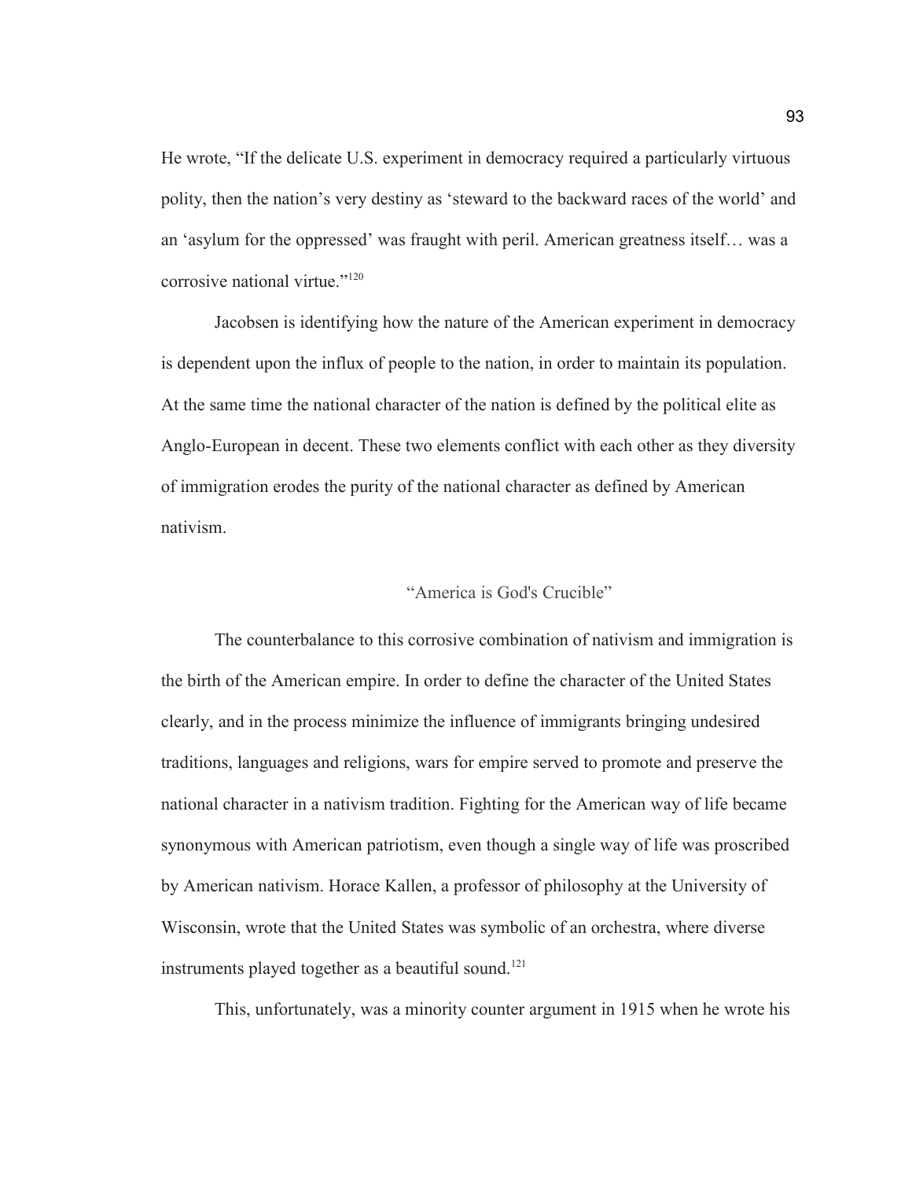He wrote, “If the delicate U.S. experiment in democracy required a particularly virtuous polity, then the nation’s very destiny as ‘steward to the backward races of the world’ and an ‘asylum for the oppressed’ was fraught with peril. American greatness itself… was a corrosive national virtue.”[120]

Jacobsen is identifying how the nature of the American experiment in democracy is dependent upon the influx of people to the nation, in order to maintain its population. At the same time the national character of the nation is defined by the political elite as Anglo-European in decent. These two elements conflict with each other as they diversity of immigration erodes the purity of the national character as defined by American nativism.

## “America is God's Crucible”

The counterbalance to this corrosive combination of nativism and immigration is the birth of the American empire. In order to define the character of the United States clearly, and in the process minimize the influence of immigrants bringing undesired traditions, languages and religions, wars for empire served to promote and preserve the national character in a nativism tradition. Fighting for the American way of life became synonymous with American patriotism, even though a single way of life was proscribed by American nativism. Horace Kallen, a professor of philosophy at the University of Wisconsin, wrote that the United States was symbolic of an orchestra, where diverse instruments played together as a beautiful sound.[121]

This, unfortunately, was a minority counter argument in 1915 when he wrote his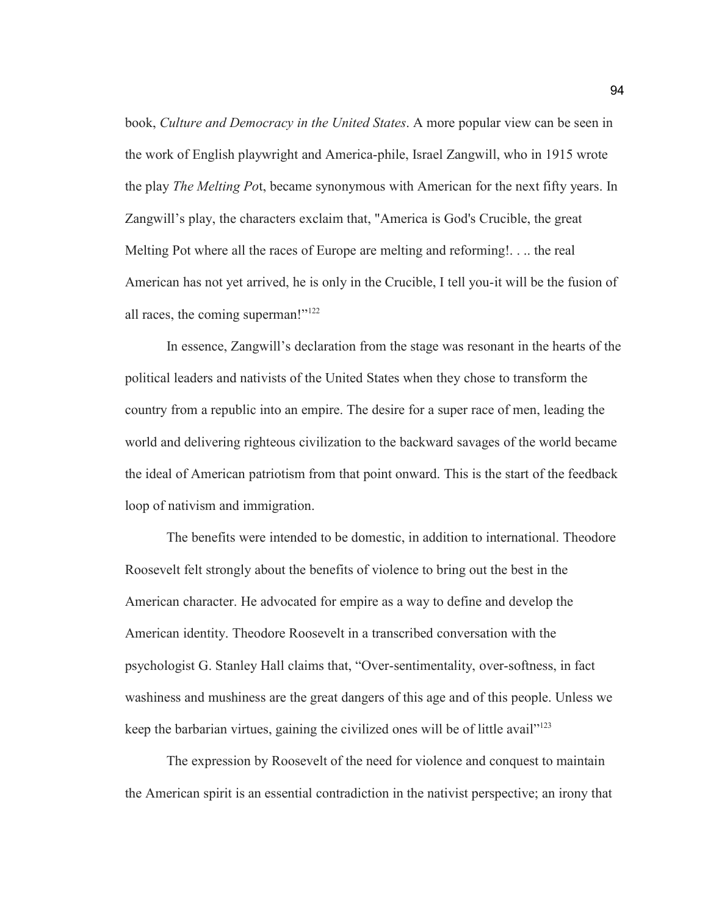book, *Culture and Democracy in the United States*. A more popular view can be seen in the work of English playwright and America-phile, Israel Zangwill, who in 1915 wrote the play *The Melting Po*t, became synonymous with American for the next fifty years. In Zangwill's play, the characters exclaim that, "America is God's Crucible, the great Melting Pot where all the races of Europe are melting and reforming!. . .. the real American has not yet arrived, he is only in the Crucible, I tell you-it will be the fusion of all races, the coming superman!"[122]

In essence, Zangwill's declaration from the stage was resonant in the hearts of the political leaders and nativists of the United States when they chose to transform the country from a republic into an empire. The desire for a super race of men, leading the world and delivering righteous civilization to the backward savages of the world became the ideal of American patriotism from that point onward. This is the start of the feedback loop of nativism and immigration.

The benefits were intended to be domestic, in addition to international. Theodore Roosevelt felt strongly about the benefits of violence to bring out the best in the American character. He advocated for empire as a way to define and develop the American identity. Theodore Roosevelt in a transcribed conversation with the psychologist G. Stanley Hall claims that, "Over-sentimentality, over-softness, in fact washiness and mushiness are the great dangers of this age and of this people. Unless we keep the barbarian virtues, gaining the civilized ones will be of little avail"[123]

The expression by Roosevelt of the need for violence and conquest to maintain the American spirit is an essential contradiction in the nativist perspective; an irony that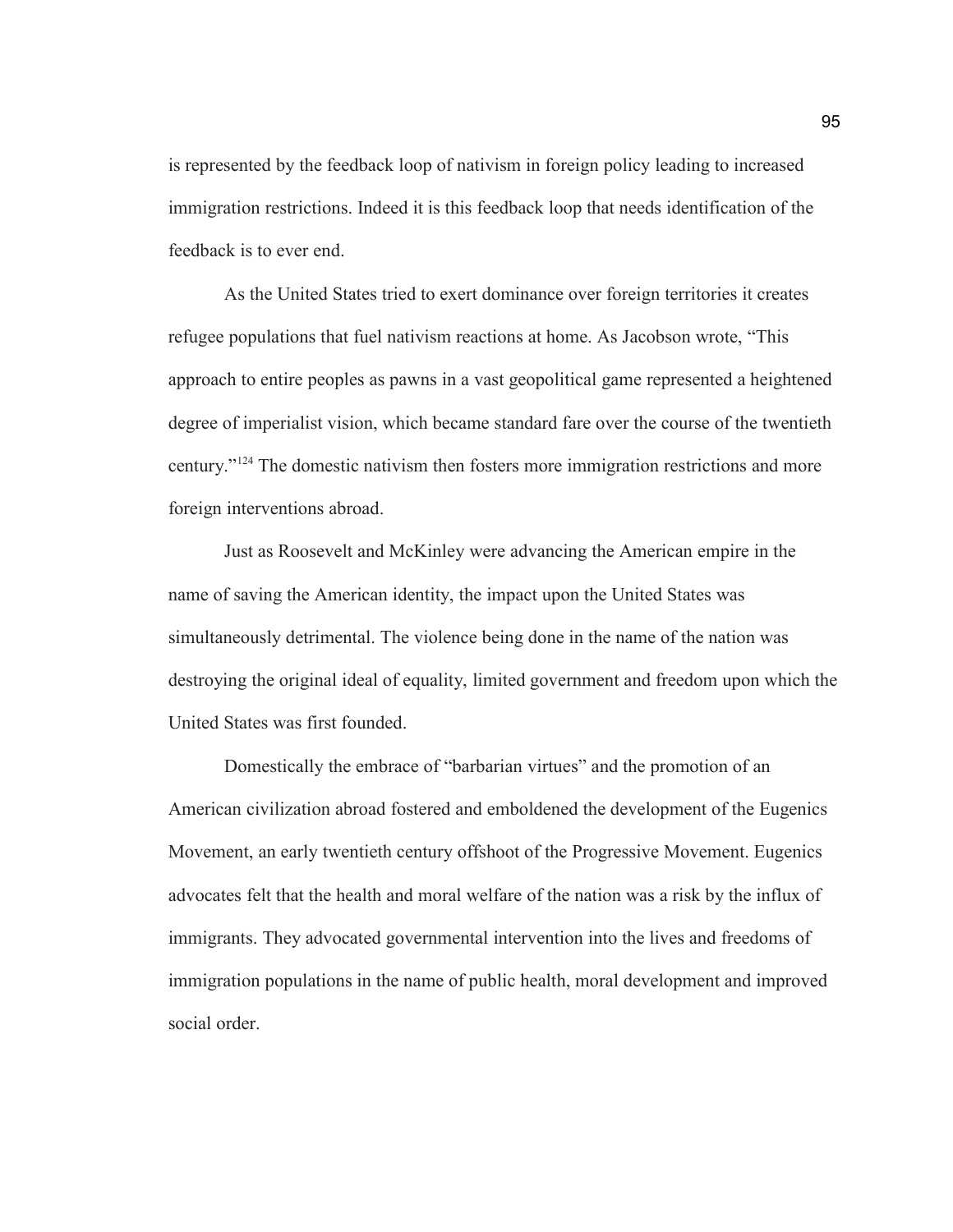is represented by the feedback loop of nativism in foreign policy leading to increased immigration restrictions. Indeed it is this feedback loop that needs identification of the feedback is to ever end.

As the United States tried to exert dominance over foreign territories it creates refugee populations that fuel nativism reactions at home. As Jacobson wrote, "This approach to entire peoples as pawns in a vast geopolitical game represented a heightened degree of imperialist vision, which became standard fare over the course of the twentieth century."[124] The domestic nativism then fosters more immigration restrictions and more foreign interventions abroad.

Just as Roosevelt and McKinley were advancing the American empire in the name of saving the American identity, the impact upon the United States was simultaneously detrimental. The violence being done in the name of the nation was destroying the original ideal of equality, limited government and freedom upon which the United States was first founded.

Domestically the embrace of "barbarian virtues" and the promotion of an American civilization abroad fostered and emboldened the development of the Eugenics Movement, an early twentieth century offshoot of the Progressive Movement. Eugenics advocates felt that the health and moral welfare of the nation was a risk by the influx of immigrants. They advocated governmental intervention into the lives and freedoms of immigration populations in the name of public health, moral development and improved social order.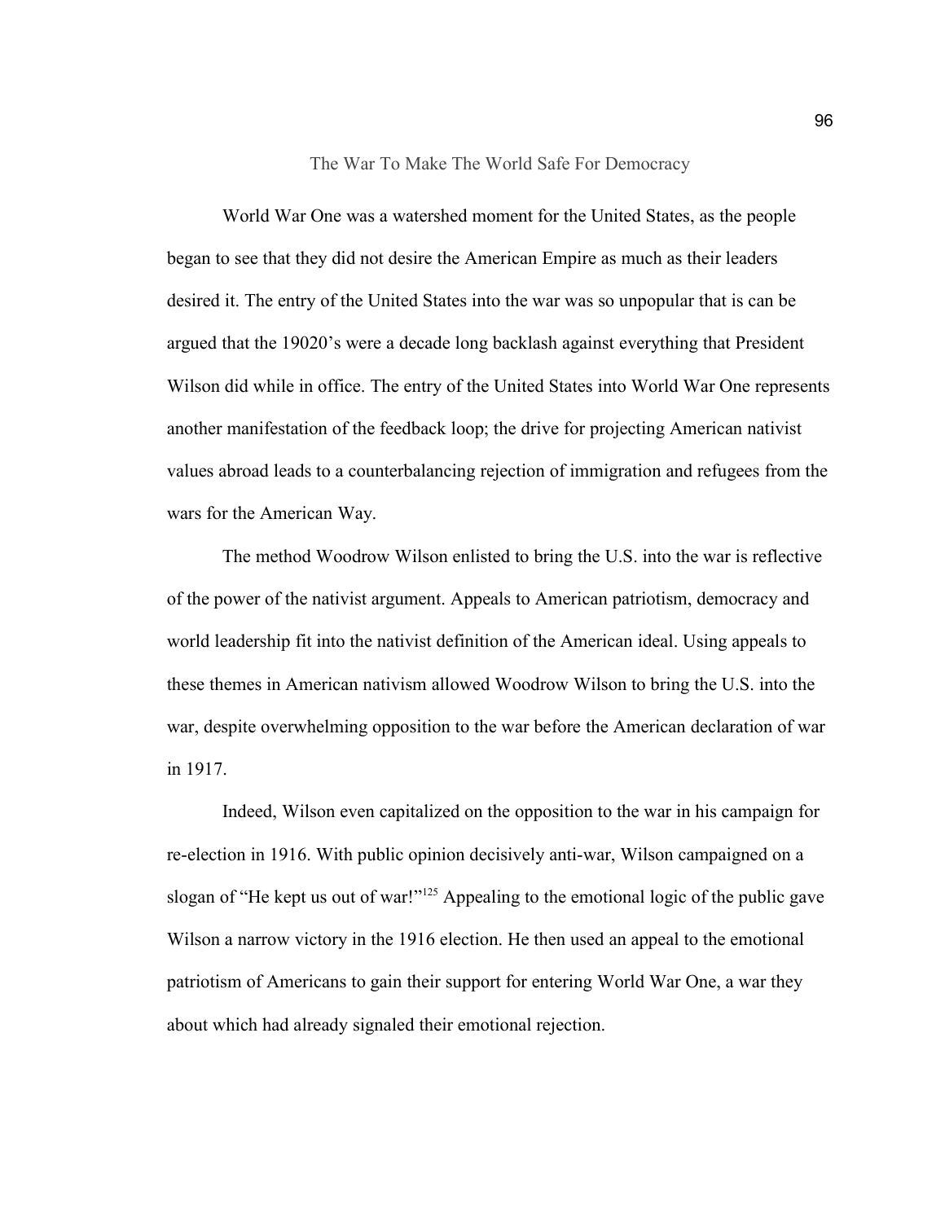## The War To Make The World Safe For Democracy

World War One was a watershed moment for the United States, as the people began to see that they did not desire the American Empire as much as their leaders desired it. The entry of the United States into the war was so unpopular that is can be argued that the 19020's were a decade long backlash against everything that President Wilson did while in office. The entry of the United States into World War One represents another manifestation of the feedback loop; the drive for projecting American nativist values abroad leads to a counterbalancing rejection of immigration and refugees from the wars for the American Way.

The method Woodrow Wilson enlisted to bring the U.S. into the war is reflective of the power of the nativist argument. Appeals to American patriotism, democracy and world leadership fit into the nativist definition of the American ideal. Using appeals to these themes in American nativism allowed Woodrow Wilson to bring the U.S. into the war, despite overwhelming opposition to the war before the American declaration of war in 1917.

Indeed, Wilson even capitalized on the opposition to the war in his campaign for re-election in 1916. With public opinion decisively anti-war, Wilson campaigned on a slogan of "He kept us out of war!"[125] Appealing to the emotional logic of the public gave Wilson a narrow victory in the 1916 election. He then used an appeal to the emotional patriotism of Americans to gain their support for entering World War One, a war they about which had already signaled their emotional rejection.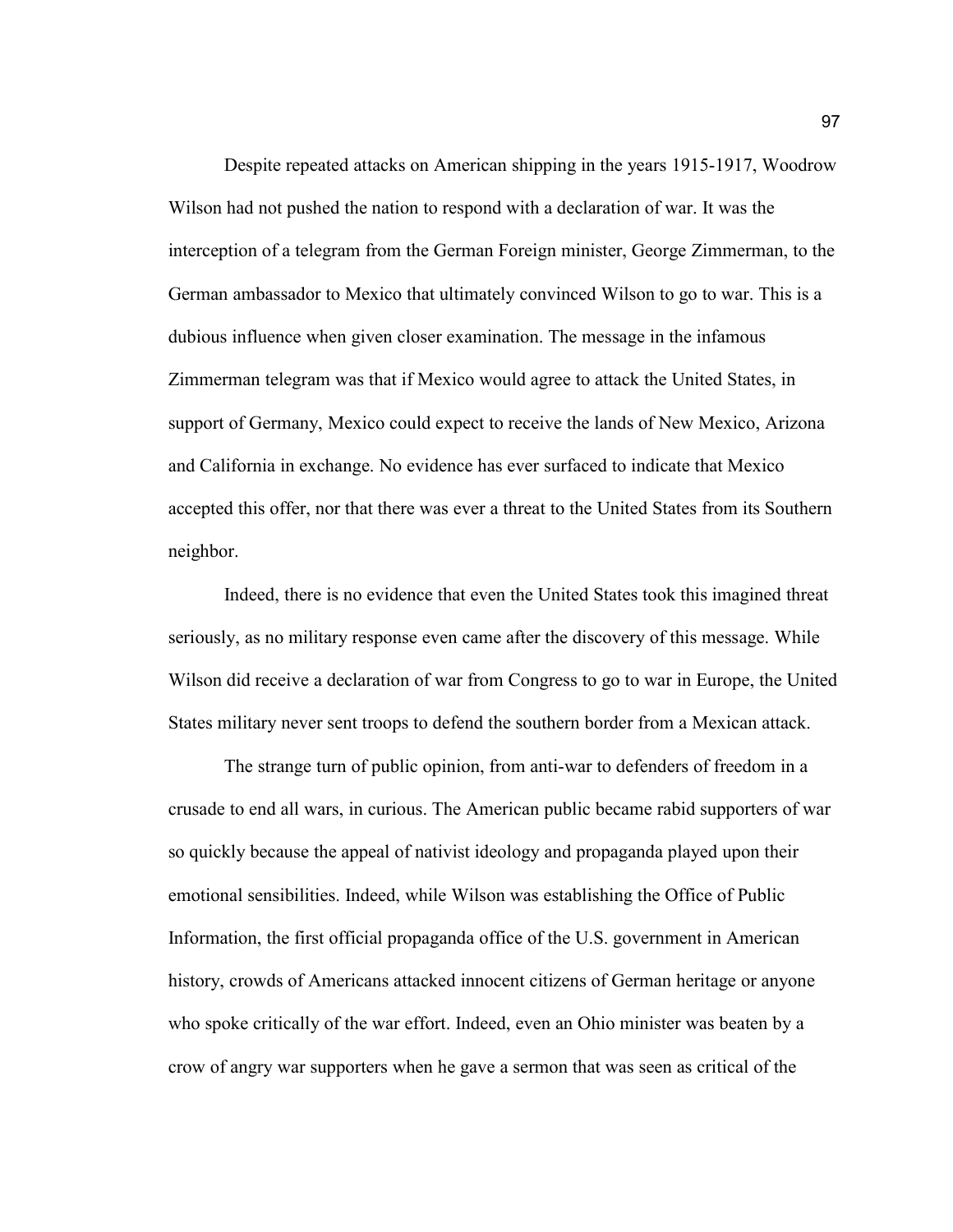Despite repeated attacks on American shipping in the years 1915-1917, Woodrow Wilson had not pushed the nation to respond with a declaration of war. It was the interception of a telegram from the German Foreign minister, George Zimmerman, to the German ambassador to Mexico that ultimately convinced Wilson to go to war. This is a dubious influence when given closer examination. The message in the infamous Zimmerman telegram was that if Mexico would agree to attack the United States, in support of Germany, Mexico could expect to receive the lands of New Mexico, Arizona and California in exchange. No evidence has ever surfaced to indicate that Mexico accepted this offer, nor that there was ever a threat to the United States from its Southern neighbor.

Indeed, there is no evidence that even the United States took this imagined threat seriously, as no military response even came after the discovery of this message. While Wilson did receive a declaration of war from Congress to go to war in Europe, the United States military never sent troops to defend the southern border from a Mexican attack.

The strange turn of public opinion, from anti-war to defenders of freedom in a crusade to end all wars, in curious. The American public became rabid supporters of war so quickly because the appeal of nativist ideology and propaganda played upon their emotional sensibilities. Indeed, while Wilson was establishing the Office of Public Information, the first official propaganda office of the U.S. government in American history, crowds of Americans attacked innocent citizens of German heritage or anyone who spoke critically of the war effort. Indeed, even an Ohio minister was beaten by a crow of angry war supporters when he gave a sermon that was seen as critical of the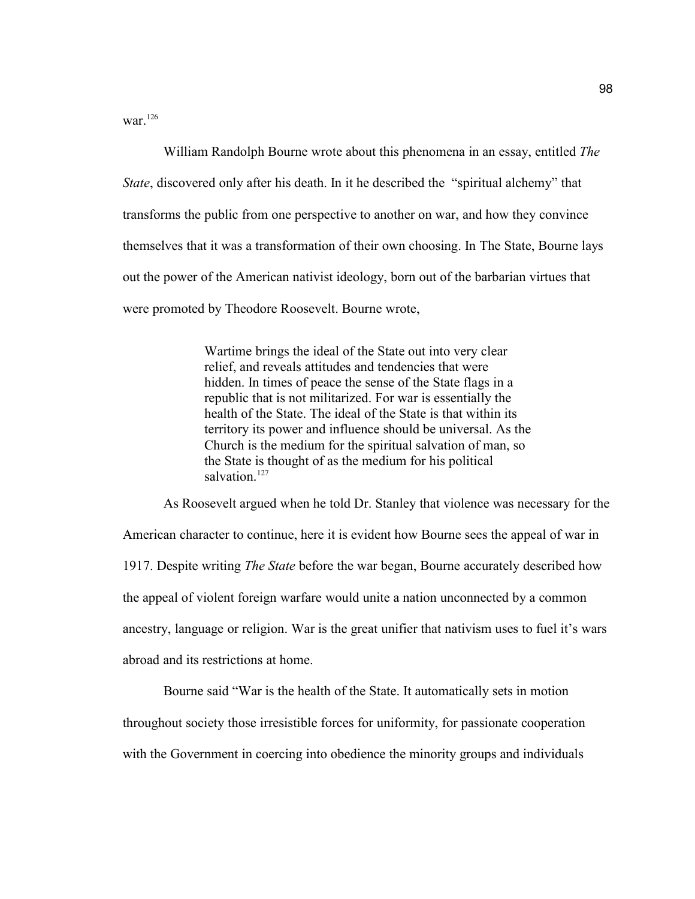war.[126]

William Randolph Bourne wrote about this phenomena in an essay, entitled *The State*, discovered only after his death. In it he described the "spiritual alchemy" that transforms the public from one perspective to another on war, and how they convince themselves that it was a transformation of their own choosing. In The State, Bourne lays out the power of the American nativist ideology, born out of the barbarian virtues that were promoted by Theodore Roosevelt. Bourne wrote,

> Wartime brings the ideal of the State out into very clear relief, and reveals attitudes and tendencies that were hidden. In times of peace the sense of the State flags in a republic that is not militarized. For war is essentially the health of the State. The ideal of the State is that within its territory its power and influence should be universal. As the Church is the medium for the spiritual salvation of man, so the State is thought of as the medium for his political salvation.[127]

As Roosevelt argued when he told Dr. Stanley that violence was necessary for the American character to continue, here it is evident how Bourne sees the appeal of war in 1917. Despite writing *The State* before the war began, Bourne accurately described how the appeal of violent foreign warfare would unite a nation unconnected by a common ancestry, language or religion. War is the great unifier that nativism uses to fuel it's wars abroad and its restrictions at home.

Bourne said "War is the health of the State. It automatically sets in motion throughout society those irresistible forces for uniformity, for passionate cooperation with the Government in coercing into obedience the minority groups and individuals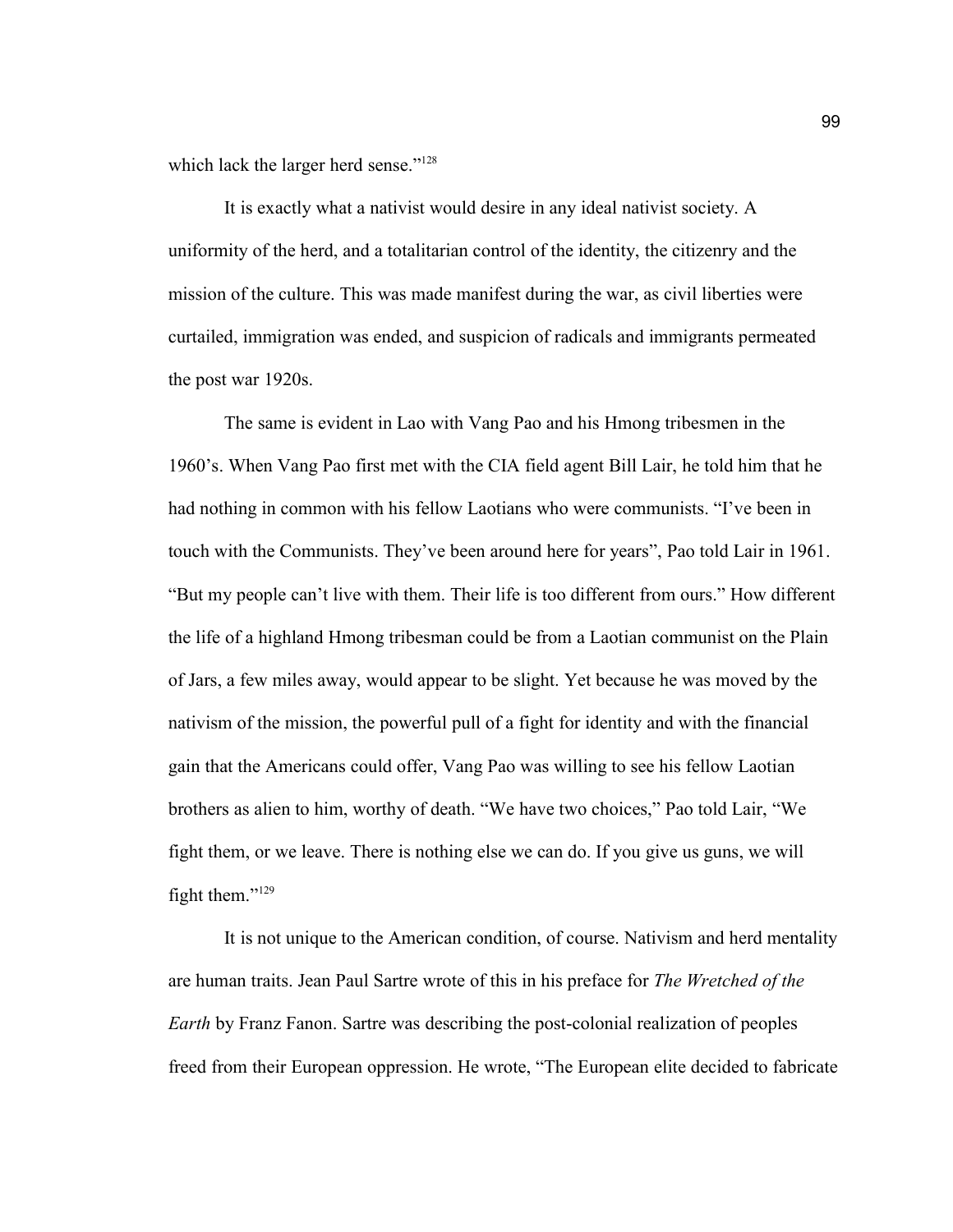which lack the larger herd sense."[128]

It is exactly what a nativist would desire in any ideal nativist society. A uniformity of the herd, and a totalitarian control of the identity, the citizenry and the mission of the culture. This was made manifest during the war, as civil liberties were curtailed, immigration was ended, and suspicion of radicals and immigrants permeated the post war 1920s.

The same is evident in Lao with Vang Pao and his Hmong tribesmen in the 1960's. When Vang Pao first met with the CIA field agent Bill Lair, he told him that he had nothing in common with his fellow Laotians who were communists. "I've been in touch with the Communists. They've been around here for years", Pao told Lair in 1961. "But my people can't live with them. Their life is too different from ours." How different the life of a highland Hmong tribesman could be from a Laotian communist on the Plain of Jars, a few miles away, would appear to be slight. Yet because he was moved by the nativism of the mission, the powerful pull of a fight for identity and with the financial gain that the Americans could offer, Vang Pao was willing to see his fellow Laotian brothers as alien to him, worthy of death. "We have two choices," Pao told Lair, "We fight them, or we leave. There is nothing else we can do. If you give us guns, we will fight them."[129]

It is not unique to the American condition, of course. Nativism and herd mentality are human traits. Jean Paul Sartre wrote of this in his preface for *The Wretched of the Earth* by Franz Fanon. Sartre was describing the post-colonial realization of peoples freed from their European oppression. He wrote, "The European elite decided to fabricate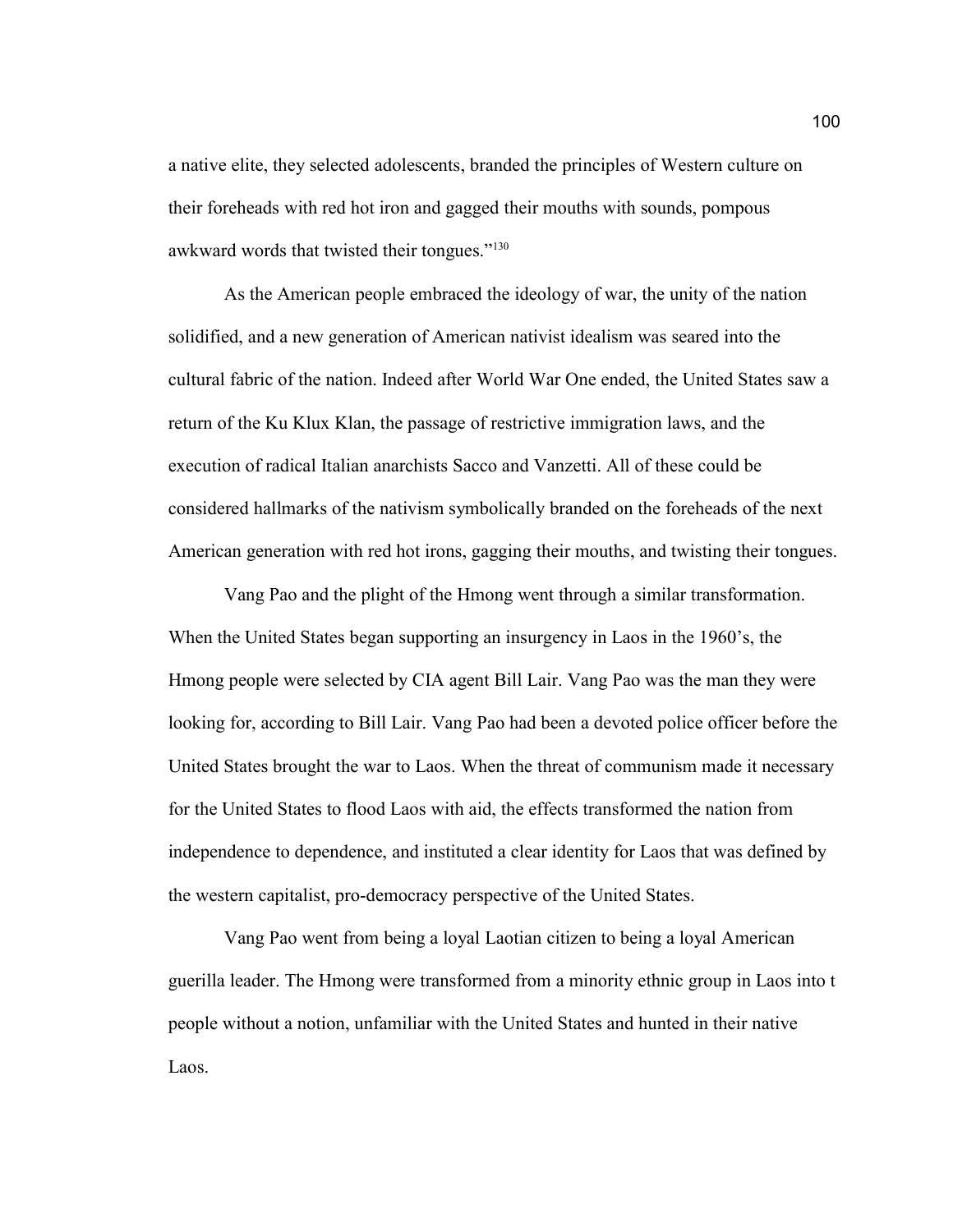a native elite, they selected adolescents, branded the principles of Western culture on their foreheads with red hot iron and gagged their mouths with sounds, pompous awkward words that twisted their tongues."[130]

As the American people embraced the ideology of war, the unity of the nation solidified, and a new generation of American nativist idealism was seared into the cultural fabric of the nation. Indeed after World War One ended, the United States saw a return of the Ku Klux Klan, the passage of restrictive immigration laws, and the execution of radical Italian anarchists Sacco and Vanzetti. All of these could be considered hallmarks of the nativism symbolically branded on the foreheads of the next American generation with red hot irons, gagging their mouths, and twisting their tongues.

Vang Pao and the plight of the Hmong went through a similar transformation. When the United States began supporting an insurgency in Laos in the 1960's, the Hmong people were selected by CIA agent Bill Lair. Vang Pao was the man they were looking for, according to Bill Lair. Vang Pao had been a devoted police officer before the United States brought the war to Laos. When the threat of communism made it necessary for the United States to flood Laos with aid, the effects transformed the nation from independence to dependence, and instituted a clear identity for Laos that was defined by the western capitalist, pro-democracy perspective of the United States.

Vang Pao went from being a loyal Laotian citizen to being a loyal American guerilla leader. The Hmong were transformed from a minority ethnic group in Laos into t people without a notion, unfamiliar with the United States and hunted in their native Laos.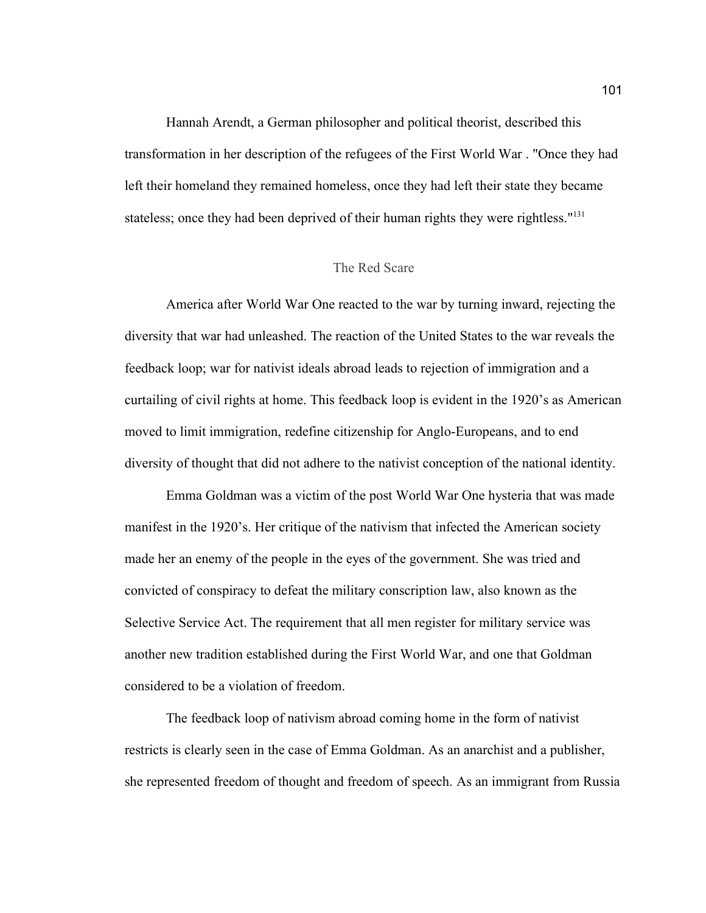Hannah Arendt, a German philosopher and political theorist, described this transformation in her description of the refugees of the First World War . "Once they had left their homeland they remained homeless, once they had left their state they became stateless; once they had been deprived of their human rights they were rightless."[131]

## The Red Scare

America after World War One reacted to the war by turning inward, rejecting the diversity that war had unleashed. The reaction of the United States to the war reveals the feedback loop; war for nativist ideals abroad leads to rejection of immigration and a curtailing of civil rights at home. This feedback loop is evident in the 1920's as American moved to limit immigration, redefine citizenship for Anglo-Europeans, and to end diversity of thought that did not adhere to the nativist conception of the national identity.

Emma Goldman was a victim of the post World War One hysteria that was made manifest in the 1920's. Her critique of the nativism that infected the American society made her an enemy of the people in the eyes of the government. She was tried and convicted of conspiracy to defeat the military conscription law, also known as the Selective Service Act. The requirement that all men register for military service was another new tradition established during the First World War, and one that Goldman considered to be a violation of freedom.

The feedback loop of nativism abroad coming home in the form of nativist restricts is clearly seen in the case of Emma Goldman. As an anarchist and a publisher, she represented freedom of thought and freedom of speech. As an immigrant from Russia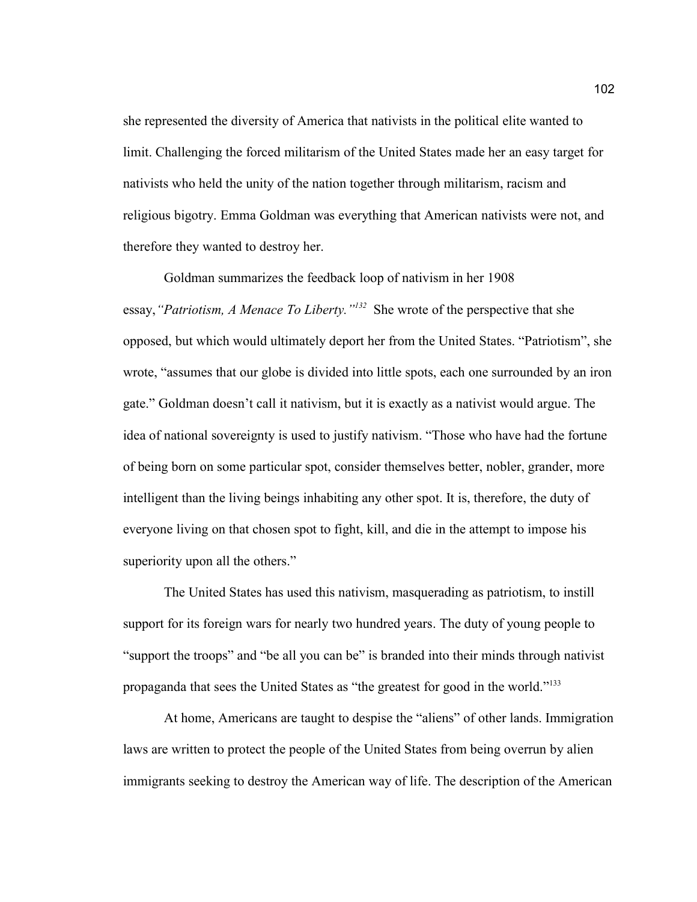she represented the diversity of America that nativists in the political elite wanted to limit. Challenging the forced militarism of the United States made her an easy target for nativists who held the unity of the nation together through militarism, racism and religious bigotry. Emma Goldman was everything that American nativists were not, and therefore they wanted to destroy her.

Goldman summarizes the feedback loop of nativism in her 1908 essay,*"Patriotism, A Menace To Liberty."*[132] She wrote of the perspective that she opposed, but which would ultimately deport her from the United States. "Patriotism", she wrote, "assumes that our globe is divided into little spots, each one surrounded by an iron gate." Goldman doesn't call it nativism, but it is exactly as a nativist would argue. The idea of national sovereignty is used to justify nativism. "Those who have had the fortune of being born on some particular spot, consider themselves better, nobler, grander, more intelligent than the living beings inhabiting any other spot. It is, therefore, the duty of everyone living on that chosen spot to fight, kill, and die in the attempt to impose his superiority upon all the others."

The United States has used this nativism, masquerading as patriotism, to instill support for its foreign wars for nearly two hundred years. The duty of young people to "support the troops" and "be all you can be" is branded into their minds through nativist propaganda that sees the United States as "the greatest for good in the world."[133]

At home, Americans are taught to despise the "aliens" of other lands. Immigration laws are written to protect the people of the United States from being overrun by alien immigrants seeking to destroy the American way of life. The description of the American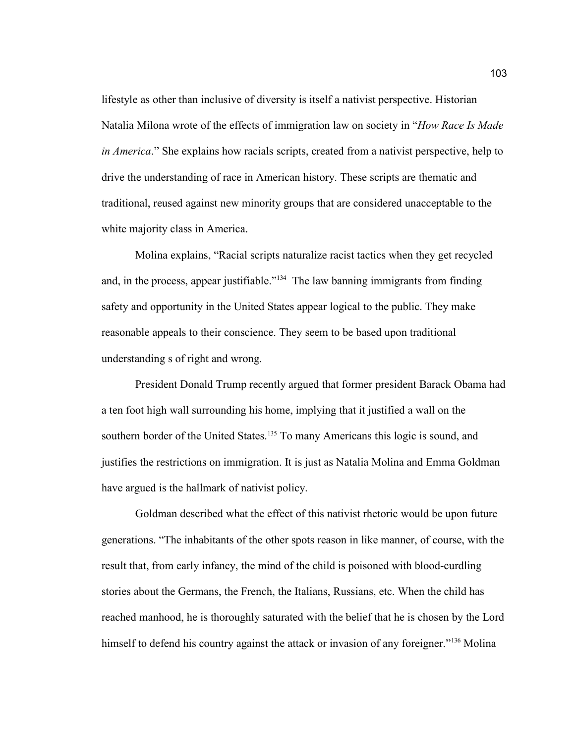lifestyle as other than inclusive of diversity is itself a nativist perspective. Historian Natalia Milona wrote of the effects of immigration law on society in "*How Race Is Made in America*." She explains how racials scripts, created from a nativist perspective, help to drive the understanding of race in American history. These scripts are thematic and traditional, reused against new minority groups that are considered unacceptable to the white majority class in America.

Molina explains, "Racial scripts naturalize racist tactics when they get recycled and, in the process, appear justifiable."[134] The law banning immigrants from finding safety and opportunity in the United States appear logical to the public. They make reasonable appeals to their conscience. They seem to be based upon traditional understanding s of right and wrong.

President Donald Trump recently argued that former president Barack Obama had a ten foot high wall surrounding his home, implying that it justified a wall on the southern border of the United States.[135] To many Americans this logic is sound, and justifies the restrictions on immigration. It is just as Natalia Molina and Emma Goldman have argued is the hallmark of nativist policy.

Goldman described what the effect of this nativist rhetoric would be upon future generations. "The inhabitants of the other spots reason in like manner, of course, with the result that, from early infancy, the mind of the child is poisoned with blood-curdling stories about the Germans, the French, the Italians, Russians, etc. When the child has reached manhood, he is thoroughly saturated with the belief that he is chosen by the Lord himself to defend his country against the attack or invasion of any foreigner."[136] Molina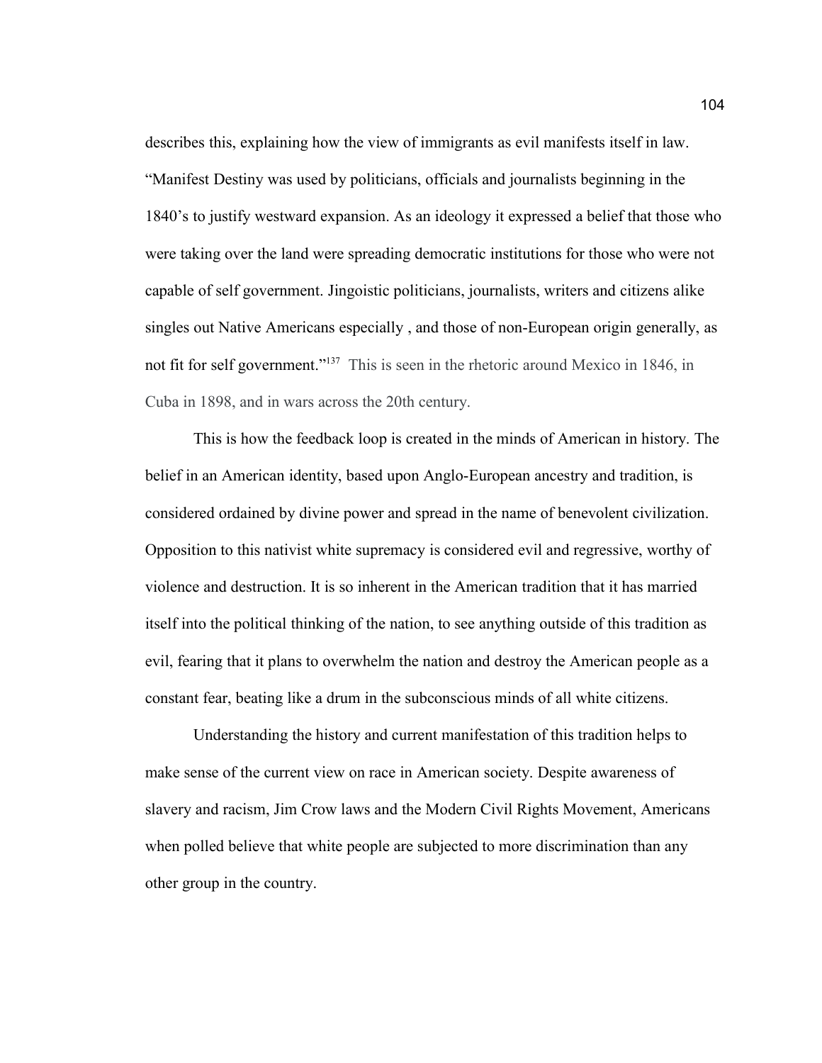describes this, explaining how the view of immigrants as evil manifests itself in law. "Manifest Destiny was used by politicians, officials and journalists beginning in the 1840's to justify westward expansion. As an ideology it expressed a belief that those who were taking over the land were spreading democratic institutions for those who were not capable of self government. Jingoistic politicians, journalists, writers and citizens alike singles out Native Americans especially , and those of non-European origin generally, as not fit for self government."[137] This is seen in the rhetoric around Mexico in 1846, in Cuba in 1898, and in wars across the 20th century.

This is how the feedback loop is created in the minds of American in history. The belief in an American identity, based upon Anglo-European ancestry and tradition, is considered ordained by divine power and spread in the name of benevolent civilization. Opposition to this nativist white supremacy is considered evil and regressive, worthy of violence and destruction. It is so inherent in the American tradition that it has married itself into the political thinking of the nation, to see anything outside of this tradition as evil, fearing that it plans to overwhelm the nation and destroy the American people as a constant fear, beating like a drum in the subconscious minds of all white citizens.

Understanding the history and current manifestation of this tradition helps to make sense of the current view on race in American society. Despite awareness of slavery and racism, Jim Crow laws and the Modern Civil Rights Movement, Americans when polled believe that white people are subjected to more discrimination than any other group in the country.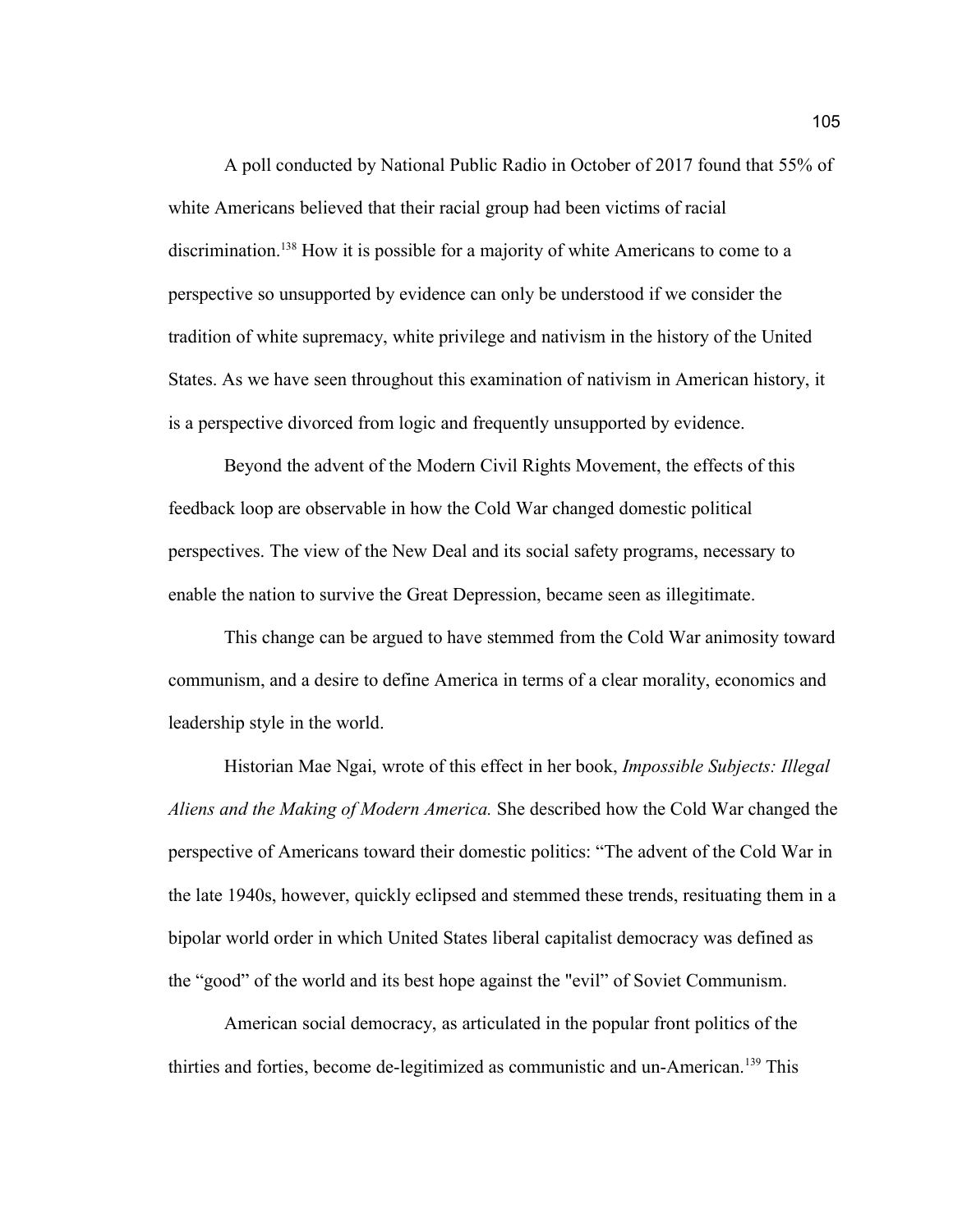A poll conducted by National Public Radio in October of 2017 found that 55% of white Americans believed that their racial group had been victims of racial discrimination.[138] How it is possible for a majority of white Americans to come to a perspective so unsupported by evidence can only be understood if we consider the tradition of white supremacy, white privilege and nativism in the history of the United States. As we have seen throughout this examination of nativism in American history, it is a perspective divorced from logic and frequently unsupported by evidence.

Beyond the advent of the Modern Civil Rights Movement, the effects of this feedback loop are observable in how the Cold War changed domestic political perspectives. The view of the New Deal and its social safety programs, necessary to enable the nation to survive the Great Depression, became seen as illegitimate.

This change can be argued to have stemmed from the Cold War animosity toward communism, and a desire to define America in terms of a clear morality, economics and leadership style in the world.

Historian Mae Ngai, wrote of this effect in her book, *Impossible Subjects: Illegal Aliens and the Making of Modern America.* She described how the Cold War changed the perspective of Americans toward their domestic politics: "The advent of the Cold War in the late 1940s, however, quickly eclipsed and stemmed these trends, resituating them in a bipolar world order in which United States liberal capitalist democracy was defined as the "good" of the world and its best hope against the "evil" of Soviet Communism.

American social democracy, as articulated in the popular front politics of the thirties and forties, become de-legitimized as communistic and un-American.[139] This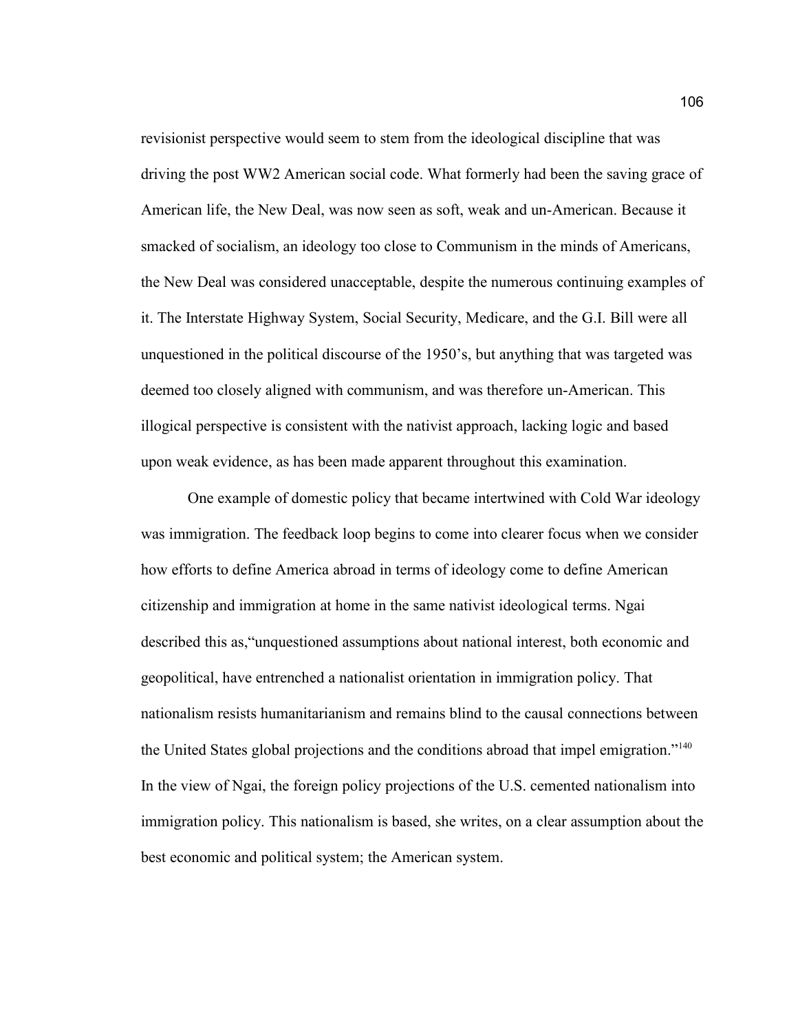revisionist perspective would seem to stem from the ideological discipline that was driving the post WW2 American social code. What formerly had been the saving grace of American life, the New Deal, was now seen as soft, weak and un-American. Because it smacked of socialism, an ideology too close to Communism in the minds of Americans, the New Deal was considered unacceptable, despite the numerous continuing examples of it. The Interstate Highway System, Social Security, Medicare, and the G.I. Bill were all unquestioned in the political discourse of the 1950's, but anything that was targeted was deemed too closely aligned with communism, and was therefore un-American. This illogical perspective is consistent with the nativist approach, lacking logic and based upon weak evidence, as has been made apparent throughout this examination.

One example of domestic policy that became intertwined with Cold War ideology was immigration. The feedback loop begins to come into clearer focus when we consider how efforts to define America abroad in terms of ideology come to define American citizenship and immigration at home in the same nativist ideological terms. Ngai described this as,"unquestioned assumptions about national interest, both economic and geopolitical, have entrenched a nationalist orientation in immigration policy. That nationalism resists humanitarianism and remains blind to the causal connections between the United States global projections and the conditions abroad that impel emigration."[140] In the view of Ngai, the foreign policy projections of the U.S. cemented nationalism into immigration policy. This nationalism is based, she writes, on a clear assumption about the best economic and political system; the American system.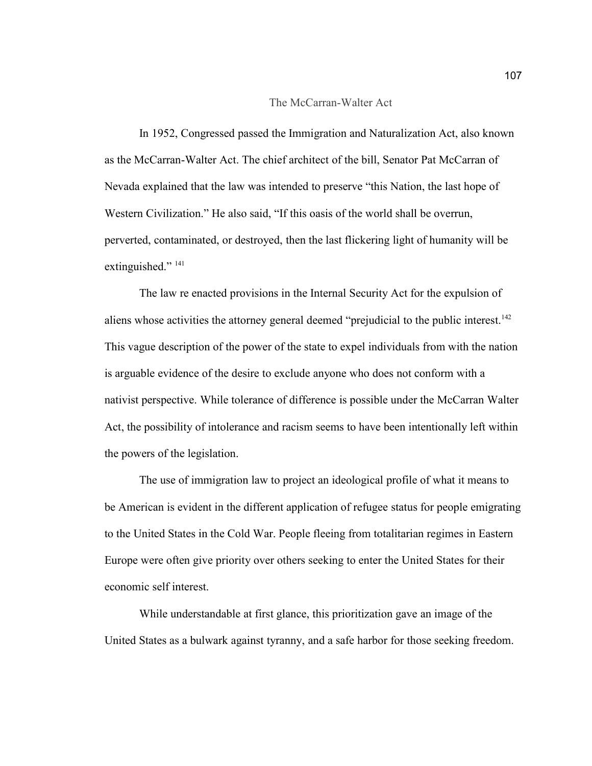## The McCarran-Walter Act

In 1952, Congressed passed the Immigration and Naturalization Act, also known as the McCarran-Walter Act. The chief architect of the bill, Senator Pat McCarran of Nevada explained that the law was intended to preserve "this Nation, the last hope of Western Civilization." He also said, "If this oasis of the world shall be overrun, perverted, contaminated, or destroyed, then the last flickering light of humanity will be extinguished." [141]

The law re enacted provisions in the Internal Security Act for the expulsion of aliens whose activities the attorney general deemed "prejudicial to the public interest.[142] This vague description of the power of the state to expel individuals from with the nation is arguable evidence of the desire to exclude anyone who does not conform with a nativist perspective. While tolerance of difference is possible under the McCarran Walter Act, the possibility of intolerance and racism seems to have been intentionally left within the powers of the legislation.

The use of immigration law to project an ideological profile of what it means to be American is evident in the different application of refugee status for people emigrating to the United States in the Cold War. People fleeing from totalitarian regimes in Eastern Europe were often give priority over others seeking to enter the United States for their economic self interest.

While understandable at first glance, this prioritization gave an image of the United States as a bulwark against tyranny, and a safe harbor for those seeking freedom.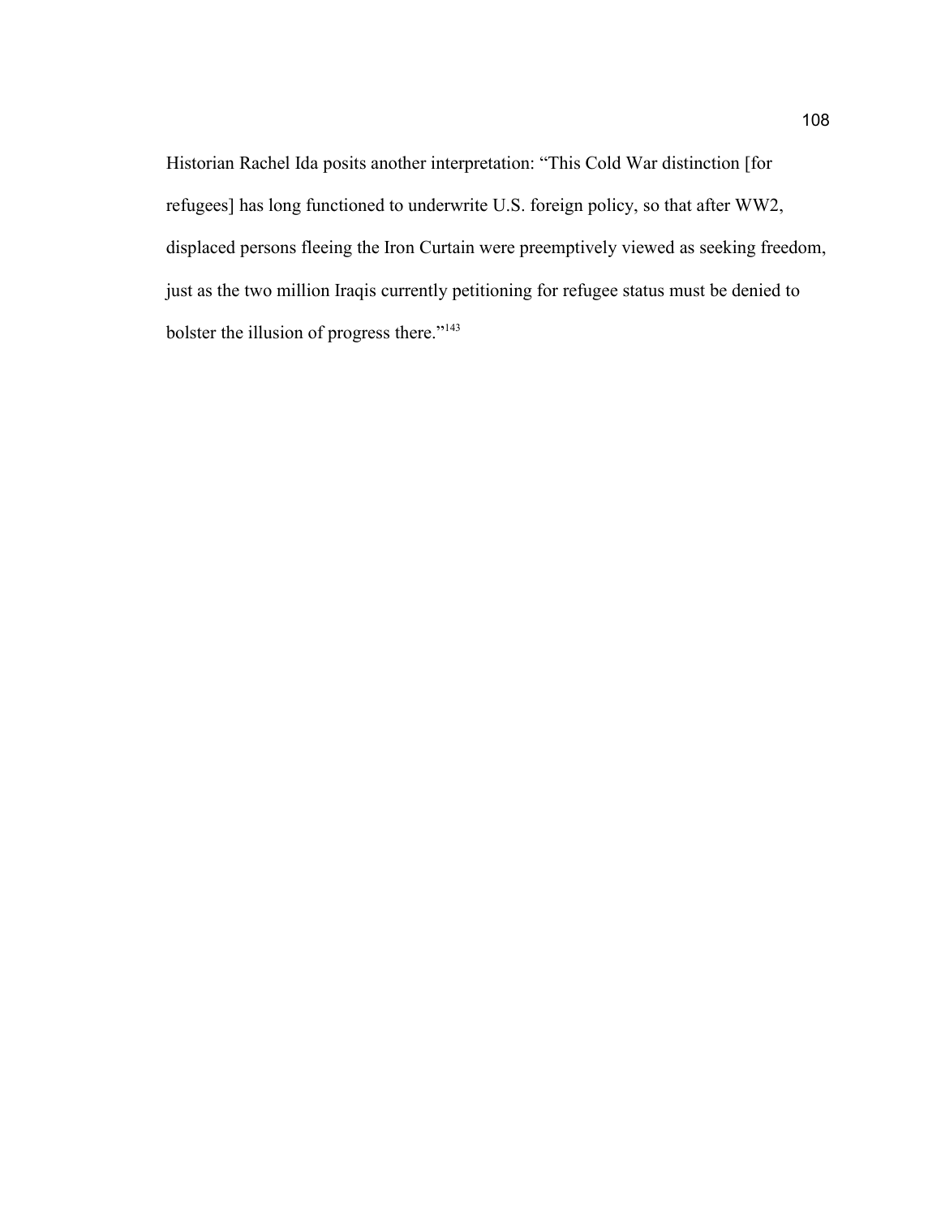Historian Rachel Ida posits another interpretation: "This Cold War distinction [for refugees] has long functioned to underwrite U.S. foreign policy, so that after WW2, displaced persons fleeing the Iron Curtain were preemptively viewed as seeking freedom, just as the two million Iraqis currently petitioning for refugee status must be denied to bolster the illusion of progress there."[143]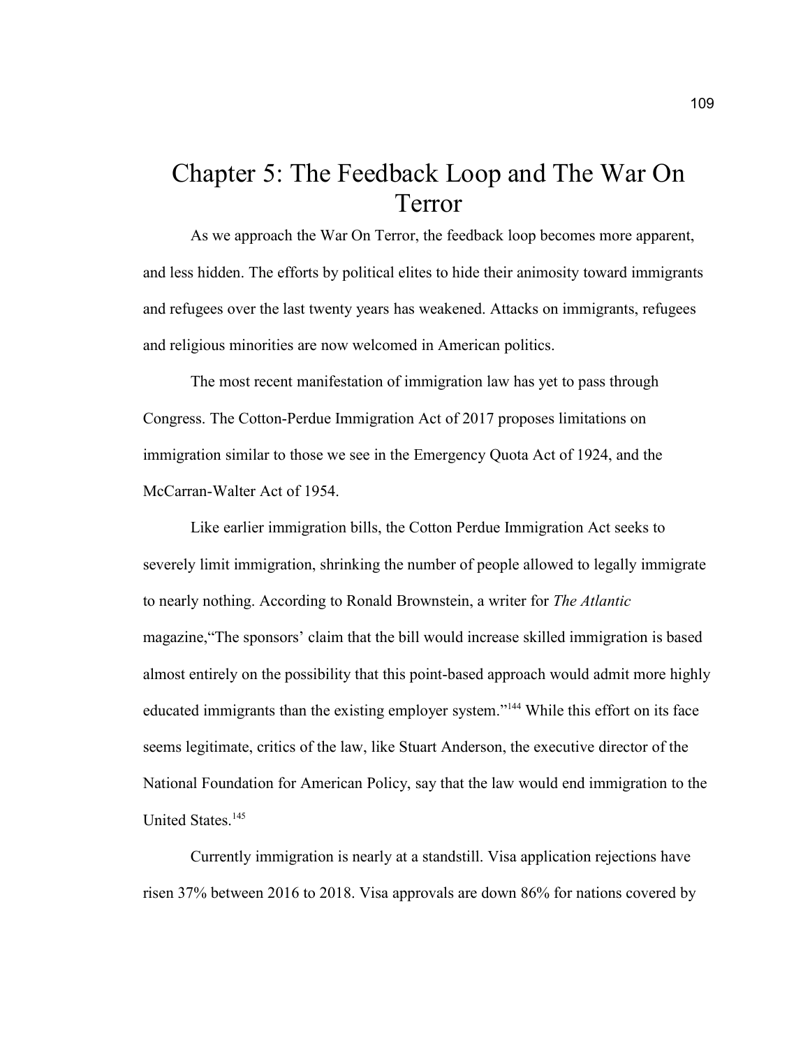# Chapter 5: The Feedback Loop and The War On Terror

As we approach the War On Terror, the feedback loop becomes more apparent, and less hidden. The efforts by political elites to hide their animosity toward immigrants and refugees over the last twenty years has weakened. Attacks on immigrants, refugees and religious minorities are now welcomed in American politics.

The most recent manifestation of immigration law has yet to pass through Congress. The Cotton-Perdue Immigration Act of 2017 proposes limitations on immigration similar to those we see in the Emergency Quota Act of 1924, and the McCarran-Walter Act of 1954.

Like earlier immigration bills, the Cotton Perdue Immigration Act seeks to severely limit immigration, shrinking the number of people allowed to legally immigrate to nearly nothing. According to Ronald Brownstein, a writer for *The Atlantic* magazine,"The sponsors' claim that the bill would increase skilled immigration is based almost entirely on the possibility that this point-based approach would admit more highly educated immigrants than the existing employer system."[144] While this effort on its face seems legitimate, critics of the law, like Stuart Anderson, the executive director of the National Foundation for American Policy, say that the law would end immigration to the United States.[145]

Currently immigration is nearly at a standstill. Visa application rejections have risen 37% between 2016 to 2018. Visa approvals are down 86% for nations covered by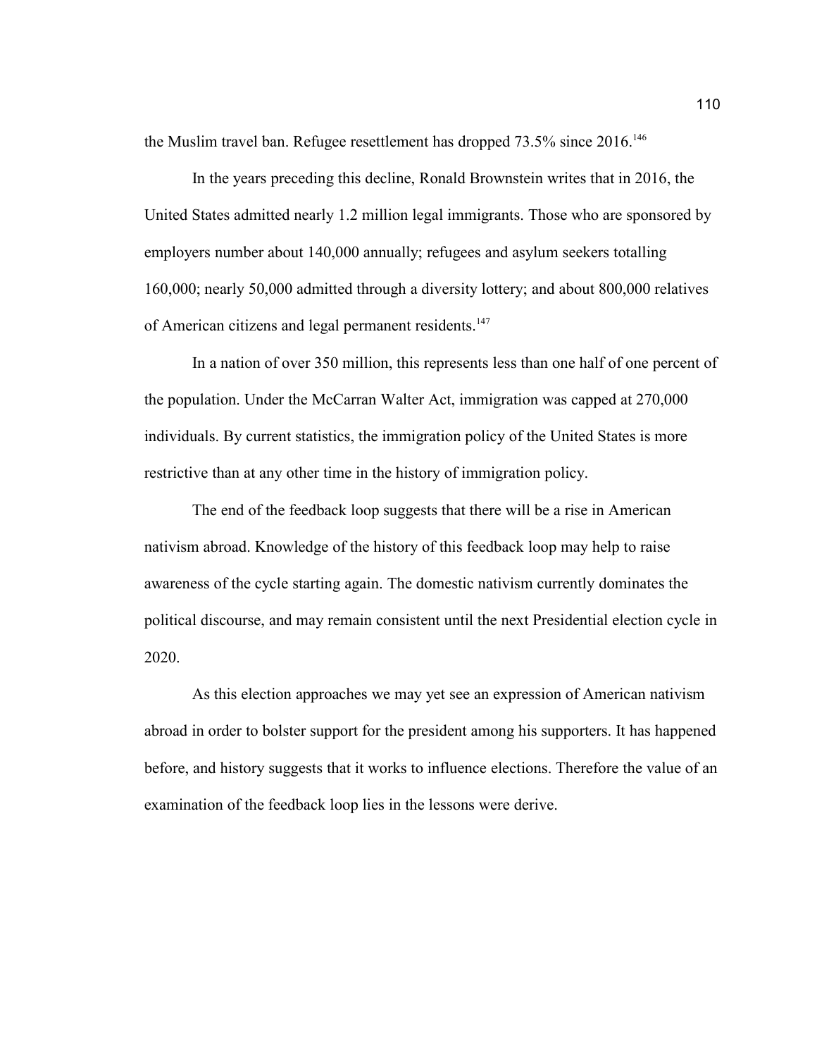the Muslim travel ban. Refugee resettlement has dropped 73.5% since 2016.[146]

In the years preceding this decline, Ronald Brownstein writes that in 2016, the United States admitted nearly 1.2 million legal immigrants. Those who are sponsored by employers number about 140,000 annually; refugees and asylum seekers totalling 160,000; nearly 50,000 admitted through a diversity lottery; and about 800,000 relatives of American citizens and legal permanent residents.[147]

In a nation of over 350 million, this represents less than one half of one percent of the population. Under the McCarran Walter Act, immigration was capped at 270,000 individuals. By current statistics, the immigration policy of the United States is more restrictive than at any other time in the history of immigration policy.

The end of the feedback loop suggests that there will be a rise in American nativism abroad. Knowledge of the history of this feedback loop may help to raise awareness of the cycle starting again. The domestic nativism currently dominates the political discourse, and may remain consistent until the next Presidential election cycle in 2020.

As this election approaches we may yet see an expression of American nativism abroad in order to bolster support for the president among his supporters. It has happened before, and history suggests that it works to influence elections. Therefore the value of an examination of the feedback loop lies in the lessons were derive.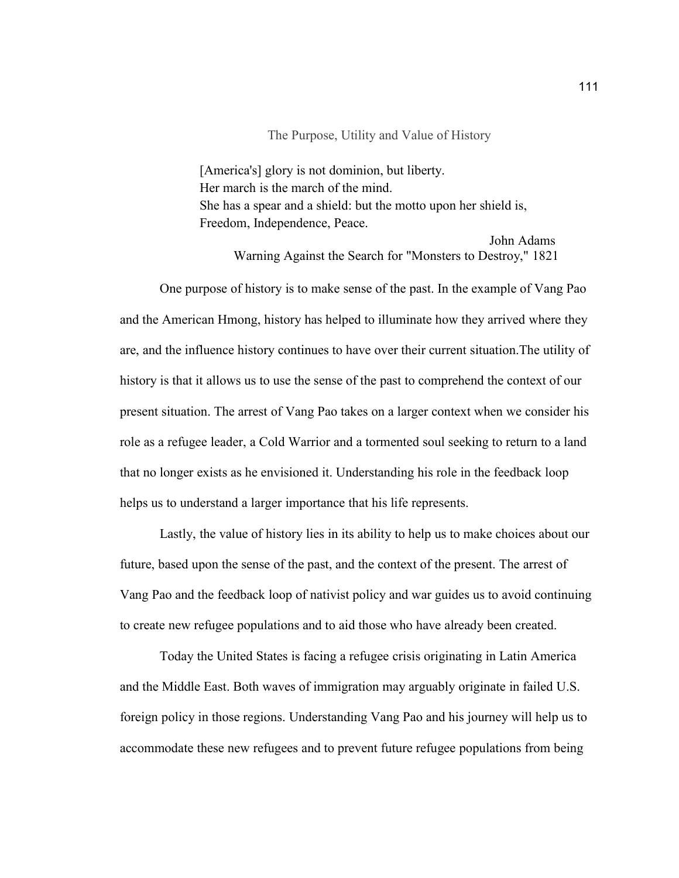## The Purpose, Utility and Value of History

> [America's] glory is not dominion, but liberty.
> Her march is the march of the mind.
> She has a spear and a shield: but the motto upon her shield is,
> Freedom, Independence, Peace.
>
> John Adams
> Warning Against the Search for "Monsters to Destroy," 1821

One purpose of history is to make sense of the past. In the example of Vang Pao and the American Hmong, history has helped to illuminate how they arrived where they are, and the influence history continues to have over their current situation.The utility of history is that it allows us to use the sense of the past to comprehend the context of our present situation. The arrest of Vang Pao takes on a larger context when we consider his role as a refugee leader, a Cold Warrior and a tormented soul seeking to return to a land that no longer exists as he envisioned it. Understanding his role in the feedback loop helps us to understand a larger importance that his life represents.

Lastly, the value of history lies in its ability to help us to make choices about our future, based upon the sense of the past, and the context of the present. The arrest of Vang Pao and the feedback loop of nativist policy and war guides us to avoid continuing to create new refugee populations and to aid those who have already been created.

Today the United States is facing a refugee crisis originating in Latin America and the Middle East. Both waves of immigration may arguably originate in failed U.S. foreign policy in those regions. Understanding Vang Pao and his journey will help us to accommodate these new refugees and to prevent future refugee populations from being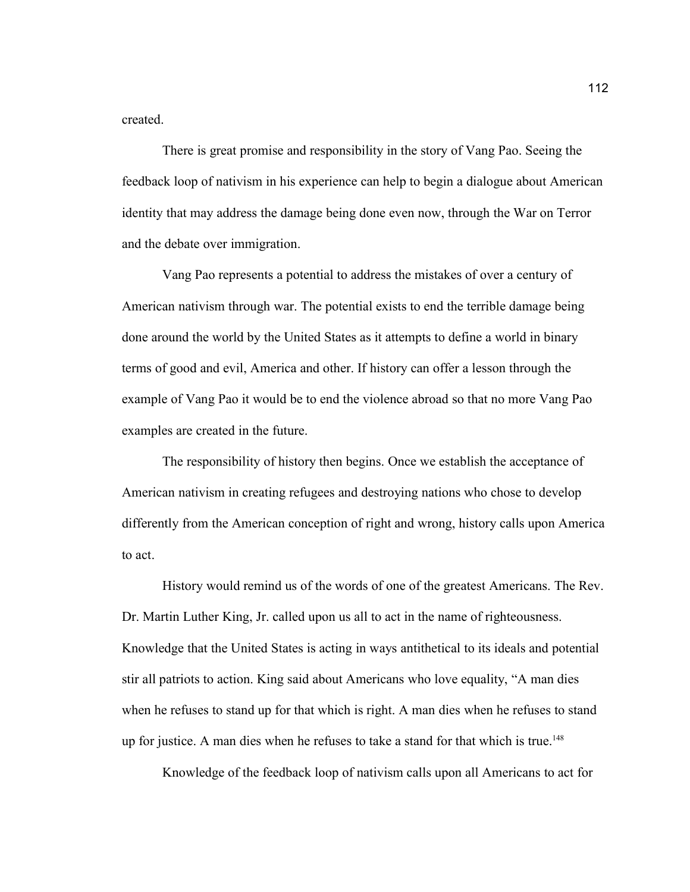created.

There is great promise and responsibility in the story of Vang Pao. Seeing the feedback loop of nativism in his experience can help to begin a dialogue about American identity that may address the damage being done even now, through the War on Terror and the debate over immigration.

Vang Pao represents a potential to address the mistakes of over a century of American nativism through war. The potential exists to end the terrible damage being done around the world by the United States as it attempts to define a world in binary terms of good and evil, America and other. If history can offer a lesson through the example of Vang Pao it would be to end the violence abroad so that no more Vang Pao examples are created in the future.

The responsibility of history then begins. Once we establish the acceptance of American nativism in creating refugees and destroying nations who chose to develop differently from the American conception of right and wrong, history calls upon America to act.

History would remind us of the words of one of the greatest Americans. The Rev. Dr. Martin Luther King, Jr. called upon us all to act in the name of righteousness. Knowledge that the United States is acting in ways antithetical to its ideals and potential stir all patriots to action. King said about Americans who love equality, "A man dies when he refuses to stand up for that which is right. A man dies when he refuses to stand up for justice. A man dies when he refuses to take a stand for that which is true.[148]

Knowledge of the feedback loop of nativism calls upon all Americans to act for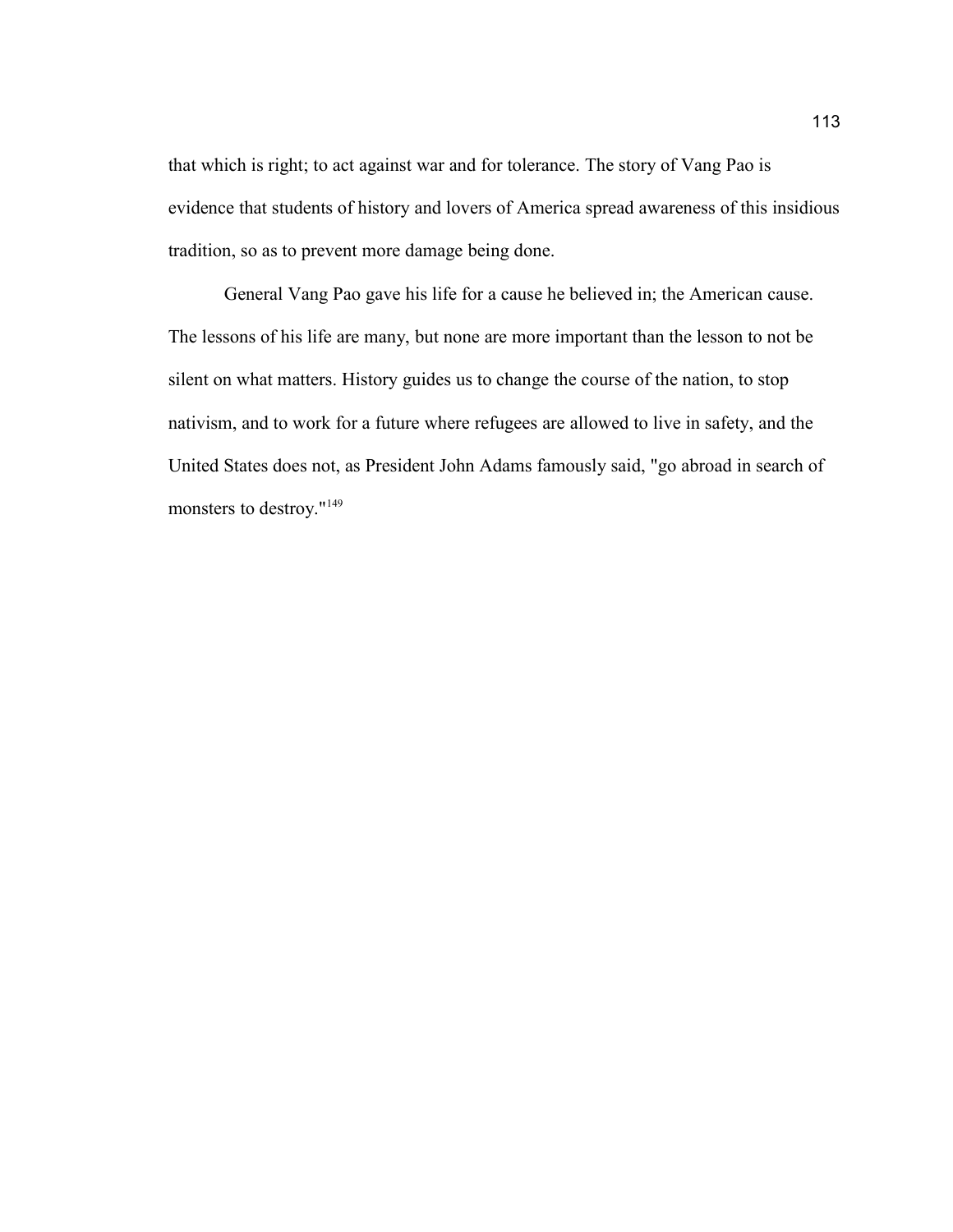that which is right; to act against war and for tolerance. The story of Vang Pao is evidence that students of history and lovers of America spread awareness of this insidious tradition, so as to prevent more damage being done.

General Vang Pao gave his life for a cause he believed in; the American cause. The lessons of his life are many, but none are more important than the lesson to not be silent on what matters. History guides us to change the course of the nation, to stop nativism, and to work for a future where refugees are allowed to live in safety, and the United States does not, as President John Adams famously said, "go abroad in search of monsters to destroy."[149]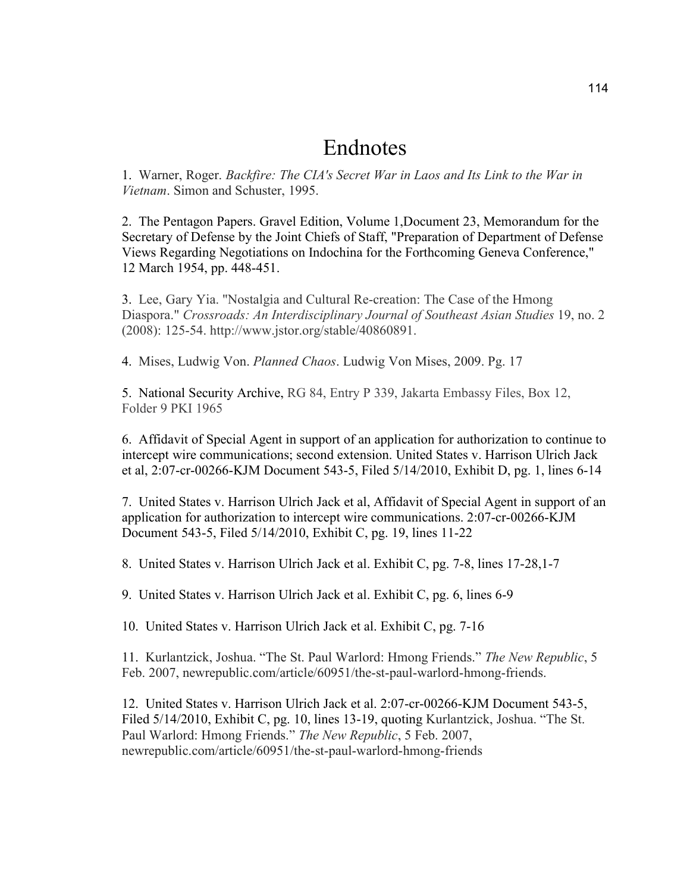# Endnotes

1. Warner, Roger. *Backfire: The CIA's Secret War in Laos and Its Link to the War in Vietnam*. Simon and Schuster, 1995.

2. The Pentagon Papers. Gravel Edition, Volume 1,Document 23, Memorandum for the Secretary of Defense by the Joint Chiefs of Staff, "Preparation of Department of Defense Views Regarding Negotiations on Indochina for the Forthcoming Geneva Conference," 12 March 1954, pp. 448-451.

3. Lee, Gary Yia. "Nostalgia and Cultural Re-creation: The Case of the Hmong Diaspora." *Crossroads: An Interdisciplinary Journal of Southeast Asian Studies* 19, no. 2 (2008): 125-54. http://www.jstor.org/stable/40860891.

4. Mises, Ludwig Von. *Planned Chaos*. Ludwig Von Mises, 2009. Pg. 17

5. National Security Archive, RG 84, Entry P 339, Jakarta Embassy Files, Box 12, Folder 9 PKI 1965

6. Affidavit of Special Agent in support of an application for authorization to continue to intercept wire communications; second extension. United States v. Harrison Ulrich Jack et al, 2:07-cr-00266-KJM Document 543-5, Filed 5/14/2010, Exhibit D, pg. 1, lines 6-14

7. United States v. Harrison Ulrich Jack et al, Affidavit of Special Agent in support of an application for authorization to intercept wire communications. 2:07-cr-00266-KJM Document 543-5, Filed 5/14/2010, Exhibit C, pg. 19, lines 11-22

8. United States v. Harrison Ulrich Jack et al. Exhibit C, pg. 7-8, lines 17-28,1-7

9. United States v. Harrison Ulrich Jack et al. Exhibit C, pg. 6, lines 6-9

10. United States v. Harrison Ulrich Jack et al. Exhibit C, pg. 7-16

11. Kurlantzick, Joshua. "The St. Paul Warlord: Hmong Friends." *The New Republic*, 5 Feb. 2007, newrepublic.com/article/60951/the-st-paul-warlord-hmong-friends.

12. United States v. Harrison Ulrich Jack et al. 2:07-cr-00266-KJM Document 543-5, Filed 5/14/2010, Exhibit C, pg. 10, lines 13-19, quoting Kurlantzick, Joshua. "The St. Paul Warlord: Hmong Friends." *The New Republic*, 5 Feb. 2007, newrepublic.com/article/60951/the-st-paul-warlord-hmong-friends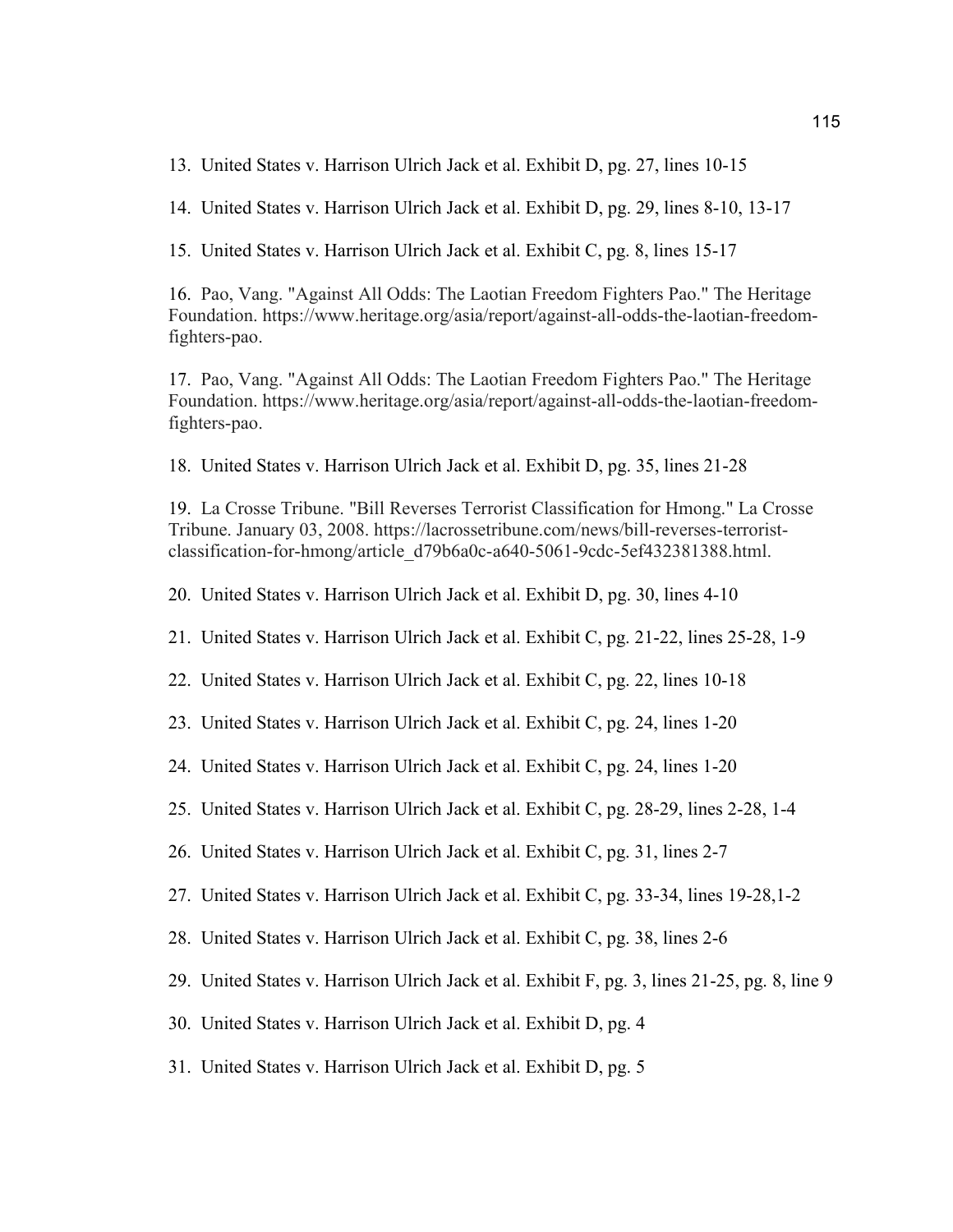13. United States v. Harrison Ulrich Jack et al. Exhibit D, pg. 27, lines 10-15

14. United States v. Harrison Ulrich Jack et al. Exhibit D, pg. 29, lines 8-10, 13-17

15. United States v. Harrison Ulrich Jack et al. Exhibit C, pg. 8, lines 15-17

16. Pao, Vang. "Against All Odds: The Laotian Freedom Fighters Pao." The Heritage Foundation. https://www.heritage.org/asia/report/against-all-odds-the-laotian-freedom-fighters-pao.

17. Pao, Vang. "Against All Odds: The Laotian Freedom Fighters Pao." The Heritage Foundation. https://www.heritage.org/asia/report/against-all-odds-the-laotian-freedom-fighters-pao.

18. United States v. Harrison Ulrich Jack et al. Exhibit D, pg. 35, lines 21-28

19. La Crosse Tribune. "Bill Reverses Terrorist Classification for Hmong." La Crosse Tribune. January 03, 2008. https://lacrossetribune.com/news/bill-reverses-terrorist-classification-for-hmong/article_d79b6a0c-a640-5061-9cdc-5ef432381388.html.

20. United States v. Harrison Ulrich Jack et al. Exhibit D, pg. 30, lines 4-10

21. United States v. Harrison Ulrich Jack et al. Exhibit C, pg. 21-22, lines 25-28, 1-9

22. United States v. Harrison Ulrich Jack et al. Exhibit C, pg. 22, lines 10-18

23. United States v. Harrison Ulrich Jack et al. Exhibit C, pg. 24, lines 1-20

24. United States v. Harrison Ulrich Jack et al. Exhibit C, pg. 24, lines 1-20

25. United States v. Harrison Ulrich Jack et al. Exhibit C, pg. 28-29, lines 2-28, 1-4

26. United States v. Harrison Ulrich Jack et al. Exhibit C, pg. 31, lines 2-7

27. United States v. Harrison Ulrich Jack et al. Exhibit C, pg. 33-34, lines 19-28,1-2

28. United States v. Harrison Ulrich Jack et al. Exhibit C, pg. 38, lines 2-6

29. United States v. Harrison Ulrich Jack et al. Exhibit F, pg. 3, lines 21-25, pg. 8, line 9

30. United States v. Harrison Ulrich Jack et al. Exhibit D, pg. 4

31. United States v. Harrison Ulrich Jack et al. Exhibit D, pg. 5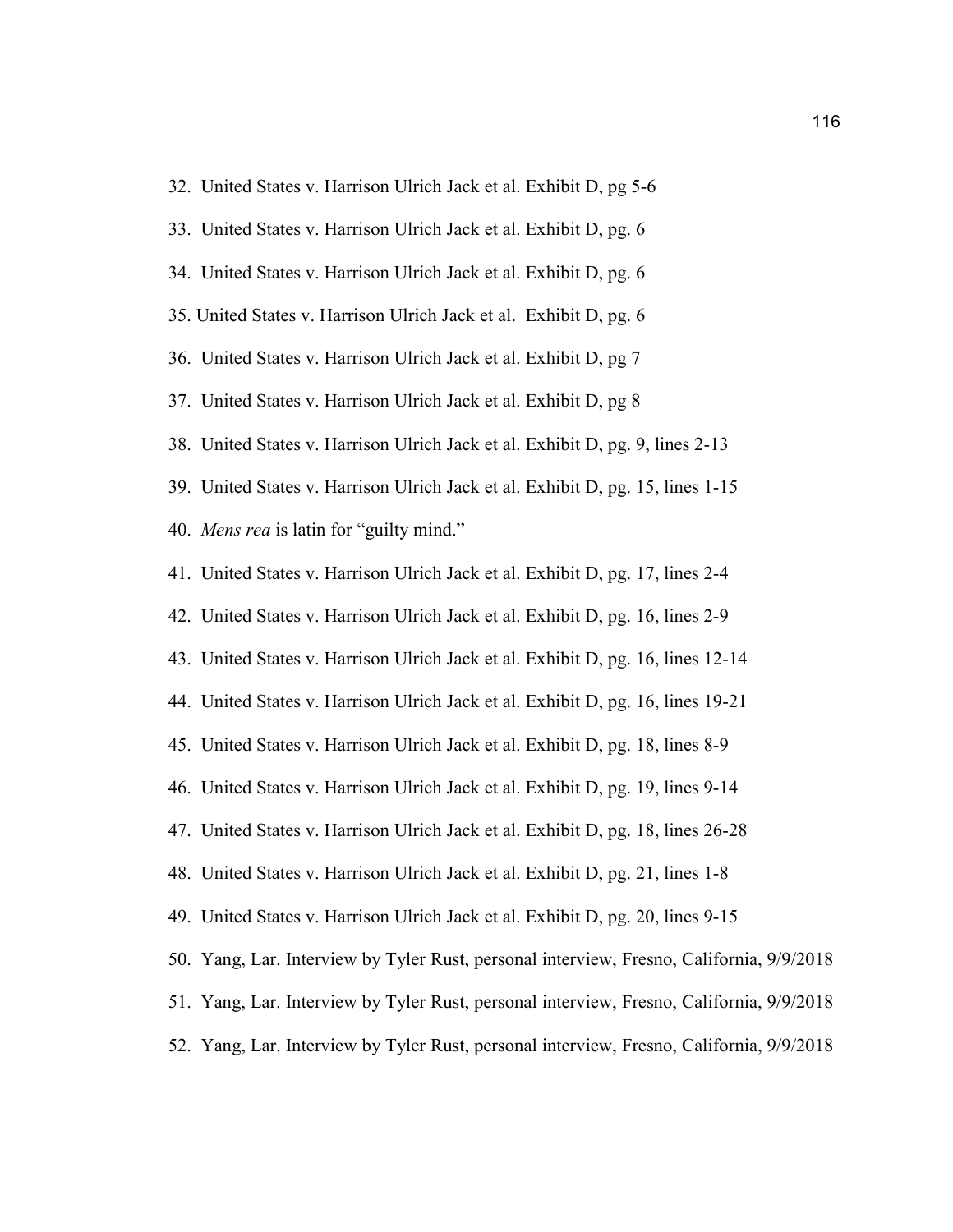32. United States v. Harrison Ulrich Jack et al. Exhibit D, pg 5-6
33. United States v. Harrison Ulrich Jack et al. Exhibit D, pg. 6
34. United States v. Harrison Ulrich Jack et al. Exhibit D, pg. 6
35. United States v. Harrison Ulrich Jack et al. Exhibit D, pg. 6
36. United States v. Harrison Ulrich Jack et al. Exhibit D, pg 7
37. United States v. Harrison Ulrich Jack et al. Exhibit D, pg 8
38. United States v. Harrison Ulrich Jack et al. Exhibit D, pg. 9, lines 2-13
39. United States v. Harrison Ulrich Jack et al. Exhibit D, pg. 15, lines 1-15
40. *Mens rea* is latin for "guilty mind."
41. United States v. Harrison Ulrich Jack et al. Exhibit D, pg. 17, lines 2-4
42. United States v. Harrison Ulrich Jack et al. Exhibit D, pg. 16, lines 2-9
43. United States v. Harrison Ulrich Jack et al. Exhibit D, pg. 16, lines 12-14
44. United States v. Harrison Ulrich Jack et al. Exhibit D, pg. 16, lines 19-21
45. United States v. Harrison Ulrich Jack et al. Exhibit D, pg. 18, lines 8-9
46. United States v. Harrison Ulrich Jack et al. Exhibit D, pg. 19, lines 9-14
47. United States v. Harrison Ulrich Jack et al. Exhibit D, pg. 18, lines 26-28
48. United States v. Harrison Ulrich Jack et al. Exhibit D, pg. 21, lines 1-8
49. United States v. Harrison Ulrich Jack et al. Exhibit D, pg. 20, lines 9-15
50. Yang, Lar. Interview by Tyler Rust, personal interview, Fresno, California, 9/9/2018
51. Yang, Lar. Interview by Tyler Rust, personal interview, Fresno, California, 9/9/2018
52. Yang, Lar. Interview by Tyler Rust, personal interview, Fresno, California, 9/9/2018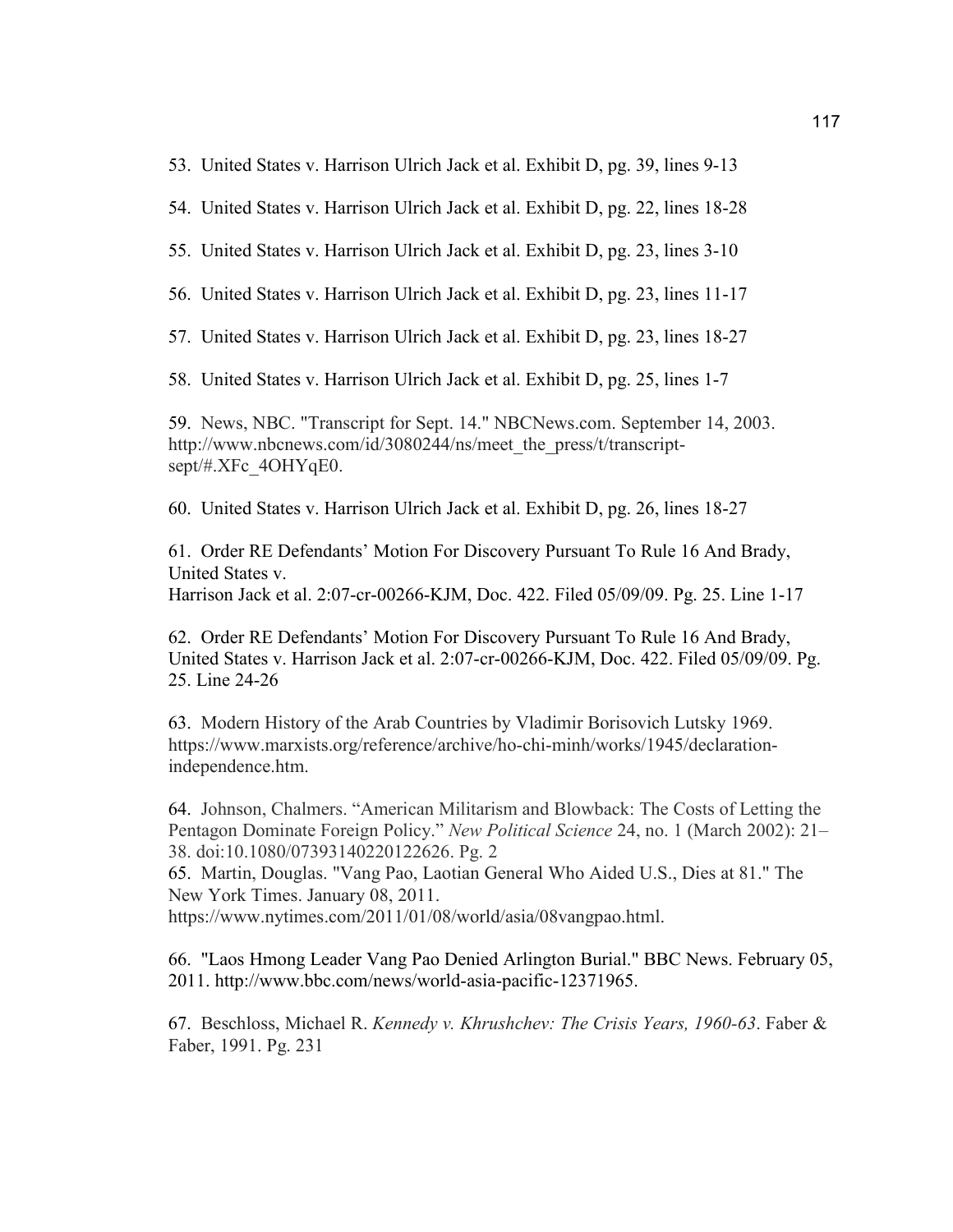53. United States v. Harrison Ulrich Jack et al. Exhibit D, pg. 39, lines 9-13

54. United States v. Harrison Ulrich Jack et al. Exhibit D, pg. 22, lines 18-28

55. United States v. Harrison Ulrich Jack et al. Exhibit D, pg. 23, lines 3-10

56. United States v. Harrison Ulrich Jack et al. Exhibit D, pg. 23, lines 11-17

57. United States v. Harrison Ulrich Jack et al. Exhibit D, pg. 23, lines 18-27

58. United States v. Harrison Ulrich Jack et al. Exhibit D, pg. 25, lines 1-7

59. News, NBC. "Transcript for Sept. 14." NBCNews.com. September 14, 2003. http://www.nbcnews.com/id/3080244/ns/meet_the_press/t/transcript-sept/#.XFc_4OHYqE0.

60. United States v. Harrison Ulrich Jack et al. Exhibit D, pg. 26, lines 18-27

61. Order RE Defendants' Motion For Discovery Pursuant To Rule 16 And Brady, United States v.
Harrison Jack et al. 2:07-cr-00266-KJM, Doc. 422. Filed 05/09/09. Pg. 25. Line 1-17

62. Order RE Defendants' Motion For Discovery Pursuant To Rule 16 And Brady, United States v. Harrison Jack et al. 2:07-cr-00266-KJM, Doc. 422. Filed 05/09/09. Pg. 25. Line 24-26

63. Modern History of the Arab Countries by Vladimir Borisovich Lutsky 1969. https://www.marxists.org/reference/archive/ho-chi-minh/works/1945/declaration-independence.htm.

64. Johnson, Chalmers. "American Militarism and Blowback: The Costs of Letting the Pentagon Dominate Foreign Policy." *New Political Science* 24, no. 1 (March 2002): 21–38. doi:10.1080/07393140220122626. Pg. 2

65. Martin, Douglas. "Vang Pao, Laotian General Who Aided U.S., Dies at 81." The New York Times. January 08, 2011. https://www.nytimes.com/2011/01/08/world/asia/08vangpao.html.

66. "Laos Hmong Leader Vang Pao Denied Arlington Burial." BBC News. February 05, 2011. http://www.bbc.com/news/world-asia-pacific-12371965.

67. Beschloss, Michael R. *Kennedy v. Khrushchev: The Crisis Years, 1960-63*. Faber & Faber, 1991. Pg. 231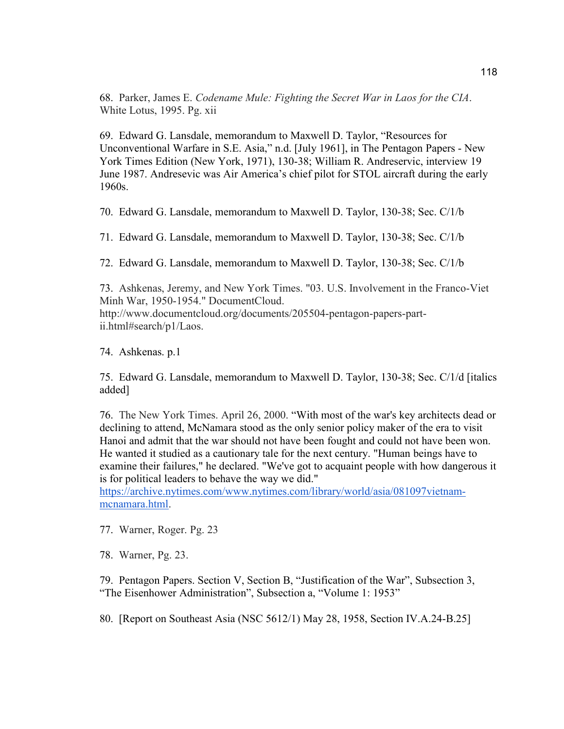68. Parker, James E. *Codename Mule: Fighting the Secret War in Laos for the CIA*. White Lotus, 1995. Pg. xii

69. Edward G. Lansdale, memorandum to Maxwell D. Taylor, "Resources for Unconventional Warfare in S.E. Asia," n.d. [July 1961], in The Pentagon Papers - New York Times Edition (New York, 1971), 130-38; William R. Andreservic, interview 19 June 1987. Andresevic was Air America's chief pilot for STOL aircraft during the early 1960s.

70. Edward G. Lansdale, memorandum to Maxwell D. Taylor, 130-38; Sec. C/1/b

71. Edward G. Lansdale, memorandum to Maxwell D. Taylor, 130-38; Sec. C/1/b

72. Edward G. Lansdale, memorandum to Maxwell D. Taylor, 130-38; Sec. C/1/b

73. Ashkenas, Jeremy, and New York Times. "03. U.S. Involvement in the Franco-Viet Minh War, 1950-1954." DocumentCloud. http://www.documentcloud.org/documents/205504-pentagon-papers-part-ii.html#search/p1/Laos.

74. Ashkenas. p.1

75. Edward G. Lansdale, memorandum to Maxwell D. Taylor, 130-38; Sec. C/1/d [italics added]

76. The New York Times. April 26, 2000. "With most of the war's key architects dead or declining to attend, McNamara stood as the only senior policy maker of the era to visit Hanoi and admit that the war should not have been fought and could not have been won. He wanted it studied as a cautionary tale for the next century. "Human beings have to examine their failures," he declared. "We've got to acquaint people with how dangerous it is for political leaders to behave the way we did." https://archive.nytimes.com/www.nytimes.com/library/world/asia/081097vietnam-mcnamara.html.

77. Warner, Roger. Pg. 23

78. Warner, Pg. 23.

79. Pentagon Papers. Section V, Section B, "Justification of the War", Subsection 3, "The Eisenhower Administration", Subsection a, "Volume 1: 1953"

80. [Report on Southeast Asia (NSC 5612/1) May 28, 1958, Section IV.A.24-B.25]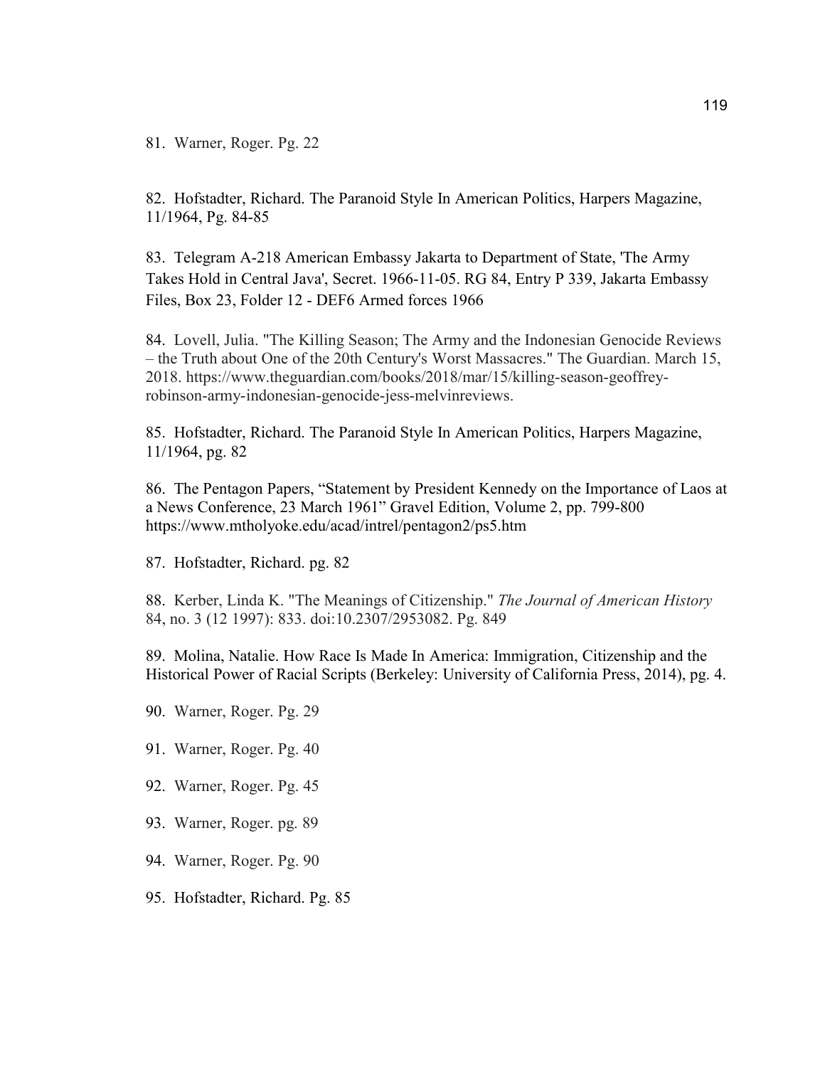81. Warner, Roger. Pg. 22

82. Hofstadter, Richard. The Paranoid Style In American Politics, Harpers Magazine, 11/1964, Pg. 84-85

83. Telegram A-218 American Embassy Jakarta to Department of State, 'The Army Takes Hold in Central Java', Secret. 1966-11-05. RG 84, Entry P 339, Jakarta Embassy Files, Box 23, Folder 12 - DEF6 Armed forces 1966

84. Lovell, Julia. "The Killing Season; The Army and the Indonesian Genocide Reviews – the Truth about One of the 20th Century's Worst Massacres." The Guardian. March 15, 2018. https://www.theguardian.com/books/2018/mar/15/killing-season-geoffrey-robinson-army-indonesian-genocide-jess-melvinreviews.

85. Hofstadter, Richard. The Paranoid Style In American Politics, Harpers Magazine, 11/1964, pg. 82

86. The Pentagon Papers, "Statement by President Kennedy on the Importance of Laos at a News Conference, 23 March 1961" Gravel Edition, Volume 2, pp. 799-800 https://www.mtholyoke.edu/acad/intrel/pentagon2/ps5.htm

87. Hofstadter, Richard. pg. 82

88. Kerber, Linda K. "The Meanings of Citizenship." *The Journal of American History* 84, no. 3 (12 1997): 833. doi:10.2307/2953082. Pg. 849

89. Molina, Natalie. How Race Is Made In America: Immigration, Citizenship and the Historical Power of Racial Scripts (Berkeley: University of California Press, 2014), pg. 4.

90. Warner, Roger. Pg. 29

91. Warner, Roger. Pg. 40

92. Warner, Roger. Pg. 45

93. Warner, Roger. pg. 89

94. Warner, Roger. Pg. 90

95. Hofstadter, Richard. Pg. 85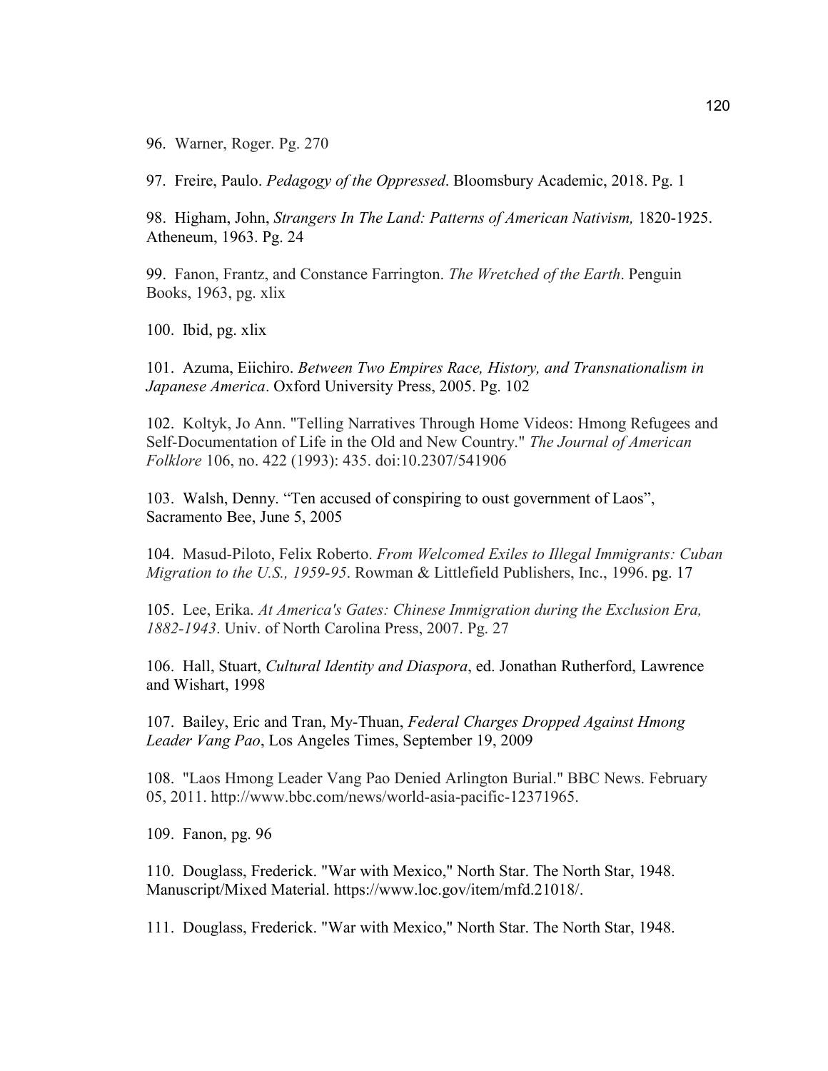96. Warner, Roger. Pg. 270

97. Freire, Paulo. *Pedagogy of the Oppressed*. Bloomsbury Academic, 2018. Pg. 1

98. Higham, John, *Strangers In The Land: Patterns of American Nativism,* 1820-1925. Atheneum, 1963. Pg. 24

99. Fanon, Frantz, and Constance Farrington. *The Wretched of the Earth*. Penguin Books, 1963, pg. xlix

100. Ibid, pg. xlix

101. Azuma, Eiichiro. *Between Two Empires Race, History, and Transnationalism in Japanese America*. Oxford University Press, 2005. Pg. 102

102. Koltyk, Jo Ann. "Telling Narratives Through Home Videos: Hmong Refugees and Self-Documentation of Life in the Old and New Country." *The Journal of American Folklore* 106, no. 422 (1993): 435. doi:10.2307/541906

103. Walsh, Denny. "Ten accused of conspiring to oust government of Laos", Sacramento Bee, June 5, 2005

104. Masud-Piloto, Felix Roberto. *From Welcomed Exiles to Illegal Immigrants: Cuban Migration to the U.S., 1959-95*. Rowman & Littlefield Publishers, Inc., 1996. pg. 17

105. Lee, Erika. *At America's Gates: Chinese Immigration during the Exclusion Era, 1882-1943*. Univ. of North Carolina Press, 2007. Pg. 27

106. Hall, Stuart, *Cultural Identity and Diaspora*, ed. Jonathan Rutherford, Lawrence and Wishart, 1998

107. Bailey, Eric and Tran, My-Thuan, *Federal Charges Dropped Against Hmong Leader Vang Pao*, Los Angeles Times, September 19, 2009

108. "Laos Hmong Leader Vang Pao Denied Arlington Burial." BBC News. February 05, 2011. http://www.bbc.com/news/world-asia-pacific-12371965.

109. Fanon, pg. 96

110. Douglass, Frederick. "War with Mexico," North Star. The North Star, 1948. Manuscript/Mixed Material. https://www.loc.gov/item/mfd.21018/.

111. Douglass, Frederick. "War with Mexico," North Star. The North Star, 1948.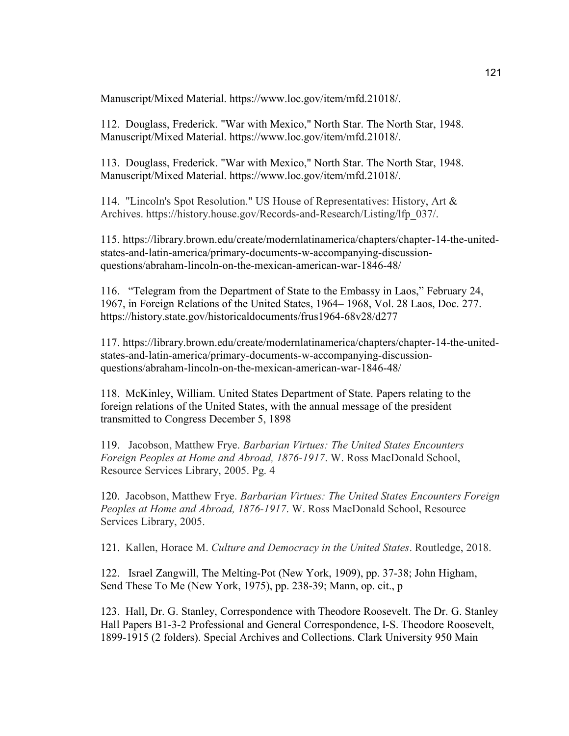Manuscript/Mixed Material. https://www.loc.gov/item/mfd.21018/.

112. Douglass, Frederick. "War with Mexico," North Star. The North Star, 1948. Manuscript/Mixed Material. https://www.loc.gov/item/mfd.21018/.

113. Douglass, Frederick. "War with Mexico," North Star. The North Star, 1948. Manuscript/Mixed Material. https://www.loc.gov/item/mfd.21018/.

114. "Lincoln's Spot Resolution." US House of Representatives: History, Art & Archives. https://history.house.gov/Records-and-Research/Listing/lfp_037/.

115. https://library.brown.edu/create/modernlatinamerica/chapters/chapter-14-the-united-states-and-latin-america/primary-documents-w-accompanying-discussion-questions/abraham-lincoln-on-the-mexican-american-war-1846-48/

116. "Telegram from the Department of State to the Embassy in Laos," February 24, 1967, in Foreign Relations of the United States, 1964– 1968, Vol. 28 Laos, Doc. 277. https://history.state.gov/historicaldocuments/frus1964-68v28/d277

117. https://library.brown.edu/create/modernlatinamerica/chapters/chapter-14-the-united-states-and-latin-america/primary-documents-w-accompanying-discussion-questions/abraham-lincoln-on-the-mexican-american-war-1846-48/

118. McKinley, William. United States Department of State. Papers relating to the foreign relations of the United States, with the annual message of the president transmitted to Congress December 5, 1898

119. Jacobson, Matthew Frye. *Barbarian Virtues: The United States Encounters Foreign Peoples at Home and Abroad, 1876-1917*. W. Ross MacDonald School, Resource Services Library, 2005. Pg. 4

120. Jacobson, Matthew Frye. *Barbarian Virtues: The United States Encounters Foreign Peoples at Home and Abroad, 1876-1917*. W. Ross MacDonald School, Resource Services Library, 2005.

121. Kallen, Horace M. *Culture and Democracy in the United States*. Routledge, 2018.

122. Israel Zangwill, The Melting-Pot (New York, 1909), pp. 37-38; John Higham, Send These To Me (New York, 1975), pp. 238-39; Mann, op. cit., p

123. Hall, Dr. G. Stanley, Correspondence with Theodore Roosevelt. The Dr. G. Stanley Hall Papers B1-3-2 Professional and General Correspondence, I-S. Theodore Roosevelt, 1899-1915 (2 folders). Special Archives and Collections. Clark University 950 Main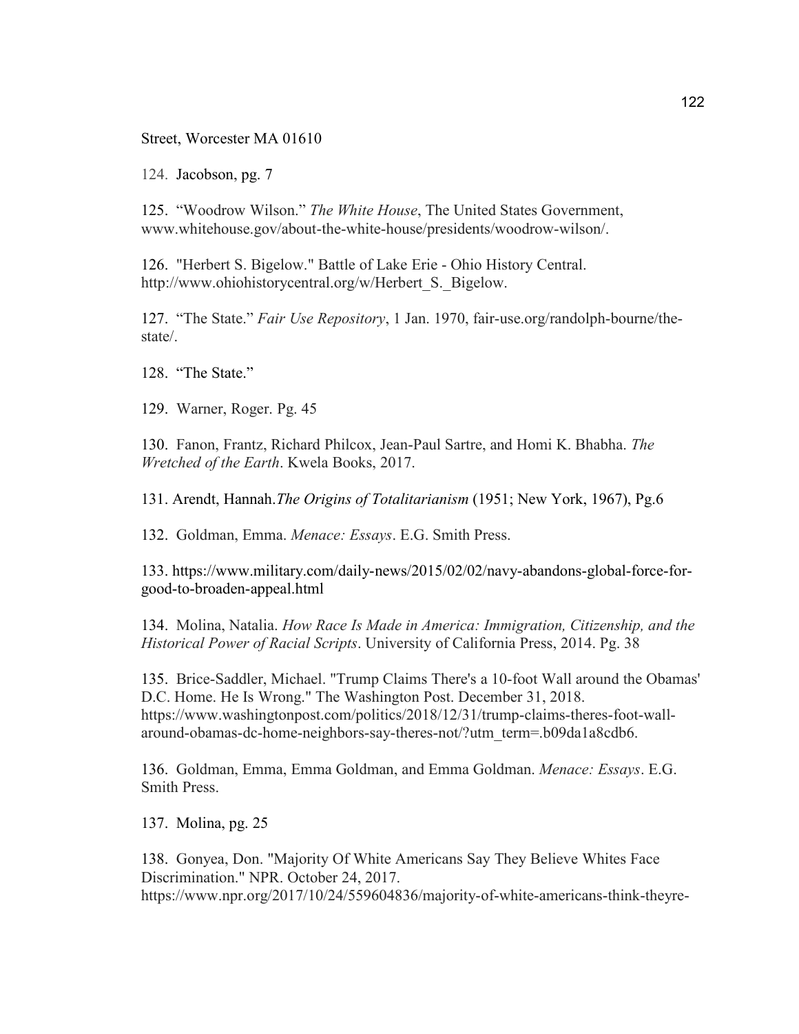Street, Worcester MA 01610

124. Jacobson, pg. 7

125. "Woodrow Wilson." *The White House*, The United States Government, www.whitehouse.gov/about-the-white-house/presidents/woodrow-wilson/.

126. "Herbert S. Bigelow." Battle of Lake Erie - Ohio History Central. http://www.ohiohistorycentral.org/w/Herbert_S._Bigelow.

127. "The State." *Fair Use Repository*, 1 Jan. 1970, fair-use.org/randolph-bourne/the-state/.

128. "The State."

129. Warner, Roger. Pg. 45

130. Fanon, Frantz, Richard Philcox, Jean-Paul Sartre, and Homi K. Bhabha. *The Wretched of the Earth*. Kwela Books, 2017.

131. Arendt, Hannah.*The Origins of Totalitarianism* (1951; New York, 1967), Pg.6

132. Goldman, Emma. *Menace: Essays*. E.G. Smith Press.

133. https://www.military.com/daily-news/2015/02/02/navy-abandons-global-force-for-good-to-broaden-appeal.html

134. Molina, Natalia. *How Race Is Made in America: Immigration, Citizenship, and the Historical Power of Racial Scripts*. University of California Press, 2014. Pg. 38

135. Brice-Saddler, Michael. "Trump Claims There's a 10-foot Wall around the Obamas' D.C. Home. He Is Wrong." The Washington Post. December 31, 2018. https://www.washingtonpost.com/politics/2018/12/31/trump-claims-theres-foot-wall-around-obamas-dc-home-neighbors-say-theres-not/?utm_term=.b09da1a8cdb6.

136. Goldman, Emma, Emma Goldman, and Emma Goldman. *Menace: Essays*. E.G. Smith Press.

137. Molina, pg. 25

138. Gonyea, Don. "Majority Of White Americans Say They Believe Whites Face Discrimination." NPR. October 24, 2017. https://www.npr.org/2017/10/24/559604836/majority-of-white-americans-think-theyre-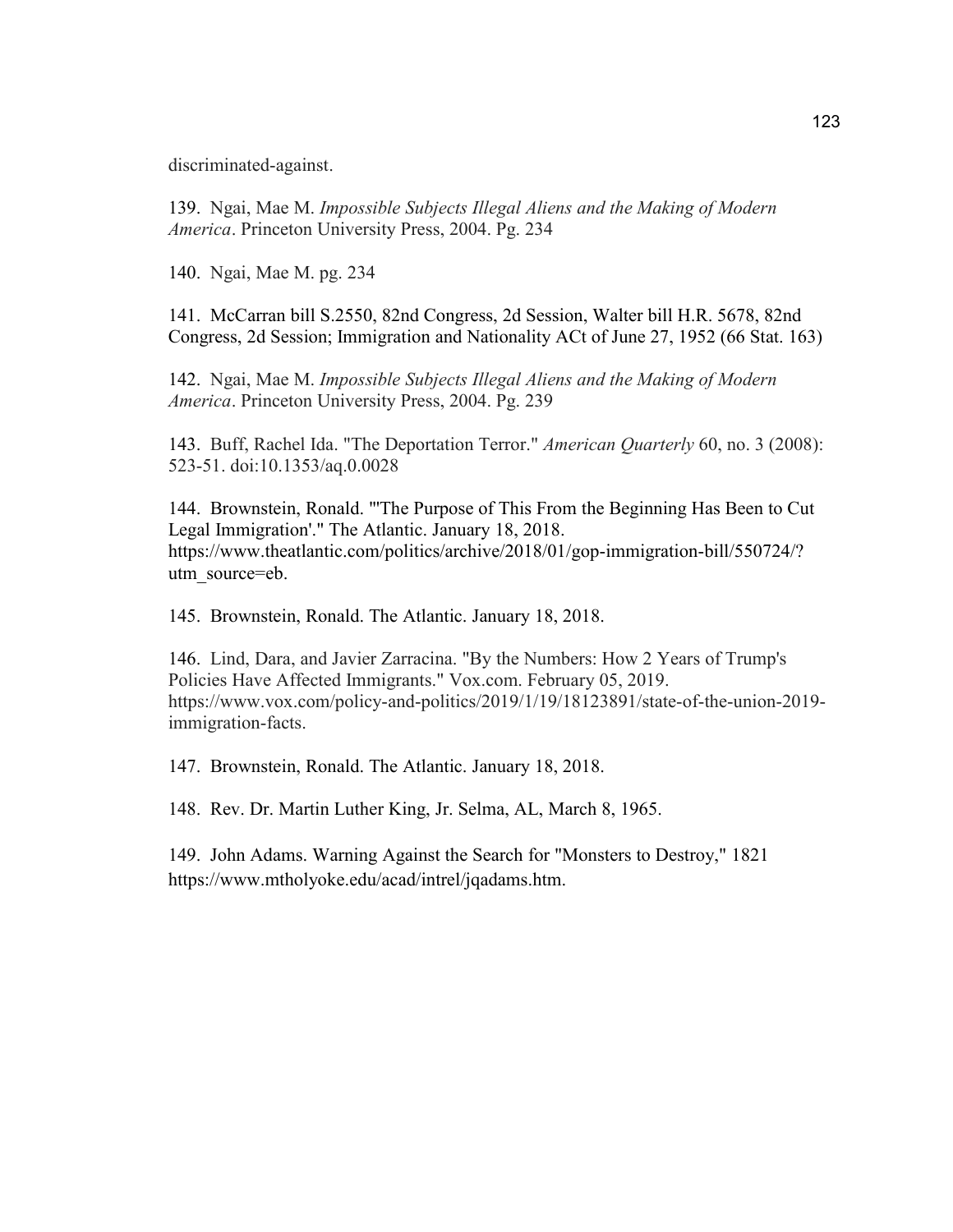discriminated-against.

139. Ngai, Mae M. *Impossible Subjects Illegal Aliens and the Making of Modern America*. Princeton University Press, 2004. Pg. 234

140. Ngai, Mae M. pg. 234

141. McCarran bill S.2550, 82nd Congress, 2d Session, Walter bill H.R. 5678, 82nd Congress, 2d Session; Immigration and Nationality ACt of June 27, 1952 (66 Stat. 163)

142. Ngai, Mae M. *Impossible Subjects Illegal Aliens and the Making of Modern America*. Princeton University Press, 2004. Pg. 239

143. Buff, Rachel Ida. "The Deportation Terror." *American Quarterly* 60, no. 3 (2008): 523-51. doi:10.1353/aq.0.0028

144. Brownstein, Ronald. "'The Purpose of This From the Beginning Has Been to Cut Legal Immigration'." The Atlantic. January 18, 2018. https://www.theatlantic.com/politics/archive/2018/01/gop-immigration-bill/550724/?utm_source=eb.

145. Brownstein, Ronald. The Atlantic. January 18, 2018.

146. Lind, Dara, and Javier Zarracina. "By the Numbers: How 2 Years of Trump's Policies Have Affected Immigrants." Vox.com. February 05, 2019. https://www.vox.com/policy-and-politics/2019/1/19/18123891/state-of-the-union-2019-immigration-facts.

147. Brownstein, Ronald. The Atlantic. January 18, 2018.

148. Rev. Dr. Martin Luther King, Jr. Selma, AL, March 8, 1965.

149. John Adams. Warning Against the Search for "Monsters to Destroy," 1821 https://www.mtholyoke.edu/acad/intrel/jqadams.htm.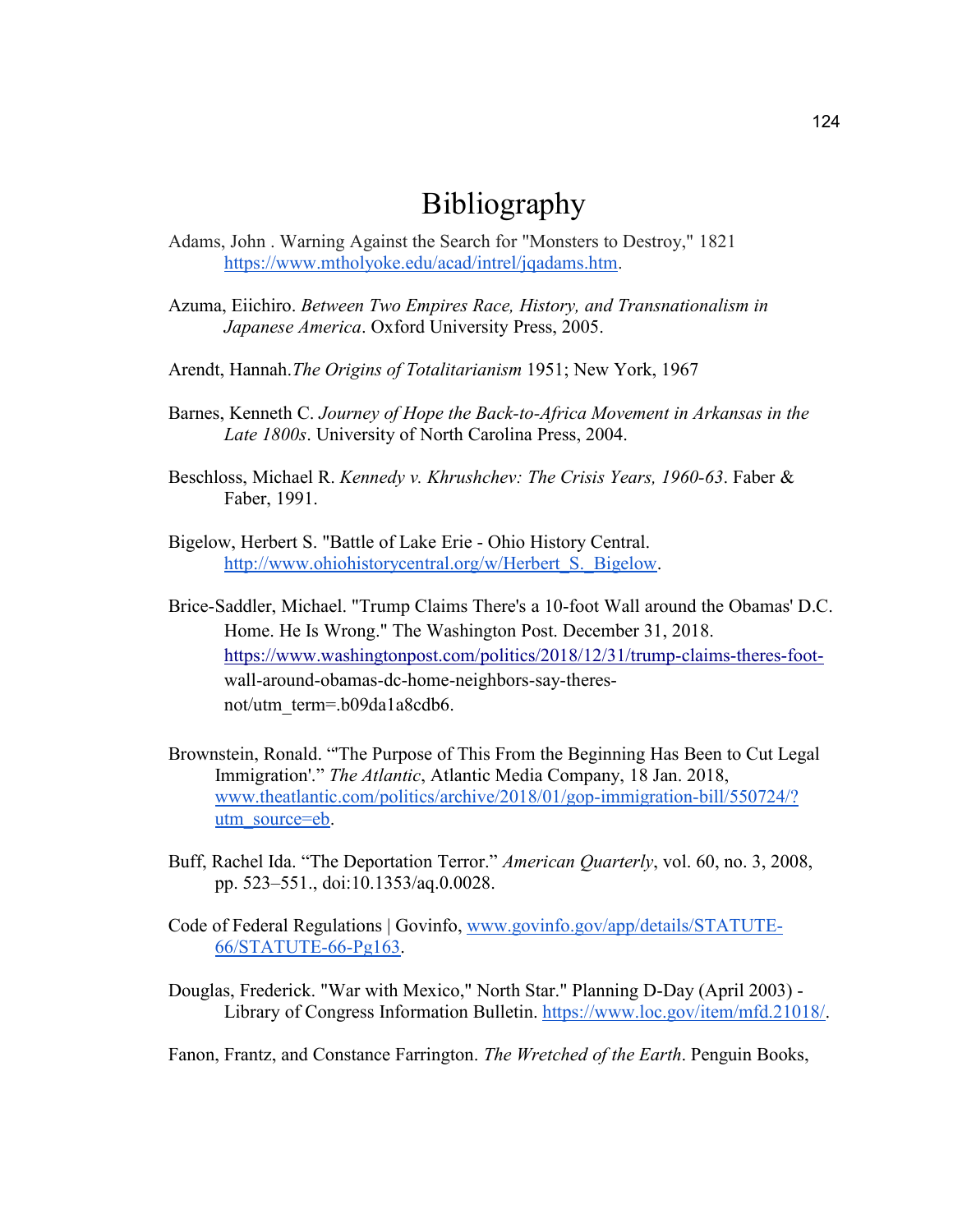# Bibliography

Adams, John . Warning Against the Search for "Monsters to Destroy," 1821 https://www.mtholyoke.edu/acad/intrel/jqadams.htm.

Azuma, Eiichiro. *Between Two Empires Race, History, and Transnationalism in Japanese America*. Oxford University Press, 2005.

Arendt, Hannah.*The Origins of Totalitarianism* 1951; New York, 1967

Barnes, Kenneth C. *Journey of Hope the Back-to-Africa Movement in Arkansas in the Late 1800s*. University of North Carolina Press, 2004.

Beschloss, Michael R. *Kennedy v. Khrushchev: The Crisis Years, 1960-63*. Faber & Faber, 1991.

Bigelow, Herbert S. "Battle of Lake Erie - Ohio History Central. http://www.ohiohistorycentral.org/w/Herbert_S._Bigelow.

Brice-Saddler, Michael. "Trump Claims There's a 10-foot Wall around the Obamas' D.C. Home. He Is Wrong." The Washington Post. December 31, 2018. https://www.washingtonpost.com/politics/2018/12/31/trump-claims-theres-foot-wall-around-obamas-dc-home-neighbors-say-theres-not/utm_term=.b09da1a8cdb6.

Brownstein, Ronald. "'The Purpose of This From the Beginning Has Been to Cut Legal Immigration'." *The Atlantic*, Atlantic Media Company, 18 Jan. 2018, www.theatlantic.com/politics/archive/2018/01/gop-immigration-bill/550724/?utm_source=eb.

Buff, Rachel Ida. "The Deportation Terror." *American Quarterly*, vol. 60, no. 3, 2008, pp. 523–551., doi:10.1353/aq.0.0028.

Code of Federal Regulations | Govinfo, www.govinfo.gov/app/details/STATUTE-66/STATUTE-66-Pg163.

Douglas, Frederick. "War with Mexico," North Star." Planning D-Day (April 2003) - Library of Congress Information Bulletin. https://www.loc.gov/item/mfd.21018/.

Fanon, Frantz, and Constance Farrington. *The Wretched of the Earth*. Penguin Books,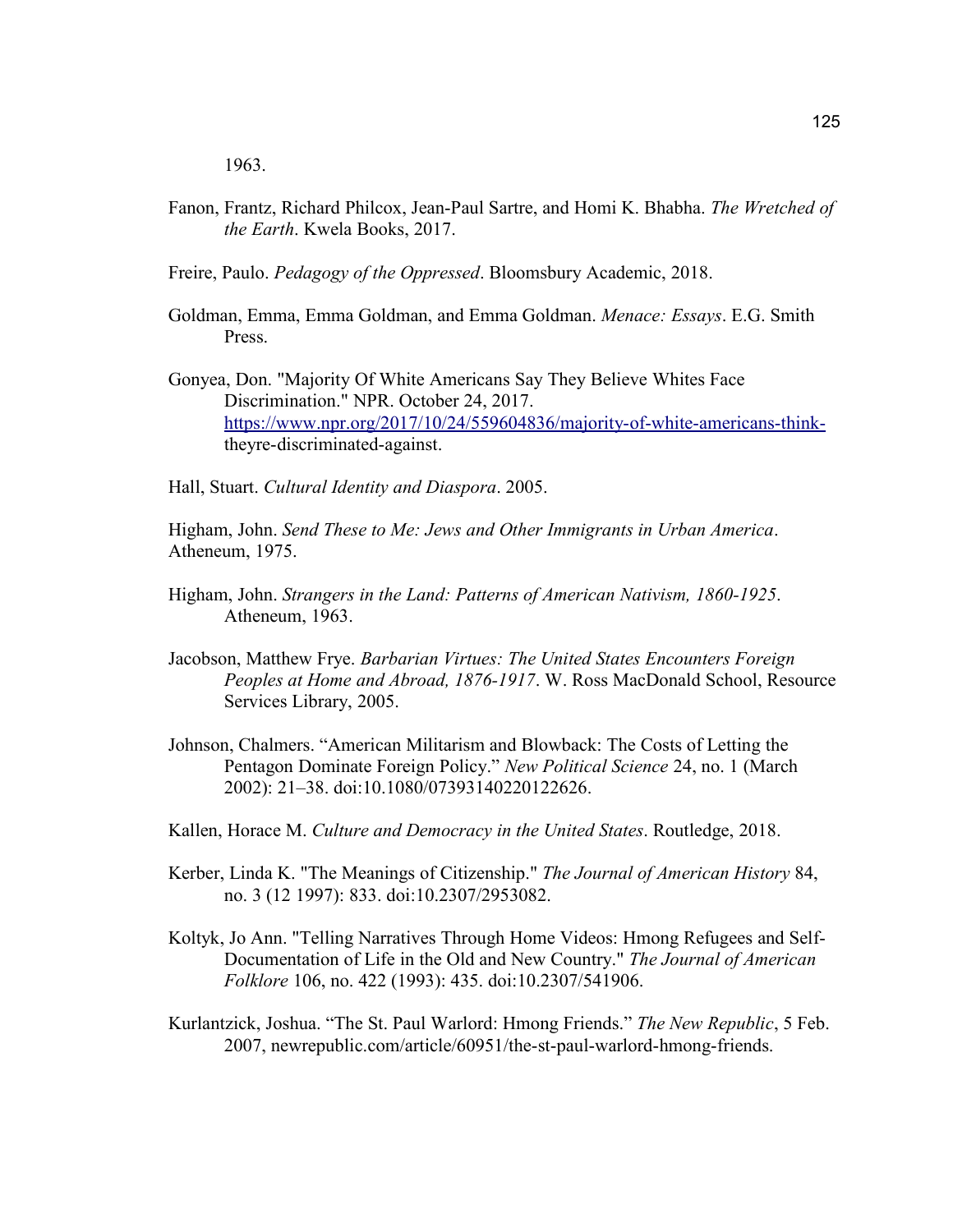1963.

Fanon, Frantz, Richard Philcox, Jean-Paul Sartre, and Homi K. Bhabha. *The Wretched of the Earth*. Kwela Books, 2017.

Freire, Paulo. *Pedagogy of the Oppressed*. Bloomsbury Academic, 2018.

Goldman, Emma, Emma Goldman, and Emma Goldman. *Menace: Essays*. E.G. Smith Press.

Gonyea, Don. "Majority Of White Americans Say They Believe Whites Face Discrimination." NPR. October 24, 2017. https://www.npr.org/2017/10/24/559604836/majority-of-white-americans-think-theyre-discriminated-against.

Hall, Stuart. *Cultural Identity and Diaspora*. 2005.

Higham, John. *Send These to Me: Jews and Other Immigrants in Urban America*. Atheneum, 1975.

Higham, John. *Strangers in the Land: Patterns of American Nativism, 1860-1925*. Atheneum, 1963.

Jacobson, Matthew Frye. *Barbarian Virtues: The United States Encounters Foreign Peoples at Home and Abroad, 1876-1917*. W. Ross MacDonald School, Resource Services Library, 2005.

Johnson, Chalmers. "American Militarism and Blowback: The Costs of Letting the Pentagon Dominate Foreign Policy." *New Political Science* 24, no. 1 (March 2002): 21–38. doi:10.1080/07393140220122626.

Kallen, Horace M. *Culture and Democracy in the United States*. Routledge, 2018.

Kerber, Linda K. "The Meanings of Citizenship." *The Journal of American History* 84, no. 3 (12 1997): 833. doi:10.2307/2953082.

Koltyk, Jo Ann. "Telling Narratives Through Home Videos: Hmong Refugees and Self-Documentation of Life in the Old and New Country." *The Journal of American Folklore* 106, no. 422 (1993): 435. doi:10.2307/541906.

Kurlantzick, Joshua. "The St. Paul Warlord: Hmong Friends." *The New Republic*, 5 Feb. 2007, newrepublic.com/article/60951/the-st-paul-warlord-hmong-friends.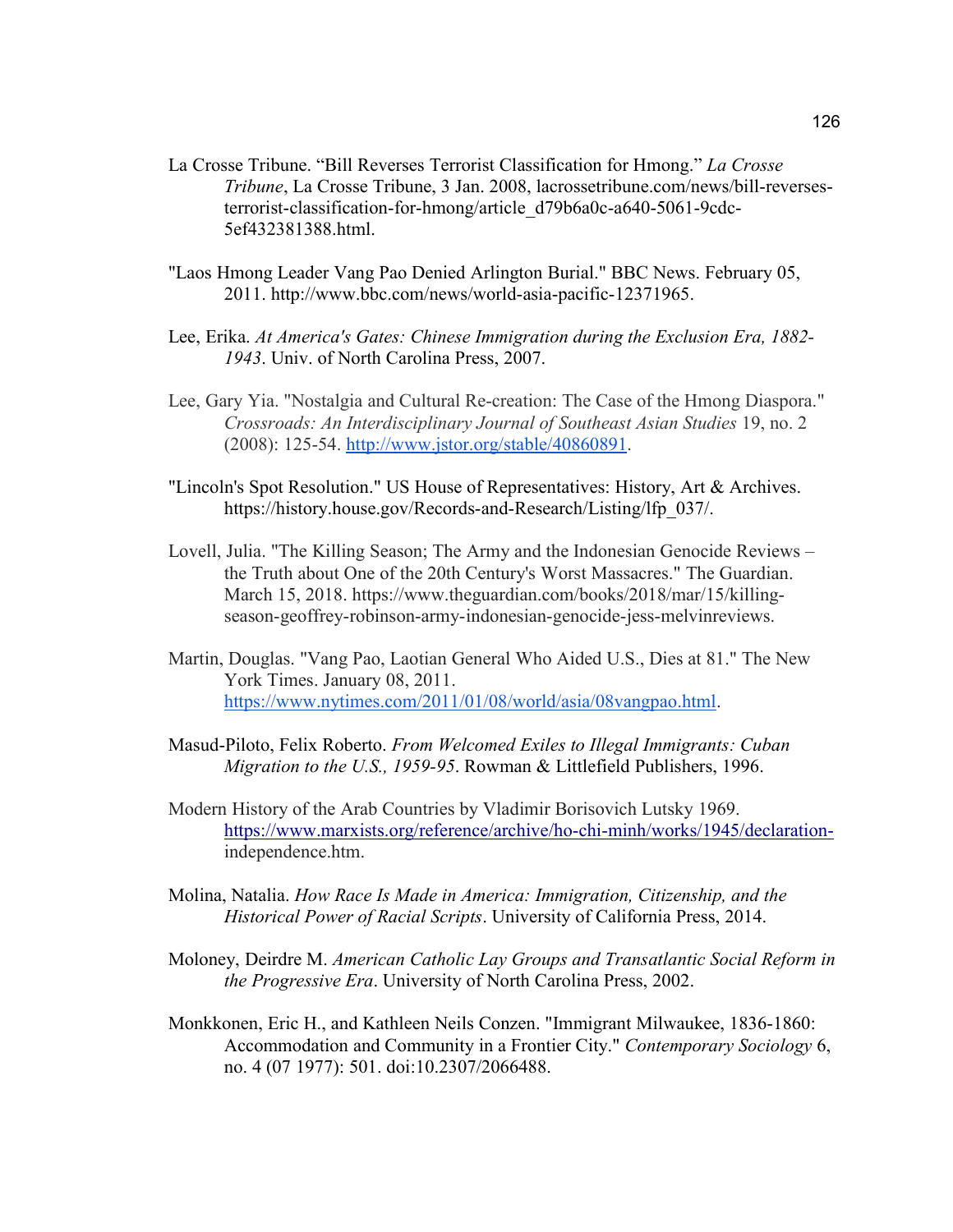La Crosse Tribune. “Bill Reverses Terrorist Classification for Hmong.” *La Crosse Tribune*, La Crosse Tribune, 3 Jan. 2008, lacrossetribune.com/news/bill-reverses-terrorist-classification-for-hmong/article_d79b6a0c-a640-5061-9cdc-5ef432381388.html.

"Laos Hmong Leader Vang Pao Denied Arlington Burial." BBC News. February 05, 2011. http://www.bbc.com/news/world-asia-pacific-12371965.

Lee, Erika. *At America's Gates: Chinese Immigration during the Exclusion Era, 1882-1943*. Univ. of North Carolina Press, 2007.

Lee, Gary Yia. "Nostalgia and Cultural Re-creation: The Case of the Hmong Diaspora." *Crossroads: An Interdisciplinary Journal of Southeast Asian Studies* 19, no. 2 (2008): 125-54. http://www.jstor.org/stable/40860891.

"Lincoln's Spot Resolution." US House of Representatives: History, Art & Archives. https://history.house.gov/Records-and-Research/Listing/lfp_037/.

Lovell, Julia. "The Killing Season; The Army and the Indonesian Genocide Reviews – the Truth about One of the 20th Century's Worst Massacres." The Guardian. March 15, 2018. https://www.theguardian.com/books/2018/mar/15/killing-season-geoffrey-robinson-army-indonesian-genocide-jess-melvinreviews.

Martin, Douglas. "Vang Pao, Laotian General Who Aided U.S., Dies at 81." The New York Times. January 08, 2011. https://www.nytimes.com/2011/01/08/world/asia/08vangpao.html.

Masud-Piloto, Felix Roberto. *From Welcomed Exiles to Illegal Immigrants: Cuban Migration to the U.S., 1959-95*. Rowman & Littlefield Publishers, 1996.

Modern History of the Arab Countries by Vladimir Borisovich Lutsky 1969. https://www.marxists.org/reference/archive/ho-chi-minh/works/1945/declaration-independence.htm.

Molina, Natalia. *How Race Is Made in America: Immigration, Citizenship, and the Historical Power of Racial Scripts*. University of California Press, 2014.

Moloney, Deirdre M. *American Catholic Lay Groups and Transatlantic Social Reform in the Progressive Era*. University of North Carolina Press, 2002.

Monkkonen, Eric H., and Kathleen Neils Conzen. "Immigrant Milwaukee, 1836-1860: Accommodation and Community in a Frontier City." *Contemporary Sociology* 6, no. 4 (07 1977): 501. doi:10.2307/2066488.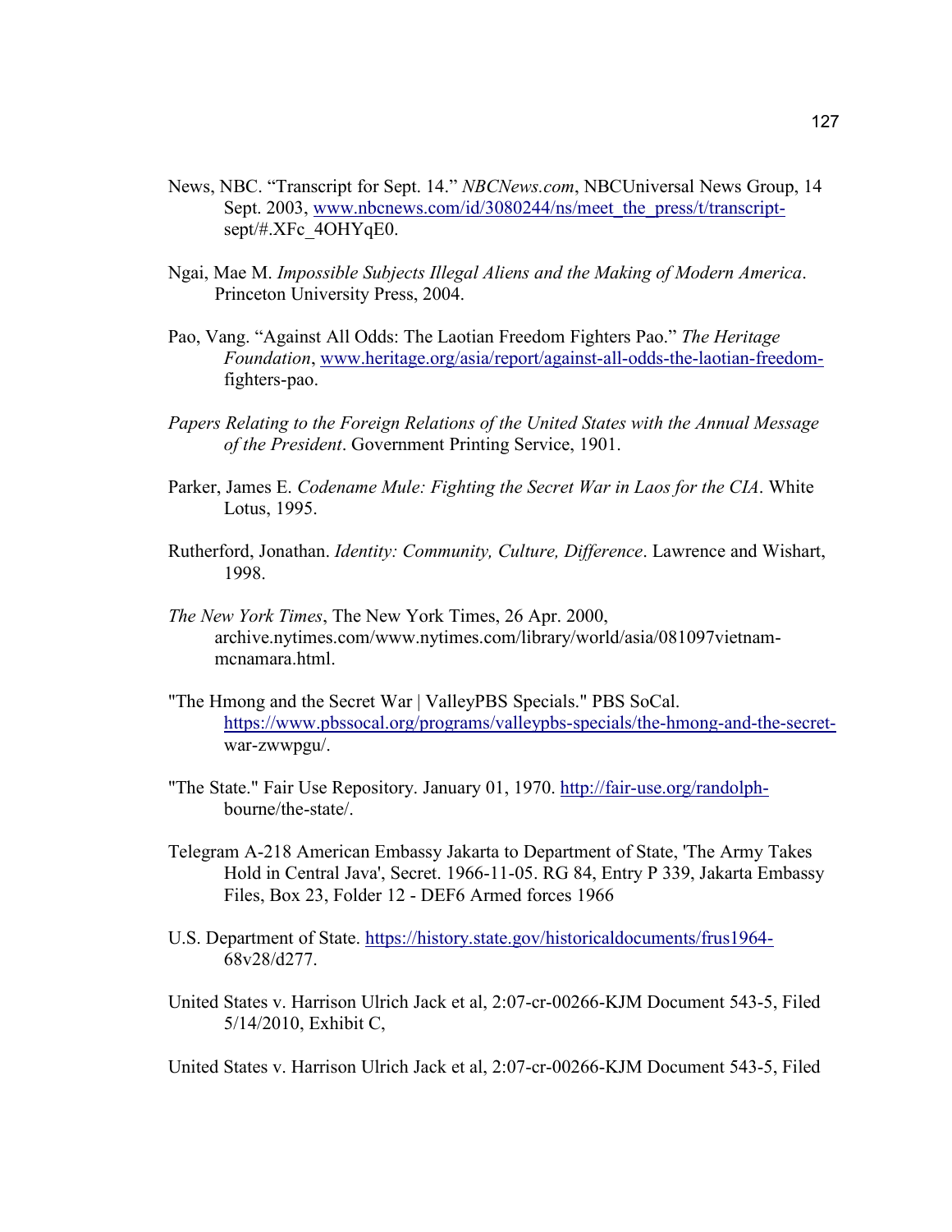News, NBC. "Transcript for Sept. 14." *NBCNews.com*, NBCUniversal News Group, 14 Sept. 2003, www.nbcnews.com/id/3080244/ns/meet_the_press/t/transcript-sept/#.XFc_4OHYqE0.

Ngai, Mae M. *Impossible Subjects Illegal Aliens and the Making of Modern America*. Princeton University Press, 2004.

Pao, Vang. "Against All Odds: The Laotian Freedom Fighters Pao." *The Heritage Foundation*, www.heritage.org/asia/report/against-all-odds-the-laotian-freedom-fighters-pao.

*Papers Relating to the Foreign Relations of the United States with the Annual Message of the President*. Government Printing Service, 1901.

Parker, James E. *Codename Mule: Fighting the Secret War in Laos for the CIA*. White Lotus, 1995.

Rutherford, Jonathan. *Identity: Community, Culture, Difference*. Lawrence and Wishart, 1998.

*The New York Times*, The New York Times, 26 Apr. 2000, archive.nytimes.com/www.nytimes.com/library/world/asia/081097vietnam-mcnamara.html.

"The Hmong and the Secret War | ValleyPBS Specials." PBS SoCal. https://www.pbssocal.org/programs/valleypbs-specials/the-hmong-and-the-secret-war-zwwpgu/.

"The State." Fair Use Repository. January 01, 1970. http://fair-use.org/randolph-bourne/the-state/.

Telegram A-218 American Embassy Jakarta to Department of State, 'The Army Takes Hold in Central Java', Secret. 1966-11-05. RG 84, Entry P 339, Jakarta Embassy Files, Box 23, Folder 12 - DEF6 Armed forces 1966

U.S. Department of State. https://history.state.gov/historicaldocuments/frus1964-68v28/d277.

United States v. Harrison Ulrich Jack et al, 2:07-cr-00266-KJM Document 543-5, Filed 5/14/2010, Exhibit C,

United States v. Harrison Ulrich Jack et al, 2:07-cr-00266-KJM Document 543-5, Filed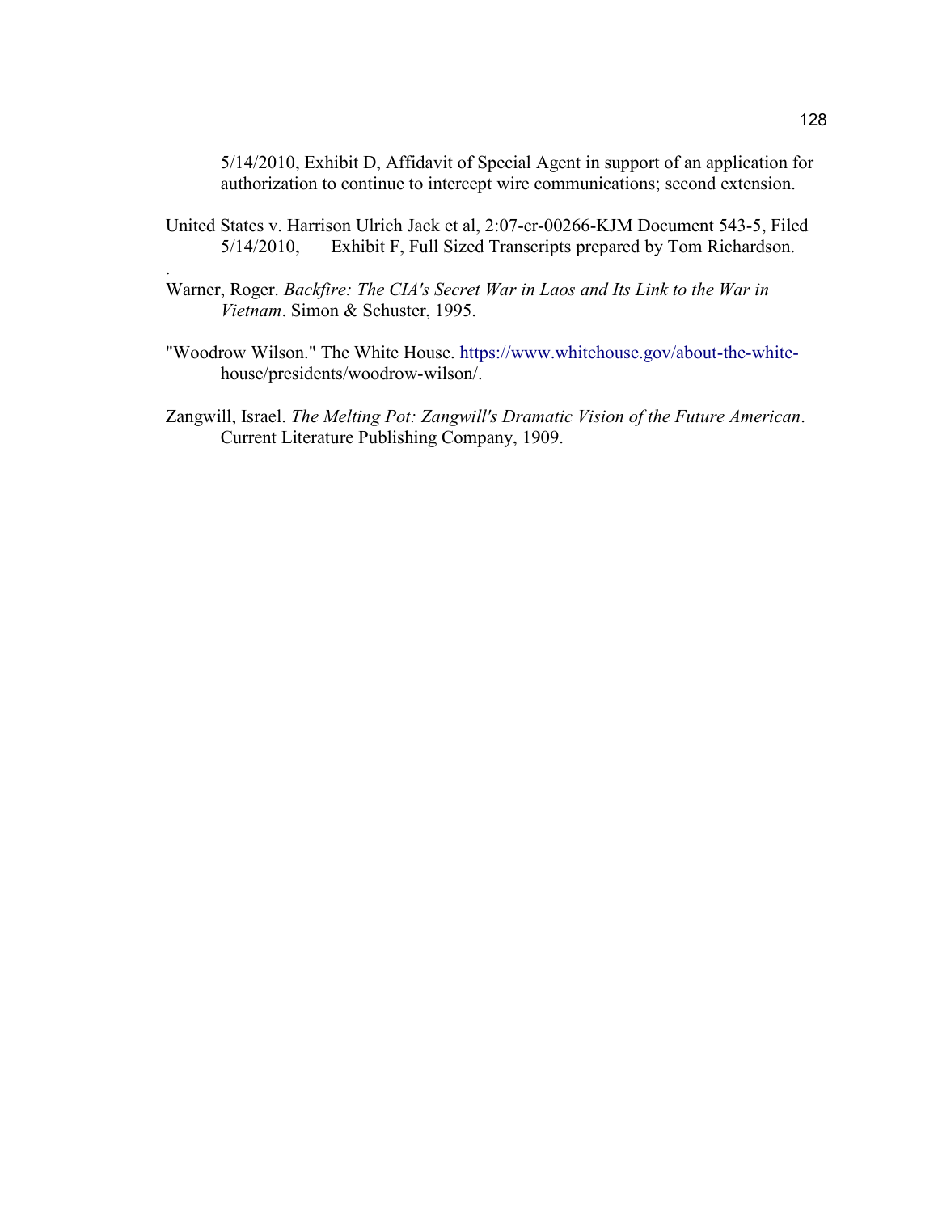5/14/2010, Exhibit D, Affidavit of Special Agent in support of an application for authorization to continue to intercept wire communications; second extension.

United States v. Harrison Ulrich Jack et al, 2:07-cr-00266-KJM Document 543-5, Filed 5/14/2010, Exhibit F, Full Sized Transcripts prepared by Tom Richardson.

.

Warner, Roger. *Backfire: The CIA's Secret War in Laos and Its Link to the War in Vietnam*. Simon & Schuster, 1995.

"Woodrow Wilson." The White House. https://www.whitehouse.gov/about-the-white-house/presidents/woodrow-wilson/.

Zangwill, Israel. *The Melting Pot: Zangwill's Dramatic Vision of the Future American*. Current Literature Publishing Company, 1909.